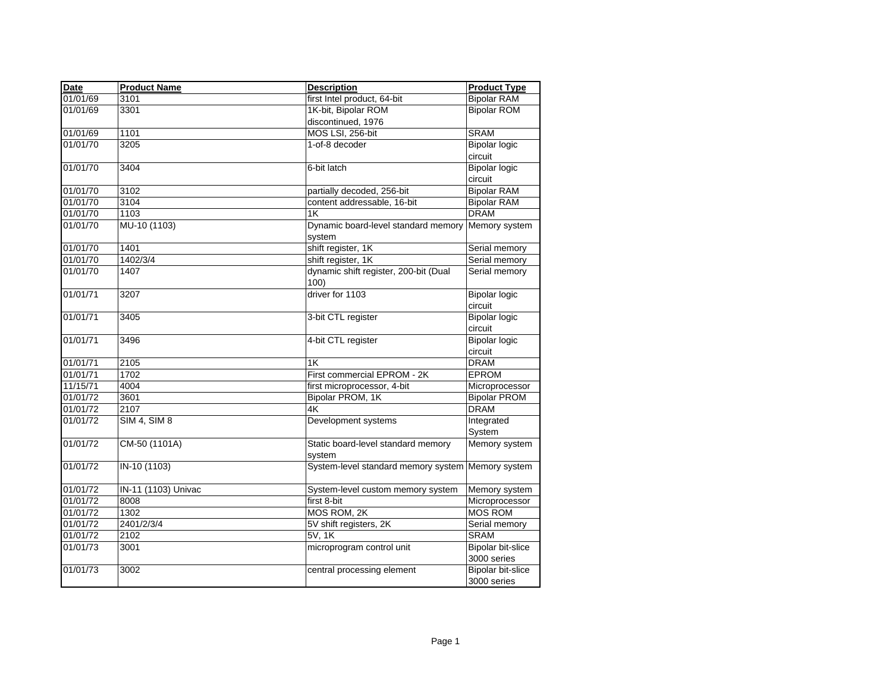| Date | Product Name | Description | Product Type |
|---|---|---|---|
| 01/01/69 | 3101 | first Intel product, 64-bit | Bipolar RAM |
| 01/01/69 | 3301 | 1K-bit, Bipolar ROM discontinued, 1976 | Bipolar ROM |
| 01/01/69 | 1101 | MOS LSI, 256-bit | SRAM |
| 01/01/70 | 3205 | 1-of-8 decoder | Bipolar logic circuit |
| 01/01/70 | 3404 | 6-bit latch | Bipolar logic circuit |
| 01/01/70 | 3102 | partially decoded, 256-bit | Bipolar RAM |
| 01/01/70 | 3104 | content addressable, 16-bit | Bipolar RAM |
| 01/01/70 | 1103 | 1K | DRAM |
| 01/01/70 | MU-10 (1103) | Dynamic board-level standard memory system | Memory system |
| 01/01/70 | 1401 | shift register, 1K | Serial memory |
| 01/01/70 | 1402/3/4 | shift register, 1K | Serial memory |
| 01/01/70 | 1407 | dynamic shift register, 200-bit (Dual 100) | Serial memory |
| 01/01/71 | 3207 | driver for 1103 | Bipolar logic circuit |
| 01/01/71 | 3405 | 3-bit CTL register | Bipolar logic circuit |
| 01/01/71 | 3496 | 4-bit CTL register | Bipolar logic circuit |
| 01/01/71 | 2105 | 1K | DRAM |
| 01/01/71 | 1702 | First commercial EPROM - 2K | EPROM |
| 11/15/71 | 4004 | first microprocessor, 4-bit | Microprocessor |
| 01/01/72 | 3601 | Bipolar PROM, 1K | Bipolar PROM |
| 01/01/72 | 2107 | 4K | DRAM |
| 01/01/72 | SIM 4, SIM 8 | Development systems | Integrated System |
| 01/01/72 | CM-50 (1101A) | Static board-level standard memory system | Memory system |
| 01/01/72 | IN-10 (1103) | System-level standard memory system | Memory system |
| 01/01/72 | IN-11 (1103) Univac | System-level custom memory system | Memory system |
| 01/01/72 | 8008 | first 8-bit | Microprocessor |
| 01/01/72 | 1302 | MOS ROM, 2K | MOS ROM |
| 01/01/72 | 2401/2/3/4 | 5V shift registers, 2K | Serial memory |
| 01/01/72 | 2102 | 5V, 1K | SRAM |
| 01/01/73 | 3001 | microprogram control unit | Bipolar bit-slice 3000 series |
| 01/01/73 | 3002 | central processing element | Bipolar bit-slice 3000 series |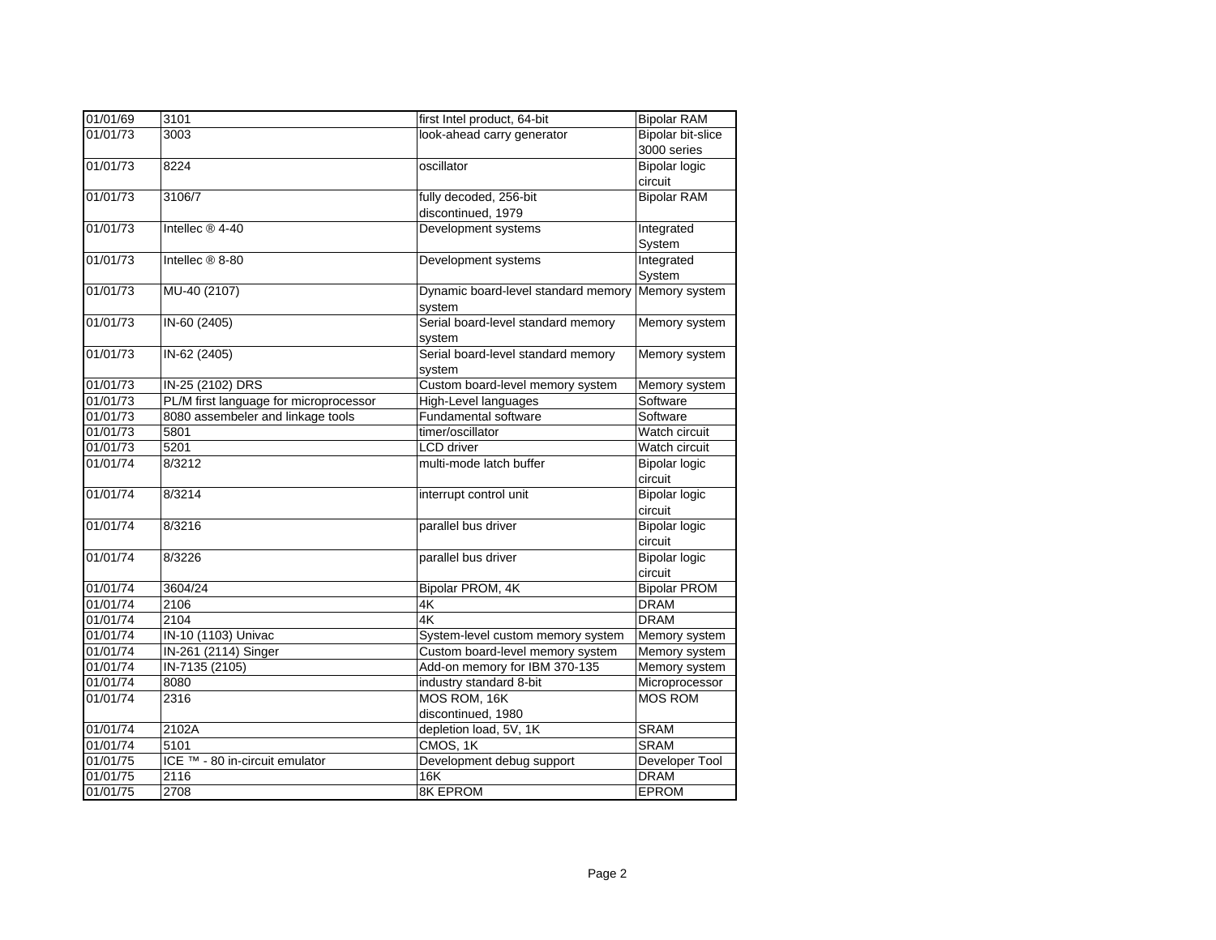| | | | |
|---|---|---|---|
| 01/01/69 | 3101 | first Intel product, 64-bit | Bipolar RAM |
| 01/01/73 | 3003 | look-ahead carry generator | Bipolar bit-slice 3000 series |
| 01/01/73 | 8224 | oscillator | Bipolar logic circuit |
| 01/01/73 | 3106/7 | fully decoded, 256-bit discontinued, 1979 | Bipolar RAM |
| 01/01/73 | Intellec ® 4-40 | Development systems | Integrated System |
| 01/01/73 | Intellec ® 8-80 | Development systems | Integrated System |
| 01/01/73 | MU-40 (2107) | Dynamic board-level standard memory system | Memory system |
| 01/01/73 | IN-60 (2405) | Serial board-level standard memory system | Memory system |
| 01/01/73 | IN-62 (2405) | Serial board-level standard memory system | Memory system |
| 01/01/73 | IN-25 (2102) DRS | Custom board-level memory system | Memory system |
| 01/01/73 | PL/M first language for microprocessor | High-Level languages | Software |
| 01/01/73 | 8080 assembeler and linkage tools | Fundamental software | Software |
| 01/01/73 | 5801 | timer/oscillator | Watch circuit |
| 01/01/73 | 5201 | LCD driver | Watch circuit |
| 01/01/74 | 8/3212 | multi-mode latch buffer | Bipolar logic circuit |
| 01/01/74 | 8/3214 | interrupt control unit | Bipolar logic circuit |
| 01/01/74 | 8/3216 | parallel bus driver | Bipolar logic circuit |
| 01/01/74 | 8/3226 | parallel bus driver | Bipolar logic circuit |
| 01/01/74 | 3604/24 | Bipolar PROM, 4K | Bipolar PROM |
| 01/01/74 | 2106 | 4K | DRAM |
| 01/01/74 | 2104 | 4K | DRAM |
| 01/01/74 | IN-10 (1103) Univac | System-level custom memory system | Memory system |
| 01/01/74 | IN-261 (2114) Singer | Custom board-level memory system | Memory system |
| 01/01/74 | IN-7135 (2105) | Add-on memory for IBM 370-135 | Memory system |
| 01/01/74 | 8080 | industry standard 8-bit | Microprocessor |
| 01/01/74 | 2316 | MOS ROM, 16K discontinued, 1980 | MOS ROM |
| 01/01/74 | 2102A | depletion load, 5V, 1K | SRAM |
| 01/01/74 | 5101 | CMOS, 1K | SRAM |
| 01/01/75 | ICE ™ - 80 in-circuit emulator | Development debug support | Developer Tool |
| 01/01/75 | 2116 | 16K | DRAM |
| 01/01/75 | 2708 | 8K EPROM | EPROM |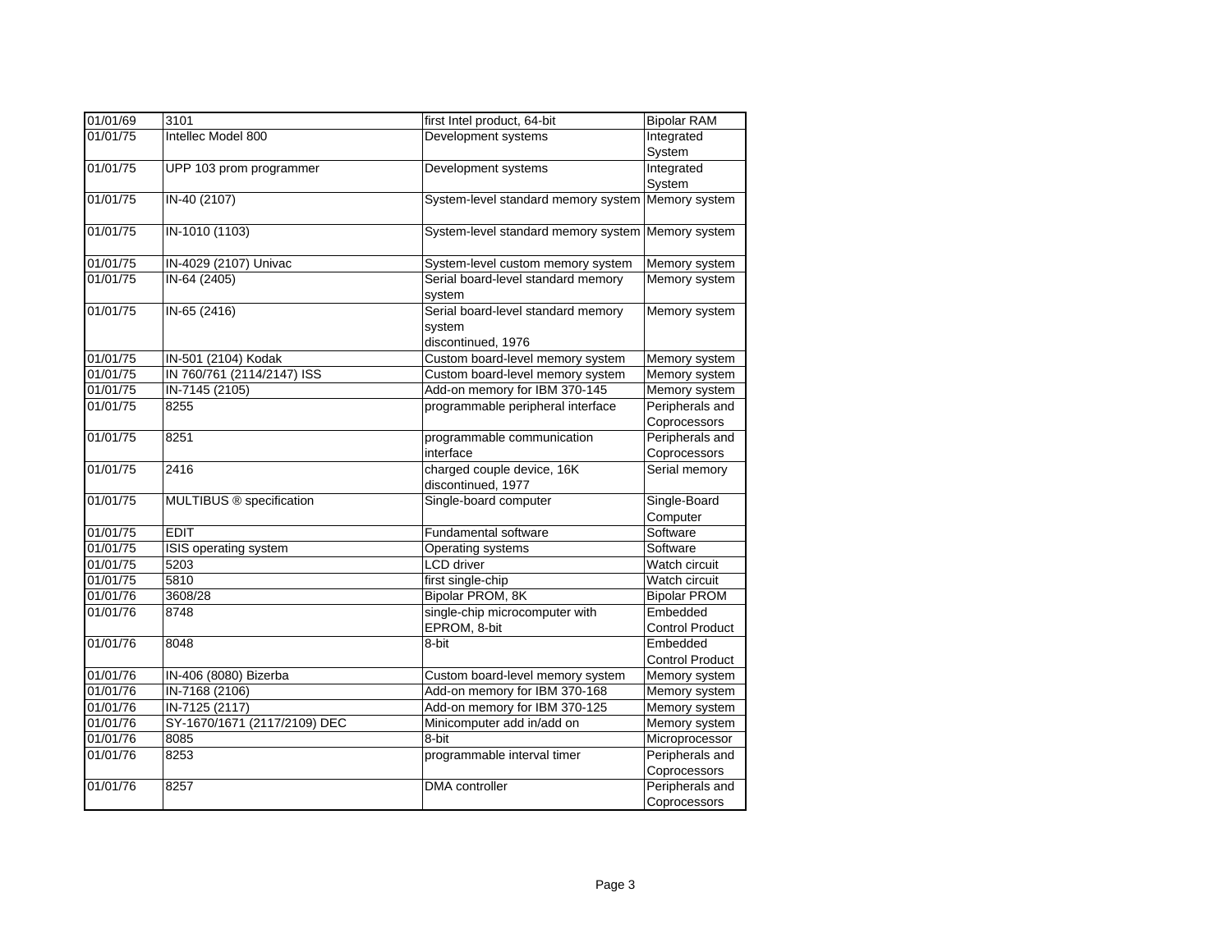| 01/01/69 | 3101 | first Intel product, 64-bit | Bipolar RAM |
|---|---|---|---|
| 01/01/75 | Intellec Model 800 | Development systems | Integrated System |
| 01/01/75 | UPP 103 prom programmer | Development systems | Integrated System |
| 01/01/75 | IN-40 (2107) | System-level standard memory system | Memory system |
| 01/01/75 | IN-1010 (1103) | System-level standard memory system | Memory system |
| 01/01/75 | IN-4029 (2107) Univac | System-level custom memory system | Memory system |
| 01/01/75 | IN-64 (2405) | Serial board-level standard memory system | Memory system |
| 01/01/75 | IN-65 (2416) | Serial board-level standard memory system discontinued, 1976 | Memory system |
| 01/01/75 | IN-501 (2104) Kodak | Custom board-level memory system | Memory system |
| 01/01/75 | IN 760/761 (2114/2147) ISS | Custom board-level memory system | Memory system |
| 01/01/75 | IN-7145 (2105) | Add-on memory for IBM 370-145 | Memory system |
| 01/01/75 | 8255 | programmable peripheral interface | Peripherals and Coprocessors |
| 01/01/75 | 8251 | programmable communication interface | Peripherals and Coprocessors |
| 01/01/75 | 2416 | charged couple device, 16K discontinued, 1977 | Serial memory |
| 01/01/75 | MULTIBUS ® specification | Single-board computer | Single-Board Computer |
| 01/01/75 | EDIT | Fundamental software | Software |
| 01/01/75 | ISIS operating system | Operating systems | Software |
| 01/01/75 | 5203 | LCD driver | Watch circuit |
| 01/01/75 | 5810 | first single-chip | Watch circuit |
| 01/01/76 | 3608/28 | Bipolar PROM, 8K | Bipolar PROM |
| 01/01/76 | 8748 | single-chip microcomputer with EPROM, 8-bit | Embedded Control Product |
| 01/01/76 | 8048 | 8-bit | Embedded Control Product |
| 01/01/76 | IN-406 (8080) Bizerba | Custom board-level memory system | Memory system |
| 01/01/76 | IN-7168 (2106) | Add-on memory for IBM 370-168 | Memory system |
| 01/01/76 | IN-7125 (2117) | Add-on memory for IBM 370-125 | Memory system |
| 01/01/76 | SY-1670/1671 (2117/2109) DEC | Minicomputer add in/add on | Memory system |
| 01/01/76 | 8085 | 8-bit | Microprocessor |
| 01/01/76 | 8253 | programmable interval timer | Peripherals and Coprocessors |
| 01/01/76 | 8257 | DMA controller | Peripherals and Coprocessors |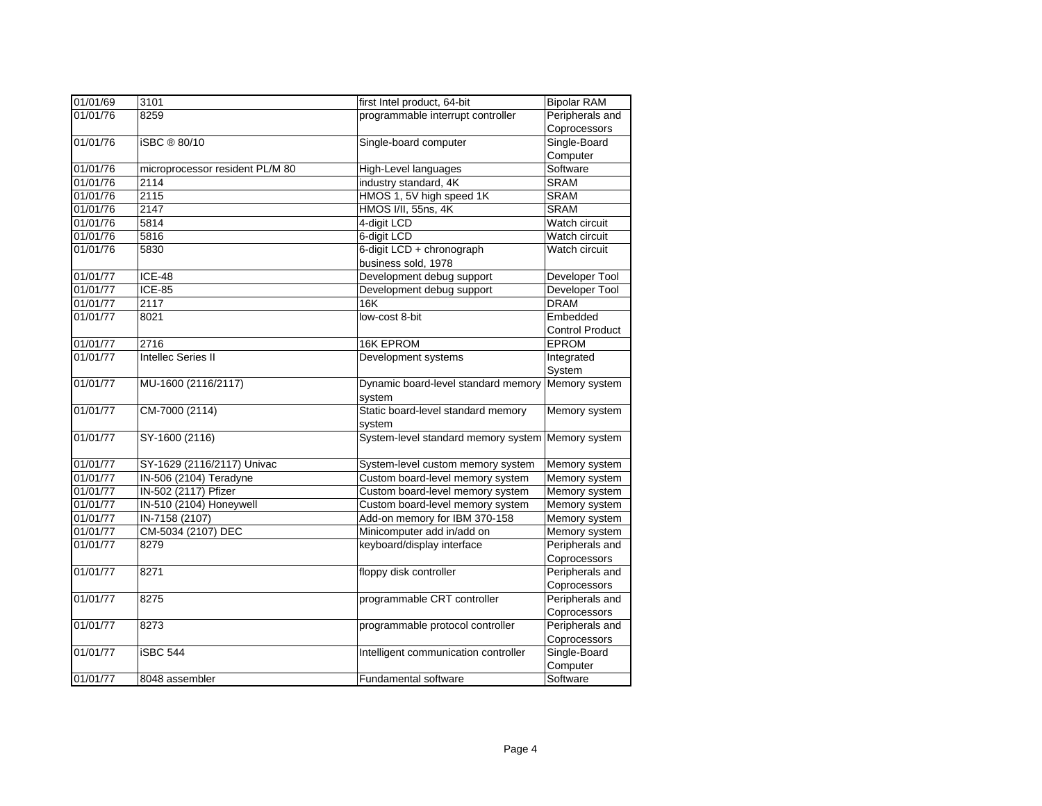| | | | |
|---|---|---|---|
| 01/01/69 | 3101 | first Intel product, 64-bit | Bipolar RAM |
| 01/01/76 | 8259 | programmable interrupt controller | Peripherals and Coprocessors |
| 01/01/76 | iSBC ® 80/10 | Single-board computer | Single-Board Computer |
| 01/01/76 | microprocessor resident PL/M 80 | High-Level languages | Software |
| 01/01/76 | 2114 | industry standard, 4K | SRAM |
| 01/01/76 | 2115 | HMOS 1, 5V high speed 1K | SRAM |
| 01/01/76 | 2147 | HMOS I/II, 55ns, 4K | SRAM |
| 01/01/76 | 5814 | 4-digit LCD | Watch circuit |
| 01/01/76 | 5816 | 6-digit LCD | Watch circuit |
| 01/01/76 | 5830 | 6-digit LCD + chronograph business sold, 1978 | Watch circuit |
| 01/01/77 | ICE-48 | Development debug support | Developer Tool |
| 01/01/77 | ICE-85 | Development debug support | Developer Tool |
| 01/01/77 | 2117 | 16K | DRAM |
| 01/01/77 | 8021 | low-cost 8-bit | Embedded Control Product |
| 01/01/77 | 2716 | 16K EPROM | EPROM |
| 01/01/77 | Intellec Series II | Development systems | Integrated System |
| 01/01/77 | MU-1600 (2116/2117) | Dynamic board-level standard memory system | Memory system |
| 01/01/77 | CM-7000 (2114) | Static board-level standard memory system | Memory system |
| 01/01/77 | SY-1600 (2116) | System-level standard memory system | Memory system |
| 01/01/77 | SY-1629 (2116/2117) Univac | System-level custom memory system | Memory system |
| 01/01/77 | IN-506 (2104) Teradyne | Custom board-level memory system | Memory system |
| 01/01/77 | IN-502 (2117) Pfizer | Custom board-level memory system | Memory system |
| 01/01/77 | IN-510 (2104) Honeywell | Custom board-level memory system | Memory system |
| 01/01/77 | IN-7158 (2107) | Add-on memory for IBM 370-158 | Memory system |
| 01/01/77 | CM-5034 (2107) DEC | Minicomputer add in/add on | Memory system |
| 01/01/77 | 8279 | keyboard/display interface | Peripherals and Coprocessors |
| 01/01/77 | 8271 | floppy disk controller | Peripherals and Coprocessors |
| 01/01/77 | 8275 | programmable CRT controller | Peripherals and Coprocessors |
| 01/01/77 | 8273 | programmable protocol controller | Peripherals and Coprocessors |
| 01/01/77 | iSBC 544 | Intelligent communication controller | Single-Board Computer |
| 01/01/77 | 8048 assembler | Fundamental software | Software |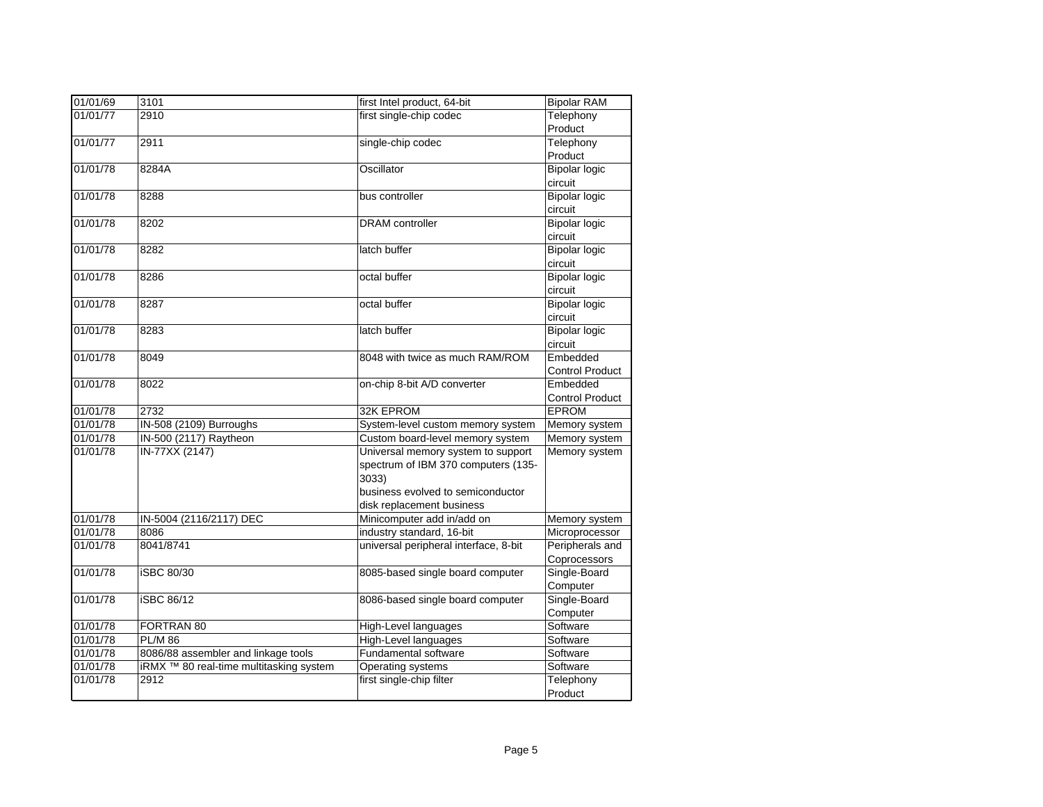| 01/01/69 | 3101 | first Intel product, 64-bit | Bipolar RAM |
|---|---|---|---|
| 01/01/77 | 2910 | first single-chip codec | Telephony Product |
| 01/01/77 | 2911 | single-chip codec | Telephony Product |
| 01/01/78 | 8284A | Oscillator | Bipolar logic circuit |
| 01/01/78 | 8288 | bus controller | Bipolar logic circuit |
| 01/01/78 | 8202 | DRAM controller | Bipolar logic circuit |
| 01/01/78 | 8282 | latch buffer | Bipolar logic circuit |
| 01/01/78 | 8286 | octal buffer | Bipolar logic circuit |
| 01/01/78 | 8287 | octal buffer | Bipolar logic circuit |
| 01/01/78 | 8283 | latch buffer | Bipolar logic circuit |
| 01/01/78 | 8049 | 8048 with twice as much RAM/ROM | Embedded Control Product |
| 01/01/78 | 8022 | on-chip 8-bit A/D converter | Embedded Control Product |
| 01/01/78 | 2732 | 32K EPROM | EPROM |
| 01/01/78 | IN-508 (2109) Burroughs | System-level custom memory system | Memory system |
| 01/01/78 | IN-500 (2117) Raytheon | Custom board-level memory system | Memory system |
| 01/01/78 | IN-77XX (2147) | Universal memory system to support spectrum of IBM 370 computers (135-3033)<br>business evolved to semiconductor disk replacement business | Memory system |
| 01/01/78 | IN-5004 (2116/2117) DEC | Minicomputer add in/add on | Memory system |
| 01/01/78 | 8086 | industry standard, 16-bit | Microprocessor |
| 01/01/78 | 8041/8741 | universal peripheral interface, 8-bit | Peripherals and Coprocessors |
| 01/01/78 | iSBC 80/30 | 8085-based single board computer | Single-Board Computer |
| 01/01/78 | iSBC 86/12 | 8086-based single board computer | Single-Board Computer |
| 01/01/78 | FORTRAN 80 | High-Level languages | Software |
| 01/01/78 | PL/M 86 | High-Level languages | Software |
| 01/01/78 | 8086/88 assembler and linkage tools | Fundamental software | Software |
| 01/01/78 | iRMX ™ 80 real-time multitasking system | Operating systems | Software |
| 01/01/78 | 2912 | first single-chip filter | Telephony Product |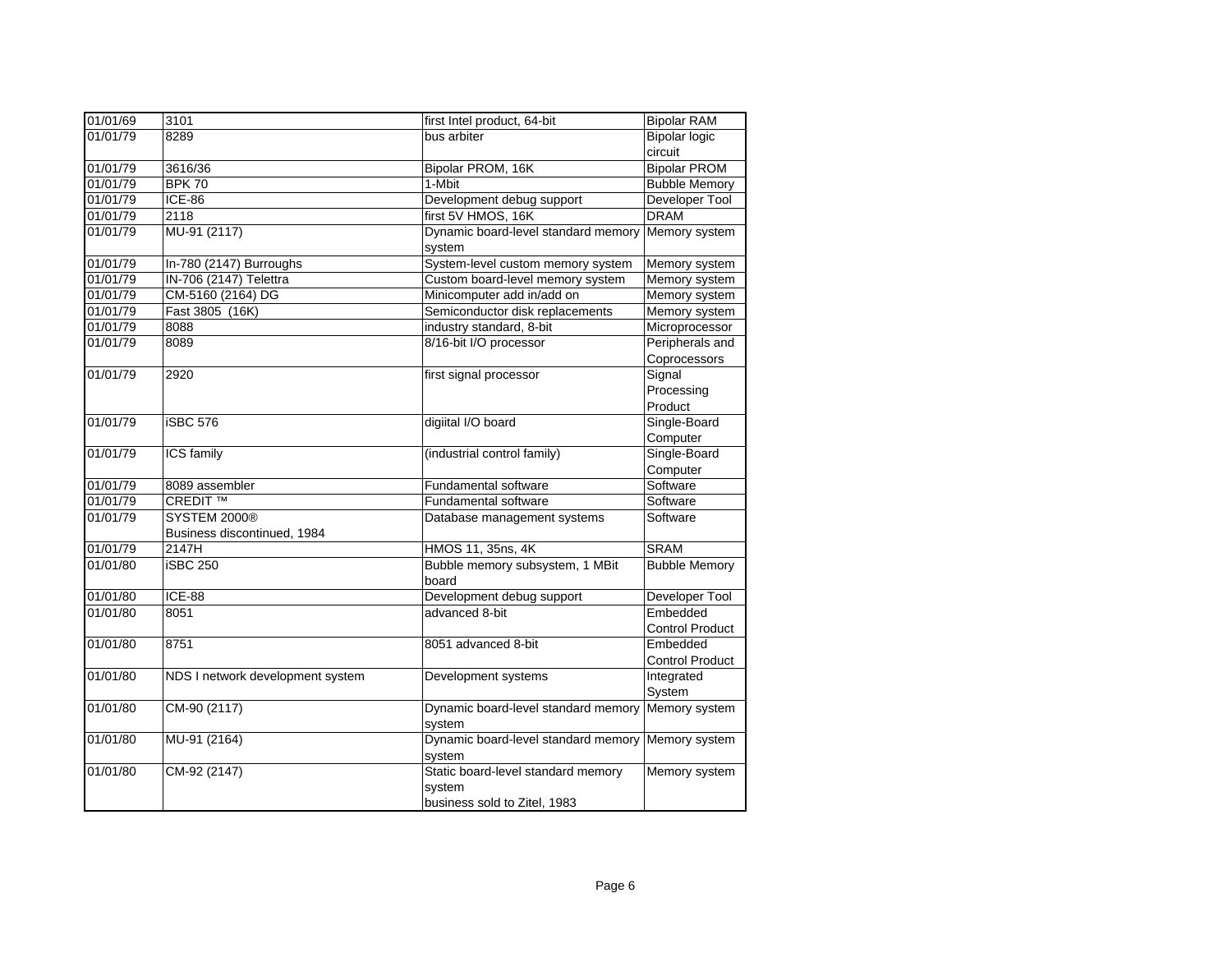| 01/01/69 | 3101 | first Intel product, 64-bit | Bipolar RAM |
|---|---|---|---|
| 01/01/79 | 8289 | bus arbiter | Bipolar logic circuit |
| 01/01/79 | 3616/36 | Bipolar PROM, 16K | Bipolar PROM |
| 01/01/79 | BPK 70 | 1-Mbit | Bubble Memory |
| 01/01/79 | ICE-86 | Development debug support | Developer Tool |
| 01/01/79 | 2118 | first 5V HMOS, 16K | DRAM |
| 01/01/79 | MU-91 (2117) | Dynamic board-level standard memory system | Memory system |
| 01/01/79 | In-780 (2147) Burroughs | System-level custom memory system | Memory system |
| 01/01/79 | IN-706 (2147) Telettra | Custom board-level memory system | Memory system |
| 01/01/79 | CM-5160 (2164) DG | Minicomputer add in/add on | Memory system |
| 01/01/79 | Fast 3805 (16K) | Semiconductor disk replacements | Memory system |
| 01/01/79 | 8088 | industry standard, 8-bit | Microprocessor |
| 01/01/79 | 8089 | 8/16-bit I/O processor | Peripherals and Coprocessors |
| 01/01/79 | 2920 | first signal processor | Signal Processing Product |
| 01/01/79 | iSBC 576 | digiital I/O board | Single-Board Computer |
| 01/01/79 | ICS family | (industrial control family) | Single-Board Computer |
| 01/01/79 | 8089 assembler | Fundamental software | Software |
| 01/01/79 | CREDIT ™ | Fundamental software | Software |
| 01/01/79 | SYSTEM 2000® Business discontinued, 1984 | Database management systems | Software |
| 01/01/79 | 2147H | HMOS 11, 35ns, 4K | SRAM |
| 01/01/80 | iSBC 250 | Bubble memory subsystem, 1 MBit board | Bubble Memory |
| 01/01/80 | ICE-88 | Development debug support | Developer Tool |
| 01/01/80 | 8051 | advanced 8-bit | Embedded Control Product |
| 01/01/80 | 8751 | 8051 advanced 8-bit | Embedded Control Product |
| 01/01/80 | NDS I network development system | Development systems | Integrated System |
| 01/01/80 | CM-90 (2117) | Dynamic board-level standard memory system | Memory system |
| 01/01/80 | MU-91 (2164) | Dynamic board-level standard memory system | Memory system |
| 01/01/80 | CM-92 (2147) | Static board-level standard memory system business sold to Zitel, 1983 | Memory system |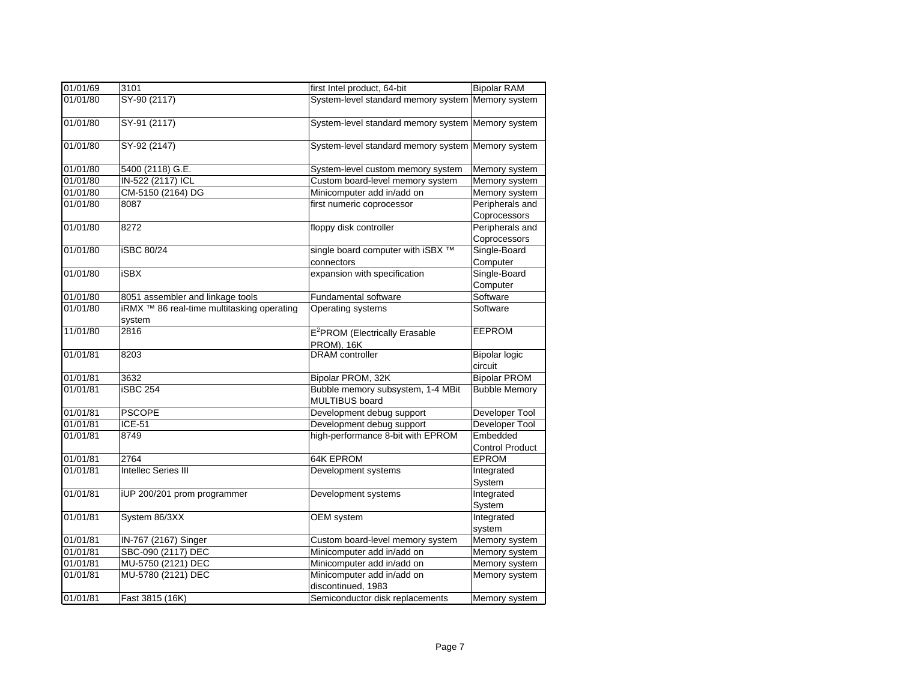| 01/01/69 | 3101 | first Intel product, 64-bit | Bipolar RAM |
|---|---|---|---|
| 01/01/80 | SY-90 (2117) | System-level standard memory system | Memory system |
| 01/01/80 | SY-91 (2117) | System-level standard memory system | Memory system |
| 01/01/80 | SY-92 (2147) | System-level standard memory system | Memory system |
| 01/01/80 | 5400 (2118) G.E. | System-level custom memory system | Memory system |
| 01/01/80 | IN-522 (2117) ICL | Custom board-level memory system | Memory system |
| 01/01/80 | CM-5150 (2164) DG | Minicomputer add in/add on | Memory system |
| 01/01/80 | 8087 | first numeric coprocessor | Peripherals and Coprocessors |
| 01/01/80 | 8272 | floppy disk controller | Peripherals and Coprocessors |
| 01/01/80 | iSBC 80/24 | single board computer with iSBX ™ connectors | Single-Board Computer |
| 01/01/80 | iSBX | expansion with specification | Single-Board Computer |
| 01/01/80 | 8051 assembler and linkage tools | Fundamental software | Software |
| 01/01/80 | iRMX ™ 86 real-time multitasking operating system | Operating systems | Software |
| 11/01/80 | 2816 | $E^2$PROM (Electrically Erasable PROM), 16K | EEPROM |
| 01/01/81 | 8203 | DRAM controller | Bipolar logic circuit |
| 01/01/81 | 3632 | Bipolar PROM, 32K | Bipolar PROM |
| 01/01/81 | iSBC 254 | Bubble memory subsystem, 1-4 MBit MULTIBUS board | Bubble Memory |
| 01/01/81 | PSCOPE | Development debug support | Developer Tool |
| 01/01/81 | ICE-51 | Development debug support | Developer Tool |
| 01/01/81 | 8749 | high-performance 8-bit with EPROM | Embedded Control Product |
| 01/01/81 | 2764 | 64K EPROM | EPROM |
| 01/01/81 | Intellec Series III | Development systems | Integrated System |
| 01/01/81 | iUP 200/201 prom programmer | Development systems | Integrated System |
| 01/01/81 | System 86/3XX | OEM system | Integrated system |
| 01/01/81 | IN-767 (2167) Singer | Custom board-level memory system | Memory system |
| 01/01/81 | SBC-090 (2117) DEC | Minicomputer add in/add on | Memory system |
| 01/01/81 | MU-5750 (2121) DEC | Minicomputer add in/add on | Memory system |
| 01/01/81 | MU-5780 (2121) DEC | Minicomputer add in/add on discontinued, 1983 | Memory system |
| 01/01/81 | Fast 3815 (16K) | Semiconductor disk replacements | Memory system |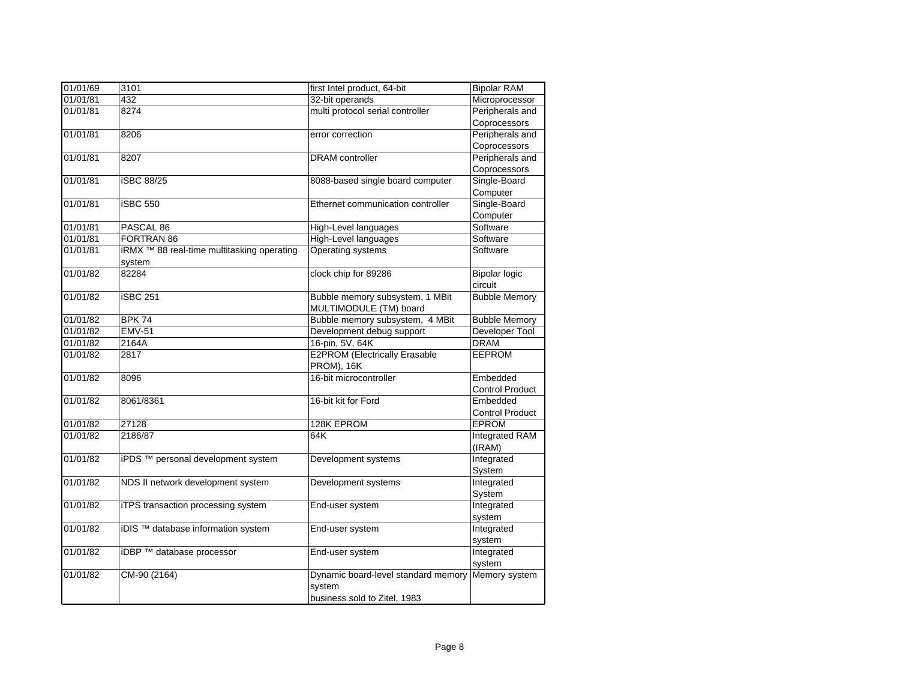| | | | |
|---|---|---|---|
| 01/01/69 | 3101 | first Intel product, 64-bit | Bipolar RAM |
| 01/01/81 | 432 | 32-bit operands | Microprocessor |
| 01/01/81 | 8274 | multi protocol serial controller | Peripherals and Coprocessors |
| 01/01/81 | 8206 | error correction | Peripherals and Coprocessors |
| 01/01/81 | 8207 | DRAM controller | Peripherals and Coprocessors |
| 01/01/81 | iSBC 88/25 | 8088-based single board computer | Single-Board Computer |
| 01/01/81 | iSBC 550 | Ethernet communication controller | Single-Board Computer |
| 01/01/81 | PASCAL 86 | High-Level languages | Software |
| 01/01/81 | FORTRAN 86 | High-Level languages | Software |
| 01/01/81 | iRMX ™ 88 real-time multitasking operating system | Operating systems | Software |
| 01/01/82 | 82284 | clock chip for 89286 | Bipolar logic circuit |
| 01/01/82 | iSBC 251 | Bubble memory subsystem, 1 MBit MULTIMODULE (TM) board | Bubble Memory |
| 01/01/82 | BPK 74 | Bubble memory subsystem, 4 MBit | Bubble Memory |
| 01/01/82 | EMV-51 | Development debug support | Developer Tool |
| 01/01/82 | 2164A | 16-pin, 5V, 64K | DRAM |
| 01/01/82 | 2817 | E2PROM (Electrically Erasable PROM), 16K | EEPROM |
| 01/01/82 | 8096 | 16-bit microcontroller | Embedded Control Product |
| 01/01/82 | 8061/8361 | 16-bit kit for Ford | Embedded Control Product |
| 01/01/82 | 27128 | 128K EPROM | EPROM |
| 01/01/82 | 2186/87 | 64K | Integrated RAM (IRAM) |
| 01/01/82 | iPDS ™ personal development system | Development systems | Integrated System |
| 01/01/82 | NDS II network development system | Development systems | Integrated System |
| 01/01/82 | iTPS transaction processing system | End-user system | Integrated system |
| 01/01/82 | iDIS ™ database information system | End-user system | Integrated system |
| 01/01/82 | iDBP ™ database processor | End-user system | Integrated system |
| 01/01/82 | CM-90 (2164) | Dynamic board-level standard memory system<br>business sold to Zitel, 1983 | Memory system |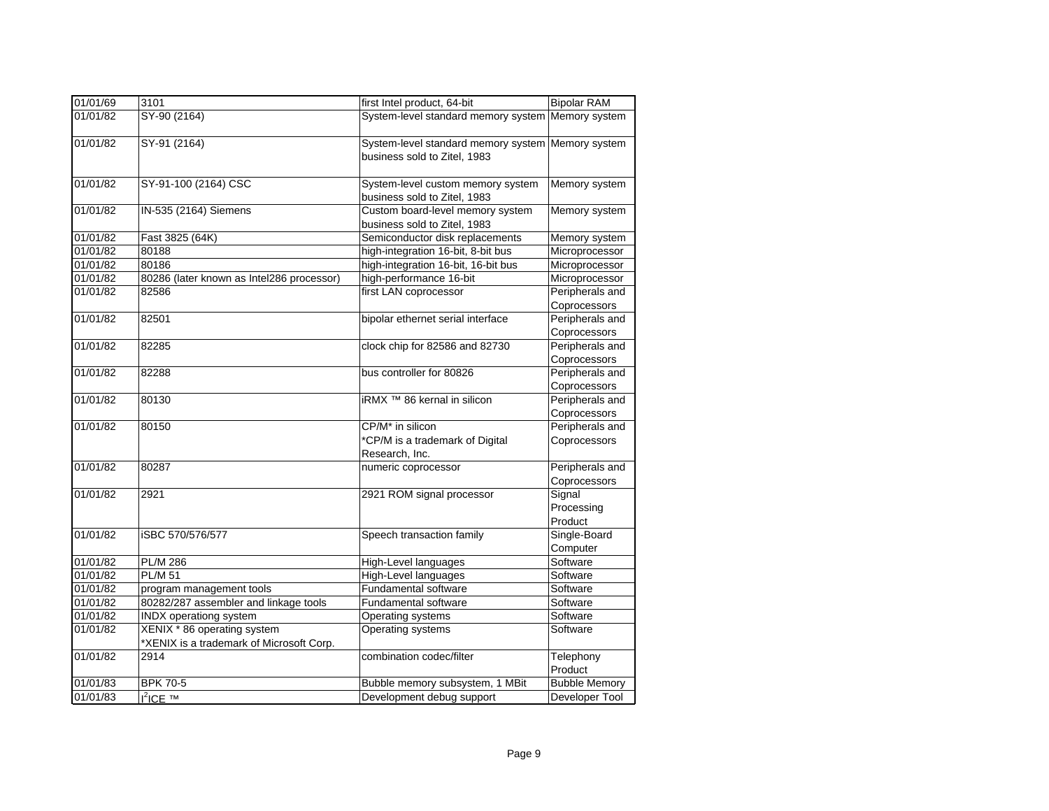| 01/01/69 | 3101 | first Intel product, 64-bit | Bipolar RAM |
|---|---|---|---|
| 01/01/82 | SY-90 (2164) | System-level standard memory system | Memory system |
| 01/01/82 | SY-91 (2164) | System-level standard memory system business sold to Zitel, 1983 | Memory system |
| 01/01/82 | SY-91-100 (2164) CSC | System-level custom memory system business sold to Zitel, 1983 | Memory system |
| 01/01/82 | IN-535 (2164) Siemens | Custom board-level memory system business sold to Zitel, 1983 | Memory system |
| 01/01/82 | Fast 3825 (64K) | Semiconductor disk replacements | Memory system |
| 01/01/82 | 80188 | high-integration 16-bit, 8-bit bus | Microprocessor |
| 01/01/82 | 80186 | high-integration 16-bit, 16-bit bus | Microprocessor |
| 01/01/82 | 80286 (later known as Intel286 processor) | high-performance 16-bit | Microprocessor |
| 01/01/82 | 82586 | first LAN coprocessor | Peripherals and Coprocessors |
| 01/01/82 | 82501 | bipolar ethernet serial interface | Peripherals and Coprocessors |
| 01/01/82 | 82285 | clock chip for 82586 and 82730 | Peripherals and Coprocessors |
| 01/01/82 | 82288 | bus controller for 80826 | Peripherals and Coprocessors |
| 01/01/82 | 80130 | iRMX ™ 86 kernal in silicon | Peripherals and Coprocessors |
| 01/01/82 | 80150 | CP/M* in silicon *CP/M is a trademark of Digital Research, Inc. | Peripherals and Coprocessors |
| 01/01/82 | 80287 | numeric coprocessor | Peripherals and Coprocessors |
| 01/01/82 | 2921 | 2921 ROM signal processor | Signal Processing Product |
| 01/01/82 | iSBC 570/576/577 | Speech transaction family | Single-Board Computer |
| 01/01/82 | PL/M 286 | High-Level languages | Software |
| 01/01/82 | PL/M 51 | High-Level languages | Software |
| 01/01/82 | program management tools | Fundamental software | Software |
| 01/01/82 | 80282/287 assembler and linkage tools | Fundamental software | Software |
| 01/01/82 | INDX operationg system | Operating systems | Software |
| 01/01/82 | XENIX * 86 operating system *XENIX is a trademark of Microsoft Corp. | Operating systems | Software |
| 01/01/82 | 2914 | combination codec/filter | Telephony Product |
| 01/01/83 | BPK 70-5 | Bubble memory subsystem, 1 MBit | Bubble Memory |
| 01/01/83 | $I^2$ICE ™ | Development debug support | Developer Tool |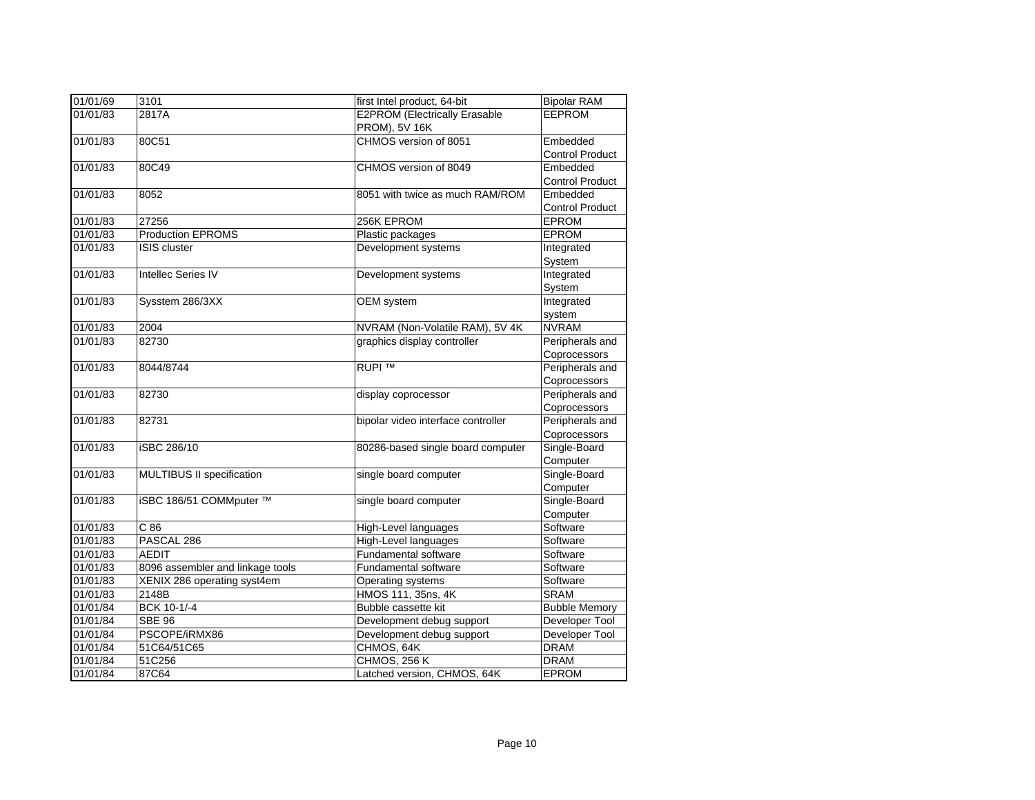| 01/01/69 | 3101 | first Intel product, 64-bit | Bipolar RAM |
|---|---|---|---|
| 01/01/83 | 2817A | E2PROM (Electrically Erasable PROM), 5V 16K | EEPROM |
| 01/01/83 | 80C51 | CHMOS version of 8051 | Embedded Control Product |
| 01/01/83 | 80C49 | CHMOS version of 8049 | Embedded Control Product |
| 01/01/83 | 8052 | 8051 with twice as much RAM/ROM | Embedded Control Product |
| 01/01/83 | 27256 | 256K EPROM | EPROM |
| 01/01/83 | Production EPROMS | Plastic packages | EPROM |
| 01/01/83 | ISIS cluster | Development systems | Integrated System |
| 01/01/83 | Intellec Series IV | Development systems | Integrated System |
| 01/01/83 | Sysstem 286/3XX | OEM system | Integrated system |
| 01/01/83 | 2004 | NVRAM (Non-Volatile RAM), 5V 4K | NVRAM |
| 01/01/83 | 82730 | graphics display controller | Peripherals and Coprocessors |
| 01/01/83 | 8044/8744 | RUPI ™ | Peripherals and Coprocessors |
| 01/01/83 | 82730 | display coprocessor | Peripherals and Coprocessors |
| 01/01/83 | 82731 | bipolar video interface controller | Peripherals and Coprocessors |
| 01/01/83 | iSBC 286/10 | 80286-based single board computer | Single-Board Computer |
| 01/01/83 | MULTIBUS II specification | single board computer | Single-Board Computer |
| 01/01/83 | iSBC 186/51 COMMputer ™ | single board computer | Single-Board Computer |
| 01/01/83 | C 86 | High-Level languages | Software |
| 01/01/83 | PASCAL 286 | High-Level languages | Software |
| 01/01/83 | AEDIT | Fundamental software | Software |
| 01/01/83 | 8096 assembler and linkage tools | Fundamental software | Software |
| 01/01/83 | XENIX 286 operating syst4em | Operating systems | Software |
| 01/01/83 | 2148B | HMOS 111, 35ns, 4K | SRAM |
| 01/01/84 | BCK 10-1/-4 | Bubble cassette kit | Bubble Memory |
| 01/01/84 | SBE 96 | Development debug support | Developer Tool |
| 01/01/84 | PSCOPE/iRMX86 | Development debug support | Developer Tool |
| 01/01/84 | 51C64/51C65 | CHMOS, 64K | DRAM |
| 01/01/84 | 51C256 | CHMOS, 256 K | DRAM |
| 01/01/84 | 87C64 | Latched version, CHMOS, 64K | EPROM |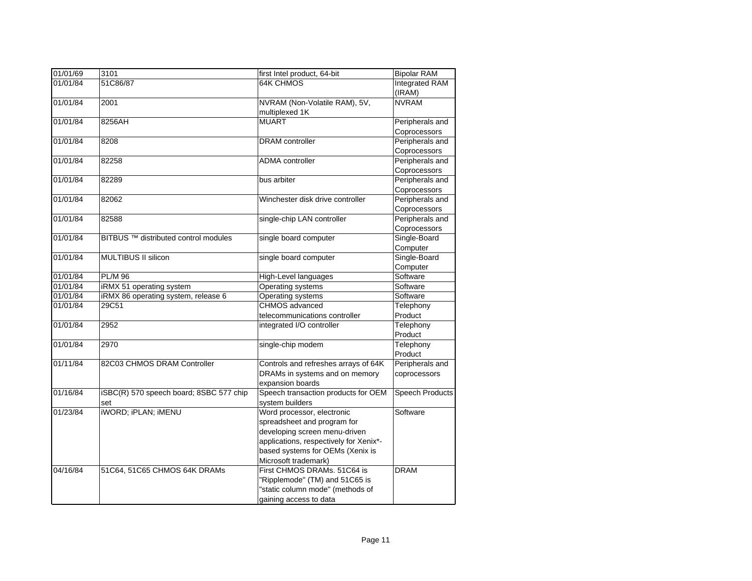| 01/01/69 | 3101 | first Intel product, 64-bit | Bipolar RAM |
|---|---|---|---|
| 01/01/84 | 51C86/87 | 64K CHMOS | Integrated RAM (IRAM) |
| 01/01/84 | 2001 | NVRAM (Non-Volatile RAM), 5V, multiplexed 1K | NVRAM |
| 01/01/84 | 8256AH | MUART | Peripherals and Coprocessors |
| 01/01/84 | 8208 | DRAM controller | Peripherals and Coprocessors |
| 01/01/84 | 82258 | ADMA controller | Peripherals and Coprocessors |
| 01/01/84 | 82289 | bus arbiter | Peripherals and Coprocessors |
| 01/01/84 | 82062 | Winchester disk drive controller | Peripherals and Coprocessors |
| 01/01/84 | 82588 | single-chip LAN controller | Peripherals and Coprocessors |
| 01/01/84 | BITBUS ™ distributed control modules | single board computer | Single-Board Computer |
| 01/01/84 | MULTIBUS II silicon | single board computer | Single-Board Computer |
| 01/01/84 | PL/M 96 | High-Level languages | Software |
| 01/01/84 | iRMX 51 operating system | Operating systems | Software |
| 01/01/84 | iRMX 86 operating system, release 6 | Operating systems | Software |
| 01/01/84 | 29C51 | CHMOS advanced telecommunications controller | Telephony Product |
| 01/01/84 | 2952 | integrated I/O controller | Telephony Product |
| 01/01/84 | 2970 | single-chip modem | Telephony Product |
| 01/11/84 | 82C03 CHMOS DRAM Controller | Controls and refreshes arrays of 64K DRAMs in systems and on memory expansion boards | Peripherals and coprocessors |
| 01/16/84 | iSBC(R) 570 speech board; 8SBC 577 chip set | Speech transaction products for OEM system builders | Speech Products |
| 01/23/84 | iWORD; iPLAN; iMENU | Word processor, electronic spreadsheet and program for developing screen menu-driven applications, respectively for Xenix*-based systems for OEMs (Xenix is Microsoft trademark) | Software |
| 04/16/84 | 51C64, 51C65 CHMOS 64K DRAMs | First CHMOS DRAMs. 51C64 is "Ripplemode" (TM) and 51C65 is "static column mode" (methods of gaining access to data | DRAM |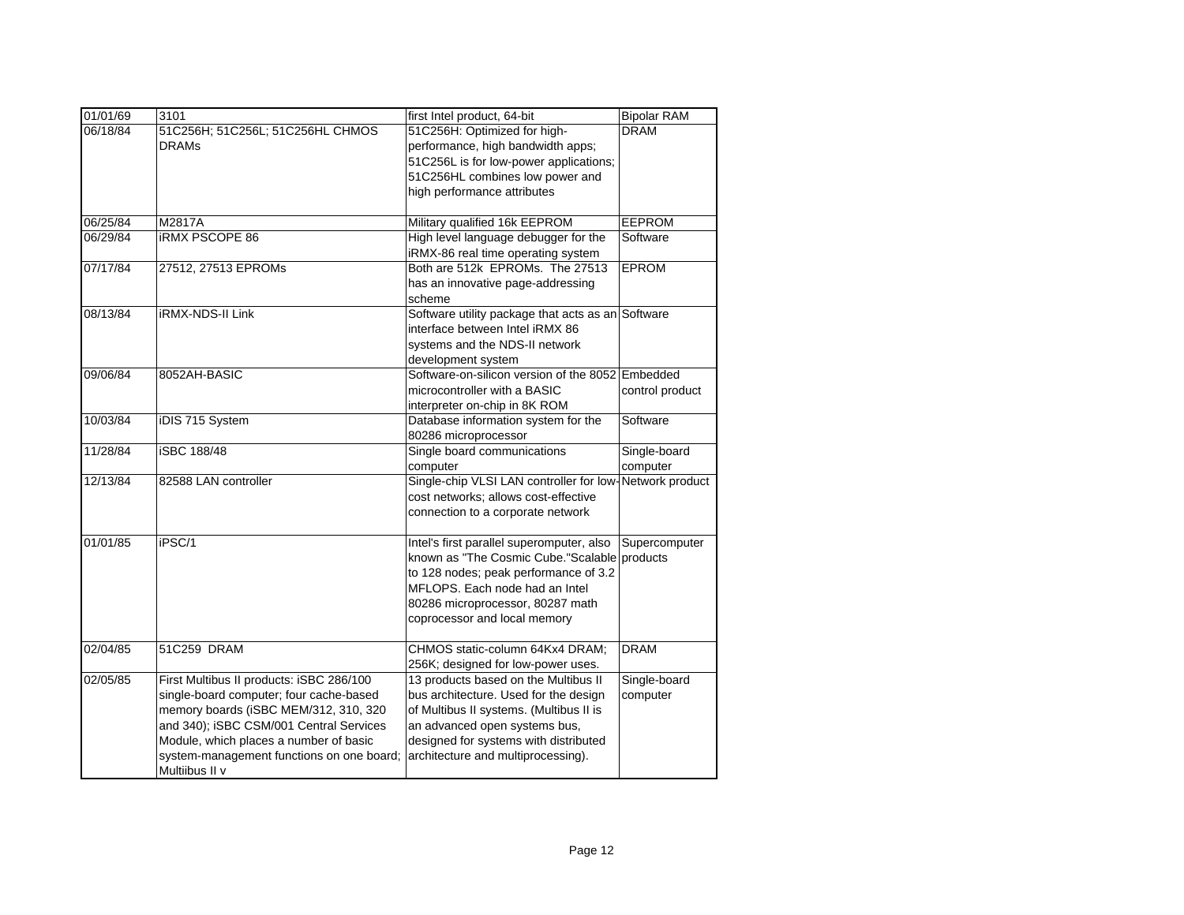| 01/01/69 | 3101 | first Intel product, 64-bit | Bipolar RAM |
|---|---|---|---|
| 06/18/84 | 51C256H; 51C256L; 51C256HL CHMOS DRAMs | 51C256H: Optimized for high-performance, high bandwidth apps; 51C256L is for low-power applications; 51C256HL combines low power and high performance attributes | DRAM |
| 06/25/84 | M2817A | Military qualified 16k EEPROM | EEPROM |
| 06/29/84 | iRMX PSCOPE 86 | High level language debugger for the iRMX-86 real time operating system | Software |
| 07/17/84 | 27512, 27513 EPROMs | Both are 512k EPROMs. The 27513 has an innovative page-addressing scheme | EPROM |
| 08/13/84 | iRMX-NDS-II Link | Software utility package that acts as an interface between Intel iRMX 86 systems and the NDS-II network development system | Software |
| 09/06/84 | 8052AH-BASIC | Software-on-silicon version of the 8052 microcontroller with a BASIC interpreter on-chip in 8K ROM | Embedded control product |
| 10/03/84 | iDIS 715 System | Database information system for the 80286 microprocessor | Software |
| 11/28/84 | iSBC 188/48 | Single board communications computer | Single-board computer |
| 12/13/84 | 82588 LAN controller | Single-chip VLSI LAN controller for low-cost networks; allows cost-effective connection to a corporate network | Network product |
| 01/01/85 | iPSC/1 | Intel's first parallel superomputer, also known as "The Cosmic Cube."Scalable to 128 nodes; peak performance of 3.2 MFLOPS. Each node had an Intel 80286 microprocessor, 80287 math coprocessor and local memory | Supercomputer products |
| 02/04/85 | 51C259 DRAM | CHMOS static-column 64Kx4 DRAM; 256K; designed for low-power uses. | DRAM |
| 02/05/85 | First Multibus II products: iSBC 286/100 single-board computer; four cache-based memory boards (iSBC MEM/312, 310, 320 and 340); iSBC CSM/001 Central Services Module, which places a number of basic system-management functions on one board; Multiibus II v | 13 products based on the Multibus II bus architecture. Used for the design of Multibus II systems. (Multibus II is an advanced open systems bus, designed for systems with distributed architecture and multiprocessing). | Single-board computer |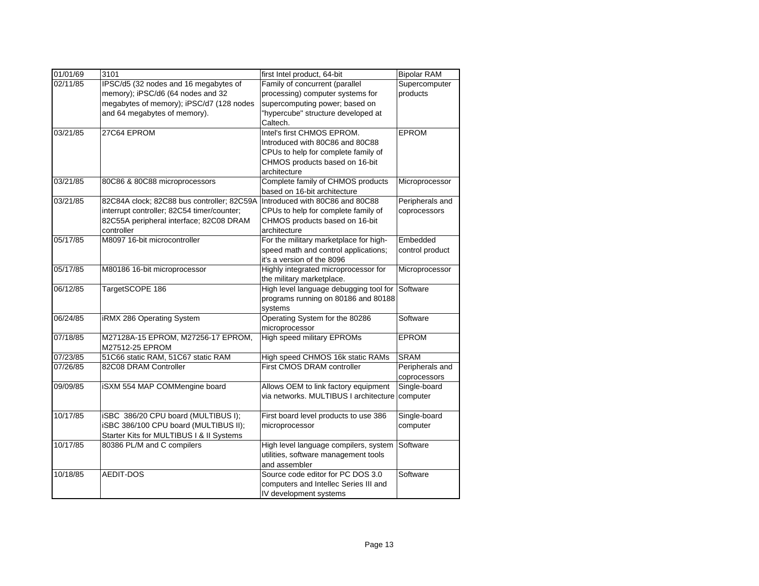| 01/01/69 | 3101 | first Intel product, 64-bit | Bipolar RAM |
|---|---|---|---|
| 02/11/85 | IPSC/d5 (32 nodes and 16 megabytes of memory); iPSC/d6 (64 nodes and 32 megabytes of memory); iPSC/d7 (128 nodes and 64 megabytes of memory). | Family of concurrent (parallel processing) computer systems for supercomputing power; based on "hypercube" structure developed at Caltech. | Supercomputer products |
| 03/21/85 | 27C64 EPROM | Intel's first CHMOS EPROM. Introduced with 80C86 and 80C88 CPUs to help for complete family of CHMOS products based on 16-bit architecture | EPROM |
| 03/21/85 | 80C86 & 80C88 microprocessors | Complete family of CHMOS products based on 16-bit architecture | Microprocessor |
| 03/21/85 | 82C84A clock; 82C88 bus controller; 82C59A interrupt controller; 82C54 timer/counter; 82C55A peripheral interface; 82C08 DRAM controller | Introduced with 80C86 and 80C88 CPUs to help for complete family of CHMOS products based on 16-bit architecture | Peripherals and coprocessors |
| 05/17/85 | M8097 16-bit microcontroller | For the military marketplace for high-speed math and control applications; it's a version of the 8096 | Embedded control product |
| 05/17/85 | M80186 16-bit microprocessor | Highly integrated microprocessor for the military marketplace. | Microprocessor |
| 06/12/85 | TargetSCOPE 186 | High level language debugging tool for programs running on 80186 and 80188 systems | Software |
| 06/24/85 | iRMX 286 Operating System | Operating System for the 80286 microprocessor | Software |
| 07/18/85 | M27128A-15 EPROM, M27256-17 EPROM, M27512-25 EPROM | High speed military EPROMs | EPROM |
| 07/23/85 | 51C66 static RAM, 51C67 static RAM | High speed CHMOS 16k static RAMs | SRAM |
| 07/26/85 | 82C08 DRAM Controller | First CMOS DRAM controller | Peripherals and coprocessors |
| 09/09/85 | iSXM 554 MAP COMMengine board | Allows OEM to link factory equipment via networks. MULTIBUS I architecture | Single-board computer |
| 10/17/85 | iSBC 386/20 CPU board (MULTIBUS I); iSBC 386/100 CPU board (MULTIBUS II); Starter Kits for MULTIBUS I & II Systems | First board level products to use 386 microprocessor | Single-board computer |
| 10/17/85 | 80386 PL/M and C compilers | High level language compilers, system utilities, software management tools and assembler | Software |
| 10/18/85 | AEDIT-DOS | Source code editor for PC DOS 3.0 computers and Intellec Series III and IV development systems | Software |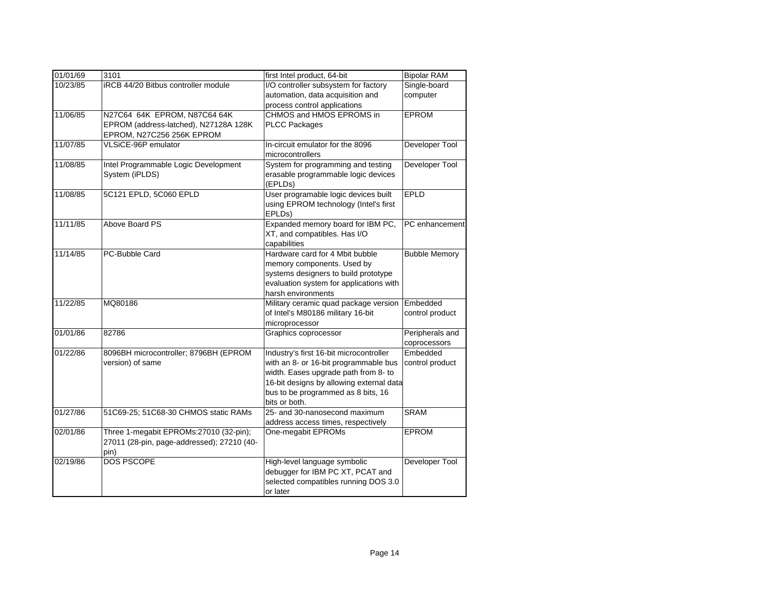| 01/01/69 | 3101 | first Intel product, 64-bit | Bipolar RAM |
|---|---|---|---|
| 10/23/85 | iRCB 44/20 Bitbus controller module | I/O controller subsystem for factory automation, data acquisition and process control applications | Single-board computer |
| 11/06/85 | N27C64 64K EPROM, N87C64 64K EPROM (address-latched), N27128A 128K EPROM, N27C256 256K EPROM | CHMOS and HMOS EPROMS in PLCC Packages | EPROM |
| 11/07/85 | VLSiCE-96P emulator | In-circuit emulator for the 8096 microcontrollers | Developer Tool |
| 11/08/85 | Intel Programmable Logic Development System (iPLDS) | System for programming and testing erasable programmable logic devices (EPLDs) | Developer Tool |
| 11/08/85 | 5C121 EPLD, 5C060 EPLD | User programable logic devices built using EPROM technology (Intel's first EPLDs) | EPLD |
| 11/11/85 | Above Board PS | Expanded memory board for IBM PC, XT, and compatibles. Has I/O capabilities | PC enhancement |
| 11/14/85 | PC-Bubble Card | Hardware card for 4 Mbit bubble memory components. Used by systems designers to build prototype evaluation system for applications with harsh environments | Bubble Memory |
| 11/22/85 | MQ80186 | Military ceramic quad package version of Intel's M80186 military 16-bit microprocessor | Embedded control product |
| 01/01/86 | 82786 | Graphics coprocessor | Peripherals and coprocessors |
| 01/22/86 | 8096BH microcontroller; 8796BH (EPROM version) of same | Industry's first 16-bit microcontroller with an 8- or 16-bit programmable bus width. Eases upgrade path from 8- to 16-bit designs by allowing external data bus to be programmed as 8 bits, 16 bits or both. | Embedded control product |
| 01/27/86 | 51C69-25; 51C68-30 CHMOS static RAMs | 25- and 30-nanosecond maximum address access times, respectively | SRAM |
| 02/01/86 | Three 1-megabit EPROMs:27010 (32-pin); 27011 (28-pin, page-addressed); 27210 (40-pin) | One-megabit EPROMs | EPROM |
| 02/19/86 | DOS PSCOPE | High-level language symbolic debugger for IBM PC XT, PCAT and selected compatibles running DOS 3.0 or later | Developer Tool |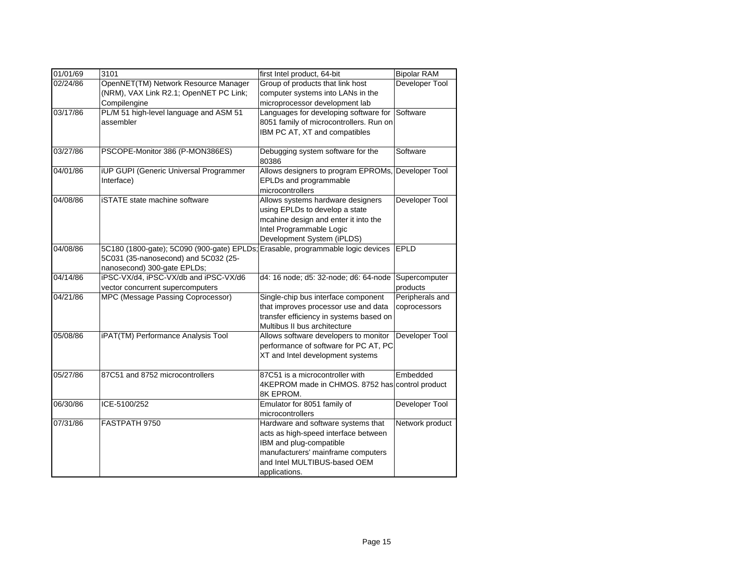| 01/01/69 | 3101 | first Intel product, 64-bit | Bipolar RAM |
|---|---|---|---|
| 02/24/86 | OpenNET(TM) Network Resource Manager (NRM), VAX Link R2.1; OpenNET PC Link; Compilengine | Group of products that link host computer systems into LANs in the microprocessor development lab | Developer Tool |
| 03/17/86 | PL/M 51 high-level language and ASM 51 assembler | Languages for developing software for 8051 family of microcontrollers. Run on IBM PC AT, XT and compatibles | Software |
| 03/27/86 | PSCOPE-Monitor 386 (P-MON386ES) | Debugging system software for the 80386 | Software |
| 04/01/86 | iUP GUPI (Generic Universal Programmer Interface) | Allows designers to program EPROMs, EPLDs and programmable microcontrollers | Developer Tool |
| 04/08/86 | iSTATE state machine software | Allows systems hardware designers using EPLDs to develop a state mcahine design and enter it into the Intel Programmable Logic Development System (iPLDS) | Developer Tool |
| 04/08/86 | 5C180 (1800-gate); 5C090 (900-gate) EPLDs; 5C031 (35-nanosecond) and 5C032 (25-nanosecond) 300-gate EPLDs; | Erasable, programmable logic devices | EPLD |
| 04/14/86 | iPSC-VX/d4, iPSC-VX/db and iPSC-VX/d6 vector concurrent supercomputers | d4: 16 node; d5: 32-node; d6: 64-node | Supercomputer products |
| 04/21/86 | MPC (Message Passing Coprocessor) | Single-chip bus interface component that improves processor use and data transfer efficiency in systems based on Multibus II bus architecture | Peripherals and coprocessors |
| 05/08/86 | iPAT(TM) Performance Analysis Tool | Allows software developers to monitor performance of software for PC AT, PC XT and Intel development systems | Developer Tool |
| 05/27/86 | 87C51 and 8752 microcontrollers | 87C51 is a microcontroller with 4KEPROM made in CHMOS. 8752 has 8K EPROM. | Embedded control product |
| 06/30/86 | ICE-5100/252 | Emulator for 8051 family of microcontrollers | Developer Tool |
| 07/31/86 | FASTPATH 9750 | Hardware and software systems that acts as high-speed interface between IBM and plug-compatible manufacturers' mainframe computers and Intel MULTIBUS-based OEM applications. | Network product |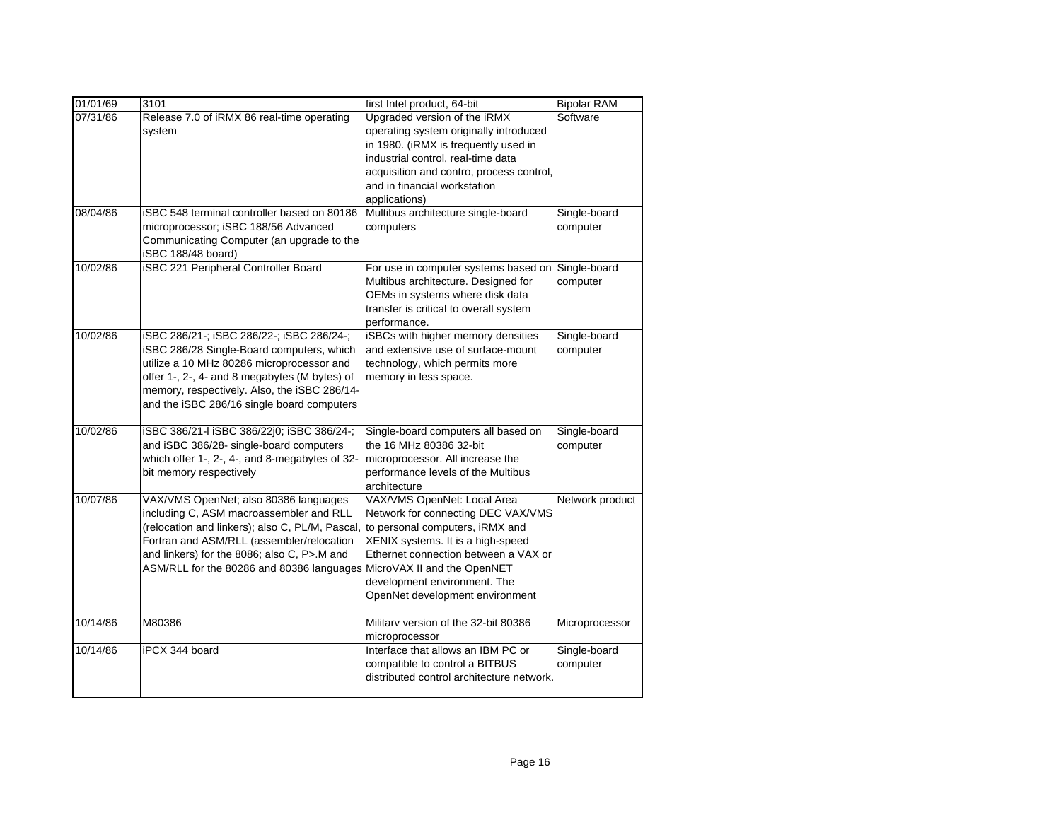| 01/01/69 | 3101 | first Intel product, 64-bit | Bipolar RAM |
|---|---|---|---|
| 07/31/86 | Release 7.0 of iRMX 86 real-time operating system | Upgraded version of the iRMX operating system originally introduced in 1980. (iRMX is frequently used in industrial control, real-time data acquisition and contro, process control, and in financial workstation applications) | Software |
| 08/04/86 | iSBC 548 terminal controller based on 80186 microprocessor; iSBC 188/56 Advanced Communicating Computer (an upgrade to the iSBC 188/48 board) | Multibus architecture single-board computers | Single-board computer |
| 10/02/86 | iSBC 221 Peripheral Controller Board | For use in computer systems based on Multibus architecture. Designed for OEMs in systems where disk data transfer is critical to overall system performance. | Single-board computer |
| 10/02/86 | iSBC 286/21-; iSBC 286/22-; iSBC 286/24-; iSBC 286/28 Single-Board computers, which utilize a 10 MHz 80286 microprocessor and offer 1-, 2-, 4- and 8 megabytes (M bytes) of memory, respectively. Also, the iSBC 286/14- and the iSBC 286/16 single board computers | iSBCs with higher memory densities and extensive use of surface-mount technology, which permits more memory in less space. | Single-board computer |
| 10/02/86 | iSBC 386/21-l iSBC 386/22j0; iSBC 386/24-; and iSBC 386/28- single-board computers which offer 1-, 2-, 4-, and 8-megabytes of 32-bit memory respectively | Single-board computers all based on the 16 MHz 80386 32-bit microprocessor. All increase the performance levels of the Multibus architecture | Single-board computer |
| 10/07/86 | VAX/VMS OpenNet; also 80386 languages including C, ASM macroassembler and RLL (relocation and linkers); also C, PL/M, Pascal, Fortran and ASM/RLL (assembler/relocation and linkers) for the 8086; also C, P>.M and ASM/RLL for the 80286 and 80386 languages | VAX/VMS OpenNet: Local Area Network for connecting DEC VAX/VMS to personal computers, iRMX and XENIX systems. It is a high-speed Ethernet connection between a VAX or MicroVAX II and the OpenNET development environment. The OpenNet development environment | Network product |
| 10/14/86 | M80386 | Militarv version of the 32-bit 80386 microprocessor | Microprocessor |
| 10/14/86 | iPCX 344 board | Interface that allows an IBM PC or compatible to control a BITBUS distributed control architecture network. | Single-board computer |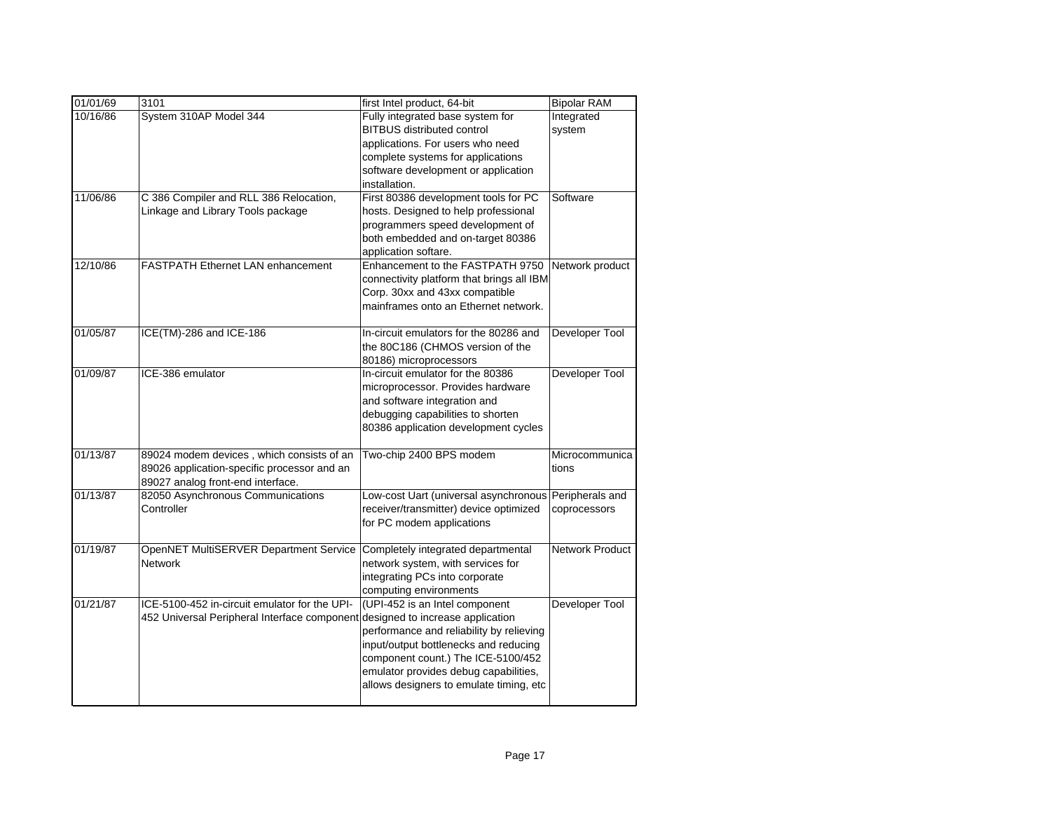| | | | |
|---|---|---|---|
| 01/01/69 | 3101 | first Intel product, 64-bit | Bipolar RAM |
| 10/16/86 | System 310AP Model 344 | Fully integrated base system for BITBUS distributed control applications. For users who need complete systems for applications software development or application installation. | Integrated system |
| 11/06/86 | C 386 Compiler and RLL 386 Relocation, Linkage and Library Tools package | First 80386 development tools for PC hosts. Designed to help professional programmers speed development of both embedded and on-target 80386 application softare. | Software |
| 12/10/86 | FASTPATH Ethernet LAN enhancement | Enhancement to the FASTPATH 9750 connectivity platform that brings all IBM Corp. 30xx and 43xx compatible mainframes onto an Ethernet network. | Network product |
| 01/05/87 | ICE(TM)-286 and ICE-186 | In-circuit emulators for the 80286 and the 80C186 (CHMOS version of the 80186) microprocessors | Developer Tool |
| 01/09/87 | ICE-386 emulator | In-circuit emulator for the 80386 microprocessor. Provides hardware and software integration and debugging capabilities to shorten 80386 application development cycles | Developer Tool |
| 01/13/87 | 89024 modem devices , which consists of an 89026 application-specific processor and an 89027 analog front-end interface. | Two-chip 2400 BPS modem | Microcommunications |
| 01/13/87 | 82050 Asynchronous Communications Controller | Low-cost Uart (universal asynchronous receiver/transmitter) device optimized for PC modem applications | Peripherals and coprocessors |
| 01/19/87 | OpenNET MultiSERVER Department Service Network | Completely integrated departmental network system, with services for integrating PCs into corporate computing environments | Network Product |
| 01/21/87 | ICE-5100-452 in-circuit emulator for the UPI-452 Universal Peripheral Interface component | (UPI-452 is an Intel component designed to increase application performance and reliability by relieving input/output bottlenecks and reducing component count.) The ICE-5100/452 emulator provides debug capabilities, allows designers to emulate timing, etc | Developer Tool |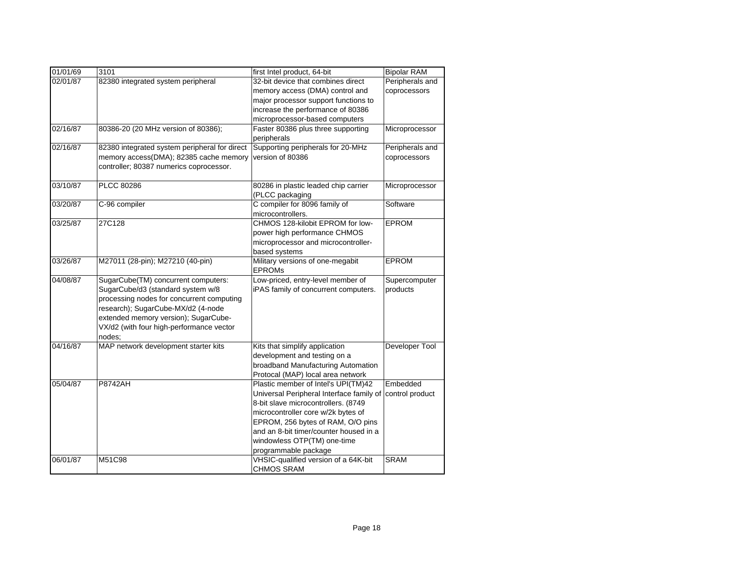| 01/01/69 | 3101 | first Intel product, 64-bit | Bipolar RAM |
|---|---|---|---|
| 02/01/87 | 82380 integrated system peripheral | 32-bit device that combines direct memory access (DMA) control and major processor support functions to increase the performance of 80386 microprocessor-based computers | Peripherals and coprocessors |
| 02/16/87 | 80386-20 (20 MHz version of 80386); | Faster 80386 plus three supporting peripherals | Microprocessor |
| 02/16/87 | 82380 integrated system peripheral for direct memory access(DMA); 82385 cache memory controller; 80387 numerics coprocessor. | Supporting peripherals for 20-MHz version of 80386 | Peripherals and coprocessors |
| 03/10/87 | PLCC 80286 | 80286 in plastic leaded chip carrier (PLCC packaging | Microprocessor |
| 03/20/87 | C-96 compiler | C compiler for 8096 family of microcontrollers. | Software |
| 03/25/87 | 27C128 | CHMOS 128-kilobit EPROM for low-power high performance CHMOS microprocessor and microcontroller-based systems | EPROM |
| 03/26/87 | M27011 (28-pin); M27210 (40-pin) | Military versions of one-megabit EPROMs | EPROM |
| 04/08/87 | SugarCube(TM) concurrent computers: SugarCube/d3 (standard system w/8 processing nodes for concurrent computing research); SugarCube-MX/d2 (4-node extended memory version); SugarCube-VX/d2 (with four high-performance vector nodes; | Low-priced, entry-level member of iPAS family of concurrent computers. | Supercomputer products |
| 04/16/87 | MAP network development starter kits | Kits that simplify application development and testing on a broadband Manufacturing Automation Protocal (MAP) local area network | Developer Tool |
| 05/04/87 | P8742AH | Plastic member of Intel's UPI(TM)42 Universal Peripheral Interface family of 8-bit slave microcontrollers. (8749 microcontroller core w/2k bytes of EPROM, 256 bytes of RAM, O/O pins and an 8-bit timer/counter housed in a windowless OTP(TM) one-time programmable package | Embedded control product |
| 06/01/87 | M51C98 | VHSIC-qualified version of a 64K-bit CHMOS SRAM | SRAM |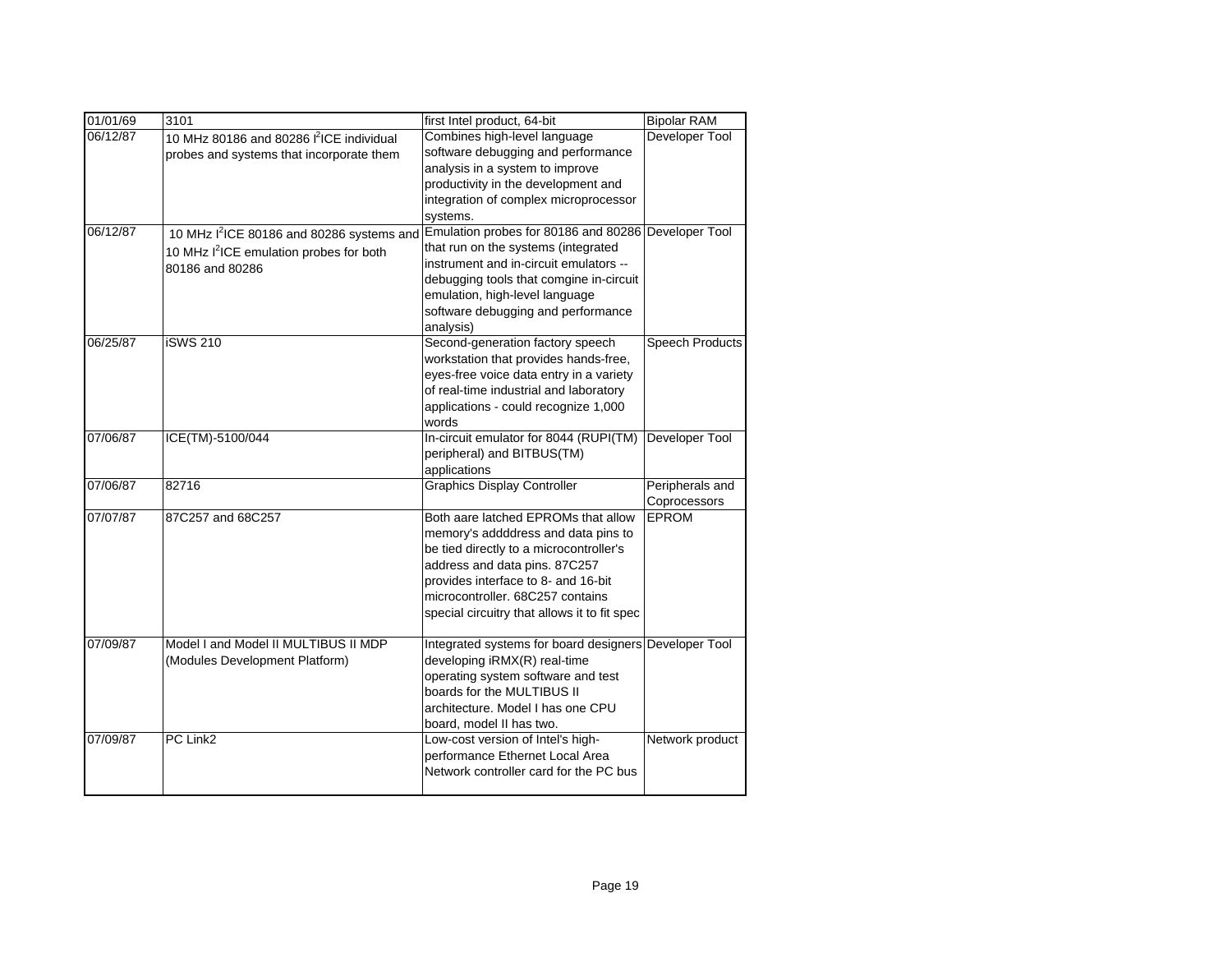| 01/01/69 | 3101 | first Intel product, 64-bit | Bipolar RAM |
|---|---|---|---|
| 06/12/87 | 10 MHz 80186 and 80286 $I^2$ICE individual probes and systems that incorporate them | Combines high-level language software debugging and performance analysis in a system to improve productivity in the development and integration of complex microprocessor systems. | Developer Tool |
| 06/12/87 | 10 MHz $I^2$ICE 80186 and 80286 systems and 10 MHz $I^2$ICE emulation probes for both 80186 and 80286 | Emulation probes for 80186 and 80286 that run on the systems (integrated instrument and in-circuit emulators -- debugging tools that comgine in-circuit emulation, high-level language software debugging and performance analysis) | Developer Tool |
| 06/25/87 | iSWS 210 | Second-generation factory speech workstation that provides hands-free, eyes-free voice data entry in a variety of real-time industrial and laboratory applications - could recognize 1,000 words | Speech Products |
| 07/06/87 | ICE(TM)-5100/044 | In-circuit emulator for 8044 (RUPI(TM) peripheral) and BITBUS(TM) applications | Developer Tool |
| 07/06/87 | 82716 | Graphics Display Controller | Peripherals and Coprocessors |
| 07/07/87 | 87C257 and 68C257 | Both aare latched EPROMs that allow memory's addddress and data pins to be tied directly to a microcontroller's address and data pins. 87C257 provides interface to 8- and 16-bit microcontroller. 68C257 contains special circuitry that allows it to fit spec | EPROM |
| 07/09/87 | Model I and Model II MULTIBUS II MDP (Modules Development Platform) | Integrated systems for board designers developing iRMX(R) real-time operating system software and test boards for the MULTIBUS II architecture. Model I has one CPU board, model II has two. | Developer Tool |
| 07/09/87 | PC Link2 | Low-cost version of Intel's high-performance Ethernet Local Area Network controller card for the PC bus | Network product |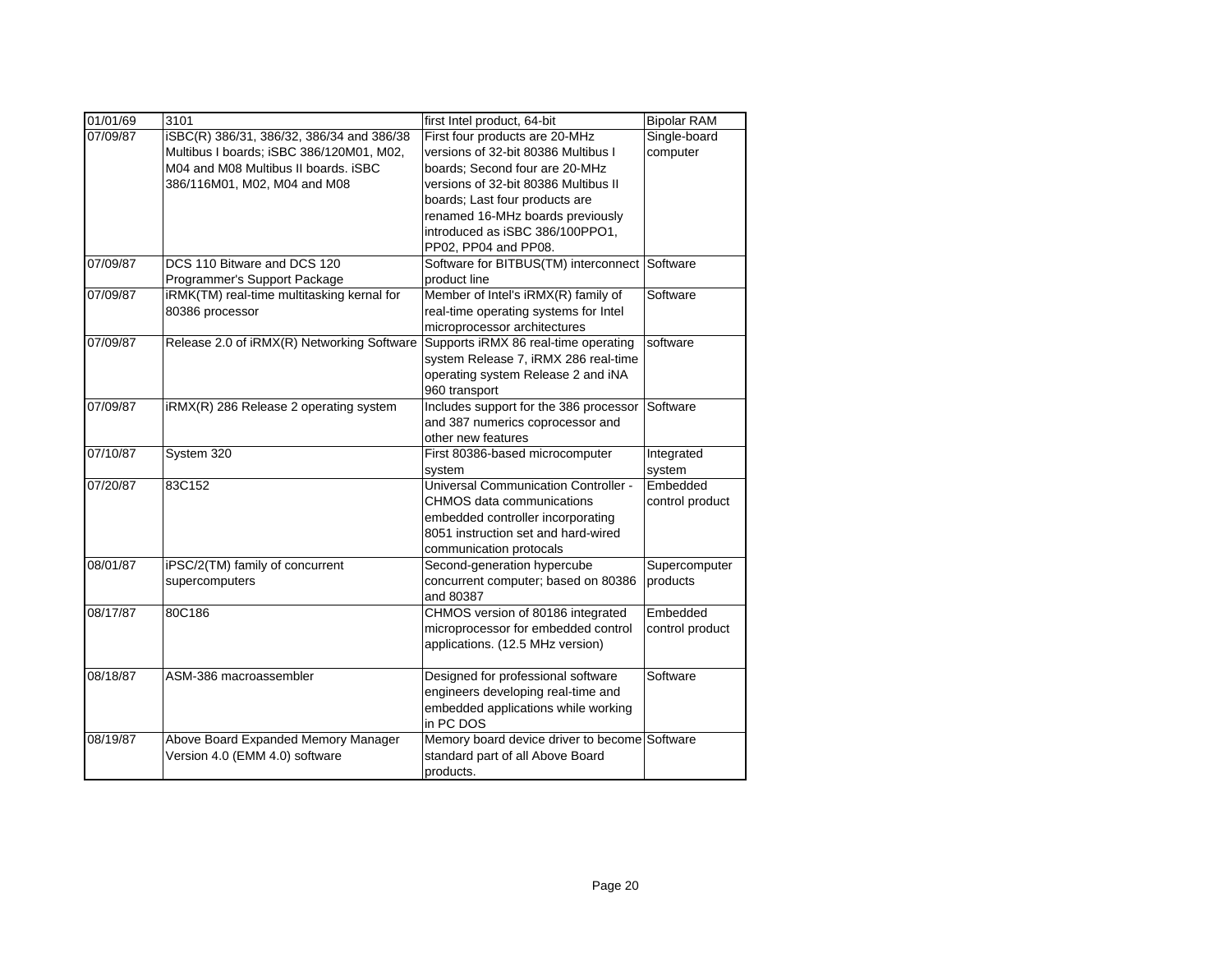| 01/01/69 | 3101 | first Intel product, 64-bit | Bipolar RAM |
|---|---|---|---|
| 07/09/87 | iSBC(R) 386/31, 386/32, 386/34 and 386/38 Multibus I boards; iSBC 386/120M01, M02, M04 and M08 Multibus II boards. iSBC 386/116M01, M02, M04 and M08 | First four products are 20-MHz versions of 32-bit 80386 Multibus I boards; Second four are 20-MHz versions of 32-bit 80386 Multibus II boards; Last four products are renamed 16-MHz boards previously introduced as iSBC 386/100PPO1, PP02, PP04 and PP08. | Single-board computer |
| 07/09/87 | DCS 110 Bitware and DCS 120 Programmer's Support Package | Software for BITBUS(TM) interconnect product line | Software |
| 07/09/87 | iRMK(TM) real-time multitasking kernal for 80386 processor | Member of Intel's iRMX(R) family of real-time operating systems for Intel microprocessor architectures | Software |
| 07/09/87 | Release 2.0 of iRMX(R) Networking Software | Supports iRMX 86 real-time operating system Release 7, iRMX 286 real-time operating system Release 2 and iNA 960 transport | software |
| 07/09/87 | iRMX(R) 286 Release 2 operating system | Includes support for the 386 processor and 387 numerics coprocessor and other new features | Software |
| 07/10/87 | System 320 | First 80386-based microcomputer system | Integrated system |
| 07/20/87 | 83C152 | Universal Communication Controller - CHMOS data communications embedded controller incorporating 8051 instruction set and hard-wired communication protocals | Embedded control product |
| 08/01/87 | iPSC/2(TM) family of concurrent supercomputers | Second-generation hypercube concurrent computer; based on 80386 and 80387 | Supercomputer products |
| 08/17/87 | 80C186 | CHMOS version of 80186 integrated microprocessor for embedded control applications. (12.5 MHz version) | Embedded control product |
| 08/18/87 | ASM-386 macroassembler | Designed for professional software engineers developing real-time and embedded applications while working in PC DOS | Software |
| 08/19/87 | Above Board Expanded Memory Manager Version 4.0 (EMM 4.0) software | Memory board device driver to become standard part of all Above Board products. | Software |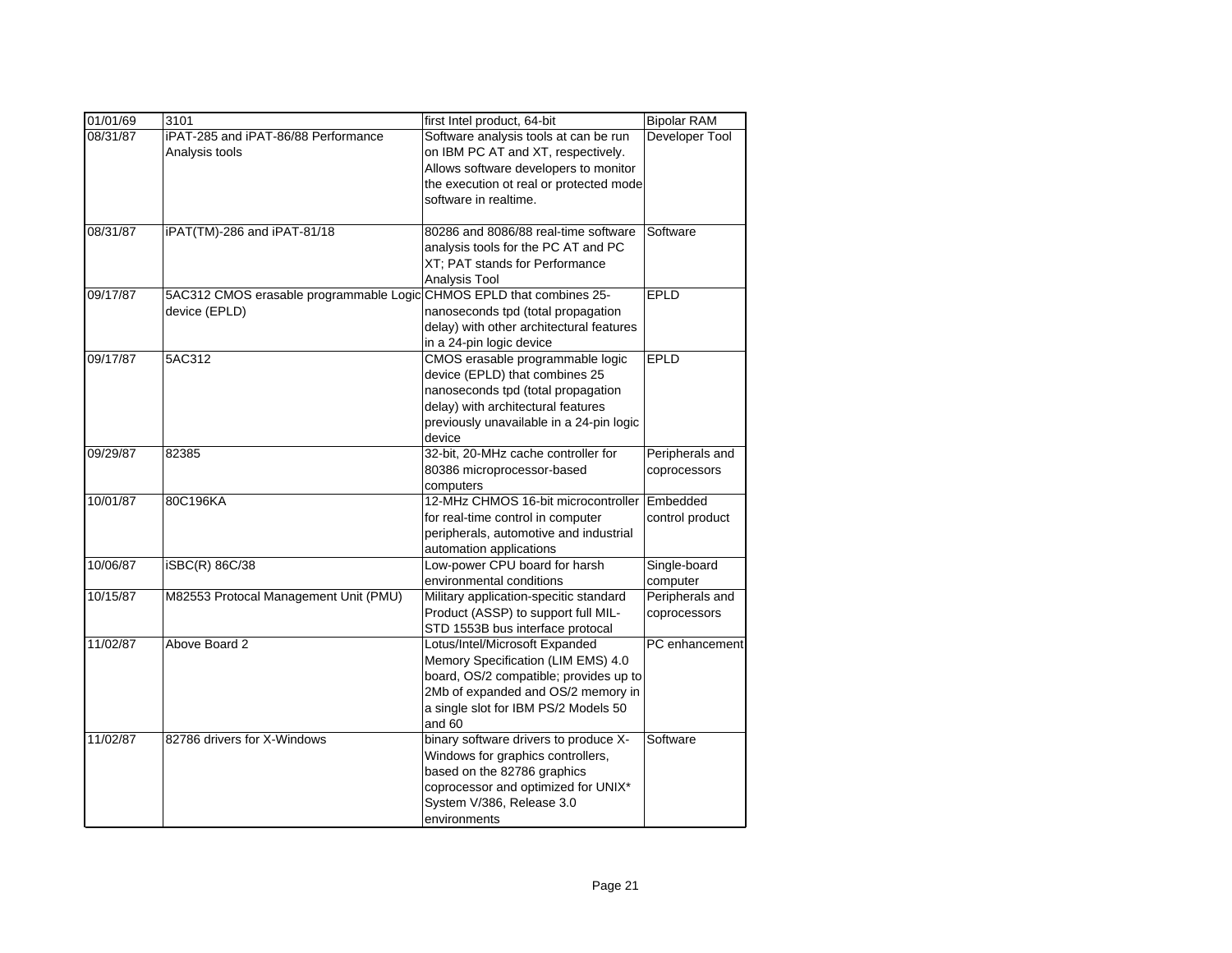| 01/01/69 | 3101 | first Intel product, 64-bit | Bipolar RAM |
|---|---|---|---|
| 08/31/87 | iPAT-285 and iPAT-86/88 Performance Analysis tools | Software analysis tools at can be run on IBM PC AT and XT, respectively. Allows software developers to monitor the execution ot real or protected mode software in realtime. | Developer Tool |
| 08/31/87 | iPAT(TM)-286 and iPAT-81/18 | 80286 and 8086/88 real-time software analysis tools for the PC AT and PC XT; PAT stands for Performance Analysis Tool | Software |
| 09/17/87 | 5AC312 CMOS erasable programmable Logic device (EPLD) | CHMOS EPLD that combines 25-nanoseconds tpd (total propagation delay) with other architectural features in a 24-pin logic device | EPLD |
| 09/17/87 | 5AC312 | CMOS erasable programmable logic device (EPLD) that combines 25 nanoseconds tpd (total propagation delay) with architectural features previously unavailable in a 24-pin logic device | EPLD |
| 09/29/87 | 82385 | 32-bit, 20-MHz cache controller for 80386 microprocessor-based computers | Peripherals and coprocessors |
| 10/01/87 | 80C196KA | 12-MHz CHMOS 16-bit microcontroller for real-time control in computer peripherals, automotive and industrial automation applications | Embedded control product |
| 10/06/87 | iSBC(R) 86C/38 | Low-power CPU board for harsh environmental conditions | Single-board computer |
| 10/15/87 | M82553 Protocal Management Unit (PMU) | Military application-specitic standard Product (ASSP) to support full MIL-STD 1553B bus interface protocal | Peripherals and coprocessors |
| 11/02/87 | Above Board 2 | Lotus/Intel/Microsoft Expanded Memory Specification (LIM EMS) 4.0 board, OS/2 compatible; provides up to 2Mb of expanded and OS/2 memory in a single slot for IBM PS/2 Models 50 and 60 | PC enhancement |
| 11/02/87 | 82786 drivers for X-Windows | binary software drivers to produce X-Windows for graphics controllers, based on the 82786 graphics coprocessor and optimized for UNIX* System V/386, Release 3.0 environments | Software |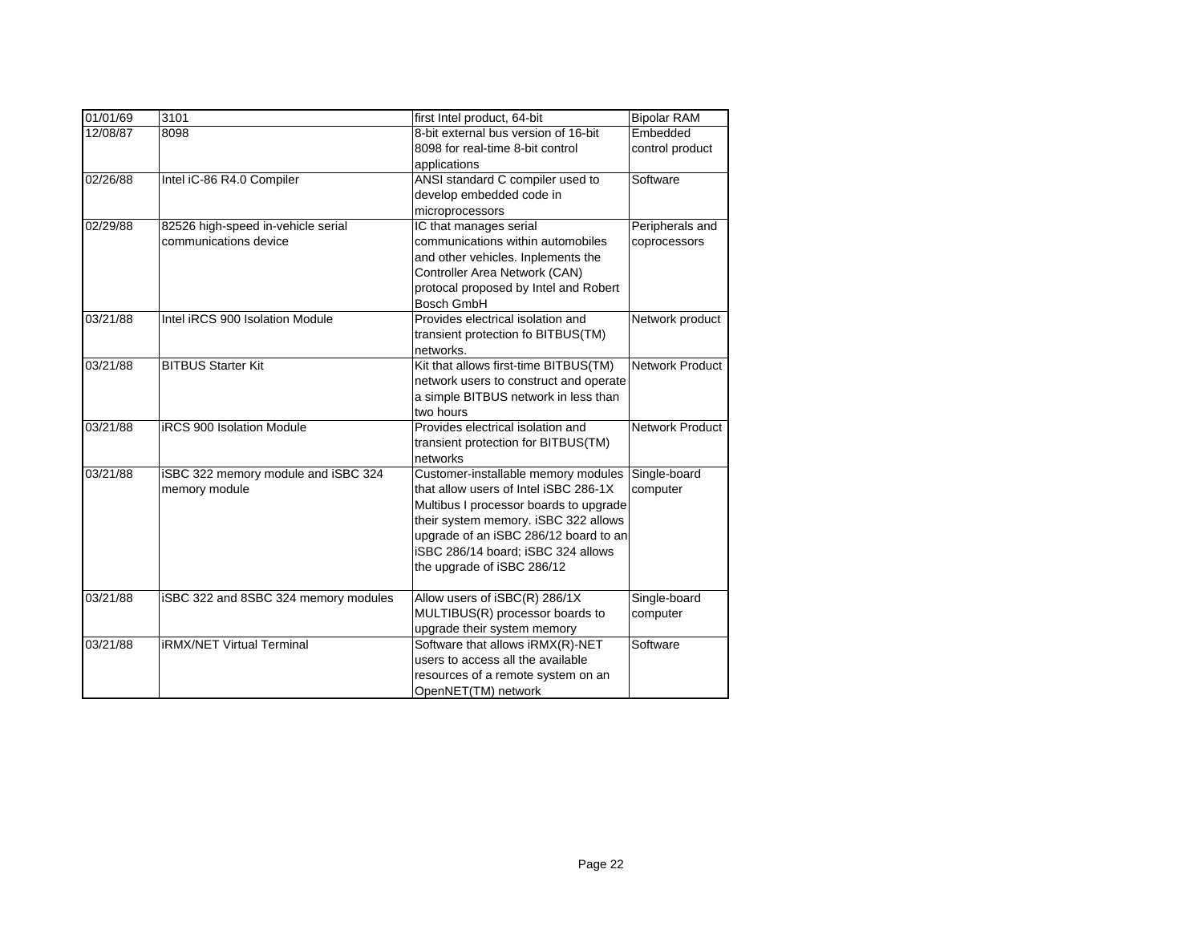| 01/01/69 | 3101 | first Intel product, 64-bit | Bipolar RAM |
|---|---|---|---|
| 12/08/87 | 8098 | 8-bit external bus version of 16-bit 8098 for real-time 8-bit control applications | Embedded control product |
| 02/26/88 | Intel iC-86 R4.0 Compiler | ANSI standard C compiler used to develop embedded code in microprocessors | Software |
| 02/29/88 | 82526 high-speed in-vehicle serial communications device | IC that manages serial communications within automobiles and other vehicles. Inplements the Controller Area Network (CAN) protocal proposed by Intel and Robert Bosch GmbH | Peripherals and coprocessors |
| 03/21/88 | Intel iRCS 900 Isolation Module | Provides electrical isolation and transient protection fo BITBUS(TM) networks. | Network product |
| 03/21/88 | BITBUS Starter Kit | Kit that allows first-time BITBUS(TM) network users to construct and operate a simple BITBUS network in less than two hours | Network Product |
| 03/21/88 | iRCS 900 Isolation Module | Provides electrical isolation and transient protection for BITBUS(TM) networks | Network Product |
| 03/21/88 | iSBC 322 memory module and iSBC 324 memory module | Customer-installable memory modules that allow users of Intel iSBC 286-1X Multibus I processor boards to upgrade their system memory. iSBC 322 allows upgrade of an iSBC 286/12 board to an iSBC 286/14 board; iSBC 324 allows the upgrade of iSBC 286/12 | Single-board computer |
| 03/21/88 | iSBC 322 and 8SBC 324 memory modules | Allow users of iSBC(R) 286/1X MULTIBUS(R) processor boards to upgrade their system memory | Single-board computer |
| 03/21/88 | iRMX/NET Virtual Terminal | Software that allows iRMX(R)-NET users to access all the available resources of a remote system on an OpenNET(TM) network | Software |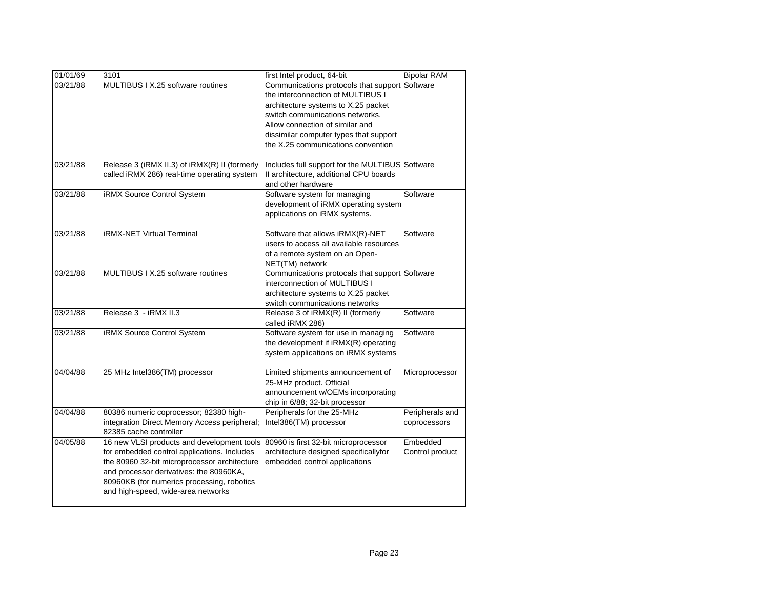| 01/01/69 | 3101 | first Intel product, 64-bit | Bipolar RAM |
|---|---|---|---|
| 03/21/88 | MULTIBUS I X.25 software routines | Communications protocols that support the interconnection of MULTIBUS I architecture systems to X.25 packet switch communications networks. Allow connection of similar and dissimilar computer types that support the X.25 communications convention | Software |
| 03/21/88 | Release 3 (iRMX II.3) of iRMX(R) II (formerly called iRMX 286) real-time operating system | Includes full support for the MULTIBUS II architecture, additional CPU boards and other hardware | Software |
| 03/21/88 | iRMX Source Control System | Software system for managing development of iRMX operating system applications on iRMX systems. | Software |
| 03/21/88 | iRMX-NET Virtual Terminal | Software that allows iRMX(R)-NET users to access all available resources of a remote system on an Open-NET(TM) network | Software |
| 03/21/88 | MULTIBUS I X.25 software routines | Communications protocals that support interconnection of MULTIBUS I architecture systems to X.25 packet switch communications networks | Software |
| 03/21/88 | Release 3 - iRMX II.3 | Release 3 of iRMX(R) II (formerly called iRMX 286) | Software |
| 03/21/88 | iRMX Source Control System | Software system for use in managing the development if iRMX(R) operating system applications on iRMX systems | Software |
| 04/04/88 | 25 MHz Intel386(TM) processor | Limited shipments announcement of 25-MHz product. Official announcement w/OEMs incorporating chip in 6/88; 32-bit processor | Microprocessor |
| 04/04/88 | 80386 numeric coprocessor; 82380 high-integration Direct Memory Access peripheral; 82385 cache controller | Peripherals for the 25-MHz Intel386(TM) processor | Peripherals and coprocessors |
| 04/05/88 | 16 new VLSI products and development tools for embedded control applications. Includes the 80960 32-bit microprocessor architecture and processor derivatives: the 80960KA, 80960KB (for numerics processing, robotics and high-speed, wide-area networks | 80960 is first 32-bit microprocessor architecture designed specificallyfor embedded control applications | Embedded Control product |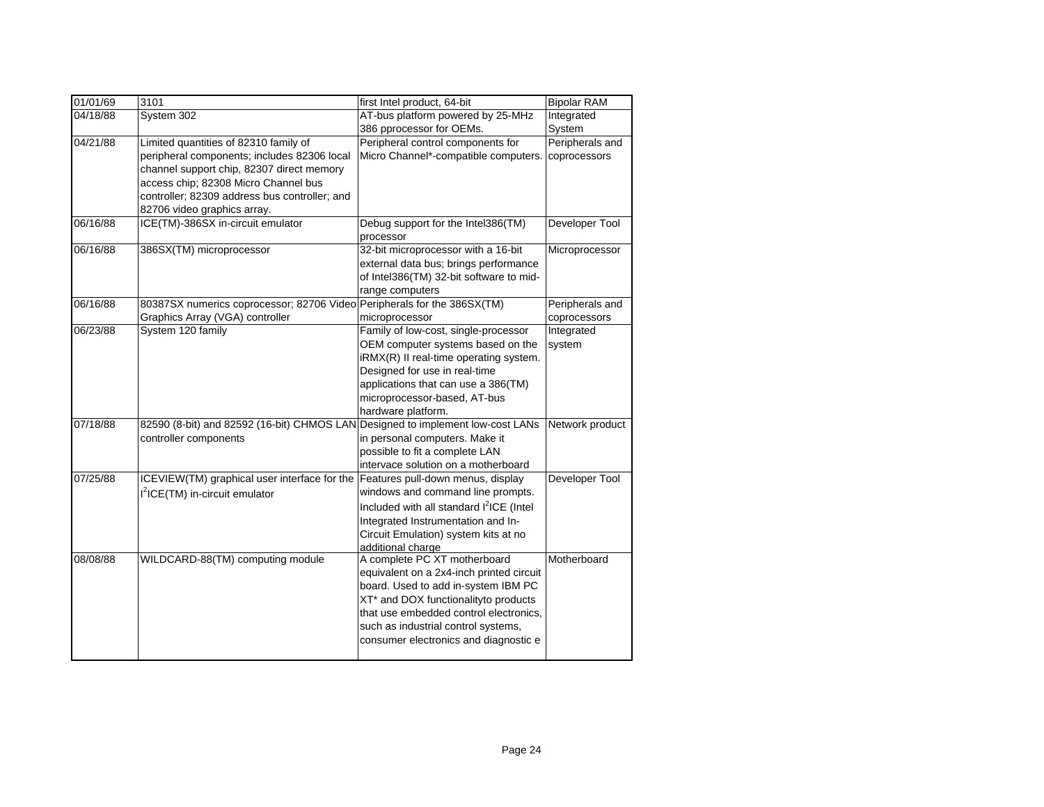| 01/01/69 | 3101 | first Intel product, 64-bit | Bipolar RAM |
|---|---|---|---|
| 04/18/88 | System 302 | AT-bus platform powered by 25-MHz 386 pprocessor for OEMs. | Integrated System |
| 04/21/88 | Limited quantities of 82310 family of peripheral components; includes 82306 local channel support chip, 82307 direct memory access chip; 82308 Micro Channel bus controller; 82309 address bus controller; and 82706 video graphics array. | Peripheral control components for Micro Channel*-compatible computers. | Peripherals and coprocessors |
| 06/16/88 | ICE(TM)-386SX in-circuit emulator | Debug support for the Intel386(TM) processor | Developer Tool |
| 06/16/88 | 386SX(TM) microprocessor | 32-bit microprocessor with a 16-bit external data bus; brings performance of Intel386(TM) 32-bit software to mid-range computers | Microprocessor |
| 06/16/88 | 80387SX numerics coprocessor; 82706 Video Graphics Array (VGA) controller | Peripherals for the 386SX(TM) microprocessor | Peripherals and coprocessors |
| 06/23/88 | System 120 family | Family of low-cost, single-processor OEM computer systems based on the iRMX(R) II real-time operating system. Designed for use in real-time applications that can use a 386(TM) microprocessor-based, AT-bus hardware platform. | Integrated system |
| 07/18/88 | 82590 (8-bit) and 82592 (16-bit) CHMOS LAN controller components | Designed to implement low-cost LANs in personal computers. Make it possible to fit a complete LAN intervace solution on a motherboard | Network product |
| 07/25/88 | ICEVIEW(TM) graphical user interface for the I$^2$ICE(TM) in-circuit emulator | Features pull-down menus, display windows and command line prompts. Included with all standard I$^2$ICE (Intel Integrated Instrumentation and In-Circuit Emulation) system kits at no additional charge | Developer Tool |
| 08/08/88 | WILDCARD-88(TM) computing module | A complete PC XT motherboard equivalent on a 2x4-inch printed circuit board. Used to add in-system IBM PC XT* and DOX functionalityto products that use embedded control electronics, such as industrial control systems, consumer electronics and diagnostic e | Motherboard |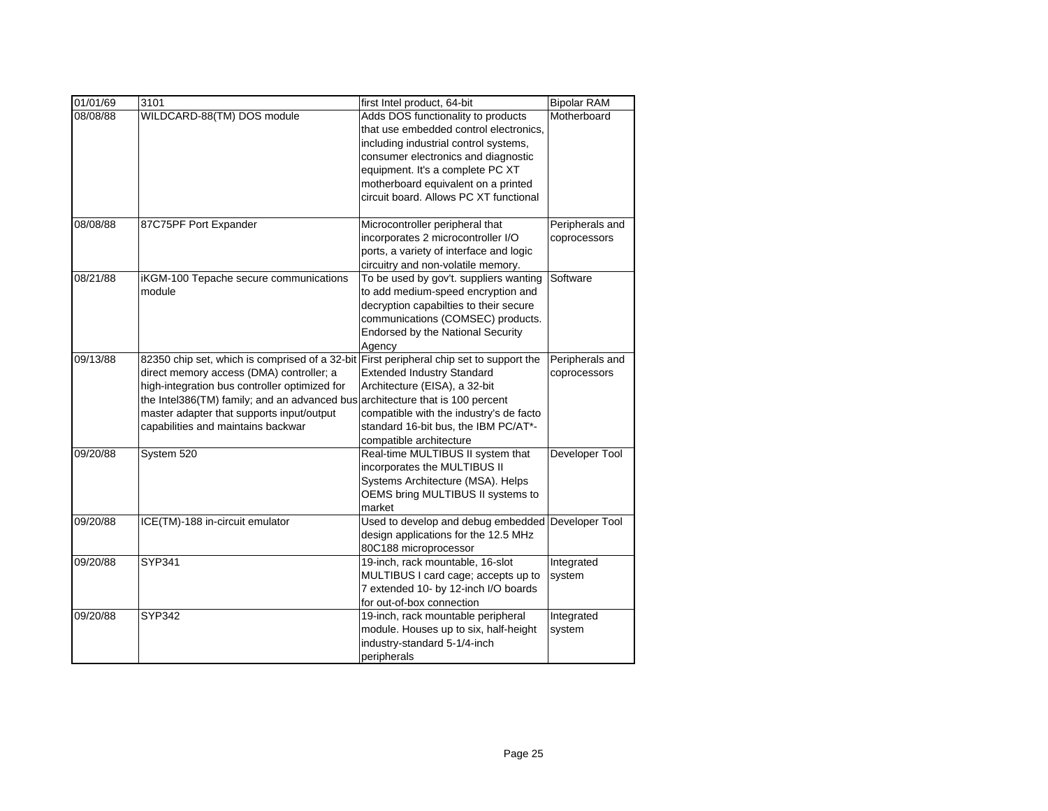| 01/01/69 | 3101 | first Intel product, 64-bit | Bipolar RAM |
|---|---|---|---|
| 08/08/88 | WILDCARD-88(TM) DOS module | Adds DOS functionality to products that use embedded control electronics, including industrial control systems, consumer electronics and diagnostic equipment. It's a complete PC XT motherboard equivalent on a printed circuit board. Allows PC XT functional | Motherboard |
| 08/08/88 | 87C75PF Port Expander | Microcontroller peripheral that incorporates 2 microcontroller I/O ports, a variety of interface and logic circuitry and non-volatile memory. | Peripherals and coprocessors |
| 08/21/88 | iKGM-100 Tepache secure communications module | To be used by gov't. suppliers wanting to add medium-speed encryption and decryption capabilties to their secure communications (COMSEC) products. Endorsed by the National Security Agency | Software |
| 09/13/88 | 82350 chip set, which is comprised of a 32-bit direct memory access (DMA) controller; a high-integration bus controller optimized for the Intel386(TM) family; and an advanced bus master adapter that supports input/output capabilities and maintains backwar | First peripheral chip set to support the Extended Industry Standard Architecture (EISA), a 32-bit architecture that is 100 percent compatible with the industry's de facto standard 16-bit bus, the IBM PC/AT*-compatible architecture | Peripherals and coprocessors |
| 09/20/88 | System 520 | Real-time MULTIBUS II system that incorporates the MULTIBUS II Systems Architecture (MSA). Helps OEMS bring MULTIBUS II systems to market | Developer Tool |
| 09/20/88 | ICE(TM)-188 in-circuit emulator | Used to develop and debug embedded design applications for the 12.5 MHz 80C188 microprocessor | Developer Tool |
| 09/20/88 | SYP341 | 19-inch, rack mountable, 16-slot MULTIBUS I card cage; accepts up to 7 extended 10- by 12-inch I/O boards for out-of-box connection | Integrated system |
| 09/20/88 | SYP342 | 19-inch, rack mountable peripheral module. Houses up to six, half-height industry-standard 5-1/4-inch peripherals | Integrated system |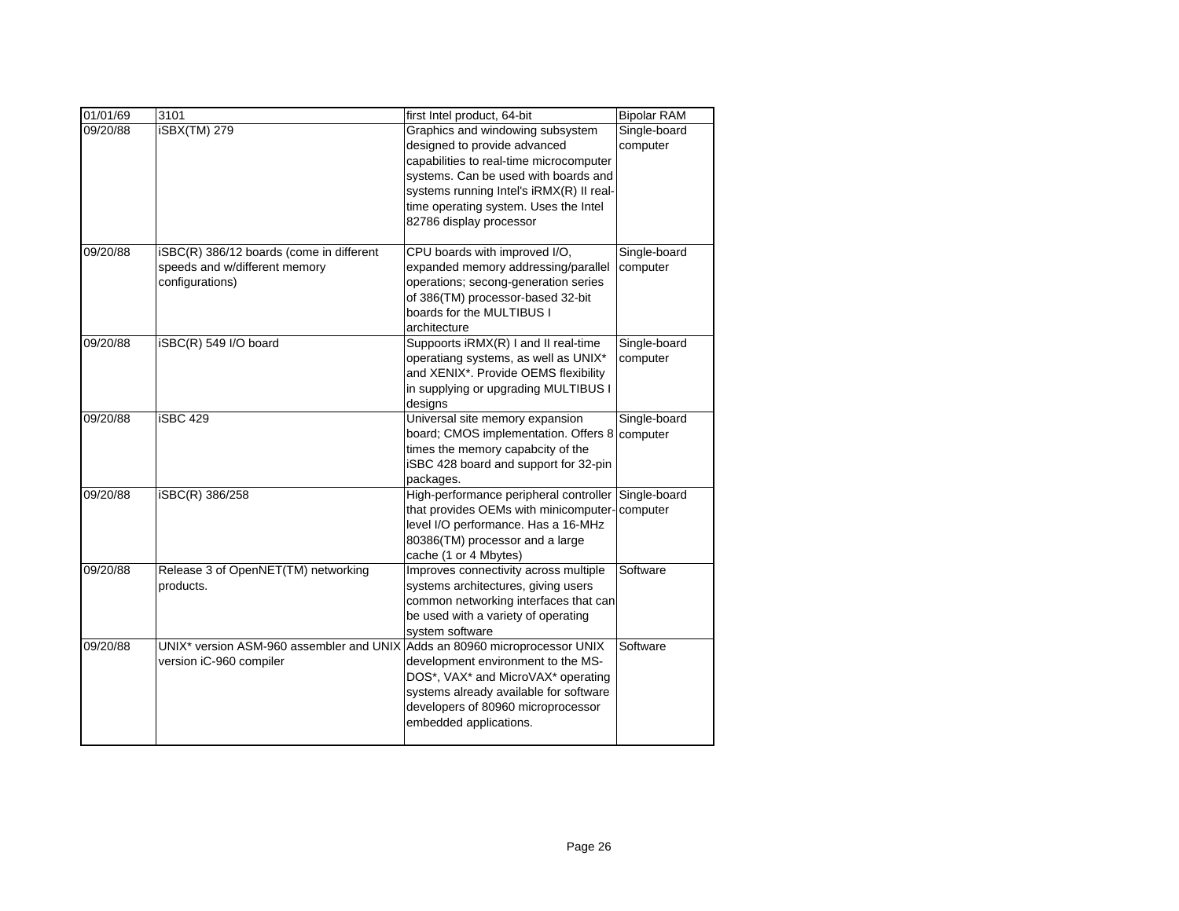| 01/01/69 | 3101 | first Intel product, 64-bit | Bipolar RAM |
|---|---|---|---|
| 09/20/88 | iSBX(TM) 279 | Graphics and windowing subsystem designed to provide advanced capabilities to real-time microcomputer systems. Can be used with boards and systems running Intel's iRMX(R) II real-time operating system. Uses the Intel 82786 display processor | Single-board computer |
| 09/20/88 | iSBC(R) 386/12 boards (come in different speeds and w/different memory configurations) | CPU boards with improved I/O, expanded memory addressing/parallel operations; secong-generation series of 386(TM) processor-based 32-bit boards for the MULTIBUS I architecture | Single-board computer |
| 09/20/88 | iSBC(R) 549 I/O board | Suppoorts iRMX(R) I and II real-time operatiang systems, as well as UNIX* and XENIX*. Provide OEMS flexibility in supplying or upgrading MULTIBUS I designs | Single-board computer |
| 09/20/88 | iSBC 429 | Universal site memory expansion board; CMOS implementation. Offers 8 times the memory capabcity of the iSBC 428 board and support for 32-pin packages. | Single-board computer |
| 09/20/88 | iSBC(R) 386/258 | High-performance peripheral controller that provides OEMs with minicomputer-level I/O performance. Has a 16-MHz 80386(TM) processor and a large cache (1 or 4 Mbytes) | Single-board computer |
| 09/20/88 | Release 3 of OpenNET(TM) networking products. | Improves connectivity across multiple systems architectures, giving users common networking interfaces that can be used with a variety of operating system software | Software |
| 09/20/88 | UNIX* version ASM-960 assembler and UNIX version iC-960 compiler | Adds an 80960 microprocessor UNIX development environment to the MS-DOS*, VAX* and MicroVAX* operating systems already available for software developers of 80960 microprocessor embedded applications. | Software |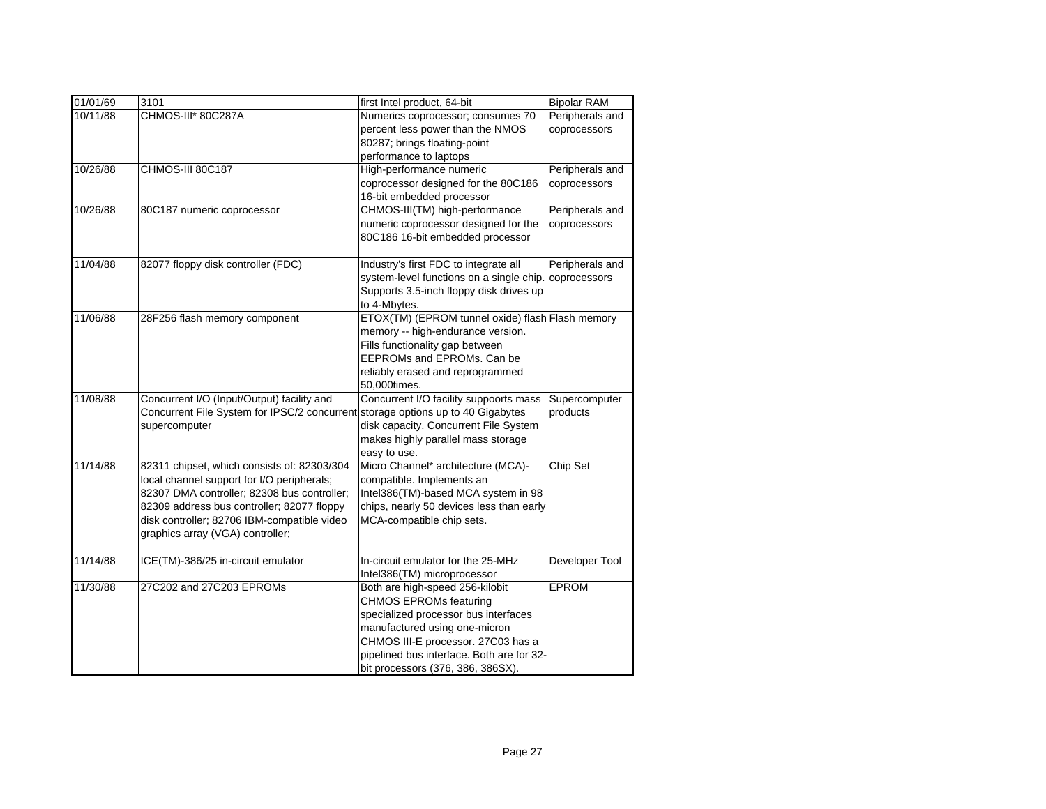| 01/01/69 | 3101 | first Intel product, 64-bit | Bipolar RAM |
|---|---|---|---|
| 10/11/88 | CHMOS-III* 80C287A | Numerics coprocessor; consumes 70 percent less power than the NMOS 80287; brings floating-point performance to laptops | Peripherals and coprocessors |
| 10/26/88 | CHMOS-III 80C187 | High-performance numeric coprocessor designed for the 80C186 16-bit embedded processor | Peripherals and coprocessors |
| 10/26/88 | 80C187 numeric coprocessor | CHMOS-III(TM) high-performance numeric coprocessor designed for the 80C186 16-bit embedded processor | Peripherals and coprocessors |
| 11/04/88 | 82077 floppy disk controller (FDC) | Industry's first FDC to integrate all system-level functions on a single chip. Supports 3.5-inch floppy disk drives up to 4-Mbytes. | Peripherals and coprocessors |
| 11/06/88 | 28F256 flash memory component | ETOX(TM) (EPROM tunnel oxide) flash memory -- high-endurance version. Fills functionality gap between EEPROMs and EPROMs. Can be reliably erased and reprogrammed 50,000times. | Flash memory |
| 11/08/88 | Concurrent I/O (Input/Output) facility and Concurrent File System for IPSC/2 concurrent supercomputer | Concurrent I/O facility suppoorts mass storage options up to 40 Gigabytes disk capacity. Concurrent File System makes highly parallel mass storage easy to use. | Supercomputer products |
| 11/14/88 | 82311 chipset, which consists of: 82303/304 local channel support for I/O peripherals; 82307 DMA controller; 82308 bus controller; 82309 address bus controller; 82077 floppy disk controller; 82706 IBM-compatible video graphics array (VGA) controller; | Micro Channel* architecture (MCA)-compatible. Implements an Intel386(TM)-based MCA system in 98 chips, nearly 50 devices less than early MCA-compatible chip sets. | Chip Set |
| 11/14/88 | ICE(TM)-386/25 in-circuit emulator | In-circuit emulator for the 25-MHz Intel386(TM) microprocessor | Developer Tool |
| 11/30/88 | 27C202 and 27C203 EPROMs | Both are high-speed 256-kilobit CHMOS EPROMs featuring specialized processor bus interfaces manufactured using one-micron CHMOS III-E processor. 27C03 has a pipelined bus interface. Both are for 32-bit processors (376, 386, 386SX). | EPROM |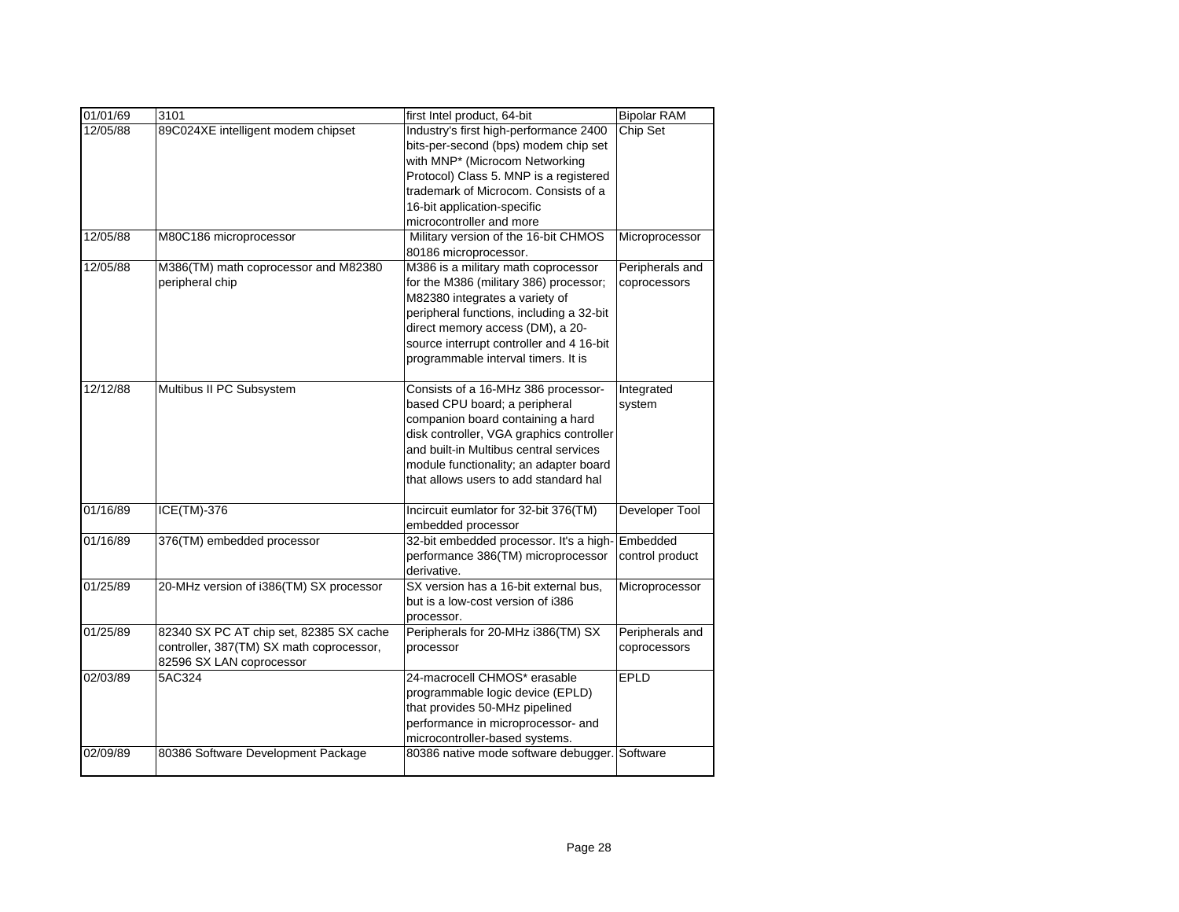| 01/01/69 | 3101 | first Intel product, 64-bit | Bipolar RAM |
|---|---|---|---|
| 12/05/88 | 89C024XE intelligent modem chipset | Industry's first high-performance 2400 bits-per-second (bps) modem chip set with MNP* (Microcom Networking Protocol) Class 5. MNP is a registered trademark of Microcom. Consists of a 16-bit application-specific microcontroller and more | Chip Set |
| 12/05/88 | M80C186 microprocessor | Military version of the 16-bit CHMOS 80186 microprocessor. | Microprocessor |
| 12/05/88 | M386(TM) math coprocessor and M82380 peripheral chip | M386 is a military math coprocessor for the M386 (military 386) processor; M82380 integrates a variety of peripheral functions, including a 32-bit direct memory access (DM), a 20-source interrupt controller and 4 16-bit programmable interval timers. It is | Peripherals and coprocessors |
| 12/12/88 | Multibus II PC Subsystem | Consists of a 16-MHz 386 processor-based CPU board; a peripheral companion board containing a hard disk controller, VGA graphics controller and built-in Multibus central services module functionality; an adapter board that allows users to add standard hal | Integrated system |
| 01/16/89 | ICE(TM)-376 | Incircuit eumlator for 32-bit 376(TM) embedded processor | Developer Tool |
| 01/16/89 | 376(TM) embedded processor | 32-bit embedded processor. It's a high-performance 386(TM) microprocessor derivative. | Embedded control product |
| 01/25/89 | 20-MHz version of i386(TM) SX processor | SX version has a 16-bit external bus, but is a low-cost version of i386 processor. | Microprocessor |
| 01/25/89 | 82340 SX PC AT chip set, 82385 SX cache controller, 387(TM) SX math coprocessor, 82596 SX LAN coprocessor | Peripherals for 20-MHz i386(TM) SX processor | Peripherals and coprocessors |
| 02/03/89 | 5AC324 | 24-macrocell CHMOS* erasable programmable logic device (EPLD) that provides 50-MHz pipelined performance in microprocessor- and microcontroller-based systems. | EPLD |
| 02/09/89 | 80386 Software Development Package | 80386 native mode software debugger. | Software |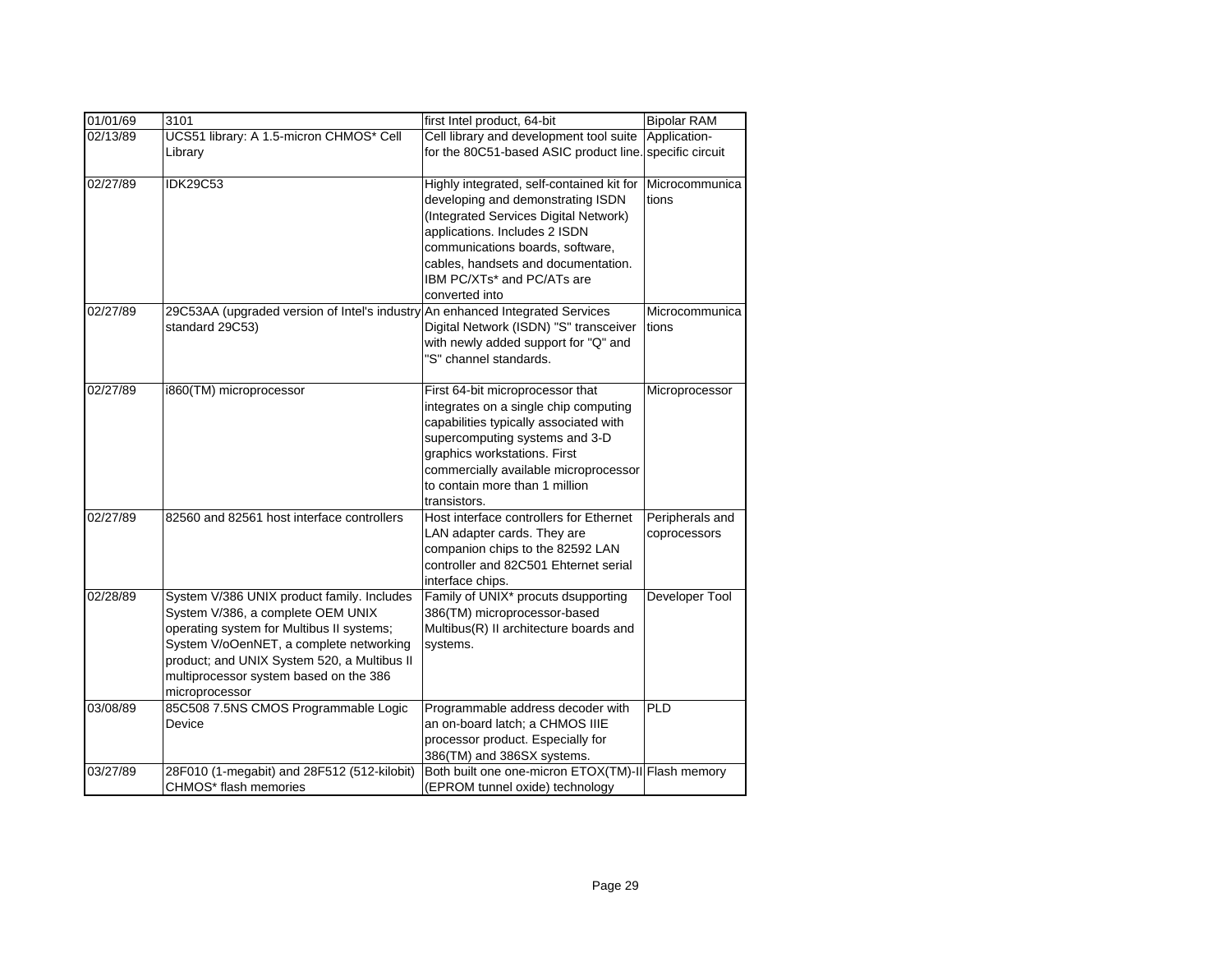| 01/01/69 | 3101 | first Intel product, 64-bit | Bipolar RAM |
|---|---|---|---|
| 02/13/89 | UCS51 library: A 1.5-micron CHMOS* Cell Library | Cell library and development tool suite for the 80C51-based ASIC product line. | Application-specific circuit |
| 02/27/89 | IDK29C53 | Highly integrated, self-contained kit for developing and demonstrating ISDN (Integrated Services Digital Network) applications. Includes 2 ISDN communications boards, software, cables, handsets and documentation. IBM PC/XTs* and PC/ATs are converted into | Microcommunications |
| 02/27/89 | 29C53AA (upgraded version of Intel's industry standard 29C53) | An enhanced Integrated Services Digital Network (ISDN) "S" transceiver with newly added support for "Q" and "S" channel standards. | Microcommunications |
| 02/27/89 | i860(TM) microprocessor | First 64-bit microprocessor that integrates on a single chip computing capabilities typically associated with supercomputing systems and 3-D graphics workstations. First commercially available microprocessor to contain more than 1 million transistors. | Microprocessor |
| 02/27/89 | 82560 and 82561 host interface controllers | Host interface controllers for Ethernet LAN adapter cards. They are companion chips to the 82592 LAN controller and 82C501 Ehternet serial interface chips. | Peripherals and coprocessors |
| 02/28/89 | System V/386 UNIX product family. Includes System V/386, a complete OEM UNIX operating system for Multibus II systems; System V/oOenNET, a complete networking product; and UNIX System 520, a Multibus II multiprocessor system based on the 386 microprocessor | Family of UNIX* procuts dsupporting 386(TM) microprocessor-based Multibus(R) II architecture boards and systems. | Developer Tool |
| 03/08/89 | 85C508 7.5NS CMOS Programmable Logic Device | Programmable address decoder with an on-board latch; a CHMOS IIIE processor product. Especially for 386(TM) and 386SX systems. | PLD |
| 03/27/89 | 28F010 (1-megabit) and 28F512 (512-kilobit) CHMOS* flash memories | Both built one one-micron ETOX(TM)-II (EPROM tunnel oxide) technology | Flash memory |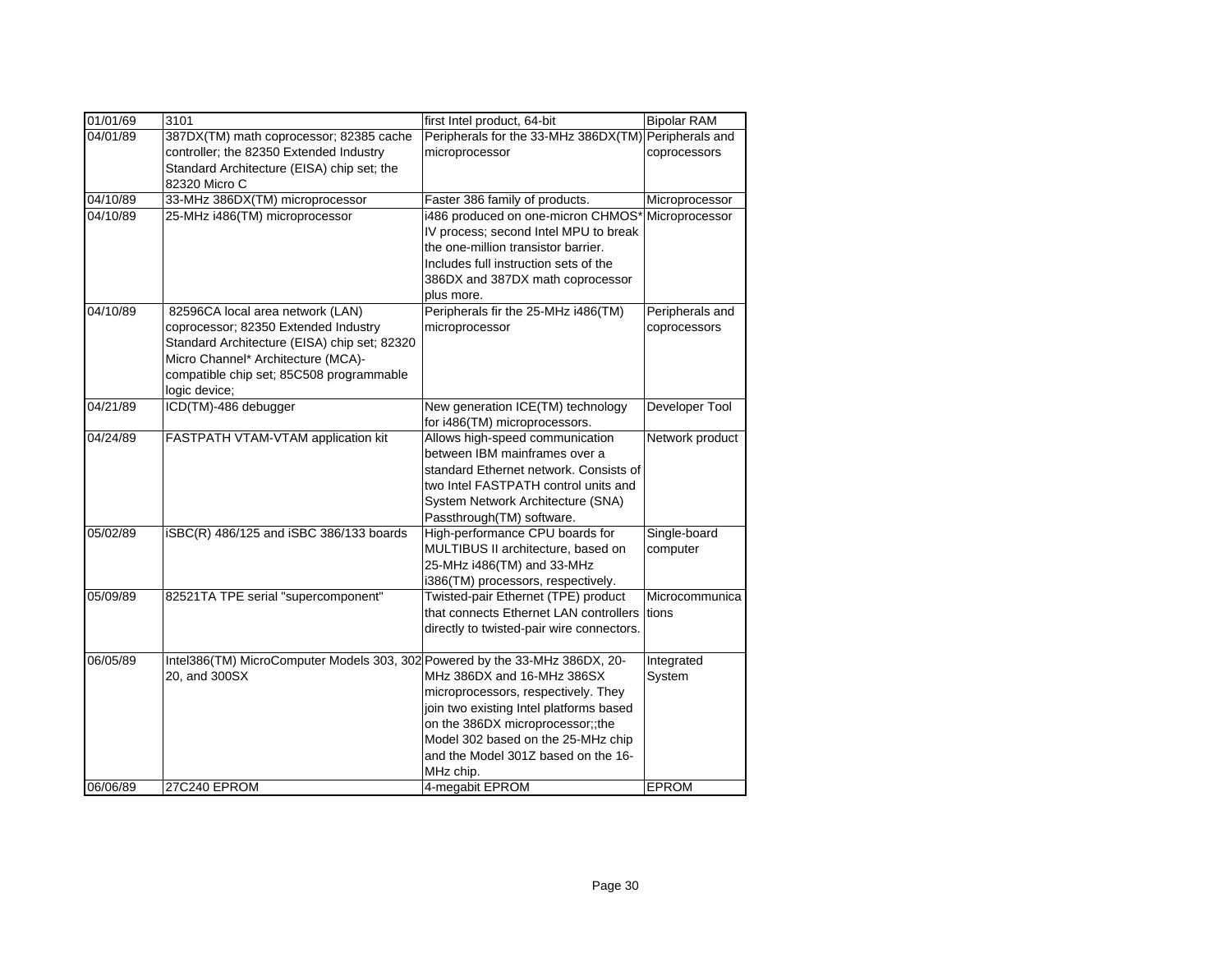| 01/01/69 | 3101 | first Intel product, 64-bit | Bipolar RAM |
|---|---|---|---|
| 04/01/89 | 387DX(TM) math coprocessor; 82385 cache controller; the 82350 Extended Industry Standard Architecture (EISA) chip set; the 82320 Micro C | Peripherals for the 33-MHz 386DX(TM) microprocessor | Peripherals and coprocessors |
| 04/10/89 | 33-MHz 386DX(TM) microprocessor | Faster 386 family of products. | Microprocessor |
| 04/10/89 | 25-MHz i486(TM) microprocessor | i486 produced on one-micron CHMOS* IV process; second Intel MPU to break the one-million transistor barrier. Includes full instruction sets of the 386DX and 387DX math coprocessor plus more. | Microprocessor |
| 04/10/89 | 82596CA local area network (LAN) coprocessor; 82350 Extended Industry Standard Architecture (EISA) chip set; 82320 Micro Channel* Architecture (MCA)-compatible chip set; 85C508 programmable logic device; | Peripherals fir the 25-MHz i486(TM) microprocessor | Peripherals and coprocessors |
| 04/21/89 | ICD(TM)-486 debugger | New generation ICE(TM) technology for i486(TM) microprocessors. | Developer Tool |
| 04/24/89 | FASTPATH VTAM-VTAM application kit | Allows high-speed communication between IBM mainframes over a standard Ethernet network. Consists of two Intel FASTPATH control units and System Network Architecture (SNA) Passthrough(TM) software. | Network product |
| 05/02/89 | iSBC(R) 486/125 and iSBC 386/133 boards | High-performance CPU boards for MULTIBUS II architecture, based on 25-MHz i486(TM) and 33-MHz i386(TM) processors, respectively. | Single-board computer |
| 05/09/89 | 82521TA TPE serial "supercomponent" | Twisted-pair Ethernet (TPE) product that connects Ethernet LAN controllers directly to twisted-pair wire connectors. | Microcommunications |
| 06/05/89 | Intel386(TM) MicroComputer Models 303, 302 20, and 300SX | Powered by the 33-MHz 386DX, 20-MHz 386DX and 16-MHz 386SX microprocessors, respectively. They join two existing Intel platforms based on the 386DX microprocessor;;the Model 302 based on the 25-MHz chip and the Model 301Z based on the 16-MHz chip. | Integrated System |
| 06/06/89 | 27C240 EPROM | 4-megabit EPROM | EPROM |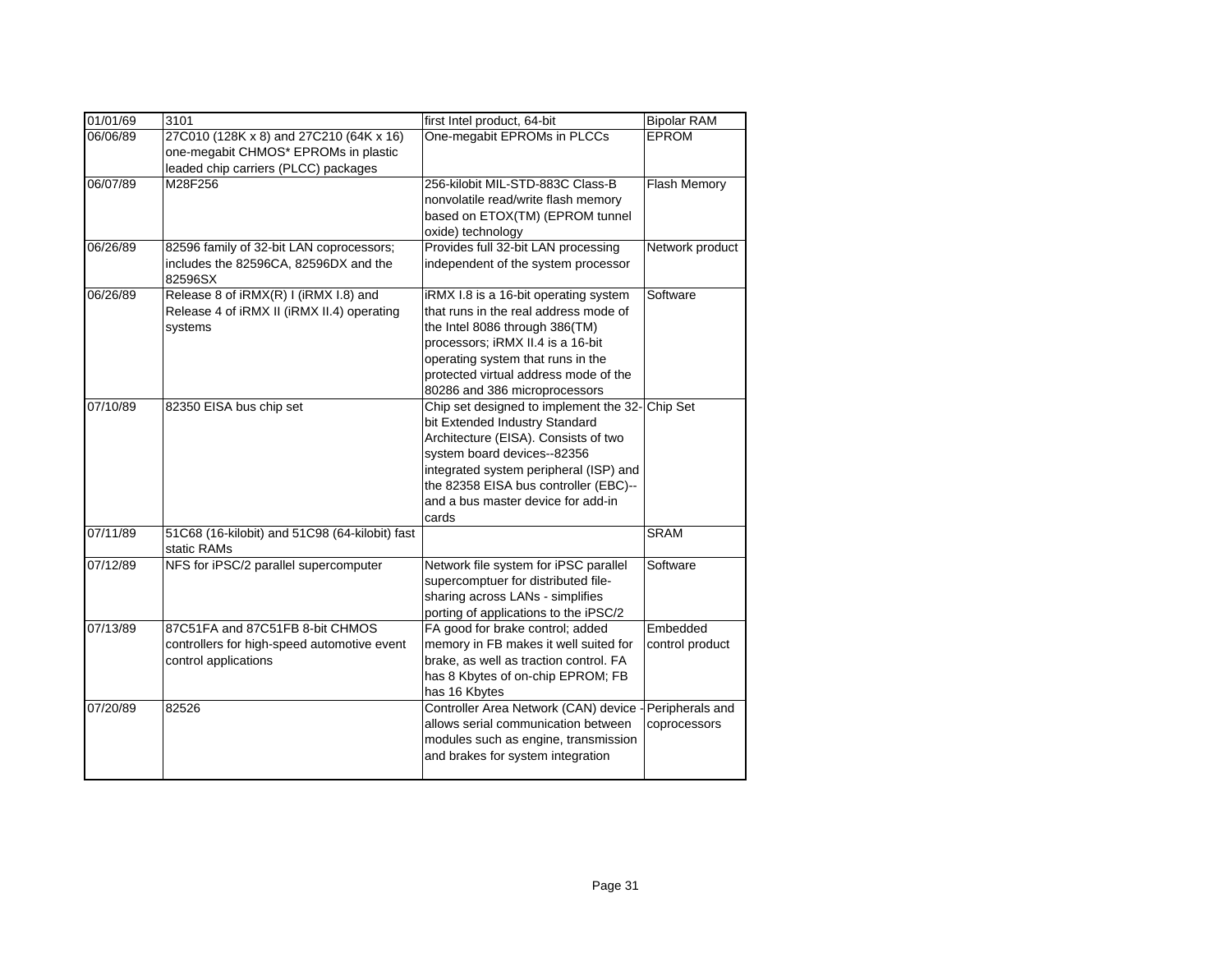| 01/01/69 | 3101 | first Intel product, 64-bit | Bipolar RAM |
|---|---|---|---|
| 06/06/89 | 27C010 (128K x 8) and 27C210 (64K x 16) one-megabit CHMOS* EPROMs in plastic leaded chip carriers (PLCC) packages | One-megabit EPROMs in PLCCs | EPROM |
| 06/07/89 | M28F256 | 256-kilobit MIL-STD-883C Class-B nonvolatile read/write flash memory based on ETOX(TM) (EPROM tunnel oxide) technology | Flash Memory |
| 06/26/89 | 82596 family of 32-bit LAN coprocessors; includes the 82596CA, 82596DX and the 82596SX | Provides full 32-bit LAN processing independent of the system processor | Network product |
| 06/26/89 | Release 8 of iRMX(R) I (iRMX I.8) and Release 4 of iRMX II (iRMX II.4) operating systems | iRMX I.8 is a 16-bit operating system that runs in the real address mode of the Intel 8086 through 386(TM) processors; iRMX II.4 is a 16-bit operating system that runs in the protected virtual address mode of the 80286 and 386 microprocessors | Software |
| 07/10/89 | 82350 EISA bus chip set | Chip set designed to implement the 32-bit Extended Industry Standard Architecture (EISA). Consists of two system board devices--82356 integrated system peripheral (ISP) and the 82358 EISA bus controller (EBC)--and a bus master device for add-in cards | Chip Set |
| 07/11/89 | 51C68 (16-kilobit) and 51C98 (64-kilobit) fast static RAMs | | SRAM |
| 07/12/89 | NFS for iPSC/2 parallel supercomputer | Network file system for iPSC parallel supercomptuer for distributed file-sharing across LANs - simplifies porting of applications to the iPSC/2 | Software |
| 07/13/89 | 87C51FA and 87C51FB 8-bit CHMOS controllers for high-speed automotive event control applications | FA good for brake control; added memory in FB makes it well suited for brake, as well as traction control. FA has 8 Kbytes of on-chip EPROM; FB has 16 Kbytes | Embedded control product |
| 07/20/89 | 82526 | Controller Area Network (CAN) device - allows serial communication between modules such as engine, transmission and brakes for system integration | Peripherals and coprocessors |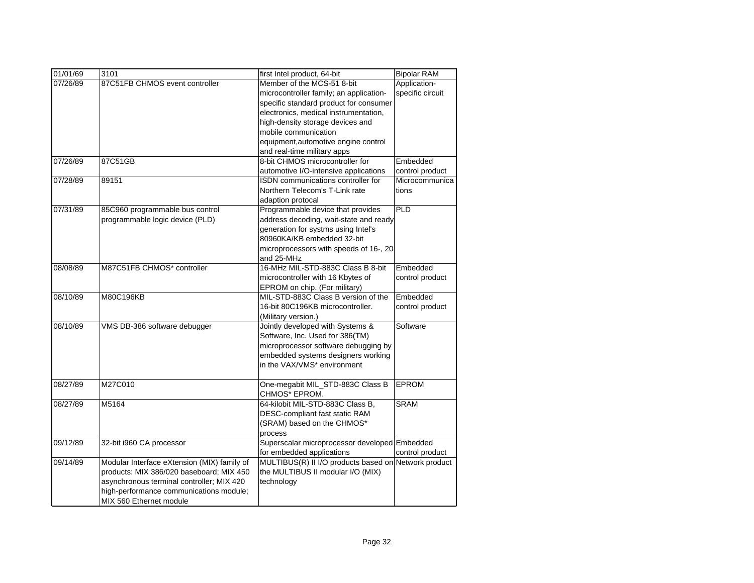| 01/01/69 | 3101 | first Intel product, 64-bit | Bipolar RAM |
|---|---|---|---|
| 07/26/89 | 87C51FB CHMOS event controller | Member of the MCS-51 8-bit microcontroller family; an application-specific standard product for consumer electronics, medical instrumentation, high-density storage devices and mobile communication equipment,automotive engine control and real-time military apps | Application-specific circuit |
| 07/26/89 | 87C51GB | 8-bit CHMOS microcontroller for automotive I/O-intensive applications | Embedded control product |
| 07/28/89 | 89151 | ISDN communications controller for Northern Telecom's T-Link rate adaption protocal | Microcommunications |
| 07/31/89 | 85C960 programmable bus control programmable logic device (PLD) | Programmable device that provides address decoding, wait-state and ready generation for systms using Intel's 80960KA/KB embedded 32-bit microprocessors with speeds of 16-, 20 and 25-MHz | PLD |
| 08/08/89 | M87C51FB CHMOS* controller | 16-MHz MIL-STD-883C Class B 8-bit microcontroller with 16 Kbytes of EPROM on chip. (For military) | Embedded control product |
| 08/10/89 | M80C196KB | MIL-STD-883C Class B version of the 16-bit 80C196KB microcontroller. (Military version.) | Embedded control product |
| 08/10/89 | VMS DB-386 software debugger | Jointly developed with Systems & Software, Inc. Used for 386(TM) microprocessor software debugging by embedded systems designers working in the VAX/VMS* environment | Software |
| 08/27/89 | M27C010 | One-megabit MIL_STD-883C Class B CHMOS* EPROM. | EPROM |
| 08/27/89 | M5164 | 64-kilobit MIL-STD-883C Class B, DESC-compliant fast static RAM (SRAM) based on the CHMOS* process | SRAM |
| 09/12/89 | 32-bit i960 CA processor | Superscalar microprocessor developed for embedded applications | Embedded control product |
| 09/14/89 | Modular Interface eXtension (MIX) family of products: MIX 386/020 baseboard; MIX 450 asynchronous terminal controller; MIX 420 high-performance communications module; MIX 560 Ethernet module | MULTIBUS(R) II I/O products based on the MULTIBUS II modular I/O (MIX) technology | Network product |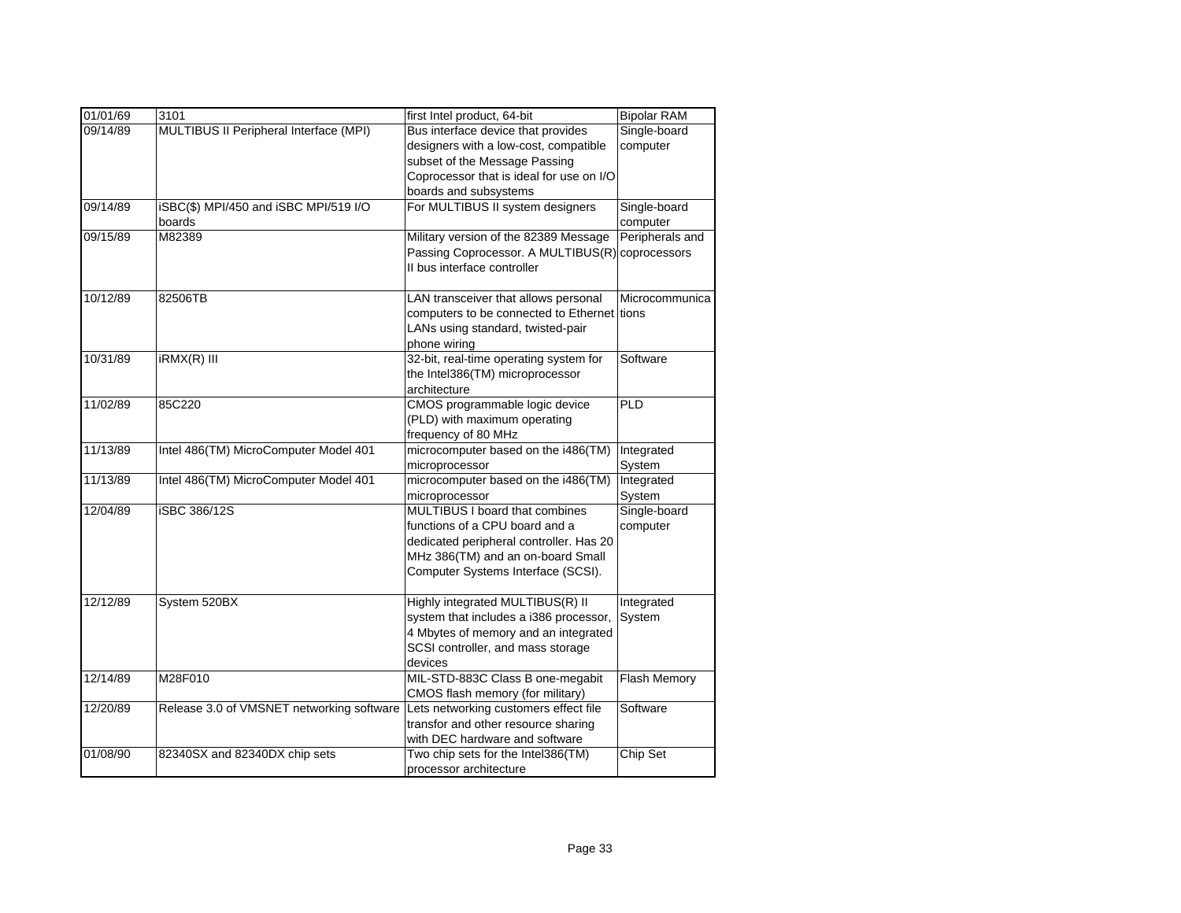| 01/01/69 | 3101 | first Intel product, 64-bit | Bipolar RAM |
|---|---|---|---|
| 09/14/89 | MULTIBUS II Peripheral Interface (MPI) | Bus interface device that provides designers with a low-cost, compatible subset of the Message Passing Coprocessor that is ideal for use on I/O boards and subsystems | Single-board computer |
| 09/14/89 | iSBC($) MPI/450 and iSBC MPI/519 I/O boards | For MULTIBUS II system designers | Single-board computer |
| 09/15/89 | M82389 | Military version of the 82389 Message Passing Coprocessor. A MULTIBUS(R) II bus interface controller | Peripherals and coprocessors |
| 10/12/89 | 82506TB | LAN transceiver that allows personal computers to be connected to Ethernet LANs using standard, twisted-pair phone wiring | Microcommunications |
| 10/31/89 | iRMX(R) III | 32-bit, real-time operating system for the Intel386(TM) microprocessor architecture | Software |
| 11/02/89 | 85C220 | CMOS programmable logic device (PLD) with maximum operating frequency of 80 MHz | PLD |
| 11/13/89 | Intel 486(TM) MicroComputer Model 401 | microcomputer based on the i486(TM) microprocessor | Integrated System |
| 11/13/89 | Intel 486(TM) MicroComputer Model 401 | microcomputer based on the i486(TM) microprocessor | Integrated System |
| 12/04/89 | iSBC 386/12S | MULTIBUS I board that combines functions of a CPU board and a dedicated peripheral controller. Has 20 MHz 386(TM) and an on-board Small Computer Systems Interface (SCSI). | Single-board computer |
| 12/12/89 | System 520BX | Highly integrated MULTIBUS(R) II system that includes a i386 processor, 4 Mbytes of memory and an integrated SCSI controller, and mass storage devices | Integrated System |
| 12/14/89 | M28F010 | MIL-STD-883C Class B one-megabit CMOS flash memory (for military) | Flash Memory |
| 12/20/89 | Release 3.0 of VMSNET networking software | Lets networking customers effect file transfor and other resource sharing with DEC hardware and software | Software |
| 01/08/90 | 82340SX and 82340DX chip sets | Two chip sets for the Intel386(TM) processor architecture | Chip Set |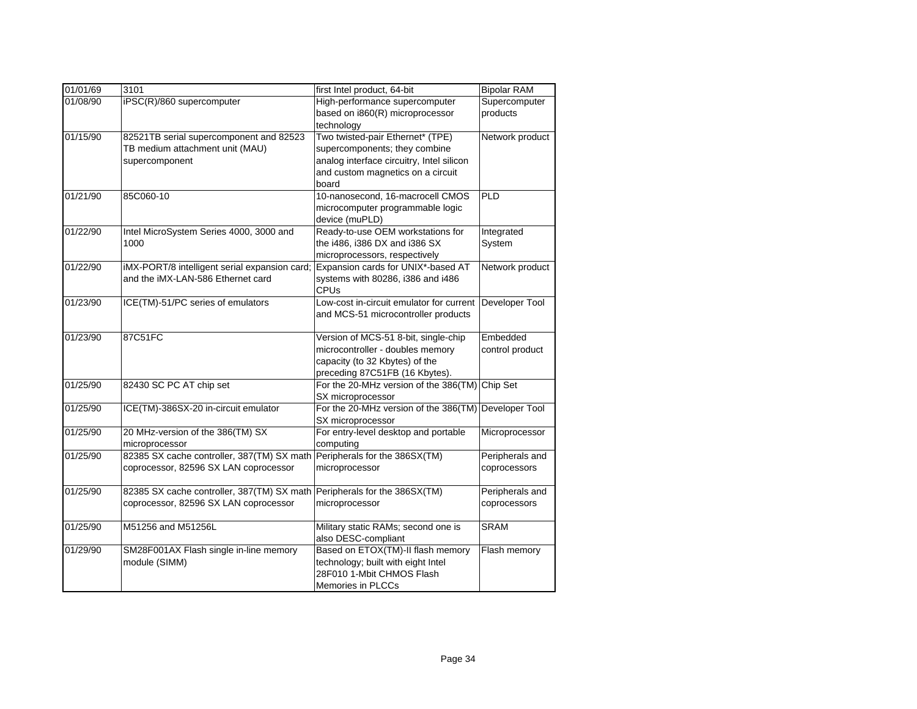| 01/01/69 | 3101 | first Intel product, 64-bit | Bipolar RAM |
| --- | --- | --- | --- |
| 01/08/90 | iPSC(R)/860 supercomputer | High-performance supercomputer based on i860(R) microprocessor technology | Supercomputer products |
| 01/15/90 | 82521TB serial supercomponent and 82523 TB medium attachment unit (MAU) supercomponent | Two twisted-pair Ethernet* (TPE) supercomponents; they combine analog interface circuitry, Intel silicon and custom magnetics on a circuit board | Network product |
| 01/21/90 | 85C060-10 | 10-nanosecond, 16-macrocell CMOS microcomputer programmable logic device (muPLD) | PLD |
| 01/22/90 | Intel MicroSystem Series 4000, 3000 and 1000 | Ready-to-use OEM workstations for the i486, i386 DX and i386 SX microprocessors, respectively | Integrated System |
| 01/22/90 | iMX-PORT/8 intelligent serial expansion card; and the iMX-LAN-586 Ethernet card | Expansion cards for UNIX*-based AT systems with 80286, i386 and i486 CPUs | Network product |
| 01/23/90 | ICE(TM)-51/PC series of emulators | Low-cost in-circuit emulator for current and MCS-51 microcontroller products | Developer Tool |
| 01/23/90 | 87C51FC | Version of MCS-51 8-bit, single-chip microcontroller - doubles memory capacity (to 32 Kbytes) of the preceding 87C51FB (16 Kbytes). | Embedded control product |
| 01/25/90 | 82430 SC PC AT chip set | For the 20-MHz version of the 386(TM) SX microprocessor | Chip Set |
| 01/25/90 | ICE(TM)-386SX-20 in-circuit emulator | For the 20-MHz version of the 386(TM) SX microprocessor | Developer Tool |
| 01/25/90 | 20 MHz-version of the 386(TM) SX microprocessor | For entry-level desktop and portable computing | Microprocessor |
| 01/25/90 | 82385 SX cache controller, 387(TM) SX math coprocessor, 82596 SX LAN coprocessor | Peripherals for the 386SX(TM) microprocessor | Peripherals and coprocessors |
| 01/25/90 | 82385 SX cache controller, 387(TM) SX math coprocessor, 82596 SX LAN coprocessor | Peripherals for the 386SX(TM) microprocessor | Peripherals and coprocessors |
| 01/25/90 | M51256 and M51256L | Military static RAMs; second one is also DESC-compliant | SRAM |
| 01/29/90 | SM28F001AX Flash single in-line memory module (SIMM) | Based on ETOX(TM)-II flash memory technology; built with eight Intel 28F010 1-Mbit CHMOS Flash Memories in PLCCs | Flash memory |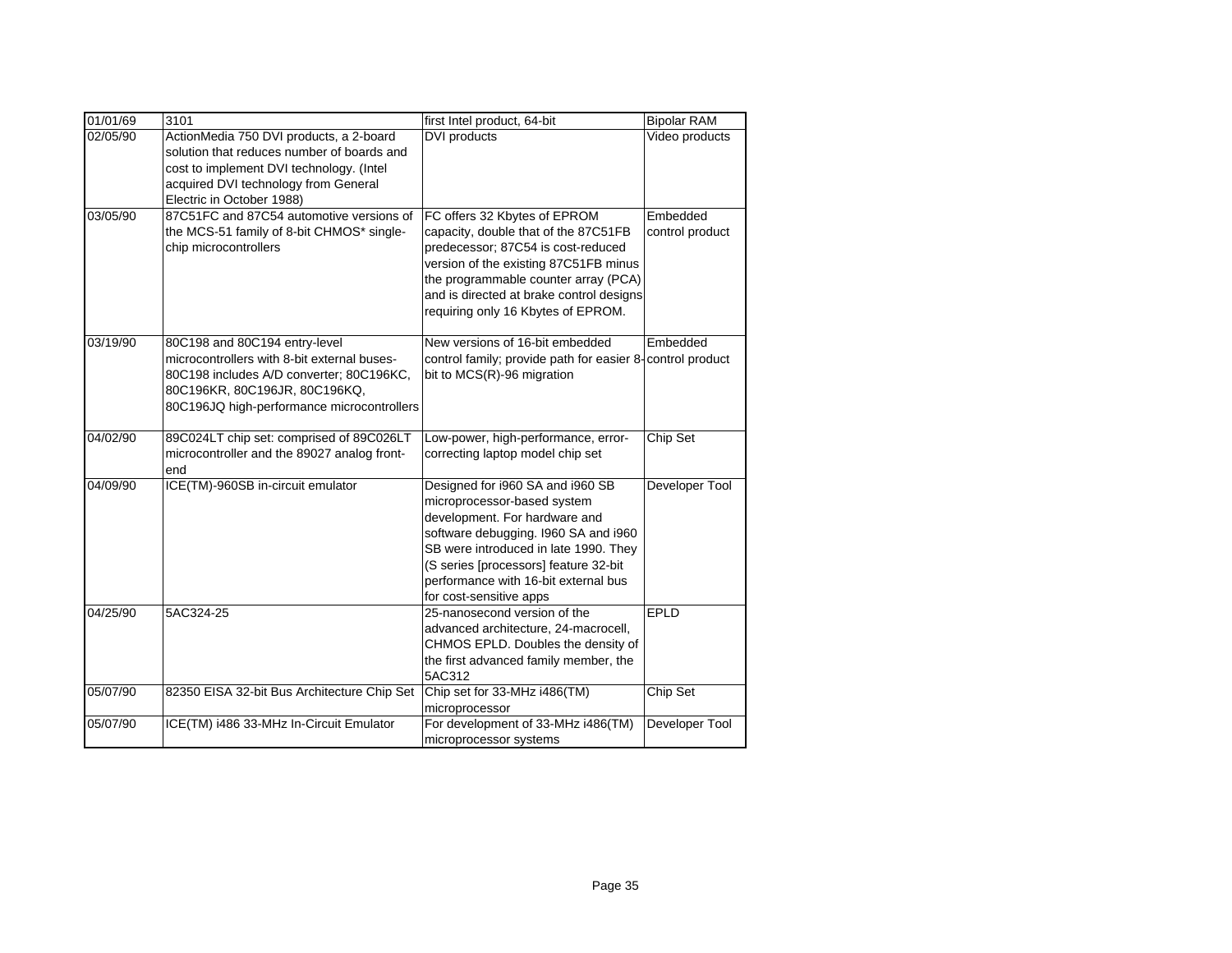| 01/01/69 | 3101 | first Intel product, 64-bit | Bipolar RAM |
|---|---|---|---|
| 02/05/90 | ActionMedia 750 DVI products, a 2-board solution that reduces number of boards and cost to implement DVI technology. (Intel acquired DVI technology from General Electric in October 1988) | DVI products | Video products |
| 03/05/90 | 87C51FC and 87C54 automotive versions of the MCS-51 family of 8-bit CHMOS* single-chip microcontrollers | FC offers 32 Kbytes of EPROM capacity, double that of the 87C51FB predecessor; 87C54 is cost-reduced version of the existing 87C51FB minus the programmable counter array (PCA) and is directed at brake control designs requiring only 16 Kbytes of EPROM. | Embedded control product |
| 03/19/90 | 80C198 and 80C194 entry-level microcontrollers with 8-bit external buses- 80C198 includes A/D converter; 80C196KC, 80C196KR, 80C196JR, 80C196KQ, 80C196JQ high-performance microcontrollers | New versions of 16-bit embedded control family; provide path for easier 8-bit to MCS(R)-96 migration | Embedded control product |
| 04/02/90 | 89C024LT chip set: comprised of 89C026LT microcontroller and the 89027 analog front-end | Low-power, high-performance, error-correcting laptop model chip set | Chip Set |
| 04/09/90 | ICE(TM)-960SB in-circuit emulator | Designed for i960 SA and i960 SB microprocessor-based system development. For hardware and software debugging. I960 SA and i960 SB were introduced in late 1990. They (S series [processors] feature 32-bit performance with 16-bit external bus for cost-sensitive apps | Developer Tool |
| 04/25/90 | 5AC324-25 | 25-nanosecond version of the advanced architecture, 24-macrocell, CHMOS EPLD. Doubles the density of the first advanced family member, the 5AC312 | EPLD |
| 05/07/90 | 82350 EISA 32-bit Bus Architecture Chip Set | Chip set for 33-MHz i486(TM) microprocessor | Chip Set |
| 05/07/90 | ICE(TM) i486 33-MHz In-Circuit Emulator | For development of 33-MHz i486(TM) microprocessor systems | Developer Tool |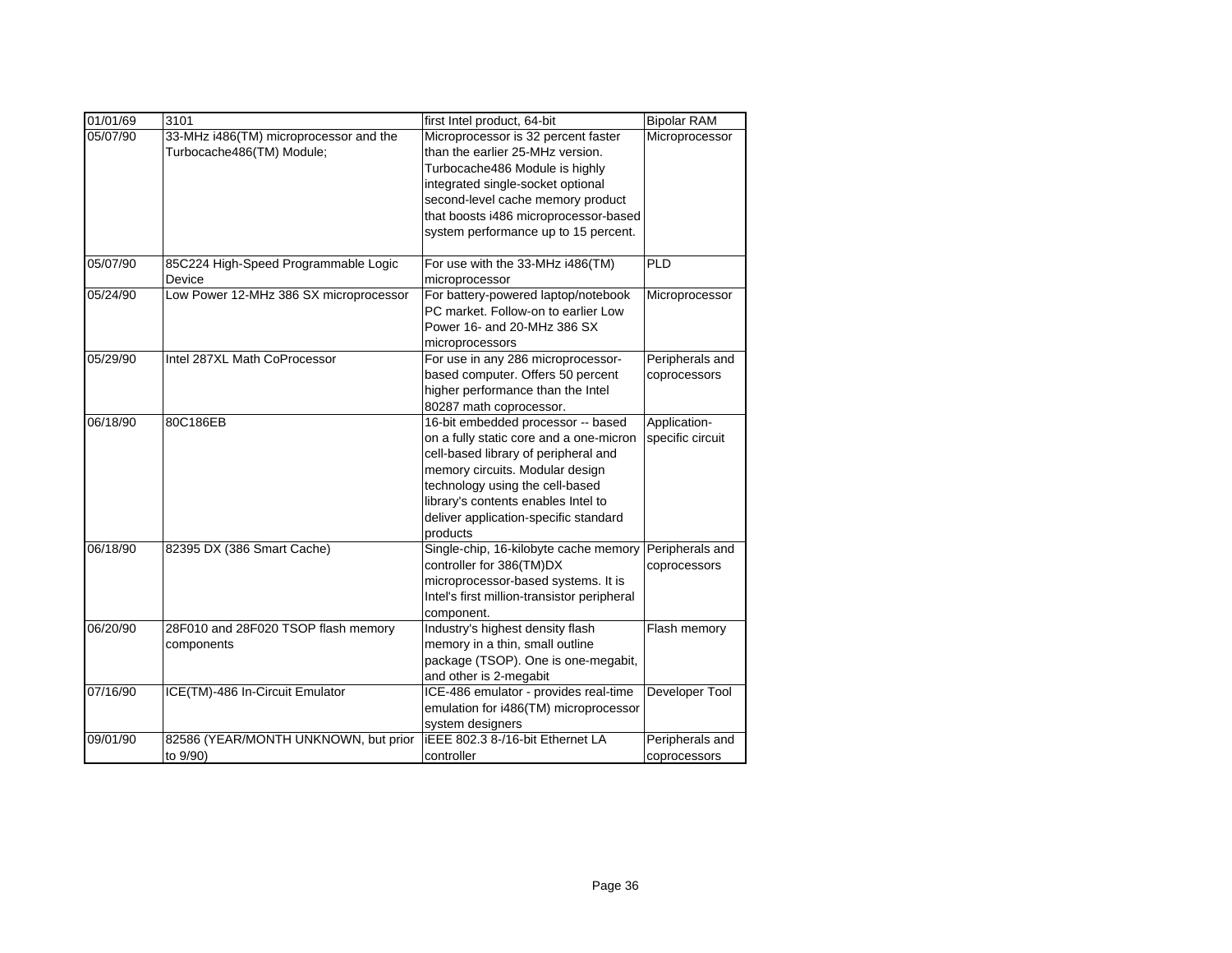| 01/01/69 | 3101 | first Intel product, 64-bit | Bipolar RAM |
| --- | --- | --- | --- |
| 05/07/90 | 33-MHz i486(TM) microprocessor and the Turbocache486(TM) Module; | Microprocessor is 32 percent faster than the earlier 25-MHz version. Turbocache486 Module is highly integrated single-socket optional second-level cache memory product that boosts i486 microprocessor-based system performance up to 15 percent. | Microprocessor |
| 05/07/90 | 85C224 High-Speed Programmable Logic Device | For use with the 33-MHz i486(TM) microprocessor | PLD |
| 05/24/90 | Low Power 12-MHz 386 SX microprocessor | For battery-powered laptop/notebook PC market. Follow-on to earlier Low Power 16- and 20-MHz 386 SX microprocessors | Microprocessor |
| 05/29/90 | Intel 287XL Math CoProcessor | For use in any 286 microprocessor-based computer. Offers 50 percent higher performance than the Intel 80287 math coprocessor. | Peripherals and coprocessors |
| 06/18/90 | 80C186EB | 16-bit embedded processor -- based on a fully static core and a one-micron cell-based library of peripheral and memory circuits. Modular design technology using the cell-based library's contents enables Intel to deliver application-specific standard products | Application-specific circuit |
| 06/18/90 | 82395 DX (386 Smart Cache) | Single-chip, 16-kilobyte cache memory controller for 386(TM)DX microprocessor-based systems. It is Intel's first million-transistor peripheral component. | Peripherals and coprocessors |
| 06/20/90 | 28F010 and 28F020 TSOP flash memory components | Industry's highest density flash memory in a thin, small outline package (TSOP). One is one-megabit, and other is 2-megabit | Flash memory |
| 07/16/90 | ICE(TM)-486 In-Circuit Emulator | ICE-486 emulator - provides real-time emulation for i486(TM) microprocessor system designers | Developer Tool |
| 09/01/90 | 82586 (YEAR/MONTH UNKNOWN, but prior to 9/90) | iEEE 802.3 8-/16-bit Ethernet LA controller | Peripherals and coprocessors |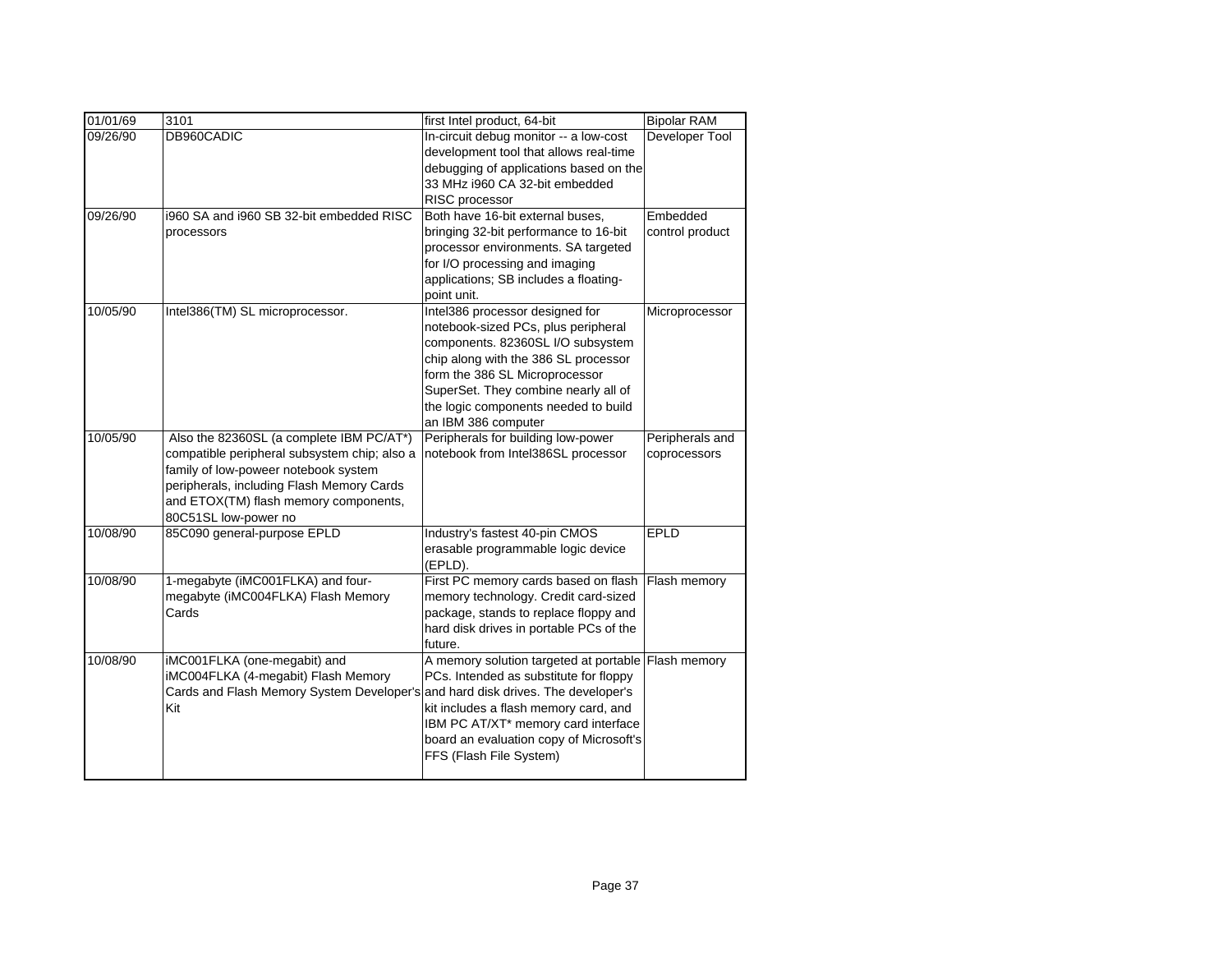| 01/01/69 | 3101 | first Intel product, 64-bit | Bipolar RAM |
|---|---|---|---|
| 09/26/90 | DB960CADIC | In-circuit debug monitor -- a low-cost development tool that allows real-time debugging of applications based on the 33 MHz i960 CA 32-bit embedded RISC processor | Developer Tool |
| 09/26/90 | i960 SA and i960 SB 32-bit embedded RISC processors | Both have 16-bit external buses, bringing 32-bit performance to 16-bit processor environments. SA targeted for I/O processing and imaging applications; SB includes a floating-point unit. | Embedded control product |
| 10/05/90 | Intel386(TM) SL microprocessor. | Intel386 processor designed for notebook-sized PCs, plus peripheral components. 82360SL I/O subsystem chip along with the 386 SL processor form the 386 SL Microprocessor SuperSet. They combine nearly all of the logic components needed to build an IBM 386 computer | Microprocessor |
| 10/05/90 | Also the 82360SL (a complete IBM PC/AT*) compatible peripheral subsystem chip; also a family of low-poweer notebook system peripherals, including Flash Memory Cards and ETOX(TM) flash memory components, 80C51SL low-power no | Peripherals for building low-power notebook from Intel386SL processor | Peripherals and coprocessors |
| 10/08/90 | 85C090 general-purpose EPLD | Industry's fastest 40-pin CMOS erasable programmable logic device (EPLD). | EPLD |
| 10/08/90 | 1-megabyte (iMC001FLKA) and four-megabyte (iMC004FLKA) Flash Memory Cards | First PC memory cards based on flash memory technology. Credit card-sized package, stands to replace floppy and hard disk drives in portable PCs of the future. | Flash memory |
| 10/08/90 | iMC001FLKA (one-megabit) and iMC004FLKA (4-megabit) Flash Memory Cards and Flash Memory System Developer's Kit | A memory solution targeted at portable PCs. Intended as substitute for floppy and hard disk drives. The developer's kit includes a flash memory card, and IBM PC AT/XT* memory card interface board an evaluation copy of Microsoft's FFS (Flash File System) | Flash memory |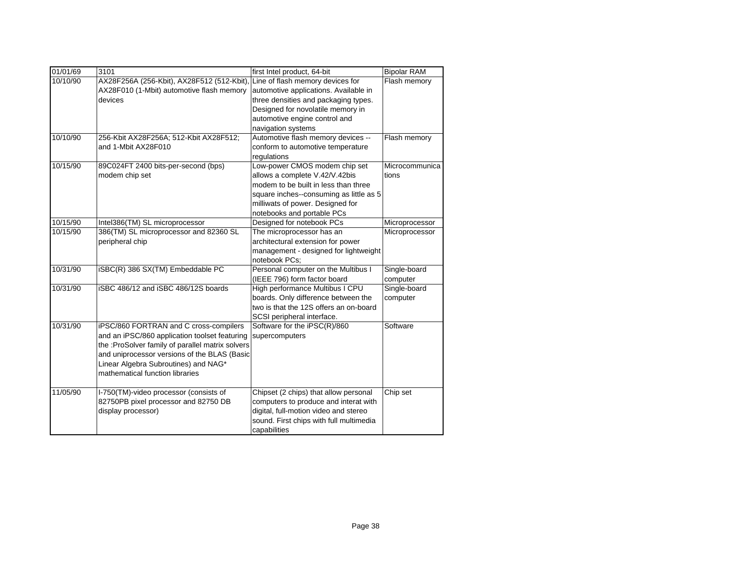| 01/01/69 | 3101 | first Intel product, 64-bit | Bipolar RAM |
|---|---|---|---|
| 10/10/90 | AX28F256A (256-Kbit), AX28F512 (512-Kbit), AX28F010 (1-Mbit) automotive flash memory devices | Line of flash memory devices for automotive applications. Available in three densities and packaging types. Designed for novolatile memory in automotive engine control and navigation systems | Flash memory |
| 10/10/90 | 256-Kbit AX28F256A; 512-Kbit AX28F512; and 1-Mbit AX28F010 | Automotive flash memory devices -- conform to automotive temperature regulations | Flash memory |
| 10/15/90 | 89C024FT 2400 bits-per-second (bps) modem chip set | Low-power CMOS modem chip set allows a complete V.42/V.42bis modem to be built in less than three square inches--consuming as little as 5 milliwats of power. Designed for notebooks and portable PCs | Microcommunications |
| 10/15/90 | Intel386(TM) SL microprocessor | Designed for notebook PCs | Microprocessor |
| 10/15/90 | 386(TM) SL microprocessor and 82360 SL peripheral chip | The microprocessor has an architectural extension for power management - designed for lightweight notebook PCs; | Microprocessor |
| 10/31/90 | iSBC(R) 386 SX(TM) Embeddable PC | Personal computer on the Multibus I (IEEE 796) form factor board | Single-board computer |
| 10/31/90 | iSBC 486/12 and iSBC 486/12S boards | High performance Multibus I CPU boards. Only difference between the two is that the 12S offers an on-board SCSI peripheral interface. | Single-board computer |
| 10/31/90 | iPSC/860 FORTRAN and C cross-compilers and an iPSC/860 application toolset featuring the :ProSolver family of parallel matrix solvers and uniprocessor versions of the BLAS (Basic Linear Algebra Subroutines) and NAG* mathematical function libraries | Software for the iPSC(R)/860 supercomputers | Software |
| 11/05/90 | I-750(TM)-video processor (consists of 82750PB pixel processor and 82750 DB display processor) | Chipset (2 chips) that allow personal computers to produce and interat with digital, full-motion video and stereo sound. First chips with full multimedia capabilities | Chip set |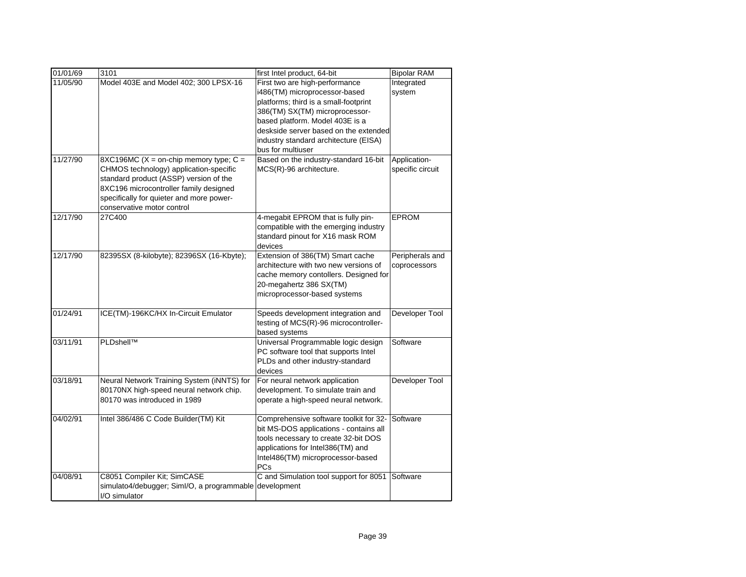| 01/01/69 | 3101 | first Intel product, 64-bit | Bipolar RAM |
|---|---|---|---|
| 11/05/90 | Model 403E and Model 402; 300 LPSX-16 | First two are high-performance i486(TM) microprocessor-based platforms; third is a small-footprint 386(TM) SX(TM) microprocessor-based platform. Model 403E is a deskside server based on the extended industry standard architecture (EISA) bus for multiuser | Integrated system |
| 11/27/90 | 8XC196MC (X = on-chip memory type; C = CHMOS technology) application-specific standard product (ASSP) version of the 8XC196 microcontroller family designed specifically for quieter and more power-conservative motor control | Based on the industry-standard 16-bit MCS(R)-96 architecture. | Application-specific circuit |
| 12/17/90 | 27C400 | 4-megabit EPROM that is fully pin-compatible with the emerging industry standard pinout for X16 mask ROM devices | EPROM |
| 12/17/90 | 82395SX (8-kilobyte); 82396SX (16-Kbyte); | Extension of 386(TM) Smart cache architecture with two new versions of cache memory contollers. Designed for 20-megahertz 386 SX(TM) microprocessor-based systems | Peripherals and coprocessors |
| 01/24/91 | ICE(TM)-196KC/HX In-Circuit Emulator | Speeds development integration and testing of MCS(R)-96 microcontroller-based systems | Developer Tool |
| 03/11/91 | PLDshell™ | Universal Programmable logic design PC software tool that supports Intel PLDs and other industry-standard devices | Software |
| 03/18/91 | Neural Network Training System (iNNTS) for 80170NX high-speed neural network chip. 80170 was introduced in 1989 | For neural network application development. To simulate train and operate a high-speed neural network. | Developer Tool |
| 04/02/91 | Intel 386/486 C Code Builder(TM) Kit | Comprehensive software toolkit for 32-bit MS-DOS applications - contains all tools necessary to create 32-bit DOS applications for Intel386(TM) and Intel486(TM) microprocessor-based PCs | Software |
| 04/08/91 | C8051 Compiler Kit; SimCASE simulato4/debugger; SimI/O, a programmable I/O simulator | C and Simulation tool support for 8051 development | Software |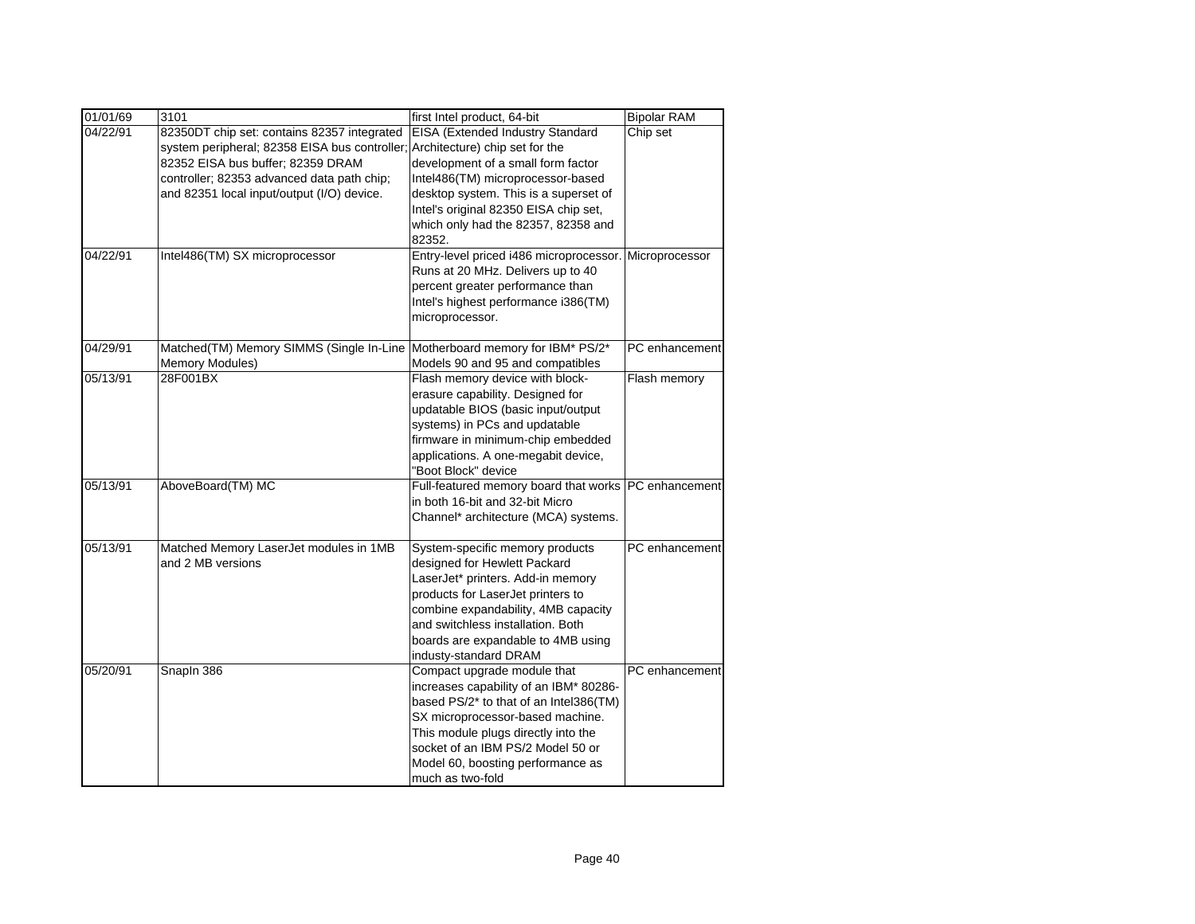| 01/01/69 | 3101 | first Intel product, 64-bit | Bipolar RAM |
|---|---|---|---|
| 04/22/91 | 82350DT chip set: contains 82357 integrated system peripheral; 82358 EISA bus controller; 82352 EISA bus buffer; 82359 DRAM controller; 82353 advanced data path chip; and 82351 local input/output (I/O) device. | EISA (Extended Industry Standard Architecture) chip set for the development of a small form factor Intel486(TM) microprocessor-based desktop system. This is a superset of Intel's original 82350 EISA chip set, which only had the 82357, 82358 and 82352. | Chip set |
| 04/22/91 | Intel486(TM) SX microprocessor | Entry-level priced i486 microprocessor. Runs at 20 MHz. Delivers up to 40 percent greater performance than Intel's highest performance i386(TM) microprocessor. | Microprocessor |
| 04/29/91 | Matched(TM) Memory SIMMS (Single In-Line Memory Modules) | Motherboard memory for IBM* PS/2* Models 90 and 95 and compatibles | PC enhancement |
| 05/13/91 | 28F001BX | Flash memory device with block-erasure capability. Designed for updatable BIOS (basic input/output systems) in PCs and updatable firmware in minimum-chip embedded applications. A one-megabit device, "Boot Block" device | Flash memory |
| 05/13/91 | AboveBoard(TM) MC | Full-featured memory board that works in both 16-bit and 32-bit Micro Channel* architecture (MCA) systems. | PC enhancement |
| 05/13/91 | Matched Memory LaserJet modules in 1MB and 2 MB versions | System-specific memory products designed for Hewlett Packard LaserJet* printers. Add-in memory products for LaserJet printers to combine expandability, 4MB capacity and switchless installation. Both boards are expandable to 4MB using industy-standard DRAM | PC enhancement |
| 05/20/91 | SnapIn 386 | Compact upgrade module that increases capability of an IBM* 80286-based PS/2* to that of an Intel386(TM) SX microprocessor-based machine. This module plugs directly into the socket of an IBM PS/2 Model 50 or Model 60, boosting performance as much as two-fold | PC enhancement |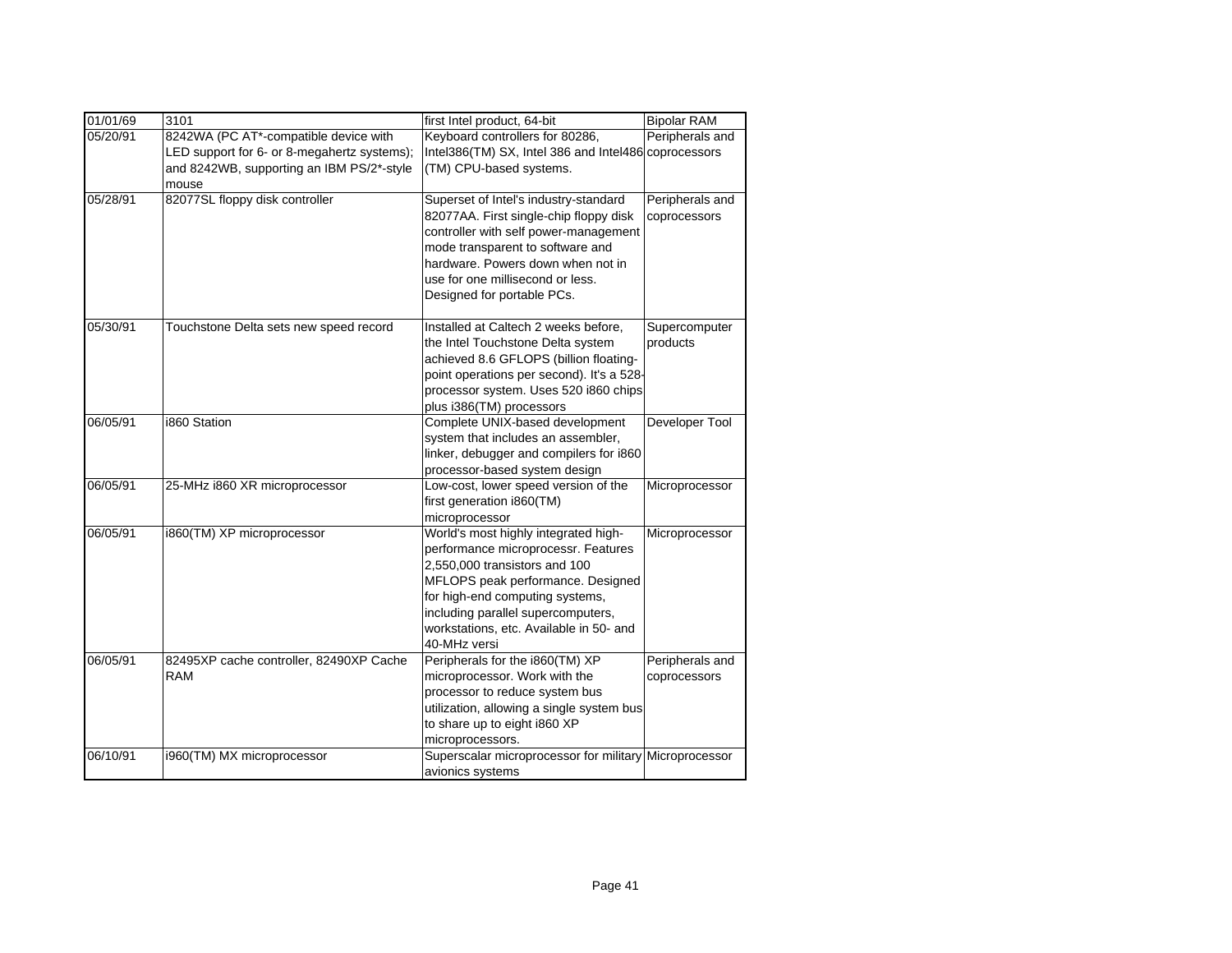| 01/01/69 | 3101 | first Intel product, 64-bit | Bipolar RAM |
|---|---|---|---|
| 05/20/91 | 8242WA (PC AT*-compatible device with LED support for 6- or 8-megahertz systems); and 8242WB, supporting an IBM PS/2*-style mouse | Keyboard controllers for 80286, Intel386(TM) SX, Intel 386 and Intel486 (TM) CPU-based systems. | Peripherals and coprocessors |
| 05/28/91 | 82077SL floppy disk controller | Superset of Intel's industry-standard 82077AA. First single-chip floppy disk controller with self power-management mode transparent to software and hardware. Powers down when not in use for one millisecond or less. Designed for portable PCs. | Peripherals and coprocessors |
| 05/30/91 | Touchstone Delta sets new speed record | Installed at Caltech 2 weeks before, the Intel Touchstone Delta system achieved 8.6 GFLOPS (billion floating-point operations per second). It's a 528-processor system. Uses 520 i860 chips plus i386(TM) processors | Supercomputer products |
| 06/05/91 | i860 Station | Complete UNIX-based development system that includes an assembler, linker, debugger and compilers for i860 processor-based system design | Developer Tool |
| 06/05/91 | 25-MHz i860 XR microprocessor | Low-cost, lower speed version of the first generation i860(TM) microprocessor | Microprocessor |
| 06/05/91 | i860(TM) XP microprocessor | World's most highly integrated high-performance microprocessr. Features 2,550,000 transistors and 100 MFLOPS peak performance. Designed for high-end computing systems, including parallel supercomputers, workstations, etc. Available in 50- and 40-MHz versi | Microprocessor |
| 06/05/91 | 82495XP cache controller, 82490XP Cache RAM | Peripherals for the i860(TM) XP microprocessor. Work with the processor to reduce system bus utilization, allowing a single system bus to share up to eight i860 XP microprocessors. | Peripherals and coprocessors |
| 06/10/91 | i960(TM) MX microprocessor | Superscalar microprocessor for military avionics systems | Microprocessor |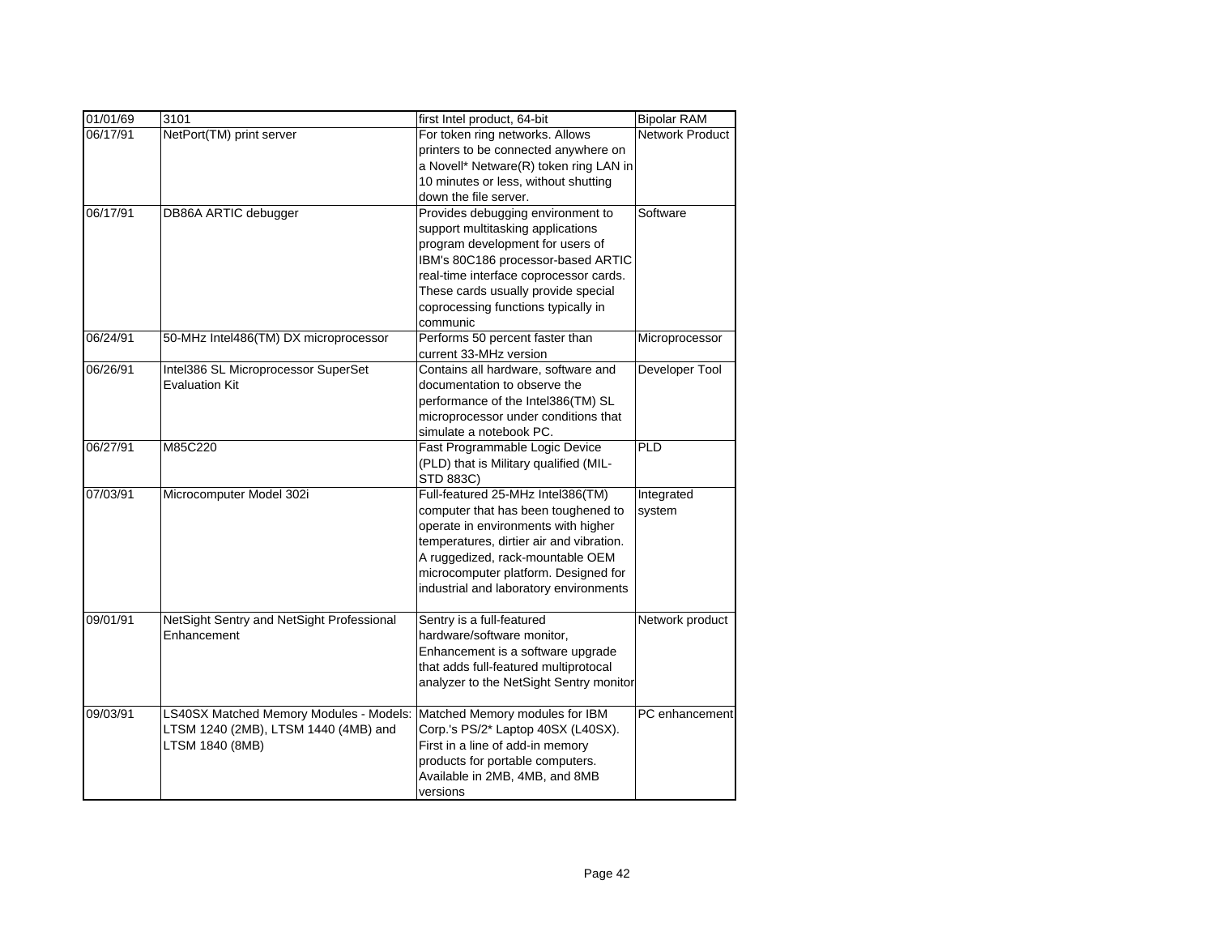| 01/01/69 | 3101 | first Intel product, 64-bit | Bipolar RAM |
|---|---|---|---|
| 06/17/91 | NetPort(TM) print server | For token ring networks. Allows printers to be connected anywhere on a Novell* Netware(R) token ring LAN in 10 minutes or less, without shutting down the file server. | Network Product |
| 06/17/91 | DB86A ARTIC debugger | Provides debugging environment to support multitasking applications program development for users of IBM's 80C186 processor-based ARTIC real-time interface coprocessor cards. These cards usually provide special coprocessing functions typically in communic | Software |
| 06/24/91 | 50-MHz Intel486(TM) DX microprocessor | Performs 50 percent faster than current 33-MHz version | Microprocessor |
| 06/26/91 | Intel386 SL Microprocessor SuperSet Evaluation Kit | Contains all hardware, software and documentation to observe the performance of the Intel386(TM) SL microprocessor under conditions that simulate a notebook PC. | Developer Tool |
| 06/27/91 | M85C220 | Fast Programmable Logic Device (PLD) that is Military qualified (MIL-STD 883C) | PLD |
| 07/03/91 | Microcomputer Model 302i | Full-featured 25-MHz Intel386(TM) computer that has been toughened to operate in environments with higher temperatures, dirtier air and vibration. A ruggedized, rack-mountable OEM microcomputer platform. Designed for industrial and laboratory environments | Integrated system |
| 09/01/91 | NetSight Sentry and NetSight Professional Enhancement | Sentry is a full-featured hardware/software monitor, Enhancement is a software upgrade that adds full-featured multiprotocal analyzer to the NetSight Sentry monitor | Network product |
| 09/03/91 | LS40SX Matched Memory Modules - Models: LTSM 1240 (2MB), LTSM 1440 (4MB) and LTSM 1840 (8MB) | Matched Memory modules for IBM Corp.'s PS/2* Laptop 40SX (L40SX). First in a line of add-in memory products for portable computers. Available in 2MB, 4MB, and 8MB versions | PC enhancement |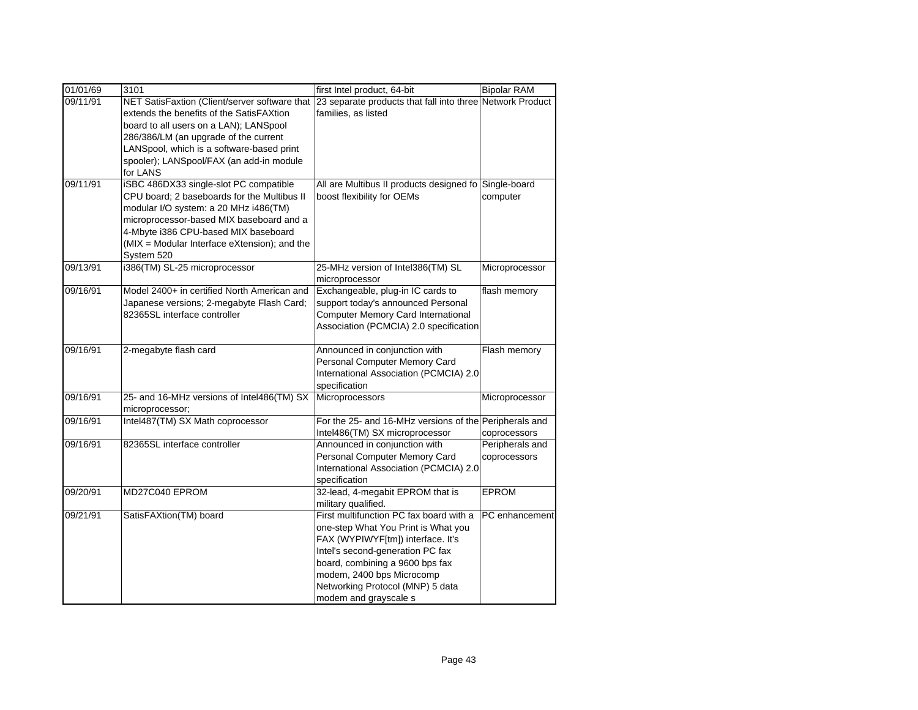| 01/01/69 | 3101 | first Intel product, 64-bit | Bipolar RAM |
|---|---|---|---|
| 09/11/91 | NET SatisFaxtion (Client/server software that extends the benefits of the SatisFAXtion board to all users on a LAN); LANSpool 286/386/LM (an upgrade of the current LANSpool, which is a software-based print spooler); LANSpool/FAX (an add-in module for LANS | 23 separate products that fall into three families, as listed | Network Product |
| 09/11/91 | iSBC 486DX33 single-slot PC compatible CPU board; 2 baseboards for the Multibus II modular I/O system: a 20 MHz i486(TM) microprocessor-based MIX baseboard and a 4-Mbyte i386 CPU-based MIX baseboard (MIX = Modular Interface eXtension); and the System 520 | All are Multibus II products designed fo boost flexibility for OEMs | Single-board computer |
| 09/13/91 | i386(TM) SL-25 microprocessor | 25-MHz version of Intel386(TM) SL microprocessor | Microprocessor |
| 09/16/91 | Model 2400+ in certified North American and Japanese versions; 2-megabyte Flash Card; 82365SL interface controller | Exchangeable, plug-in IC cards to support today's announced Personal Computer Memory Card International Association (PCMCIA) 2.0 specification | flash memory |
| 09/16/91 | 2-megabyte flash card | Announced in conjunction with Personal Computer Memory Card International Association (PCMCIA) 2.0 specification | Flash memory |
| 09/16/91 | 25- and 16-MHz versions of Intel486(TM) SX microprocessor; | Microprocessors | Microprocessor |
| 09/16/91 | Intel487(TM) SX Math coprocessor | For the 25- and 16-MHz versions of the Intel486(TM) SX microprocessor | Peripherals and coprocessors |
| 09/16/91 | 82365SL interface controller | Announced in conjunction with Personal Computer Memory Card International Association (PCMCIA) 2.0 specification | Peripherals and coprocessors |
| 09/20/91 | MD27C040 EPROM | 32-lead, 4-megabit EPROM that is military qualified. | EPROM |
| 09/21/91 | SatisFAXtion(TM) board | First multifunction PC fax board with a one-step What You Print is What you FAX (WYPIWYF[tm]) interface. It's Intel's second-generation PC fax board, combining a 9600 bps fax modem, 2400 bps Microcomp Networking Protocol (MNP) 5 data modem and grayscale s | PC enhancement |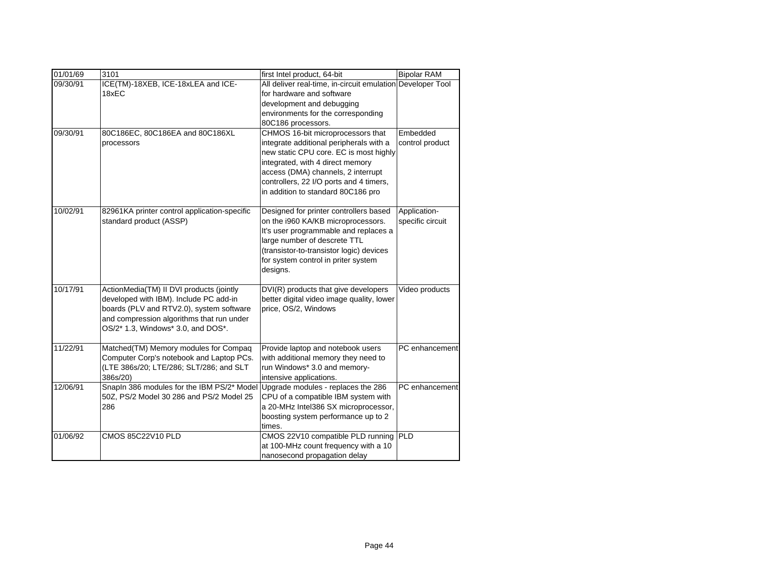| 01/01/69 | 3101 | first Intel product, 64-bit | Bipolar RAM |
|---|---|---|---|
| 09/30/91 | ICE(TM)-18XEB, ICE-18xLEA and ICE-18xEC | All deliver real-time, in-circuit emulation for hardware and software development and debugging environments for the corresponding 80C186 processors. | Developer Tool |
| 09/30/91 | 80C186EC, 80C186EA and 80C186XL processors | CHMOS 16-bit microprocessors that integrate additional peripherals with a new static CPU core. EC is most highly integrated, with 4 direct memory access (DMA) channels, 2 interrupt controllers, 22 I/O ports and 4 timers, in addition to standard 80C186 pro | Embedded control product |
| 10/02/91 | 82961KA printer control application-specific standard product (ASSP) | Designed for printer controllers based on the i960 KA/KB microprocessors. It's user programmable and replaces a large number of descrete TTL (transistor-to-transistor logic) devices for system control in priter system designs. | Application-specific circuit |
| 10/17/91 | ActionMedia(TM) II DVI products (jointly developed with IBM). Include PC add-in boards (PLV and RTV2.0), system software and compression algorithms that run under OS/2* 1.3, Windows* 3.0, and DOS*. | DVI(R) products that give developers better digital video image quality, lower price, OS/2, Windows | Video products |
| 11/22/91 | Matched(TM) Memory modules for Compaq Computer Corp's notebook and Laptop PCs. (LTE 386s/20; LTE/286; SLT/286; and SLT 386s/20) | Provide laptop and notebook users with additional memory they need to run Windows* 3.0 and memory-intensive applications. | PC enhancement |
| 12/06/91 | SnapIn 386 modules for the IBM PS/2* Model 50Z, PS/2 Model 30 286 and PS/2 Model 25 286 | Upgrade modules - replaces the 286 CPU of a compatible IBM system with a 20-MHz Intel386 SX microprocessor, boosting system performance up to 2 times. | PC enhancement |
| 01/06/92 | CMOS 85C22V10 PLD | CMOS 22V10 compatible PLD running at 100-MHz count frequency with a 10 nanosecond propagation delay | PLD |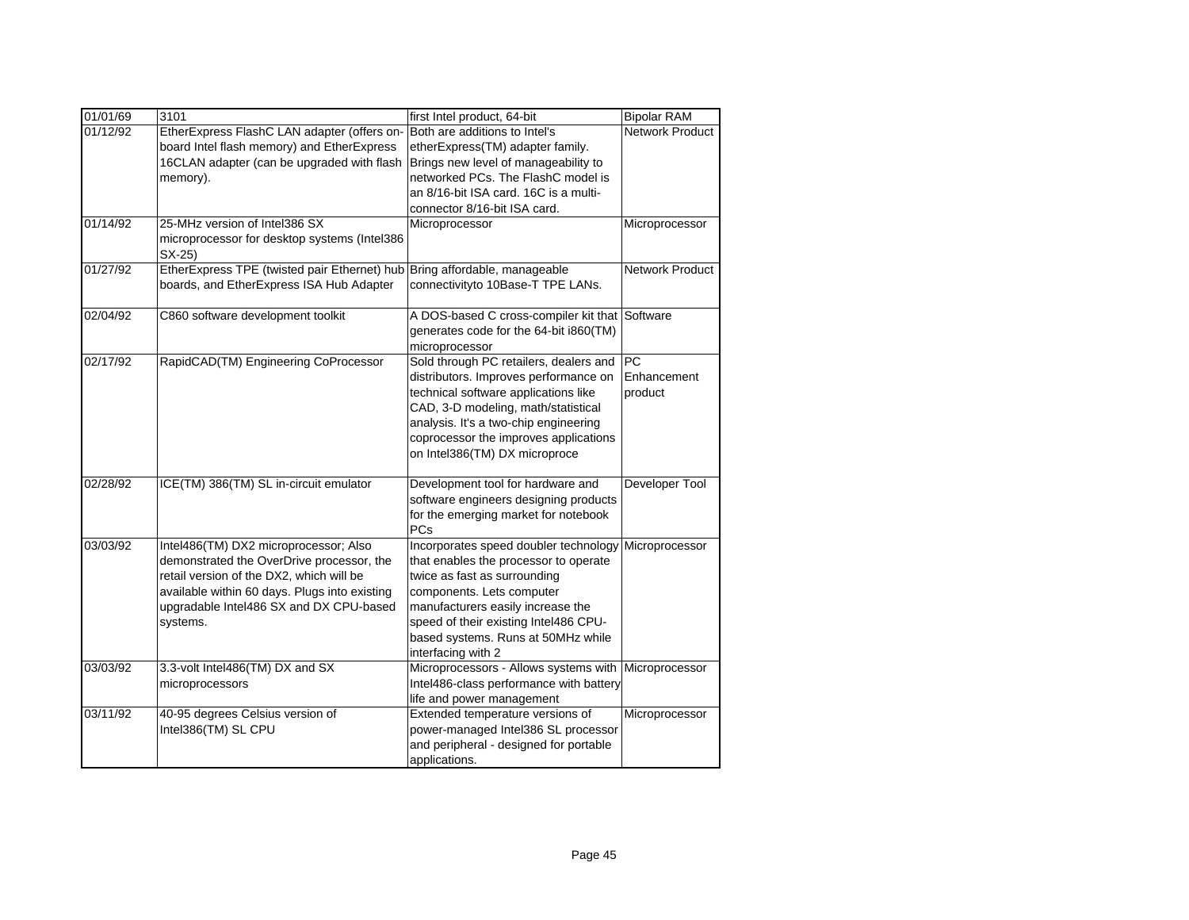| 01/01/69 | 3101 | first Intel product, 64-bit | Bipolar RAM |
|---|---|---|---|
| 01/12/92 | EtherExpress FlashC LAN adapter (offers on-board Intel flash memory) and EtherExpress 16CLAN adapter (can be upgraded with flash memory). | Both are additions to Intel's etherExpress(TM) adapter family. Brings new level of manageability to networked PCs. The FlashC model is an 8/16-bit ISA card. 16C is a multi-connector 8/16-bit ISA card. | Network Product |
| 01/14/92 | 25-MHz version of Intel386 SX microprocessor for desktop systems (Intel386 SX-25) | Microprocessor | Microprocessor |
| 01/27/92 | EtherExpress TPE (twisted pair Ethernet) hub boards, and EtherExpress ISA Hub Adapter | Bring affordable, manageable connectivityto 10Base-T TPE LANs. | Network Product |
| 02/04/92 | C860 software development toolkit | A DOS-based C cross-compiler kit that generates code for the 64-bit i860(TM) microprocessor | Software |
| 02/17/92 | RapidCAD(TM) Engineering CoProcessor | Sold through PC retailers, dealers and distributors. Improves performance on technical software applications like CAD, 3-D modeling, math/statistical analysis. It's a two-chip engineering coprocessor the improves applications on Intel386(TM) DX microproce | PC Enhancement product |
| 02/28/92 | ICE(TM) 386(TM) SL in-circuit emulator | Development tool for hardware and software engineers designing products for the emerging market for notebook PCs | Developer Tool |
| 03/03/92 | Intel486(TM) DX2 microprocessor; Also demonstrated the OverDrive processor, the retail version of the DX2, which will be available within 60 days. Plugs into existing upgradable Intel486 SX and DX CPU-based systems. | Incorporates speed doubler technology that enables the processor to operate twice as fast as surrounding components. Lets computer manufacturers easily increase the speed of their existing Intel486 CPU-based systems. Runs at 50MHz while interfacing with 2 | Microprocessor |
| 03/03/92 | 3.3-volt Intel486(TM) DX and SX microprocessors | Microprocessors - Allows systems with Intel486-class performance with battery life and power management | Microprocessor |
| 03/11/92 | 40-95 degrees Celsius version of Intel386(TM) SL CPU | Extended temperature versions of power-managed Intel386 SL processor and peripheral - designed for portable applications. | Microprocessor |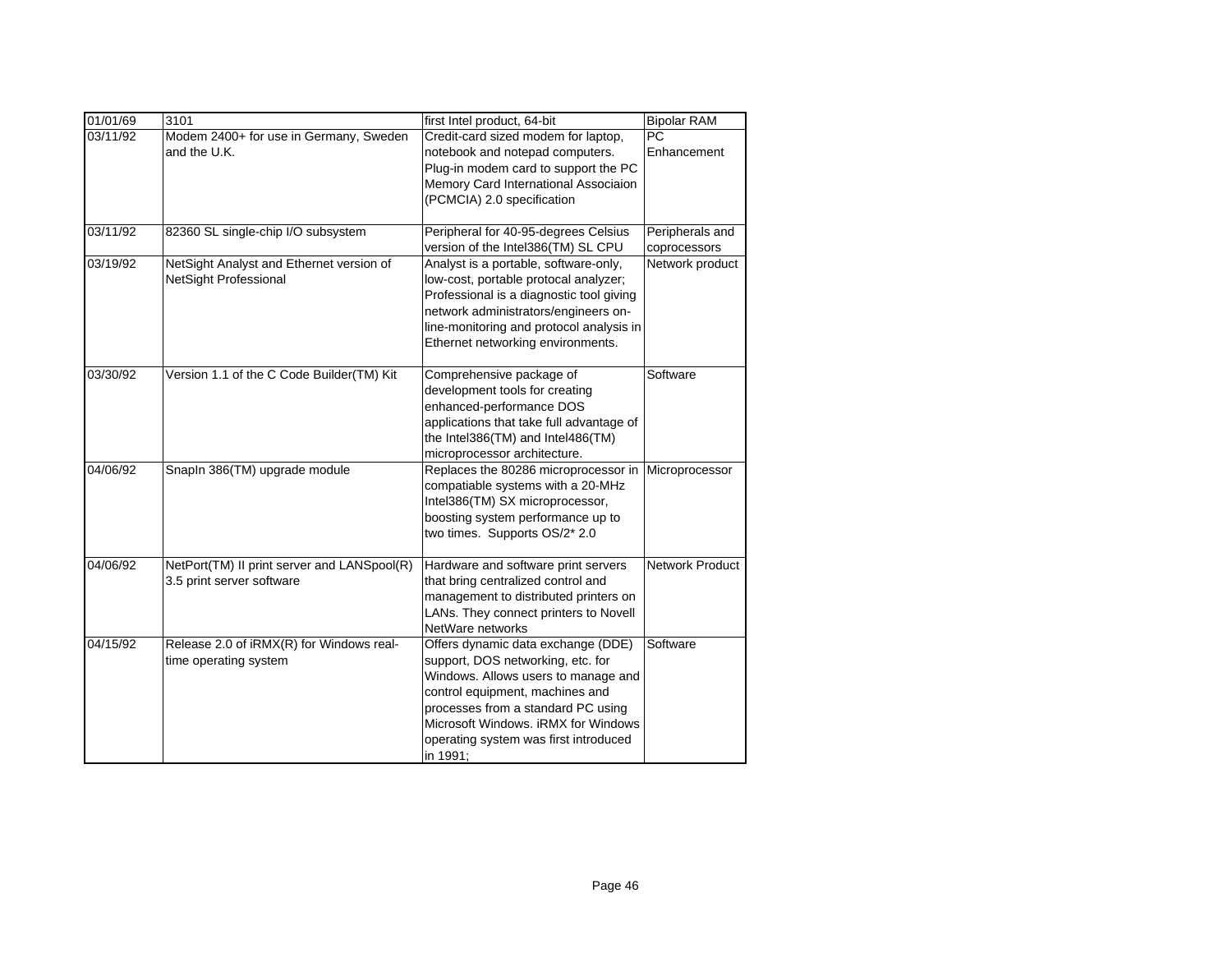| 01/01/69 | 3101 | first Intel product, 64-bit | Bipolar RAM |
|---|---|---|---|
| 03/11/92 | Modem 2400+ for use in Germany, Sweden and the U.K. | Credit-card sized modem for laptop, notebook and notepad computers. Plug-in modem card to support the PC Memory Card International Associaion (PCMCIA) 2.0 specification | PC Enhancement |
| 03/11/92 | 82360 SL single-chip I/O subsystem | Peripheral for 40-95-degrees Celsius version of the Intel386(TM) SL CPU | Peripherals and coprocessors |
| 03/19/92 | NetSight Analyst and Ethernet version of NetSight Professional | Analyst is a portable, software-only, low-cost, portable protocal analyzer; Professional is a diagnostic tool giving network administrators/engineers on-line-monitoring and protocol analysis in Ethernet networking environments. | Network product |
| 03/30/92 | Version 1.1 of the C Code Builder(TM) Kit | Comprehensive package of development tools for creating enhanced-performance DOS applications that take full advantage of the Intel386(TM) and Intel486(TM) microprocessor architecture. | Software |
| 04/06/92 | SnapIn 386(TM) upgrade module | Replaces the 80286 microprocessor in compatiable systems with a 20-MHz Intel386(TM) SX microprocessor, boosting system performance up to two times. Supports OS/2* 2.0 | Microprocessor |
| 04/06/92 | NetPort(TM) II print server and LANSpool(R) 3.5 print server software | Hardware and software print servers that bring centralized control and management to distributed printers on LANs. They connect printers to Novell NetWare networks | Network Product |
| 04/15/92 | Release 2.0 of iRMX(R) for Windows real-time operating system | Offers dynamic data exchange (DDE) support, DOS networking, etc. for Windows. Allows users to manage and control equipment, machines and processes from a standard PC using Microsoft Windows. iRMX for Windows operating system was first introduced in 1991; | Software |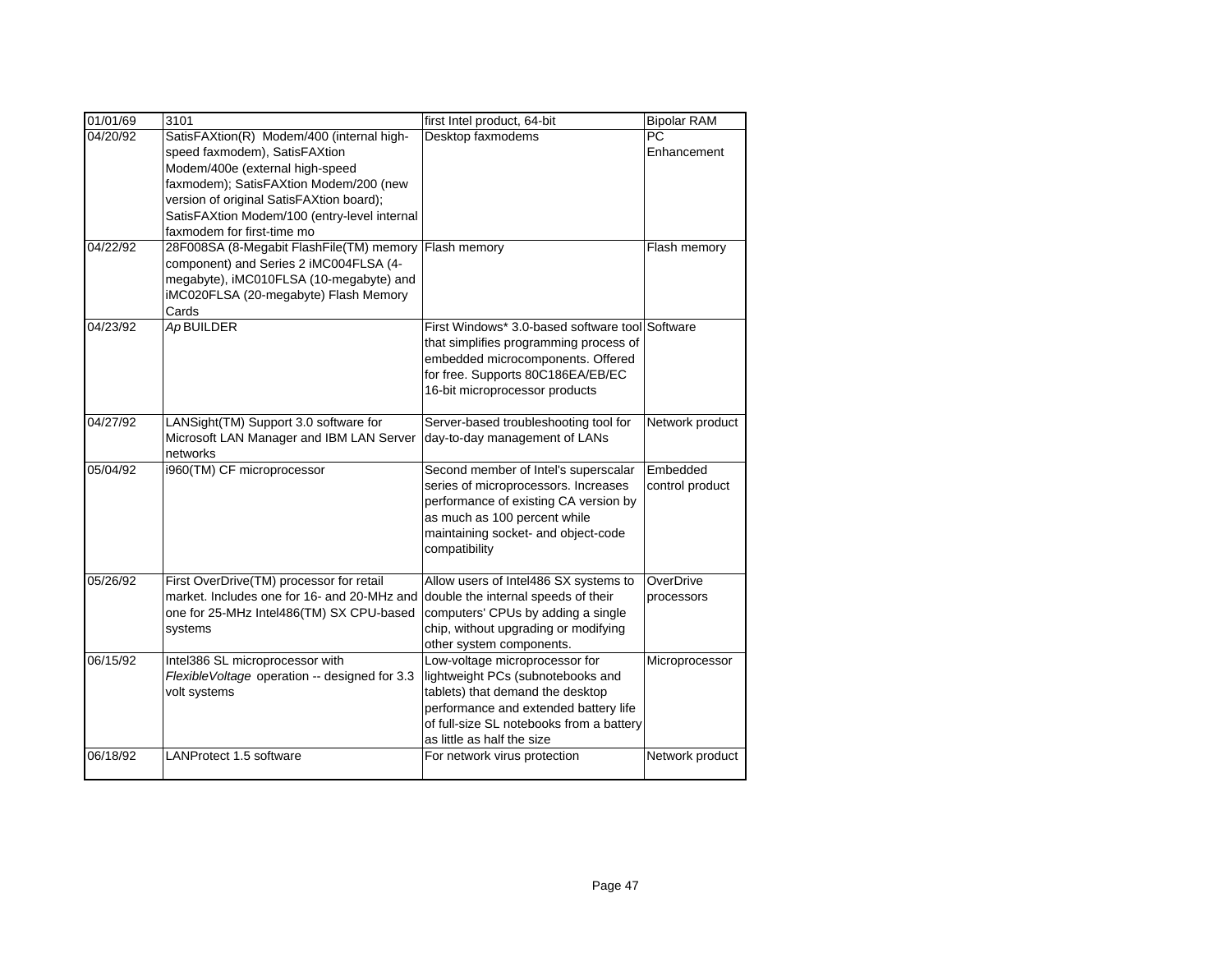| 01/01/69 | 3101 | first Intel product, 64-bit | Bipolar RAM |
|---|---|---|---|
| 04/20/92 | SatisFAXtion(R) Modem/400 (internal high-speed faxmodem), SatisFAXtion Modem/400e (external high-speed faxmodem); SatisFAXtion Modem/200 (new version of original SatisFAXtion board); SatisFAXtion Modem/100 (entry-level internal faxmodem for first-time mo | Desktop faxmodems | PC Enhancement |
| 04/22/92 | 28F008SA (8-Megabit FlashFile(TM) memory component) and Series 2 iMC004FLSA (4-megabyte), iMC010FLSA (10-megabyte) and iMC020FLSA (20-megabyte) Flash Memory Cards | Flash memory | Flash memory |
| 04/23/92 | *Ap* BUILDER | First Windows* 3.0-based software tool that simplifies programming process of embedded microcomponents. Offered for free. Supports 80C186EA/EB/EC 16-bit microprocessor products | Software |
| 04/27/92 | LANSight(TM) Support 3.0 software for Microsoft LAN Manager and IBM LAN Server networks | Server-based troubleshooting tool for day-to-day management of LANs | Network product |
| 05/04/92 | i960(TM) CF microprocessor | Second member of Intel's superscalar series of microprocessors. Increases performance of existing CA version by as much as 100 percent while maintaining socket- and object-code compatibility | Embedded control product |
| 05/26/92 | First OverDrive(TM) processor for retail market. Includes one for 16- and 20-MHz and one for 25-MHz Intel486(TM) SX CPU-based systems | Allow users of Intel486 SX systems to double the internal speeds of their computers' CPUs by adding a single chip, without upgrading or modifying other system components. | OverDrive processors |
| 06/15/92 | Intel386 SL microprocessor with *FlexibleVoltage* operation -- designed for 3.3 volt systems | Low-voltage microprocessor for lightweight PCs (subnotebooks and tablets) that demand the desktop performance and extended battery life of full-size SL notebooks from a battery as little as half the size | Microprocessor |
| 06/18/92 | LANProtect 1.5 software | For network virus protection | Network product |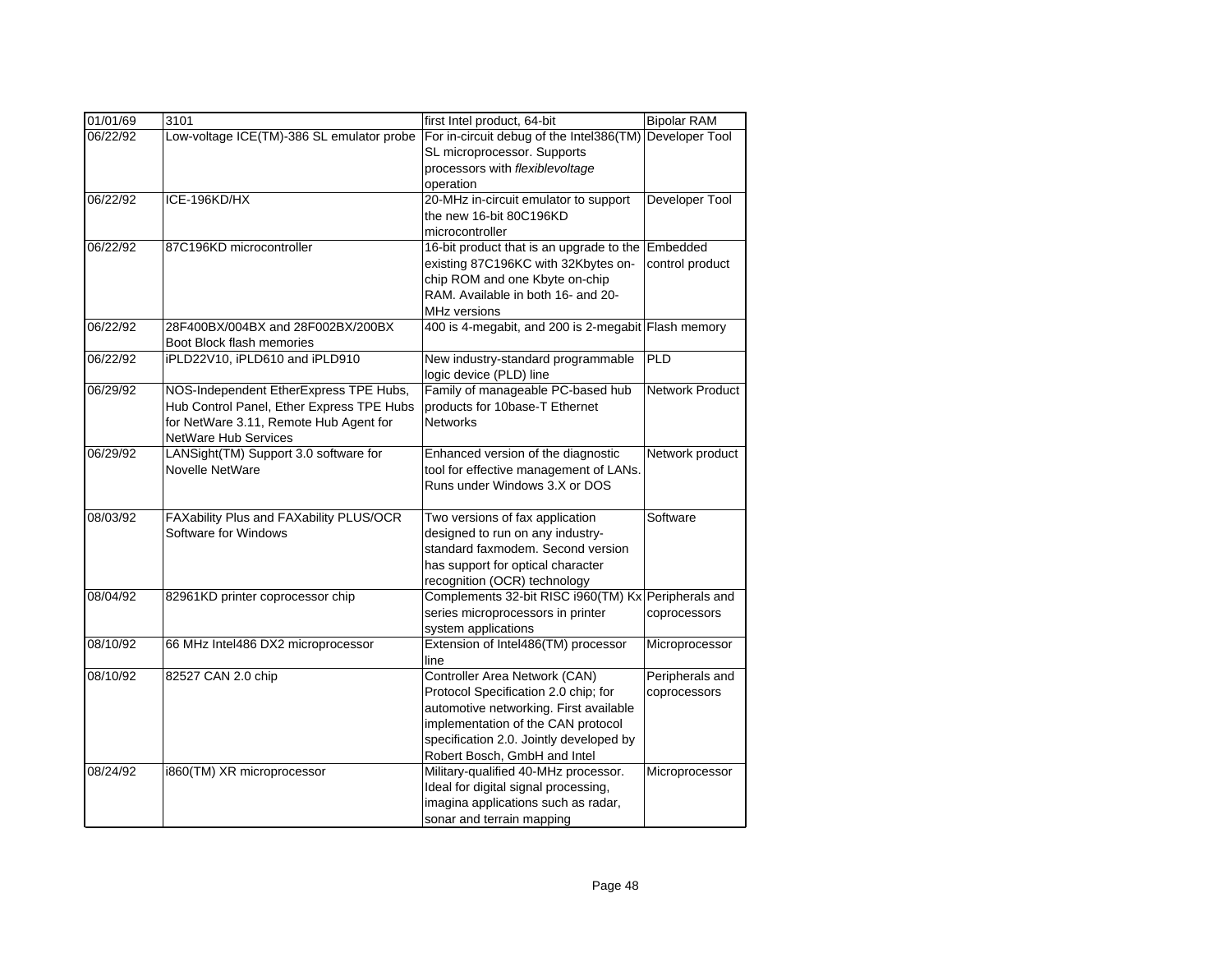| 01/01/69 | 3101 | first Intel product, 64-bit | Bipolar RAM |
|---|---|---|---|
| 06/22/92 | Low-voltage ICE(TM)-386 SL emulator probe | For in-circuit debug of the Intel386(TM) SL microprocessor. Supports processors with *flexiblevoltage* operation | Developer Tool |
| 06/22/92 | ICE-196KD/HX | 20-MHz in-circuit emulator to support the new 16-bit 80C196KD microcontroller | Developer Tool |
| 06/22/92 | 87C196KD microcontroller | 16-bit product that is an upgrade to the existing 87C196KC with 32Kbytes on-chip ROM and one Kbyte on-chip RAM. Available in both 16- and 20-MHz versions | Embedded control product |
| 06/22/92 | 28F400BX/004BX and 28F002BX/200BX Boot Block flash memories | 400 is 4-megabit, and 200 is 2-megabit | Flash memory |
| 06/22/92 | iPLD22V10, iPLD610 and iPLD910 | New industry-standard programmable logic device (PLD) line | PLD |
| 06/29/92 | NOS-Independent EtherExpress TPE Hubs, Hub Control Panel, Ether Express TPE Hubs for NetWare 3.11, Remote Hub Agent for NetWare Hub Services | Family of manageable PC-based hub products for 10base-T Ethernet Networks | Network Product |
| 06/29/92 | LANSight(TM) Support 3.0 software for Novelle NetWare | Enhanced version of the diagnostic tool for effective management of LANs. Runs under Windows 3.X or DOS | Network product |
| 08/03/92 | FAXability Plus and FAXability PLUS/OCR Software for Windows | Two versions of fax application designed to run on any industry-standard faxmodem. Second version has support for optical character recognition (OCR) technology | Software |
| 08/04/92 | 82961KD printer coprocessor chip | Complements 32-bit RISC i960(TM) Kx series microprocessors in printer system applications | Peripherals and coprocessors |
| 08/10/92 | 66 MHz Intel486 DX2 microprocessor | Extension of Intel486(TM) processor line | Microprocessor |
| 08/10/92 | 82527 CAN 2.0 chip | Controller Area Network (CAN) Protocol Specification 2.0 chip; for automotive networking. First available implementation of the CAN protocol specification 2.0. Jointly developed by Robert Bosch, GmbH and Intel | Peripherals and coprocessors |
| 08/24/92 | i860(TM) XR microprocessor | Military-qualified 40-MHz processor. Ideal for digital signal processing, imagina applications such as radar, sonar and terrain mapping | Microprocessor |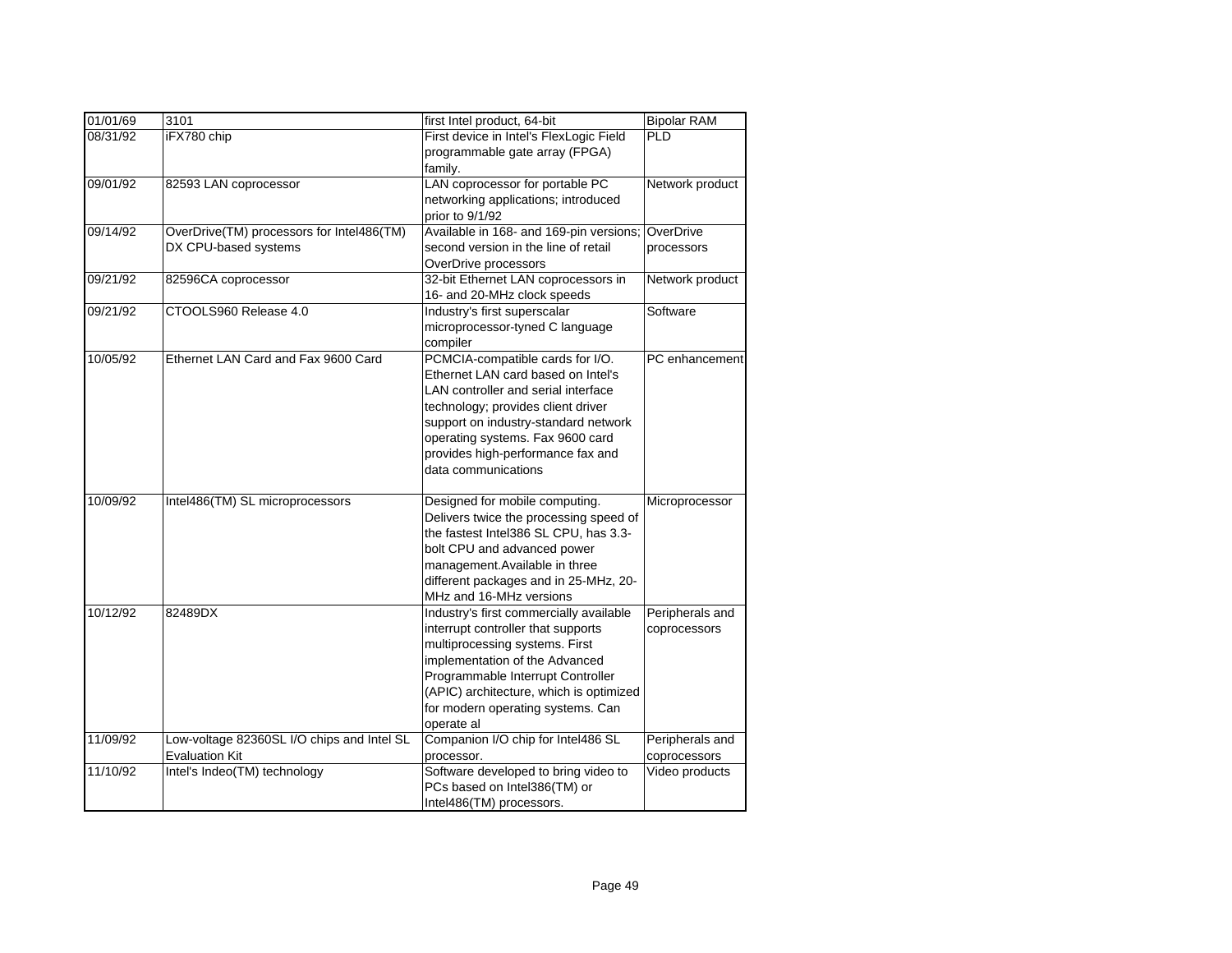| 01/01/69 | 3101 | first Intel product, 64-bit | Bipolar RAM |
|---|---|---|---|
| 08/31/92 | iFX780 chip | First device in Intel's FlexLogic Field programmable gate array (FPGA) family. | PLD |
| 09/01/92 | 82593 LAN coprocessor | LAN coprocessor for portable PC networking applications; introduced prior to 9/1/92 | Network product |
| 09/14/92 | OverDrive(TM) processors for Intel486(TM) DX CPU-based systems | Available in 168- and 169-pin versions; second version in the line of retail OverDrive processors | OverDrive processors |
| 09/21/92 | 82596CA coprocessor | 32-bit Ethernet LAN coprocessors in 16- and 20-MHz clock speeds | Network product |
| 09/21/92 | CTOOLS960 Release 4.0 | Industry's first superscalar microprocessor-tyned C language compiler | Software |
| 10/05/92 | Ethernet LAN Card and Fax 9600 Card | PCMCIA-compatible cards for I/O. Ethernet LAN card based on Intel's LAN controller and serial interface technology; provides client driver support on industry-standard network operating systems. Fax 9600 card provides high-performance fax and data communications | PC enhancement |
| 10/09/92 | Intel486(TM) SL microprocessors | Designed for mobile computing. Delivers twice the processing speed of the fastest Intel386 SL CPU, has 3.3-bolt CPU and advanced power management.Available in three different packages and in 25-MHz, 20-MHz and 16-MHz versions | Microprocessor |
| 10/12/92 | 82489DX | Industry's first commercially available interrupt controller that supports multiprocessing systems. First implementation of the Advanced Programmable Interrupt Controller (APIC) architecture, which is optimized for modern operating systems. Can operate al | Peripherals and coprocessors |
| 11/09/92 | Low-voltage 82360SL I/O chips and Intel SL Evaluation Kit | Companion I/O chip for Intel486 SL processor. | Peripherals and coprocessors |
| 11/10/92 | Intel's Indeo(TM) technology | Software developed to bring video to PCs based on Intel386(TM) or Intel486(TM) processors. | Video products |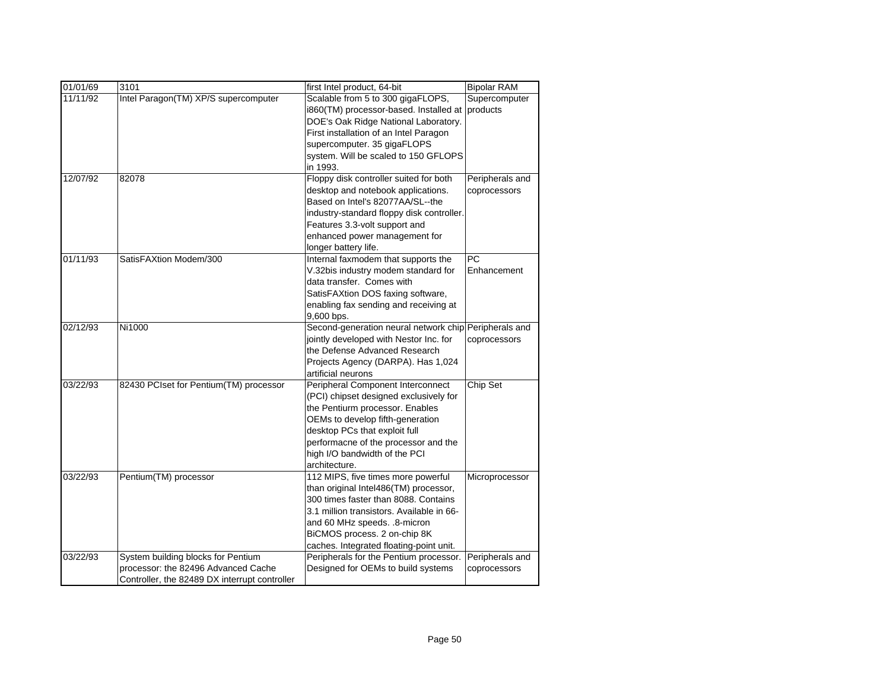| 01/01/69 | 3101 | first Intel product, 64-bit | Bipolar RAM |
|---|---|---|---|
| 11/11/92 | Intel Paragon(TM) XP/S supercomputer | Scalable from 5 to 300 gigaFLOPS, i860(TM) processor-based. Installed at DOE's Oak Ridge National Laboratory. First installation of an Intel Paragon supercomputer. 35 gigaFLOPS system. Will be scaled to 150 GFLOPS in 1993. | Supercomputer products |
| 12/07/92 | 82078 | Floppy disk controller suited for both desktop and notebook applications. Based on Intel's 82077AA/SL--the industry-standard floppy disk controller. Features 3.3-volt support and enhanced power management for longer battery life. | Peripherals and coprocessors |
| 01/11/93 | SatisFAXtion Modem/300 | Internal faxmodem that supports the V.32bis industry modem standard for data transfer. Comes with SatisFAXtion DOS faxing software, enabling fax sending and receiving at 9,600 bps. | PC Enhancement |
| 02/12/93 | Ni1000 | Second-generation neural network chip jointly developed with Nestor Inc. for the Defense Advanced Research Projects Agency (DARPA). Has 1,024 artificial neurons | Peripherals and coprocessors |
| 03/22/93 | 82430 PCIset for Pentium(TM) processor | Peripheral Component Interconnect (PCI) chipset designed exclusively for the Pentiurm processor. Enables OEMs to develop fifth-generation desktop PCs that exploit full performacne of the processor and the high I/O bandwidth of the PCI architecture. | Chip Set |
| 03/22/93 | Pentium(TM) processor | 112 MIPS, five times more powerful than original Intel486(TM) processor, 300 times faster than 8088. Contains 3.1 million transistors. Available in 66- and 60 MHz speeds. .8-micron BiCMOS process. 2 on-chip 8K caches. Integrated floating-point unit. | Microprocessor |
| 03/22/93 | System building blocks for Pentium processor: the 82496 Advanced Cache Controller, the 82489 DX interrupt controller | Peripherals for the Pentium processor. Designed for OEMs to build systems | Peripherals and coprocessors |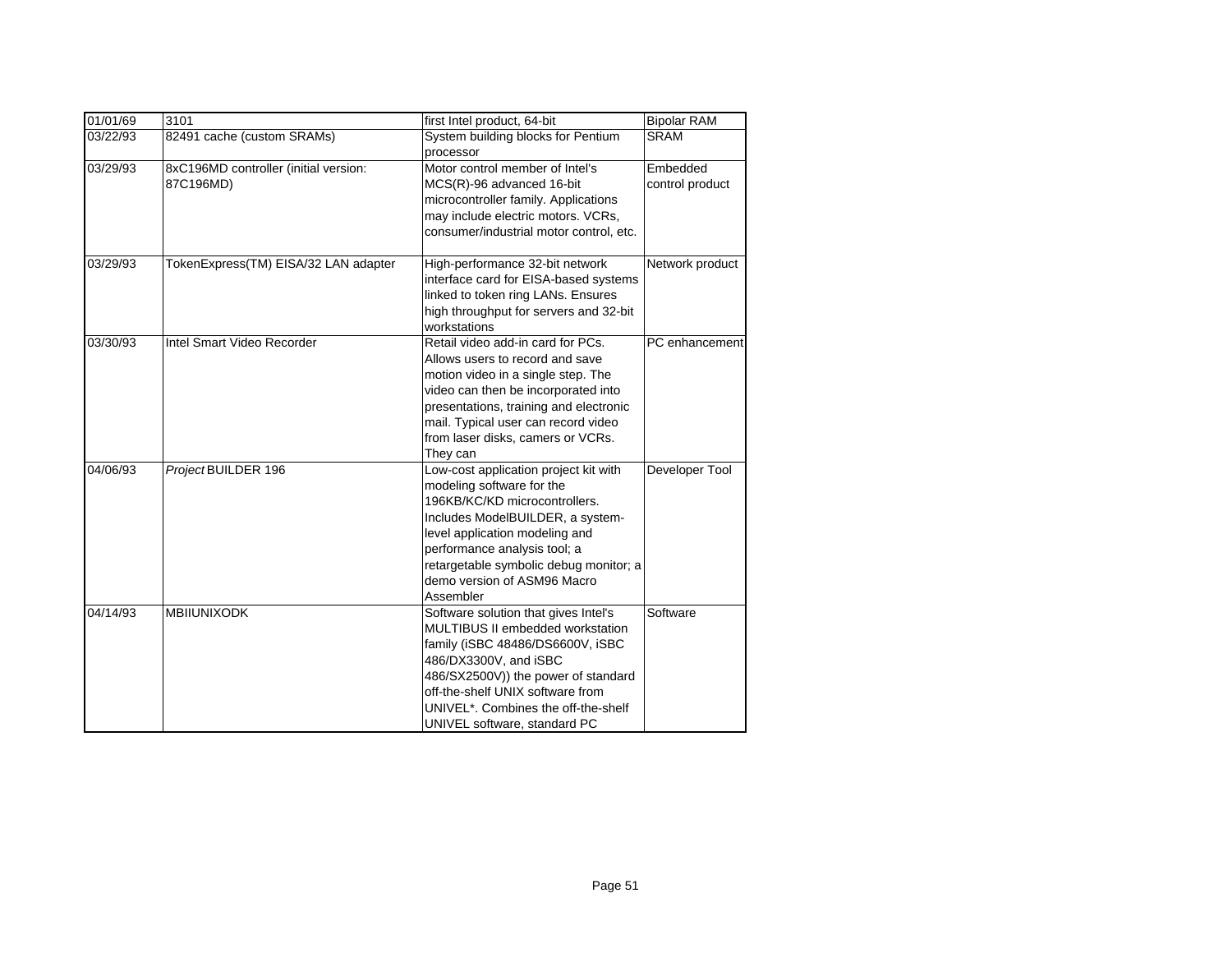| 01/01/69 | 3101 | first Intel product, 64-bit | Bipolar RAM |
|---|---|---|---|
| 03/22/93 | 82491 cache (custom SRAMs) | System building blocks for Pentium processor | SRAM |
| 03/29/93 | 8xC196MD controller (initial version: 87C196MD) | Motor control member of Intel's MCS(R)-96 advanced 16-bit microcontroller family. Applications may include electric motors. VCRs, consumer/industrial motor control, etc. | Embedded control product |
| 03/29/93 | TokenExpress(TM) EISA/32 LAN adapter | High-performance 32-bit network interface card for EISA-based systems linked to token ring LANs. Ensures high throughput for servers and 32-bit workstations | Network product |
| 03/30/93 | Intel Smart Video Recorder | Retail video add-in card for PCs. Allows users to record and save motion video in a single step. The video can then be incorporated into presentations, training and electronic mail. Typical user can record video from laser disks, camers or VCRs. They can | PC enhancement |
| 04/06/93 | *Project* BUILDER 196 | Low-cost application project kit with modeling software for the 196KB/KC/KD microcontrollers. Includes ModelBUILDER, a system-level application modeling and performance analysis tool; a retargetable symbolic debug monitor; a demo version of ASM96 Macro Assembler | Developer Tool |
| 04/14/93 | MBIIUNIXODK | Software solution that gives Intel's MULTIBUS II embedded workstation family (iSBC 48486/DS6600V, iSBC 486/DX3300V, and iSBC 486/SX2500V)) the power of standard off-the-shelf UNIX software from UNIVEL*. Combines the off-the-shelf UNIVEL software, standard PC | Software |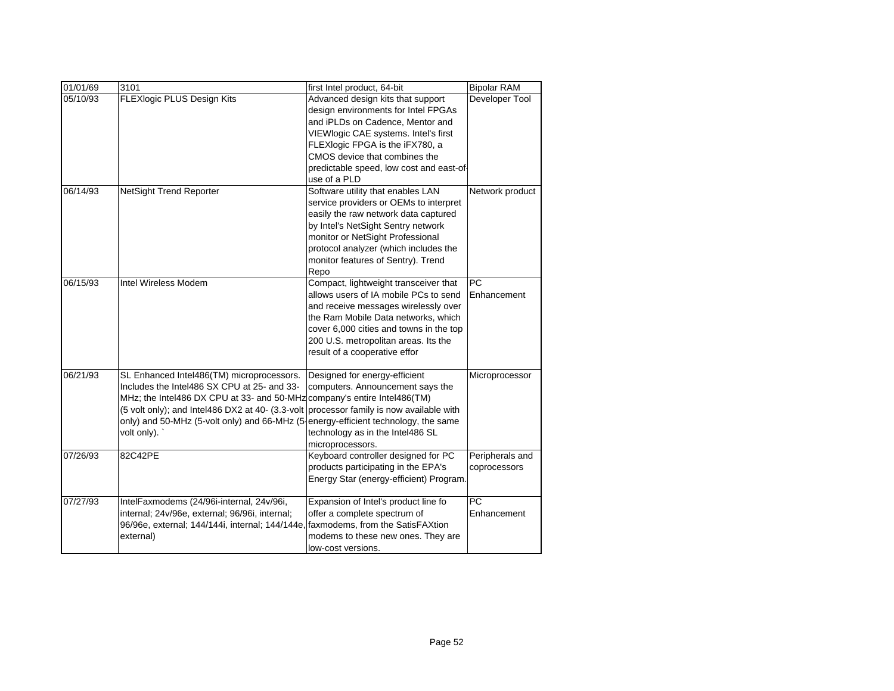| 01/01/69 | 3101 | first Intel product, 64-bit | Bipolar RAM |
|---|---|---|---|
| 05/10/93 | FLEXlogic PLUS Design Kits | Advanced design kits that support design environments for Intel FPGAs and iPLDs on Cadence, Mentor and VIEWlogic CAE systems. Intel's first FLEXlogic FPGA is the iFX780, a CMOS device that combines the predictable speed, low cost and east-of-use of a PLD | Developer Tool |
| 06/14/93 | NetSight Trend Reporter | Software utility that enables LAN service providers or OEMs to interpret easily the raw network data captured by Intel's NetSight Sentry network monitor or NetSight Professional protocol analyzer (which includes the monitor features of Sentry). Trend Repo | Network product |
| 06/15/93 | Intel Wireless Modem | Compact, lightweight transceiver that allows users of IA mobile PCs to send and receive messages wirelessly over the Ram Mobile Data networks, which cover 6,000 cities and towns in the top 200 U.S. metropolitan areas. Its the result of a cooperative effor | PC Enhancement |
| 06/21/93 | SL Enhanced Intel486(TM) microprocessors. Includes the Intel486 SX CPU at 25- and 33-MHz; the Intel486 DX CPU at 33- and 50-MHz (5 volt only); and Intel486 DX2 at 40- (3.3-volt only) and 50-MHz (5-volt only) and 66-MHz (5-volt only). ` | Designed for energy-efficient computers. Announcement says the company's entire Intel486(TM) processor family is now available with energy-efficient technology, the same technology as in the Intel486 SL microprocessors. | Microprocessor |
| 07/26/93 | 82C42PE | Keyboard controller designed for PC products participating in the EPA's Energy Star (energy-efficient) Program. | Peripherals and coprocessors |
| 07/27/93 | IntelFaxmodems (24/96i-internal, 24v/96i, internal; 24v/96e, external; 96/96i, internal; 96/96e, external; 144/144i, internal; 144/144e, external) | Expansion of Intel's product line fo offer a complete spectrum of faxmodems, from the SatisFAXtion modems to these new ones. They are low-cost versions. | PC Enhancement |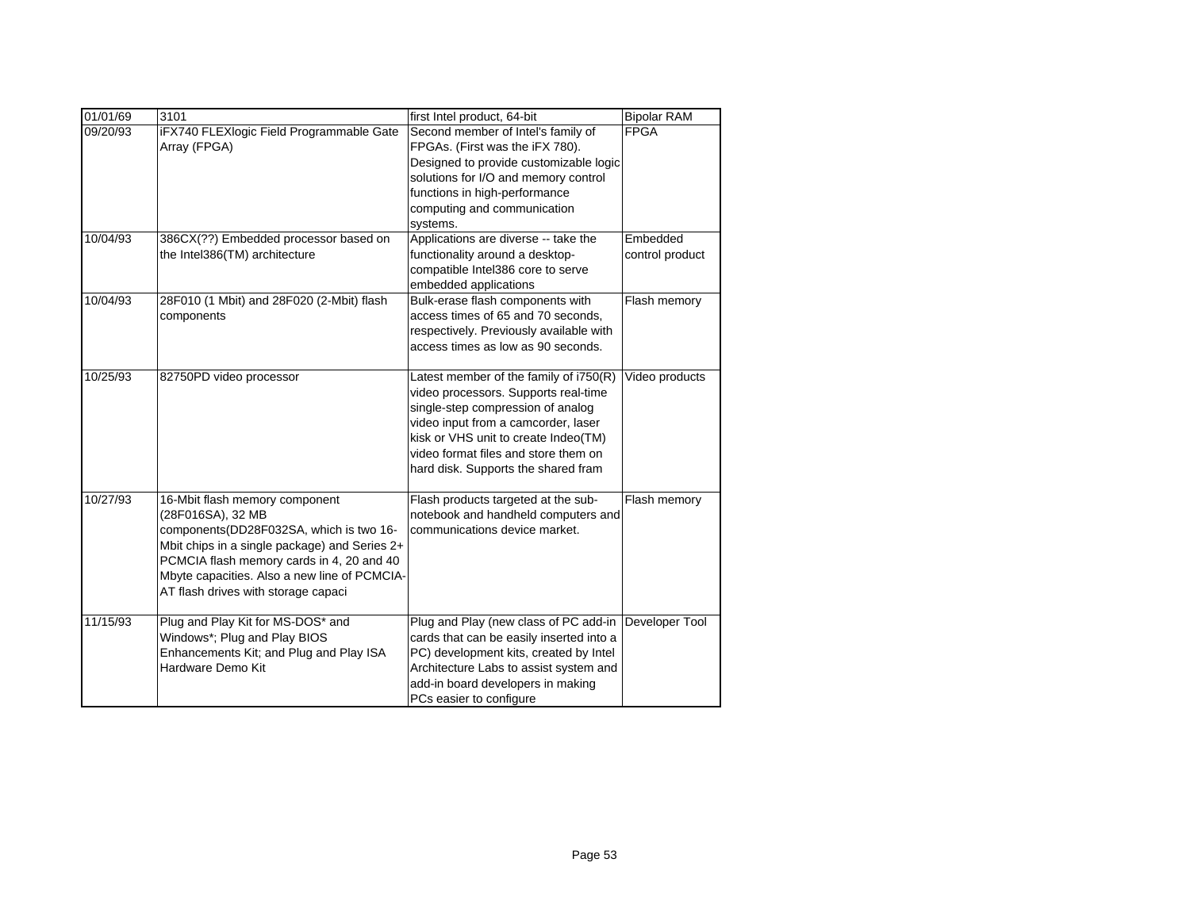| 01/01/69 | 3101 | first Intel product, 64-bit | Bipolar RAM |
|---|---|---|---|
| 09/20/93 | iFX740 FLEXlogic Field Programmable Gate Array (FPGA) | Second member of Intel's family of FPGAs. (First was the iFX 780). Designed to provide customizable logic solutions for I/O and memory control functions in high-performance computing and communication systems. | FPGA |
| 10/04/93 | 386CX(??) Embedded processor based on the Intel386(TM) architecture | Applications are diverse -- take the functionality around a desktop-compatible Intel386 core to serve embedded applications | Embedded control product |
| 10/04/93 | 28F010 (1 Mbit) and 28F020 (2-Mbit) flash components | Bulk-erase flash components with access times of 65 and 70 seconds, respectively. Previously available with access times as low as 90 seconds. | Flash memory |
| 10/25/93 | 82750PD video processor | Latest member of the family of i750(R) video processors. Supports real-time single-step compression of analog video input from a camcorder, laser kisk or VHS unit to create Indeo(TM) video format files and store them on hard disk. Supports the shared fram | Video products |
| 10/27/93 | 16-Mbit flash memory component (28F016SA), 32 MB components(DD28F032SA, which is two 16-Mbit chips in a single package) and Series 2+ PCMCIA flash memory cards in 4, 20 and 40 Mbyte capacities. Also a new line of PCMCIA-AT flash drives with storage capaci | Flash products targeted at the sub-notebook and handheld computers and communications device market. | Flash memory |
| 11/15/93 | Plug and Play Kit for MS-DOS* and Windows*; Plug and Play BIOS Enhancements Kit; and Plug and Play ISA Hardware Demo Kit | Plug and Play (new class of PC add-in cards that can be easily inserted into a PC) development kits, created by Intel Architecture Labs to assist system and add-in board developers in making PCs easier to configure | Developer Tool |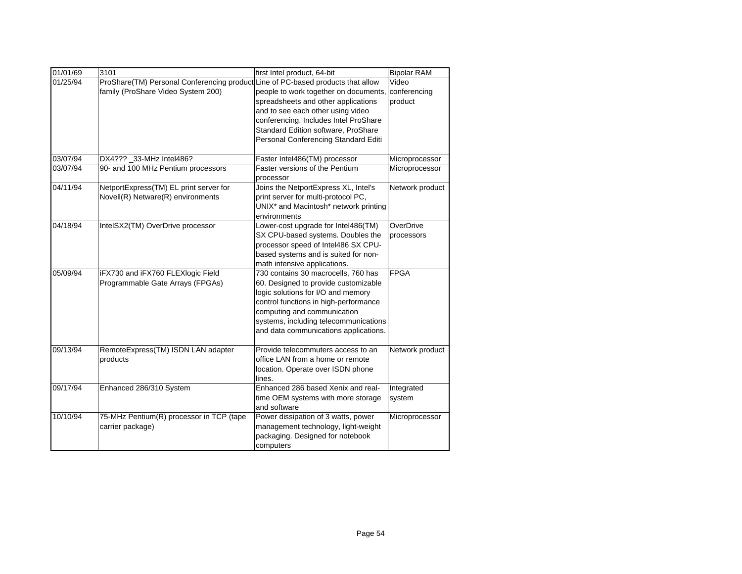| 01/01/69 | 3101 | first Intel product, 64-bit | Bipolar RAM |
|---|---|---|---|
| 01/25/94 | ProShare(TM) Personal Conferencing product family (ProShare Video System 200) | Line of PC-based products that allow people to work together on documents, spreadsheets and other applications and to see each other using video conferencing. Includes Intel ProShare Standard Edition software, ProShare Personal Conferencing Standard Editi | Video conferencing product |
| 03/07/94 | DX4??? _33-MHz Intel486? | Faster Intel486(TM) processor | Microprocessor |
| 03/07/94 | 90- and 100 MHz Pentium processors | Faster versions of the Pentium processor | Microprocessor |
| 04/11/94 | NetportExpress(TM) EL print server for Novell(R) Netware(R) environments | Joins the NetportExpress XL, Intel's print server for multi-protocol PC, UNIX* and Macintosh* network printing environments | Network product |
| 04/18/94 | IntelSX2(TM) OverDrive processor | Lower-cost upgrade for Intel486(TM) SX CPU-based systems. Doubles the processor speed of Intel486 SX CPU-based systems and is suited for non-math intensive applications. | OverDrive processors |
| 05/09/94 | iFX730 and iFX760 FLEXlogic Field Programmable Gate Arrays (FPGAs) | 730 contains 30 macrocells, 760 has 60. Designed to provide customizable logic solutions for I/O and memory control functions in high-performance computing and communication systems, including telecommunications and data communications applications. | FPGA |
| 09/13/94 | RemoteExpress(TM) ISDN LAN adapter products | Provide telecommuters access to an office LAN from a home or remote location. Operate over ISDN phone lines. | Network product |
| 09/17/94 | Enhanced 286/310 System | Enhanced 286 based Xenix and real-time OEM systems with more storage and software | Integrated system |
| 10/10/94 | 75-MHz Pentium(R) processor in TCP (tape carrier package) | Power dissipation of 3 watts, power management technology, light-weight packaging. Designed for notebook computers | Microprocessor |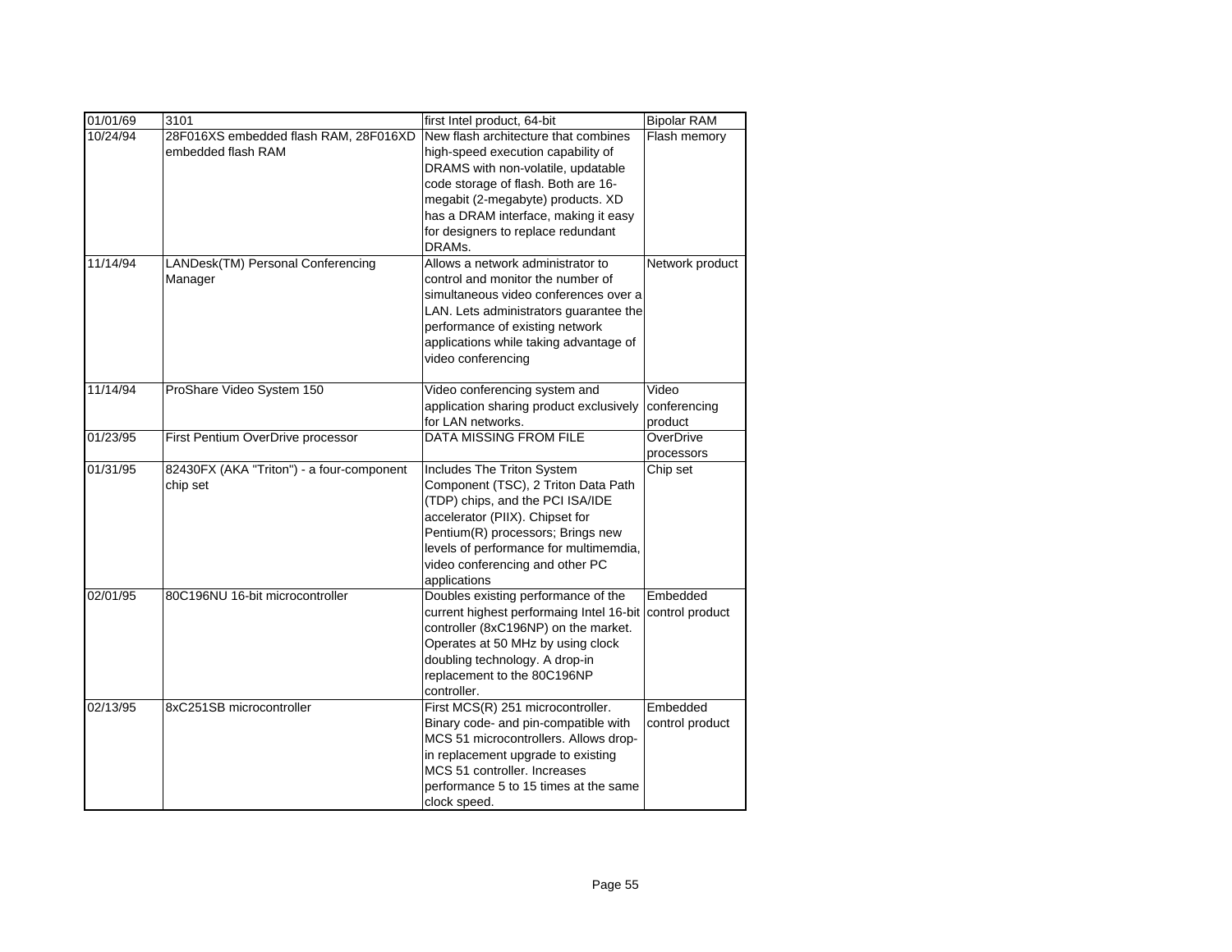| 01/01/69 | 3101 | first Intel product, 64-bit | Bipolar RAM |
|---|---|---|---|
| 10/24/94 | 28F016XS embedded flash RAM, 28F016XD embedded flash RAM | New flash architecture that combines high-speed execution capability of DRAMS with non-volatile, updatable code storage of flash. Both are 16-megabit (2-megabyte) products. XD has a DRAM interface, making it easy for designers to replace redundant DRAMs. | Flash memory |
| 11/14/94 | LANDesk(TM) Personal Conferencing Manager | Allows a network administrator to control and monitor the number of simultaneous video conferences over a LAN. Lets administrators guarantee the performance of existing network applications while taking advantage of video conferencing | Network product |
| 11/14/94 | ProShare Video System 150 | Video conferencing system and application sharing product exclusively for LAN networks. | Video conferencing product |
| 01/23/95 | First Pentium OverDrive processor | DATA MISSING FROM FILE | OverDrive processors |
| 01/31/95 | 82430FX (AKA "Triton") - a four-component chip set | Includes The Triton System Component (TSC), 2 Triton Data Path (TDP) chips, and the PCI ISA/IDE accelerator (PIIX). Chipset for Pentium(R) processors; Brings new levels of performance for multimemdia, video conferencing and other PC applications | Chip set |
| 02/01/95 | 80C196NU 16-bit microcontroller | Doubles existing performance of the current highest performaing Intel 16-bit controller (8xC196NP) on the market. Operates at 50 MHz by using clock doubling technology. A drop-in replacement to the 80C196NP controller. | Embedded control product |
| 02/13/95 | 8xC251SB microcontroller | First MCS(R) 251 microcontroller. Binary code- and pin-compatible with MCS 51 microcontrollers. Allows drop-in replacement upgrade to existing MCS 51 controller. Increases performance 5 to 15 times at the same clock speed. | Embedded control product |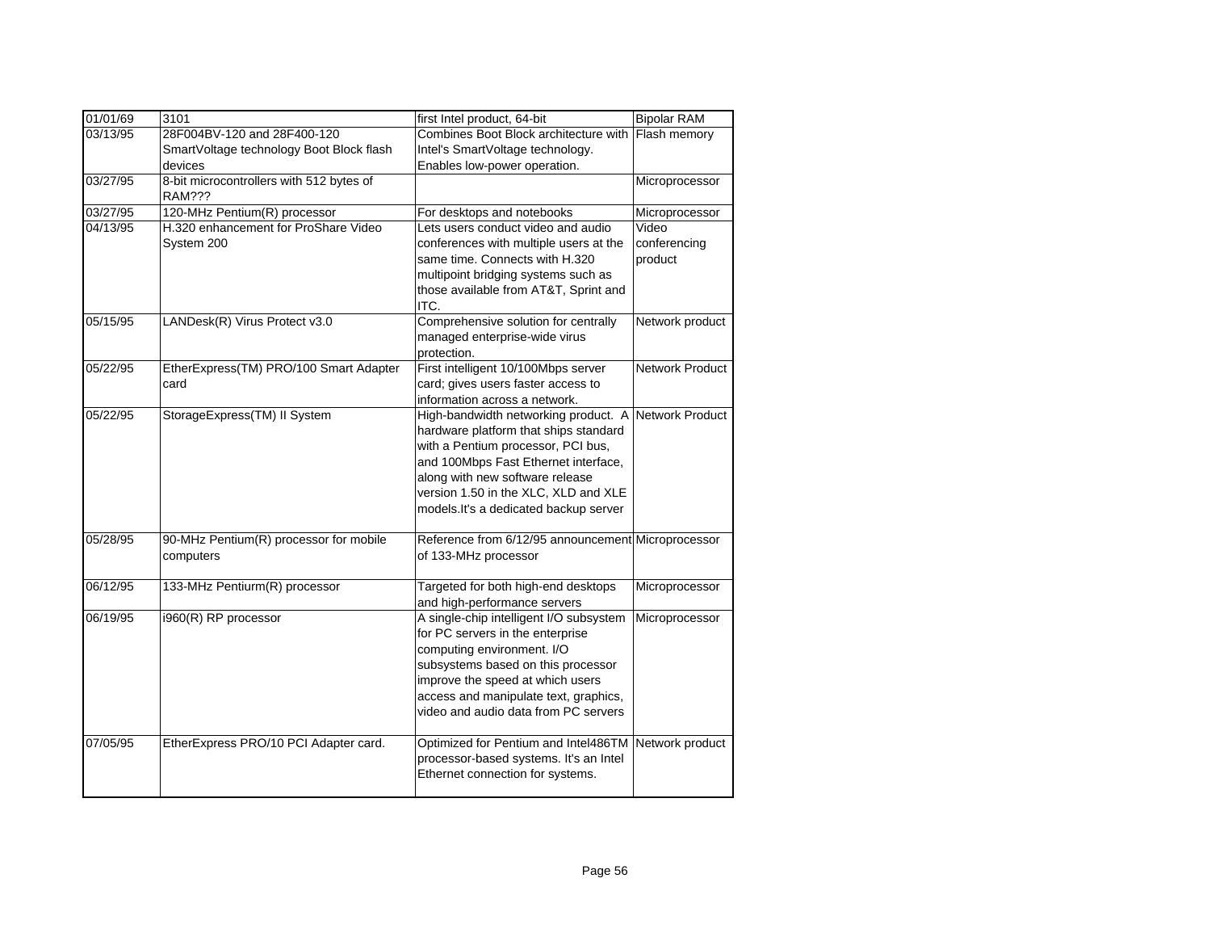| 01/01/69 | 3101 | first Intel product, 64-bit | Bipolar RAM |
|---|---|---|---|
| 03/13/95 | 28F004BV-120 and 28F400-120 SmartVoltage technology Boot Block flash devices | Combines Boot Block architecture with Intel's SmartVoltage technology. Enables low-power operation. | Flash memory |
| 03/27/95 | 8-bit microcontrollers with 512 bytes of RAM??? | | Microprocessor |
| 03/27/95 | 120-MHz Pentium(R) processor | For desktops and notebooks | Microprocessor |
| 04/13/95 | H.320 enhancement for ProShare Video System 200 | Lets users conduct video and audio conferences with multiple users at the same time. Connects with H.320 multipoint bridging systems such as those available from AT&T, Sprint and ITC. | Video conferencing product |
| 05/15/95 | LANDesk(R) Virus Protect v3.0 | Comprehensive solution for centrally managed enterprise-wide virus protection. | Network product |
| 05/22/95 | EtherExpress(TM) PRO/100 Smart Adapter card | First intelligent 10/100Mbps server card; gives users faster access to information across a network. | Network Product |
| 05/22/95 | StorageExpress(TM) II System | High-bandwidth networking product. A hardware platform that ships standard with a Pentium processor, PCI bus, and 100Mbps Fast Ethernet interface, along with new software release version 1.50 in the XLC, XLD and XLE models.It's a dedicated backup server | Network Product |
| 05/28/95 | 90-MHz Pentium(R) processor for mobile computers | Reference from 6/12/95 announcement of 133-MHz processor | Microprocessor |
| 06/12/95 | 133-MHz Pentiurm(R) processor | Targeted for both high-end desktops and high-performance servers | Microprocessor |
| 06/19/95 | i960(R) RP processor | A single-chip intelligent I/O subsystem for PC servers in the enterprise computing environment. I/O subsystems based on this processor improve the speed at which users access and manipulate text, graphics, video and audio data from PC servers | Microprocessor |
| 07/05/95 | EtherExpress PRO/10 PCI Adapter card. | Optimized for Pentium and Intel486TM processor-based systems. It's an Intel Ethernet connection for systems. | Network product |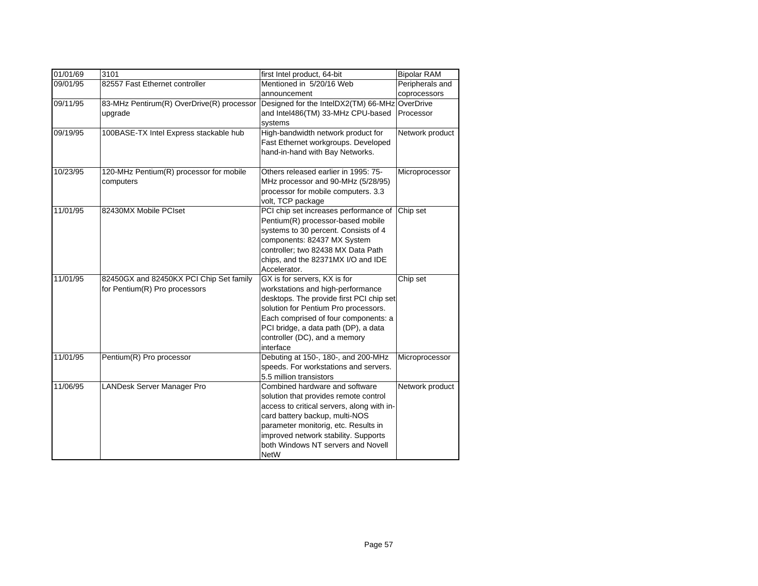| 01/01/69 | 3101 | first Intel product, 64-bit | Bipolar RAM |
|---|---|---|---|
| 09/01/95 | 82557 Fast Ethernet controller | Mentioned in 5/20/16 Web announcement | Peripherals and coprocessors |
| 09/11/95 | 83-MHz Pentirum(R) OverDrive(R) processor upgrade | Designed for the IntelDX2(TM) 66-MHz and Intel486(TM) 33-MHz CPU-based systems | OverDrive Processor |
| 09/19/95 | 100BASE-TX Intel Express stackable hub | High-bandwidth network product for Fast Ethernet workgroups. Developed hand-in-hand with Bay Networks. | Network product |
| 10/23/95 | 120-MHz Pentium(R) processor for mobile computers | Others released earlier in 1995: 75-MHz processor and 90-MHz (5/28/95) processor for mobile computers. 3.3 volt, TCP package | Microprocessor |
| 11/01/95 | 82430MX Mobile PCIset | PCI chip set increases performance of Pentium(R) processor-based mobile systems to 30 percent. Consists of 4 components: 82437 MX System controller; two 82438 MX Data Path chips, and the 82371MX I/O and IDE Accelerator. | Chip set |
| 11/01/95 | 82450GX and 82450KX PCI Chip Set family for Pentium(R) Pro processors | GX is for servers, KX is for workstations and high-performance desktops. The provide first PCI chip set solution for Pentium Pro processors. Each comprised of four components: a PCI bridge, a data path (DP), a data controller (DC), and a memory interface | Chip set |
| 11/01/95 | Pentium(R) Pro processor | Debuting at 150-, 180-, and 200-MHz speeds. For workstations and servers. 5.5 million transistors | Microprocessor |
| 11/06/95 | LANDesk Server Manager Pro | Combined hardware and software solution that provides remote control access to critical servers, along with in-card battery backup, multi-NOS parameter monitorig, etc. Results in improved network stability. Supports both Windows NT servers and Novell NetW | Network product |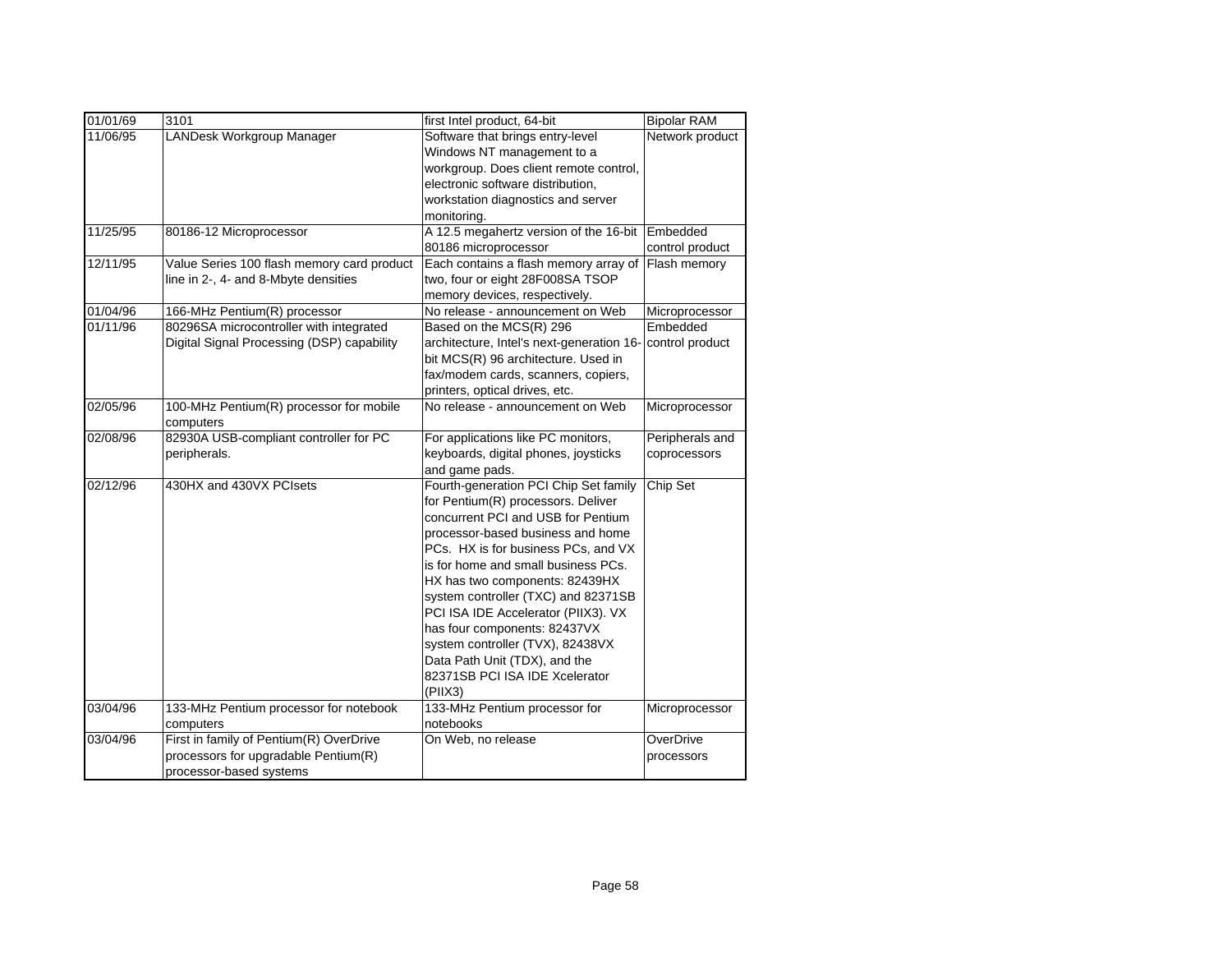| 01/01/69 | 3101 | first Intel product, 64-bit | Bipolar RAM |
|---|---|---|---|
| 11/06/95 | LANDesk Workgroup Manager | Software that brings entry-level Windows NT management to a workgroup. Does client remote control, electronic software distribution, workstation diagnostics and server monitoring. | Network product |
| 11/25/95 | 80186-12 Microprocessor | A 12.5 megahertz version of the 16-bit 80186 microprocessor | Embedded control product |
| 12/11/95 | Value Series 100 flash memory card product line in 2-, 4- and 8-Mbyte densities | Each contains a flash memory array of two, four or eight 28F008SA TSOP memory devices, respectively. | Flash memory |
| 01/04/96 | 166-MHz Pentium(R) processor | No release - announcement on Web | Microprocessor |
| 01/11/96 | 80296SA microcontroller with integrated Digital Signal Processing (DSP) capability | Based on the MCS(R) 296 architecture, Intel's next-generation 16-bit MCS(R) 96 architecture. Used in fax/modem cards, scanners, copiers, printers, optical drives, etc. | Embedded control product |
| 02/05/96 | 100-MHz Pentium(R) processor for mobile computers | No release - announcement on Web | Microprocessor |
| 02/08/96 | 82930A USB-compliant controller for PC peripherals. | For applications like PC monitors, keyboards, digital phones, joysticks and game pads. | Peripherals and coprocessors |
| 02/12/96 | 430HX and 430VX PCIsets | Fourth-generation PCI Chip Set family for Pentium(R) processors. Deliver concurrent PCI and USB for Pentium processor-based business and home PCs. HX is for business PCs, and VX is for home and small business PCs. HX has two components: 82439HX system controller (TXC) and 82371SB PCI ISA IDE Accelerator (PIIX3). VX has four components: 82437VX system controller (TVX), 82438VX Data Path Unit (TDX), and the 82371SB PCI ISA IDE Xcelerator (PIIX3) | Chip Set |
| 03/04/96 | 133-MHz Pentium processor for notebook computers | 133-MHz Pentium processor for notebooks | Microprocessor |
| 03/04/96 | First in family of Pentium(R) OverDrive processors for upgradable Pentium(R) processor-based systems | On Web, no release | OverDrive processors |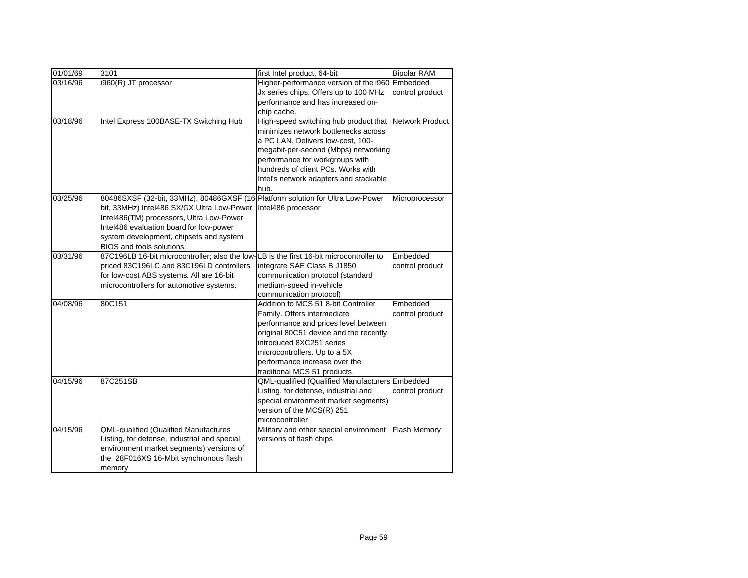| 01/01/69 | 3101 | first Intel product, 64-bit | Bipolar RAM |
|---|---|---|---|
| 03/16/96 | i960(R) JT processor | Higher-performance version of the i960 Jx series chips. Offers up to 100 MHz performance and has increased on-chip cache. | Embedded control product |
| 03/18/96 | Intel Express 100BASE-TX Switching Hub | High-speed switching hub product that minimizes network bottlenecks across a PC LAN. Delivers low-cost, 100-megabit-per-second (Mbps) networking performance for workgroups with hundreds of client PCs. Works with Intel's network adapters and stackable hub. | Network Product |
| 03/25/96 | 80486SXSF (32-bit, 33MHz), 80486GXSF (16 bit, 33MHz) Intel486 SX/GX Ultra Low-Power Intel486(TM) processors, Ultra Low-Power Intel486 evaluation board for low-power system development, chipsets and system BIOS and tools solutions. | Platform solution for Ultra Low-Power Intel486 processor | Microprocessor |
| 03/31/96 | 87C196LB 16-bit microcontroller; also the low-priced 83C196LC and 83C196LD controllers for low-cost ABS systems. All are 16-bit microcontrollers for automotive systems. | LB is the first 16-bit microcontroller to integrate SAE Class B J1850 communication protocol (standard medium-speed in-vehicle communication protocol) | Embedded control product |
| 04/08/96 | 80C151 | Addition fo MCS 51 8-bit Controller Family. Offers intermediate performance and prices level between original 80C51 device and the recently introduced 8XC251 series microcontrollers. Up to a 5X performance increase over the traditional MCS 51 products. | Embedded control product |
| 04/15/96 | 87C251SB | QML-qualified (Qualified Manufacturers Listing, for defense, industrial and special environment market segments) version of the MCS(R) 251 microcontroller | Embedded control product |
| 04/15/96 | QML-qualified (Qualified Manufactures Listing, for defense, industrial and special environment market segments) versions of the 28F016XS 16-Mbit synchronous flash memory | Military and other special environment versions of flash chips | Flash Memory |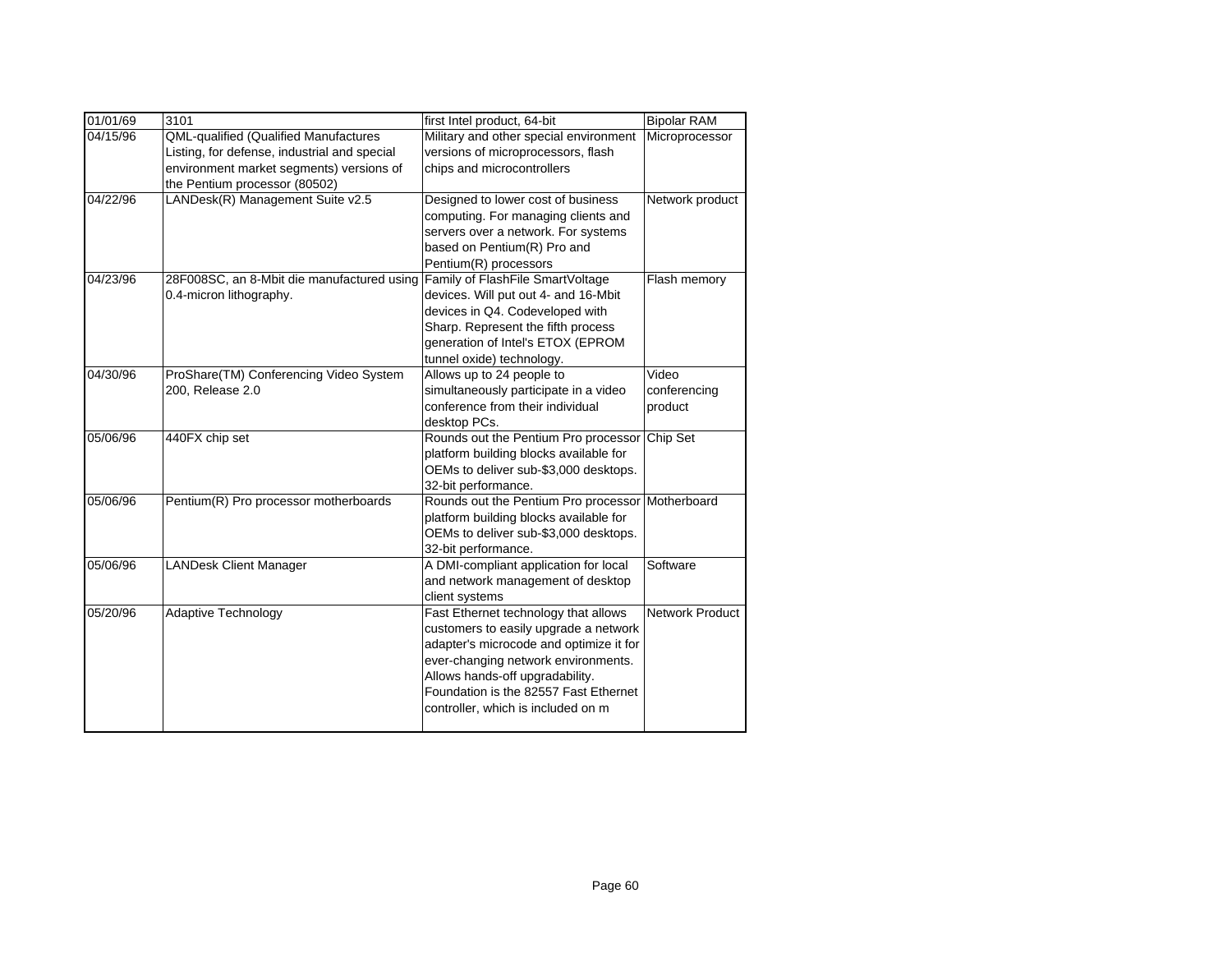| 01/01/69 | 3101 | first Intel product, 64-bit | Bipolar RAM |
|---|---|---|---|
| 04/15/96 | QML-qualified (Qualified Manufactures Listing, for defense, industrial and special environment market segments) versions of the Pentium processor (80502) | Military and other special environment versions of microprocessors, flash chips and microcontrollers | Microprocessor |
| 04/22/96 | LANDesk(R) Management Suite v2.5 | Designed to lower cost of business computing. For managing clients and servers over a network. For systems based on Pentium(R) Pro and Pentium(R) processors | Network product |
| 04/23/96 | 28F008SC, an 8-Mbit die manufactured using 0.4-micron lithography. | Family of FlashFile SmartVoltage devices. Will put out 4- and 16-Mbit devices in Q4. Codeveloped with Sharp. Represent the fifth process generation of Intel's ETOX (EPROM tunnel oxide) technology. | Flash memory |
| 04/30/96 | ProShare(TM) Conferencing Video System 200, Release 2.0 | Allows up to 24 people to simultaneously participate in a video conference from their individual desktop PCs. | Video conferencing product |
| 05/06/96 | 440FX chip set | Rounds out the Pentium Pro processor platform building blocks available for OEMs to deliver sub-$3,000 desktops. 32-bit performance. | Chip Set |
| 05/06/96 | Pentium(R) Pro processor motherboards | Rounds out the Pentium Pro processor platform building blocks available for OEMs to deliver sub-$3,000 desktops. 32-bit performance. | Motherboard |
| 05/06/96 | LANDesk Client Manager | A DMI-compliant application for local and network management of desktop client systems | Software |
| 05/20/96 | Adaptive Technology | Fast Ethernet technology that allows customers to easily upgrade a network adapter's microcode and optimize it for ever-changing network environments. Allows hands-off upgradability. Foundation is the 82557 Fast Ethernet controller, which is included on m | Network Product |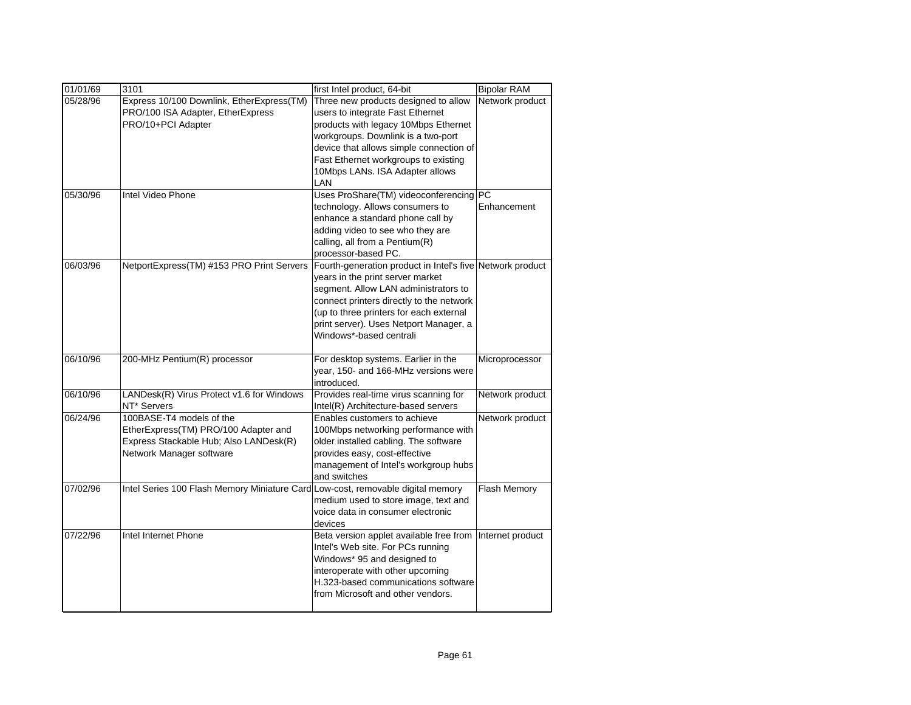| 01/01/69 | 3101 | first Intel product, 64-bit | Bipolar RAM |
|---|---|---|---|
| 05/28/96 | Express 10/100 Downlink, EtherExpress(TM) PRO/100 ISA Adapter, EtherExpress PRO/10+PCI Adapter | Three new products designed to allow users to integrate Fast Ethernet products with legacy 10Mbps Ethernet workgroups. Downlink is a two-port device that allows simple connection of Fast Ethernet workgroups to existing 10Mbps LANs. ISA Adapter allows LAN | Network product |
| 05/30/96 | Intel Video Phone | Uses ProShare(TM) videoconferencing technology. Allows consumers to enhance a standard phone call by adding video to see who they are calling, all from a Pentium(R) processor-based PC. | PC Enhancement |
| 06/03/96 | NetportExpress(TM) #153 PRO Print Servers | Fourth-generation product in Intel's five years in the print server market segment. Allow LAN administrators to connect printers directly to the network (up to three printers for each external print server). Uses Netport Manager, a Windows*-based centrali | Network product |
| 06/10/96 | 200-MHz Pentium(R) processor | For desktop systems. Earlier in the year, 150- and 166-MHz versions were introduced. | Microprocessor |
| 06/10/96 | LANDesk(R) Virus Protect v1.6 for Windows NT* Servers | Provides real-time virus scanning for Intel(R) Architecture-based servers | Network product |
| 06/24/96 | 100BASE-T4 models of the EtherExpress(TM) PRO/100 Adapter and Express Stackable Hub; Also LANDesk(R) Network Manager software | Enables customers to achieve 100Mbps networking performance with older installed cabling. The software provides easy, cost-effective management of Intel's workgroup hubs and switches | Network product |
| 07/02/96 | Intel Series 100 Flash Memory Miniature Card | Low-cost, removable digital memory medium used to store image, text and voice data in consumer electronic devices | Flash Memory |
| 07/22/96 | Intel Internet Phone | Beta version applet available free from Intel's Web site. For PCs running Windows* 95 and designed to interoperate with other upcoming H.323-based communications software from Microsoft and other vendors. | Internet product |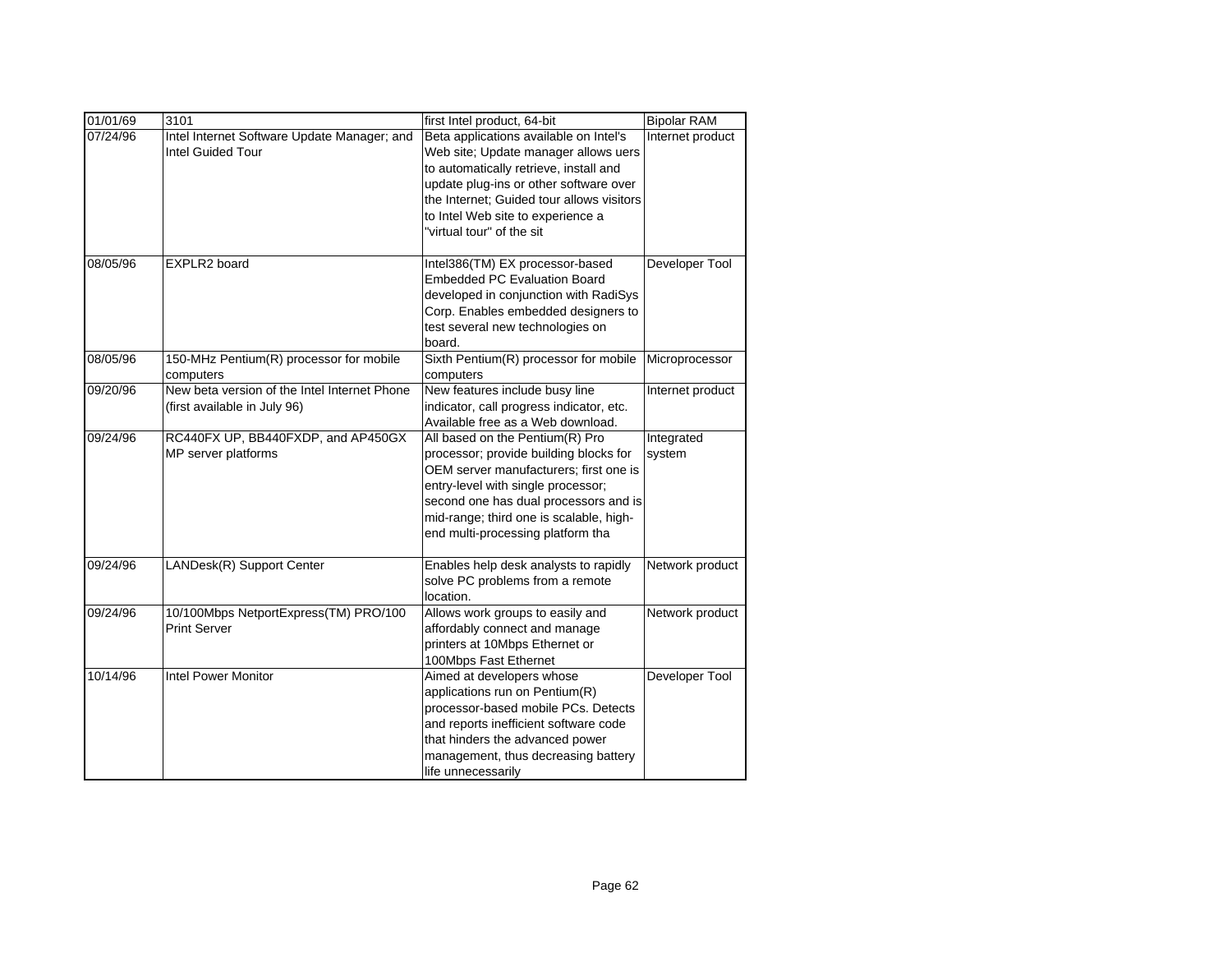| 01/01/69 | 3101 | first Intel product, 64-bit | Bipolar RAM |
|---|---|---|---|
| 07/24/96 | Intel Internet Software Update Manager; and Intel Guided Tour | Beta applications available on Intel's Web site; Update manager allows uers to automatically retrieve, install and update plug-ins or other software over the Internet; Guided tour allows visitors to Intel Web site to experience a "virtual tour" of the sit | Internet product |
| 08/05/96 | EXPLR2 board | Intel386(TM) EX processor-based Embedded PC Evaluation Board developed in conjunction with RadiSys Corp. Enables embedded designers to test several new technologies on board. | Developer Tool |
| 08/05/96 | 150-MHz Pentium(R) processor for mobile computers | Sixth Pentium(R) processor for mobile computers | Microprocessor |
| 09/20/96 | New beta version of the Intel Internet Phone (first available in July 96) | New features include busy line indicator, call progress indicator, etc. Available free as a Web download. | Internet product |
| 09/24/96 | RC440FX UP, BB440FXDP, and AP450GX MP server platforms | All based on the Pentium(R) Pro processor; provide building blocks for OEM server manufacturers; first one is entry-level with single processor; second one has dual processors and is mid-range; third one is scalable, high-end multi-processing platform tha | Integrated system |
| 09/24/96 | LANDesk(R) Support Center | Enables help desk analysts to rapidly solve PC problems from a remote location. | Network product |
| 09/24/96 | 10/100Mbps NetportExpress(TM) PRO/100 Print Server | Allows work groups to easily and affordably connect and manage printers at 10Mbps Ethernet or 100Mbps Fast Ethernet | Network product |
| 10/14/96 | Intel Power Monitor | Aimed at developers whose applications run on Pentium(R) processor-based mobile PCs. Detects and reports inefficient software code that hinders the advanced power management, thus decreasing battery life unnecessarily | Developer Tool |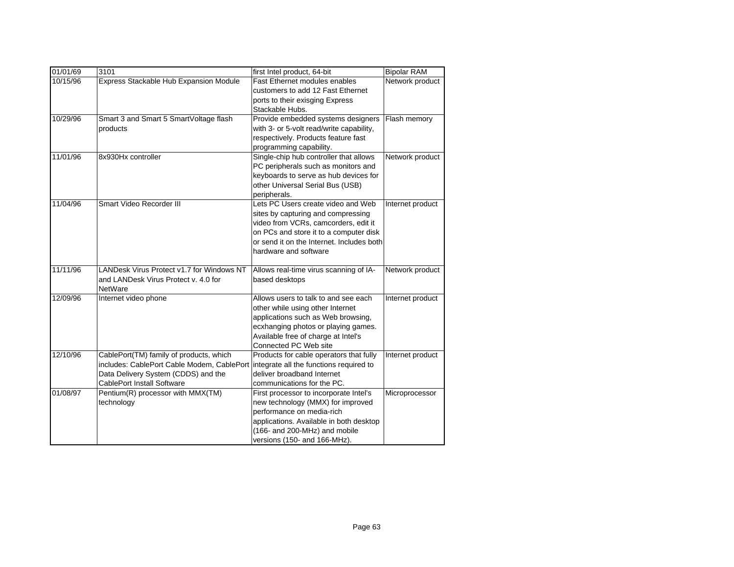| 01/01/69 | 3101 | first Intel product, 64-bit | Bipolar RAM |
|---|---|---|---|
| 10/15/96 | Express Stackable Hub Expansion Module | Fast Ethernet modules enables customers to add 12 Fast Ethernet ports to their exisging Express Stackable Hubs. | Network product |
| 10/29/96 | Smart 3 and Smart 5 SmartVoltage flash products | Provide embedded systems designers with 3- or 5-volt read/write capability, respectively. Products feature fast programming capability. | Flash memory |
| 11/01/96 | 8x930Hx controller | Single-chip hub controller that allows PC peripherals such as monitors and keyboards to serve as hub devices for other Universal Serial Bus (USB) peripherals. | Network product |
| 11/04/96 | Smart Video Recorder III | Lets PC Users create video and Web sites by capturing and compressing video from VCRs, camcorders, edit it on PCs and store it to a computer disk or send it on the Internet. Includes both hardware and software | Internet product |
| 11/11/96 | LANDesk Virus Protect v1.7 for Windows NT and LANDesk Virus Protect v. 4.0 for NetWare | Allows real-time virus scanning of IA-based desktops | Network product |
| 12/09/96 | Internet video phone | Allows users to talk to and see each other while using other Internet applications such as Web browsing, ecxhanging photos or playing games. Available free of charge at Intel's Connected PC Web site | Internet product |
| 12/10/96 | CablePort(TM) family of products, which includes: CablePort Cable Modem, CablePort Data Delivery System (CDDS) and the CablePort Install Software | Products for cable operators that fully integrate all the functions required to deliver broadband Internet communications for the PC. | Internet product |
| 01/08/97 | Pentium(R) processor with MMX(TM) technology | First processor to incorporate Intel's new technology (MMX) for improved performance on media-rich applications. Available in both desktop (166- and 200-MHz) and mobile versions (150- and 166-MHz). | Microprocessor |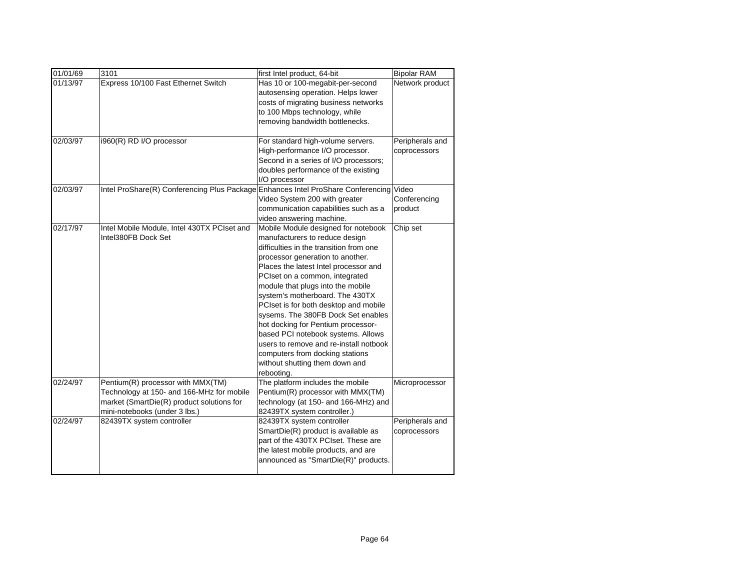| 01/01/69 | 3101 | first Intel product, 64-bit | Bipolar RAM |
|---|---|---|---|
| 01/13/97 | Express 10/100 Fast Ethernet Switch | Has 10 or 100-megabit-per-second autosensing operation. Helps lower costs of migrating business networks to 100 Mbps technology, while removing bandwidth bottlenecks. | Network product |
| 02/03/97 | i960(R) RD I/O processor | For standard high-volume servers. High-performance I/O processor. Second in a series of I/O processors; doubles performance of the existing I/O processor | Peripherals and coprocessors |
| 02/03/97 | Intel ProShare(R) Conferencing Plus Package | Enhances Intel ProShare Conferencing Video System 200 with greater communication capabilities such as a video answering machine. | Video Conferencing product |
| 02/17/97 | Intel Mobile Module, Intel 430TX PCIset and Intel380FB Dock Set | Mobile Module designed for notebook manufacturers to reduce design difficulties in the transition from one processor generation to another. Places the latest Intel processor and PCIset on a common, integrated module that plugs into the mobile system's motherboard. The 430TX PCIset is for both desktop and mobile sysems. The 380FB Dock Set enables hot docking for Pentium processor-based PCI notebook systems. Allows users to remove and re-install notbook computers from docking stations without shutting them down and rebooting. | Chip set |
| 02/24/97 | Pentium(R) processor with MMX(TM) Technology at 150- and 166-MHz for mobile market (SmartDie(R) product solutions for mini-notebooks (under 3 lbs.) | The platform includes the mobile Pentium(R) processor with MMX(TM) technology (at 150- and 166-MHz) and 82439TX system controller.) | Microprocessor |
| 02/24/97 | 82439TX system controller | 82439TX system controller SmartDie(R) product is available as part of the 430TX PCIset. These are the latest mobile products, and are announced as "SmartDie(R)" products. | Peripherals and coprocessors |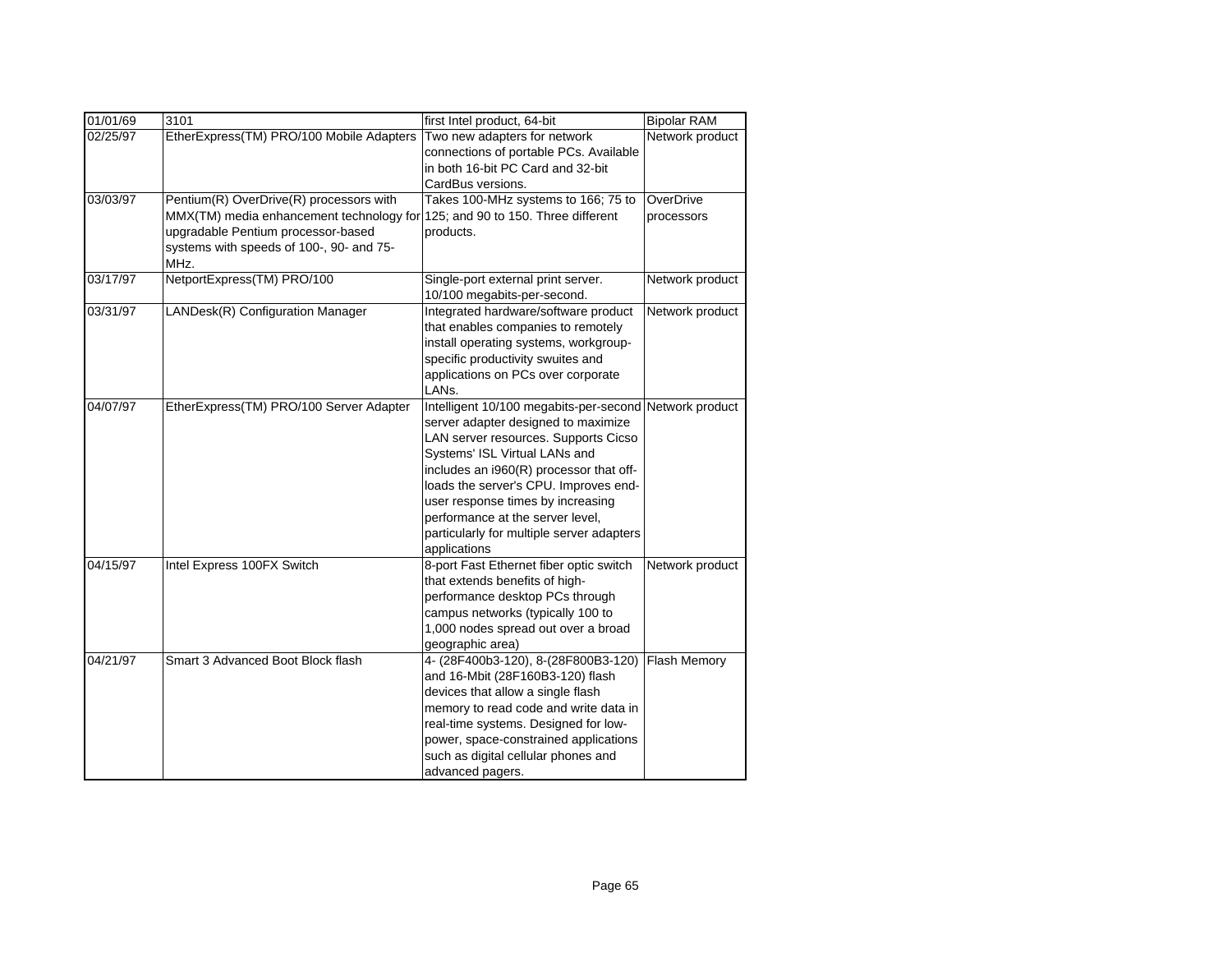| 01/01/69 | 3101 | first Intel product, 64-bit | Bipolar RAM |
|---|---|---|---|
| 02/25/97 | EtherExpress(TM) PRO/100 Mobile Adapters | Two new adapters for network connections of portable PCs. Available in both 16-bit PC Card and 32-bit CardBus versions. | Network product |
| 03/03/97 | Pentium(R) OverDrive(R) processors with MMX(TM) media enhancement technology for upgradable Pentium processor-based systems with speeds of 100-, 90- and 75-MHz. | Takes 100-MHz systems to 166; 75 to 125; and 90 to 150. Three different products. | OverDrive processors |
| 03/17/97 | NetportExpress(TM) PRO/100 | Single-port external print server. 10/100 megabits-per-second. | Network product |
| 03/31/97 | LANDesk(R) Configuration Manager | Integrated hardware/software product that enables companies to remotely install operating systems, workgroup-specific productivity swuites and applications on PCs over corporate LANs. | Network product |
| 04/07/97 | EtherExpress(TM) PRO/100 Server Adapter | Intelligent 10/100 megabits-per-second server adapter designed to maximize LAN server resources. Supports Cicso Systems' ISL Virtual LANs and includes an i960(R) processor that off-loads the server's CPU. Improves end-user response times by increasing performance at the server level, particularly for multiple server adapters applications | Network product |
| 04/15/97 | Intel Express 100FX Switch | 8-port Fast Ethernet fiber optic switch that extends benefits of high-performance desktop PCs through campus networks (typically 100 to 1,000 nodes spread out over a broad geographic area) | Network product |
| 04/21/97 | Smart 3 Advanced Boot Block flash | 4- (28F400b3-120), 8-(28F800B3-120) and 16-Mbit (28F160B3-120) flash devices that allow a single flash memory to read code and write data in real-time systems. Designed for low-power, space-constrained applications such as digital cellular phones and advanced pagers. | Flash Memory |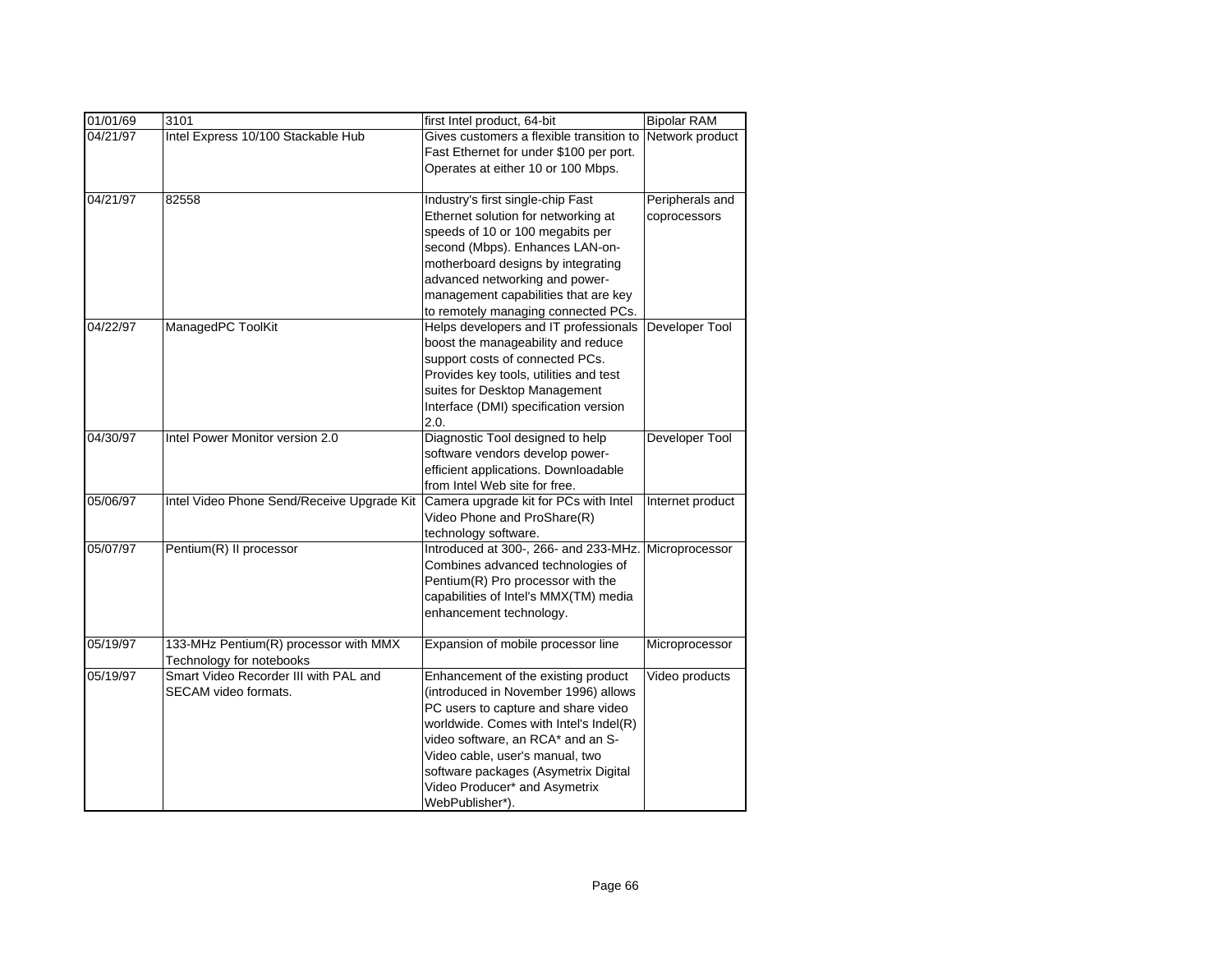| 01/01/69 | 3101 | first Intel product, 64-bit | Bipolar RAM |
|---|---|---|---|
| 04/21/97 | Intel Express 10/100 Stackable Hub | Gives customers a flexible transition to Fast Ethernet for under $100 per port. Operates at either 10 or 100 Mbps. | Network product |
| 04/21/97 | 82558 | Industry's first single-chip Fast Ethernet solution for networking at speeds of 10 or 100 megabits per second (Mbps). Enhances LAN-on-motherboard designs by integrating advanced networking and power-management capabilities that are key to remotely managing connected PCs. | Peripherals and coprocessors |
| 04/22/97 | ManagedPC ToolKit | Helps developers and IT professionals boost the manageability and reduce support costs of connected PCs. Provides key tools, utilities and test suites for Desktop Management Interface (DMI) specification version 2.0. | Developer Tool |
| 04/30/97 | Intel Power Monitor version 2.0 | Diagnostic Tool designed to help software vendors develop power-efficient applications. Downloadable from Intel Web site for free. | Developer Tool |
| 05/06/97 | Intel Video Phone Send/Receive Upgrade Kit | Camera upgrade kit for PCs with Intel Video Phone and ProShare(R) technology software. | Internet product |
| 05/07/97 | Pentium(R) II processor | Introduced at 300-, 266- and 233-MHz. Combines advanced technologies of Pentium(R) Pro processor with the capabilities of Intel's MMX(TM) media enhancement technology. | Microprocessor |
| 05/19/97 | 133-MHz Pentium(R) processor with MMX Technology for notebooks | Expansion of mobile processor line | Microprocessor |
| 05/19/97 | Smart Video Recorder III with PAL and SECAM video formats. | Enhancement of the existing product (introduced in November 1996) allows PC users to capture and share video worldwide. Comes with Intel's Indel(R) video software, an RCA* and an S-Video cable, user's manual, two software packages (Asymetrix Digital Video Producer* and Asymetrix WebPublisher*). | Video products |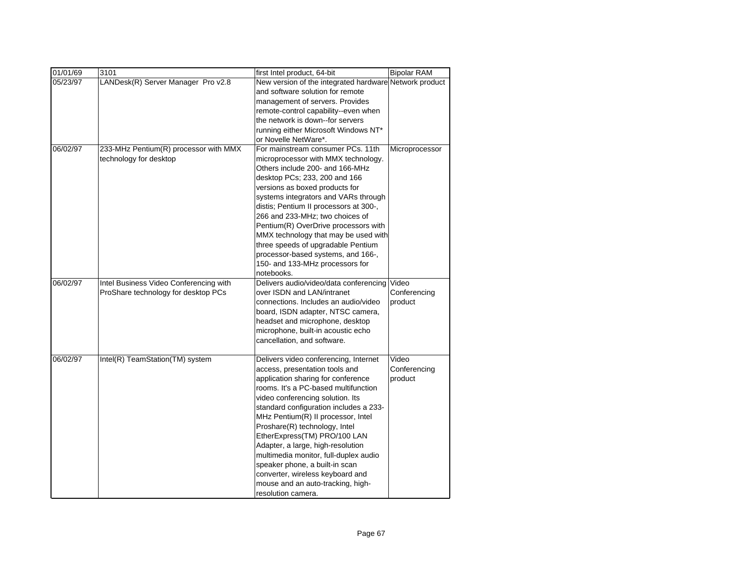| 01/01/69 | 3101 | first Intel product, 64-bit | Bipolar RAM |
|---|---|---|---|
| 05/23/97 | LANDesk(R) Server Manager Pro v2.8 | New version of the integrated hardware and software solution for remote management of servers. Provides remote-control capability--even when the network is down--for servers running either Microsoft Windows NT* or Novelle NetWare*. | Network product |
| 06/02/97 | 233-MHz Pentium(R) processor with MMX technology for desktop | For mainstream consumer PCs. 11th microprocessor with MMX technology. Others include 200- and 166-MHz desktop PCs; 233, 200 and 166 versions as boxed products for systems integrators and VARs through distis; Pentium II processors at 300-, 266 and 233-MHz; two choices of Pentium(R) OverDrive processors with MMX technology that may be used with three speeds of upgradable Pentium processor-based systems, and 166-, 150- and 133-MHz processors for notebooks. | Microprocessor |
| 06/02/97 | Intel Business Video Conferencing with ProShare technology for desktop PCs | Delivers audio/video/data conferencing over ISDN and LAN/intranet connections. Includes an audio/video board, ISDN adapter, NTSC camera, headset and microphone, desktop microphone, built-in acoustic echo cancellation, and software. | Video Conferencing product |
| 06/02/97 | Intel(R) TeamStation(TM) system | Delivers video conferencing, Internet access, presentation tools and application sharing for conference rooms. It's a PC-based multifunction video conferencing solution. Its standard configuration includes a 233-MHz Pentium(R) II processor, Intel Proshare(R) technology, Intel EtherExpress(TM) PRO/100 LAN Adapter, a large, high-resolution multimedia monitor, full-duplex audio speaker phone, a built-in scan converter, wireless keyboard and mouse and an auto-tracking, high-resolution camera. | Video Conferencing product |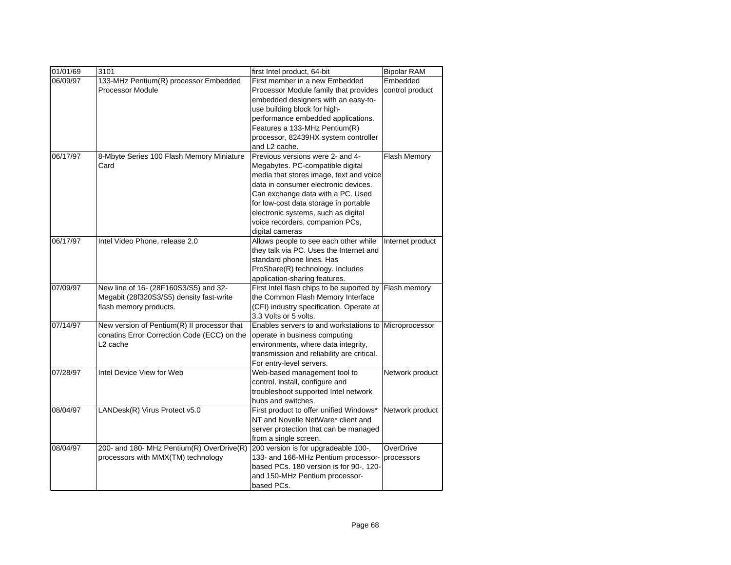| 01/01/69 | 3101 | first Intel product, 64-bit | Bipolar RAM |
|---|---|---|---|
| 06/09/97 | 133-MHz Pentium(R) processor Embedded Processor Module | First member in a new Embedded Processor Module family that provides embedded designers with an easy-to-use building block for high-performance embedded applications. Features a 133-MHz Pentium(R) processor, 82439HX system controller and L2 cache. | Embedded control product |
| 06/17/97 | 8-Mbyte Series 100 Flash Memory Miniature Card | Previous versions were 2- and 4-Megabytes. PC-compatible digital media that stores image, text and voice data in consumer electronic devices. Can exchange data with a PC. Used for low-cost data storage in portable electronic systems, such as digital voice recorders, companion PCs, digital cameras | Flash Memory |
| 06/17/97 | Intel Video Phone, release 2.0 | Allows people to see each other while they talk via PC. Uses the Internet and standard phone lines. Has ProShare(R) technology. Includes application-sharing features. | Internet product |
| 07/09/97 | New line of 16- (28F160S3/S5) and 32-Megabit (28f320S3/S5) density fast-write flash memory products. | First Intel flash chips to be suported by the Common Flash Memory Interface (CFI) industry specification. Operate at 3.3 Volts or 5 volts. | Flash memory |
| 07/14/97 | New version of Pentium(R) II processor that conatins Error Correction Code (ECC) on the L2 cache | Enables servers to and workstations to operate in business computing environments, where data integrity, transmission and reliability are critical. For entry-level servers. | Microprocessor |
| 07/28/97 | Intel Device View for Web | Web-based management tool to control, install, configure and troubleshoot supported Intel network hubs and switches. | Network product |
| 08/04/97 | LANDesk(R) Virus Protect v5.0 | First product to offer unified Windows* NT and Novelle NetWare* client and server protection that can be managed from a single screen. | Network product |
| 08/04/97 | 200- and 180- MHz Pentium(R) OverDrive(R) processors with MMX(TM) technology | 200 version is for upgradeable 100-, 133- and 166-MHz Pentium processor-based PCs. 180 version is for 90-, 120- and 150-MHz Pentium processor-based PCs. | OverDrive processors |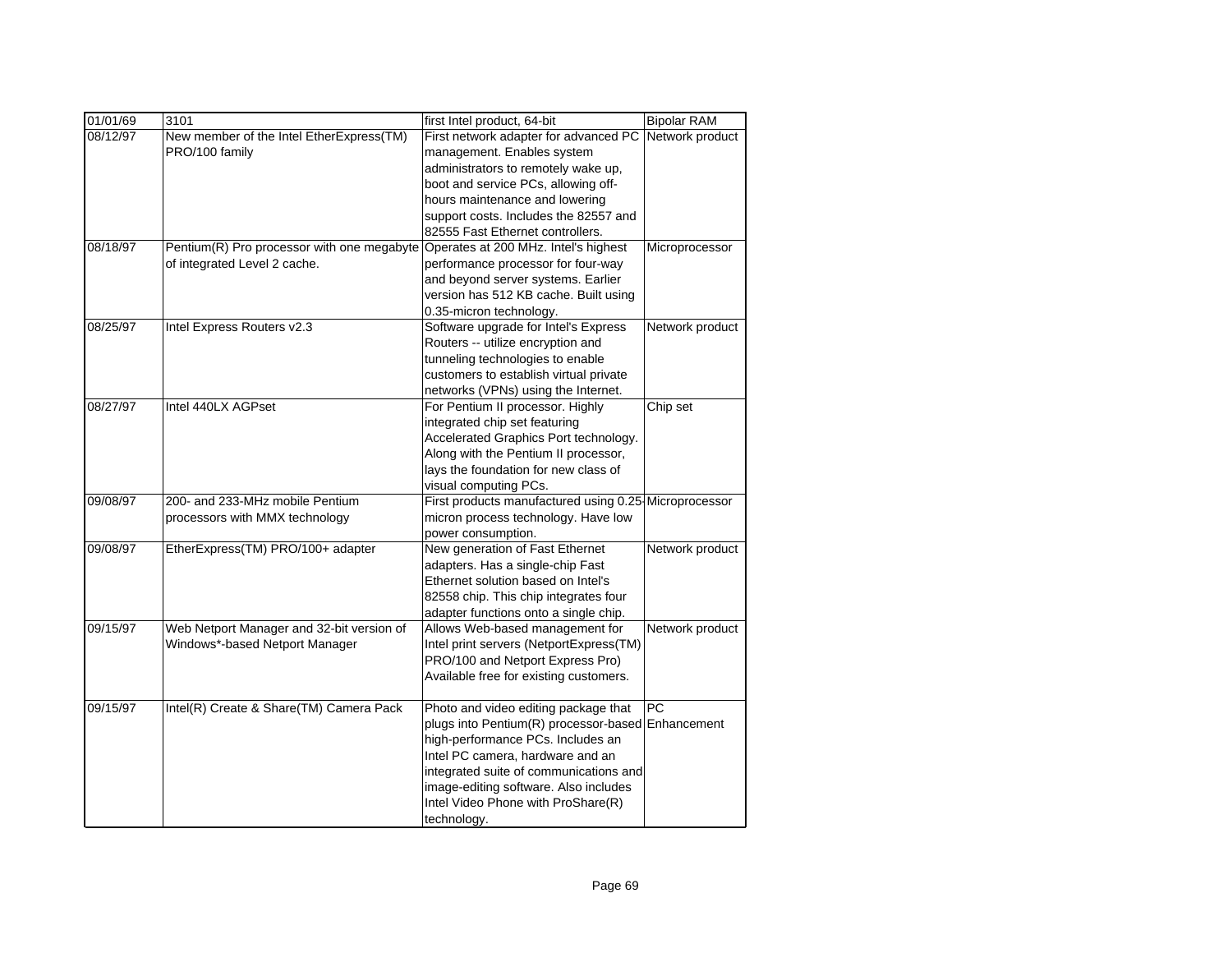| 01/01/69 | 3101 | first Intel product, 64-bit | Bipolar RAM |
|---|---|---|---|
| 08/12/97 | New member of the Intel EtherExpress(TM) PRO/100 family | First network adapter for advanced PC management. Enables system administrators to remotely wake up, boot and service PCs, allowing off-hours maintenance and lowering support costs. Includes the 82557 and 82555 Fast Ethernet controllers. | Network product |
| 08/18/97 | Pentium(R) Pro processor with one megabyte of integrated Level 2 cache. | Operates at 200 MHz. Intel's highest performance processor for four-way and beyond server systems. Earlier version has 512 KB cache. Built using 0.35-micron technology. | Microprocessor |
| 08/25/97 | Intel Express Routers v2.3 | Software upgrade for Intel's Express Routers -- utilize encryption and tunneling technologies to enable customers to establish virtual private networks (VPNs) using the Internet. | Network product |
| 08/27/97 | Intel 440LX AGPset | For Pentium II processor. Highly integrated chip set featuring Accelerated Graphics Port technology. Along with the Pentium II processor, lays the foundation for new class of visual computing PCs. | Chip set |
| 09/08/97 | 200- and 233-MHz mobile Pentium processors with MMX technology | First products manufactured using 0.25-micron process technology. Have low power consumption. | Microprocessor |
| 09/08/97 | EtherExpress(TM) PRO/100+ adapter | New generation of Fast Ethernet adapters. Has a single-chip Fast Ethernet solution based on Intel's 82558 chip. This chip integrates four adapter functions onto a single chip. | Network product |
| 09/15/97 | Web Netport Manager and 32-bit version of Windows*-based Netport Manager | Allows Web-based management for Intel print servers (NetportExpress(TM) PRO/100 and Netport Express Pro) Available free for existing customers. | Network product |
| 09/15/97 | Intel(R) Create & Share(TM) Camera Pack | Photo and video editing package that plugs into Pentium(R) processor-based high-performance PCs. Includes an Intel PC camera, hardware and an integrated suite of communications and image-editing software. Also includes Intel Video Phone with ProShare(R) technology. | PC Enhancement |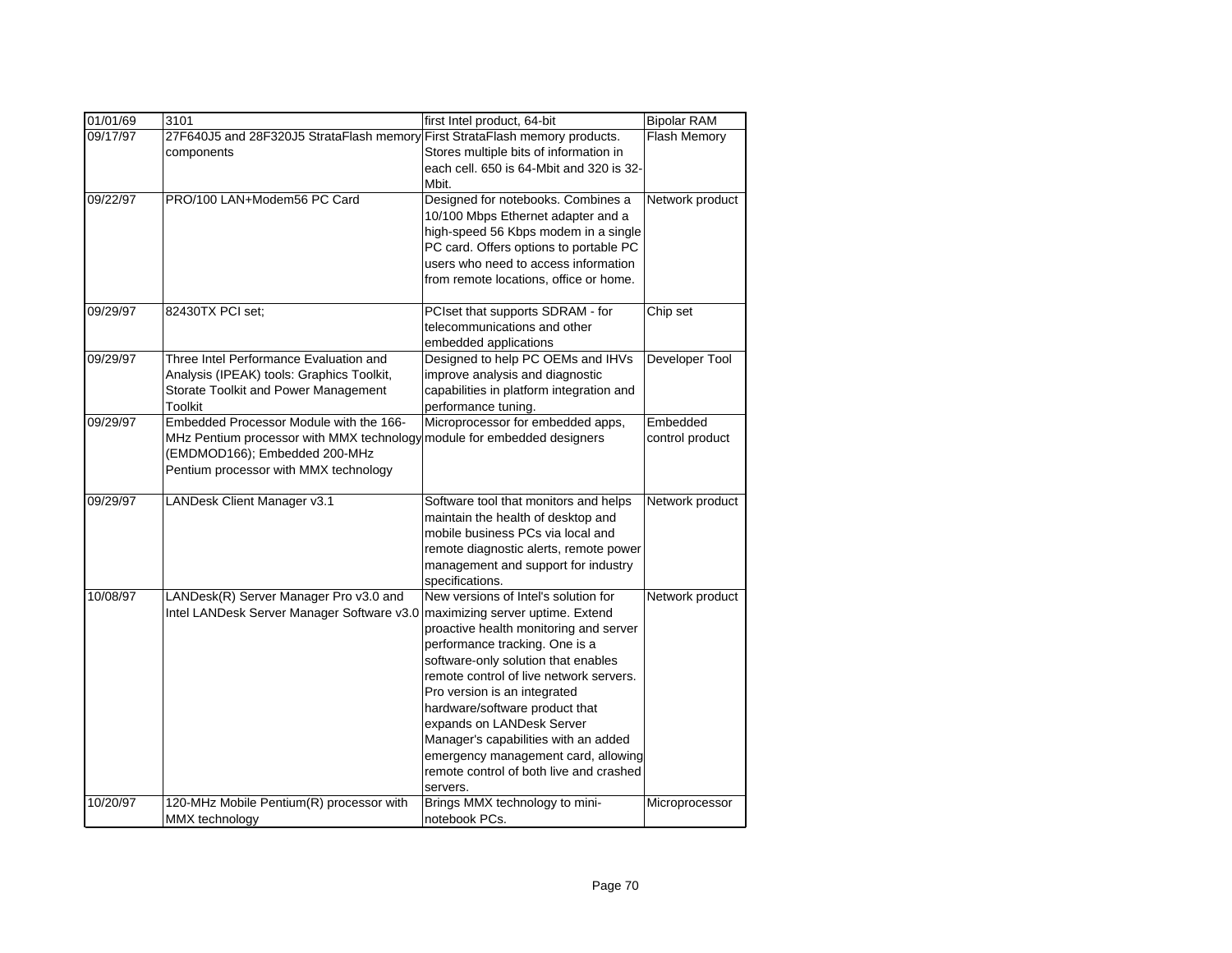| 01/01/69 | 3101 | first Intel product, 64-bit | Bipolar RAM |
|---|---|---|---|
| 09/17/97 | 27F640J5 and 28F320J5 StrataFlash memory components | First StrataFlash memory products. Stores multiple bits of information in each cell. 650 is 64-Mbit and 320 is 32-Mbit. | Flash Memory |
| 09/22/97 | PRO/100 LAN+Modem56 PC Card | Designed for notebooks. Combines a 10/100 Mbps Ethernet adapter and a high-speed 56 Kbps modem in a single PC card. Offers options to portable PC users who need to access information from remote locations, office or home. | Network product |
| 09/29/97 | 82430TX PCI set; | PCIset that supports SDRAM - for telecommunications and other embedded applications | Chip set |
| 09/29/97 | Three Intel Performance Evaluation and Analysis (IPEAK) tools: Graphics Toolkit, Storate Toolkit and Power Management Toolkit | Designed to help PC OEMs and IHVs improve analysis and diagnostic capabilities in platform integration and performance tuning. | Developer Tool |
| 09/29/97 | Embedded Processor Module with the 166-MHz Pentium processor with MMX technology (EMDMOD166); Embedded 200-MHz Pentium processor with MMX technology | Microprocessor for embedded apps, module for embedded designers | Embedded control product |
| 09/29/97 | LANDesk Client Manager v3.1 | Software tool that monitors and helps maintain the health of desktop and mobile business PCs via local and remote diagnostic alerts, remote power management and support for industry specifications. | Network product |
| 10/08/97 | LANDesk(R) Server Manager Pro v3.0 and Intel LANDesk Server Manager Software v3.0 | New versions of Intel's solution for maximizing server uptime. Extend proactive health monitoring and server performance tracking. One is a software-only solution that enables remote control of live network servers. Pro version is an integrated hardware/software product that expands on LANDesk Server Manager's capabilities with an added emergency management card, allowing remote control of both live and crashed servers. | Network product |
| 10/20/97 | 120-MHz Mobile Pentium(R) processor with MMX technology | Brings MMX technology to mini-notebook PCs. | Microprocessor |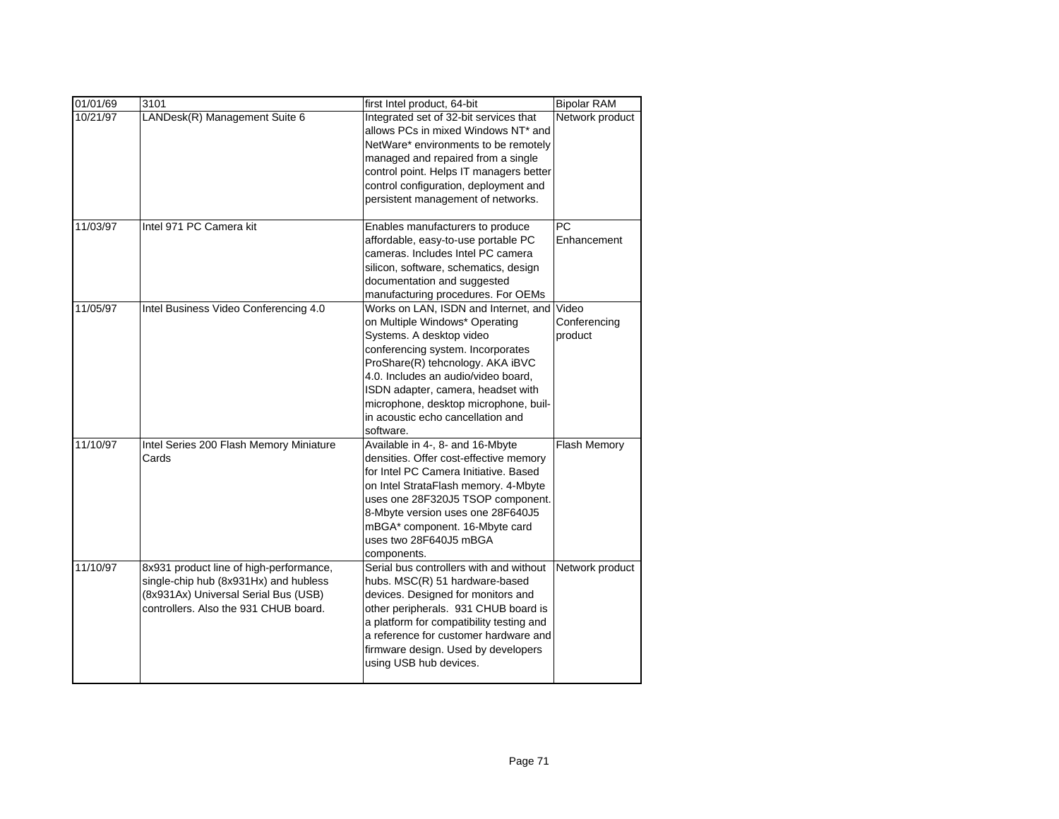| 01/01/69 | 3101 | first Intel product, 64-bit | Bipolar RAM |
|---|---|---|---|
| 10/21/97 | LANDesk(R) Management Suite 6 | Integrated set of 32-bit services that allows PCs in mixed Windows NT* and NetWare* environments to be remotely managed and repaired from a single control point. Helps IT managers better control configuration, deployment and persistent management of networks. | Network product |
| 11/03/97 | Intel 971 PC Camera kit | Enables manufacturers to produce affordable, easy-to-use portable PC cameras. Includes Intel PC camera silicon, software, schematics, design documentation and suggested manufacturing procedures. For OEMs | PC Enhancement |
| 11/05/97 | Intel Business Video Conferencing 4.0 | Works on LAN, ISDN and Internet, and on Multiple Windows* Operating Systems. A desktop video conferencing system. Incorporates ProShare(R) tehcnology. AKA iBVC 4.0. Includes an audio/video board, ISDN adapter, camera, headset with microphone, desktop microphone, buil-in acoustic echo cancellation and software. | Video Conferencing product |
| 11/10/97 | Intel Series 200 Flash Memory Miniature Cards | Available in 4-, 8- and 16-Mbyte densities. Offer cost-effective memory for Intel PC Camera Initiative. Based on Intel StrataFlash memory. 4-Mbyte uses one 28F320J5 TSOP component. 8-Mbyte version uses one 28F640J5 mBGA* component. 16-Mbyte card uses two 28F640J5 mBGA components. | Flash Memory |
| 11/10/97 | 8x931 product line of high-performance, single-chip hub (8x931Hx) and hubless (8x931Ax) Universal Serial Bus (USB) controllers. Also the 931 CHUB board. | Serial bus controllers with and without hubs. MSC(R) 51 hardware-based devices. Designed for monitors and other peripherals. 931 CHUB board is a platform for compatibility testing and a reference for customer hardware and firmware design. Used by developers using USB hub devices. | Network product |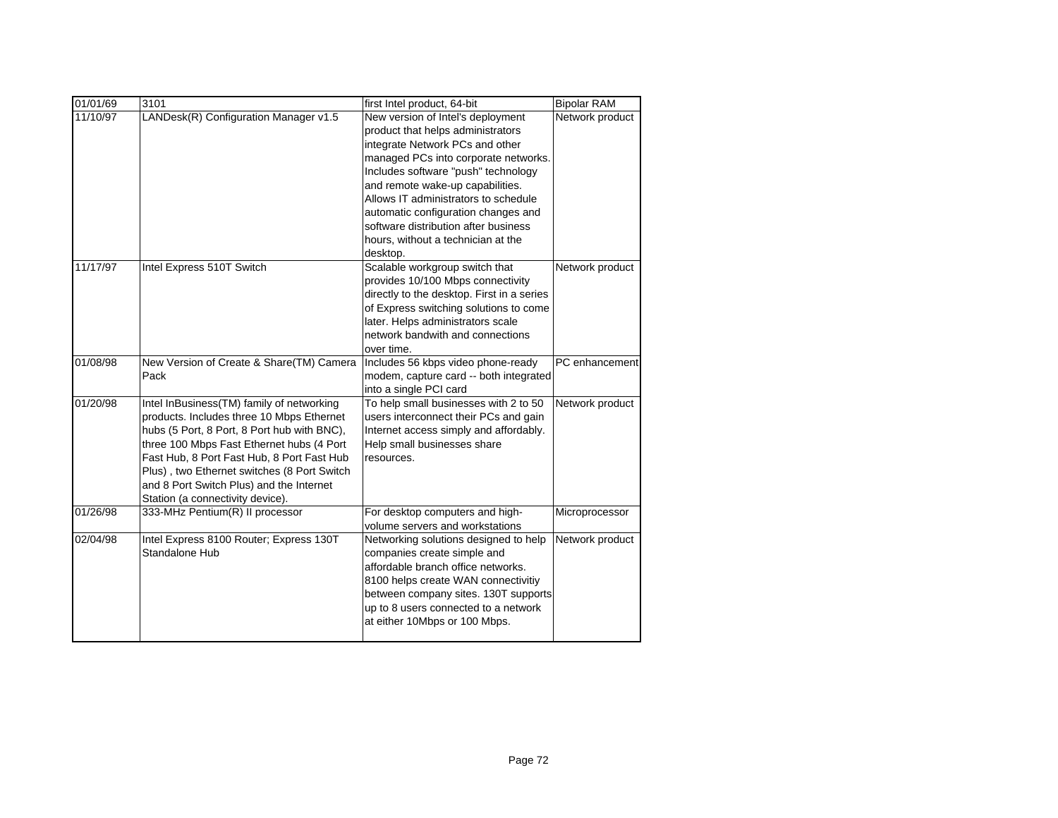| 01/01/69 | 3101 | first Intel product, 64-bit | Bipolar RAM |
|---|---|---|---|
| 11/10/97 | LANDesk(R) Configuration Manager v1.5 | New version of Intel's deployment product that helps administrators integrate Network PCs and other managed PCs into corporate networks. Includes software "push" technology and remote wake-up capabilities. Allows IT administrators to schedule automatic configuration changes and software distribution after business hours, without a technician at the desktop. | Network product |
| 11/17/97 | Intel Express 510T Switch | Scalable workgroup switch that provides 10/100 Mbps connectivity directly to the desktop. First in a series of Express switching solutions to come later. Helps administrators scale network bandwith and connections over time. | Network product |
| 01/08/98 | New Version of Create & Share(TM) Camera Pack | Includes 56 kbps video phone-ready modem, capture card -- both integrated into a single PCI card | PC enhancement |
| 01/20/98 | Intel InBusiness(TM) family of networking products. Includes three 10 Mbps Ethernet hubs (5 Port, 8 Port, 8 Port hub with BNC), three 100 Mbps Fast Ethernet hubs (4 Port Fast Hub, 8 Port Fast Hub, 8 Port Fast Hub Plus) , two Ethernet switches (8 Port Switch and 8 Port Switch Plus) and the Internet Station (a connectivity device). | To help small businesses with 2 to 50 users interconnect their PCs and gain Internet access simply and affordably. Help small businesses share resources. | Network product |
| 01/26/98 | 333-MHz Pentium(R) II processor | For desktop computers and high-volume servers and workstations | Microprocessor |
| 02/04/98 | Intel Express 8100 Router; Express 130T Standalone Hub | Networking solutions designed to help companies create simple and affordable branch office networks. 8100 helps create WAN connectivitiy between company sites. 130T supports up to 8 users connected to a network at either 10Mbps or 100 Mbps. | Network product |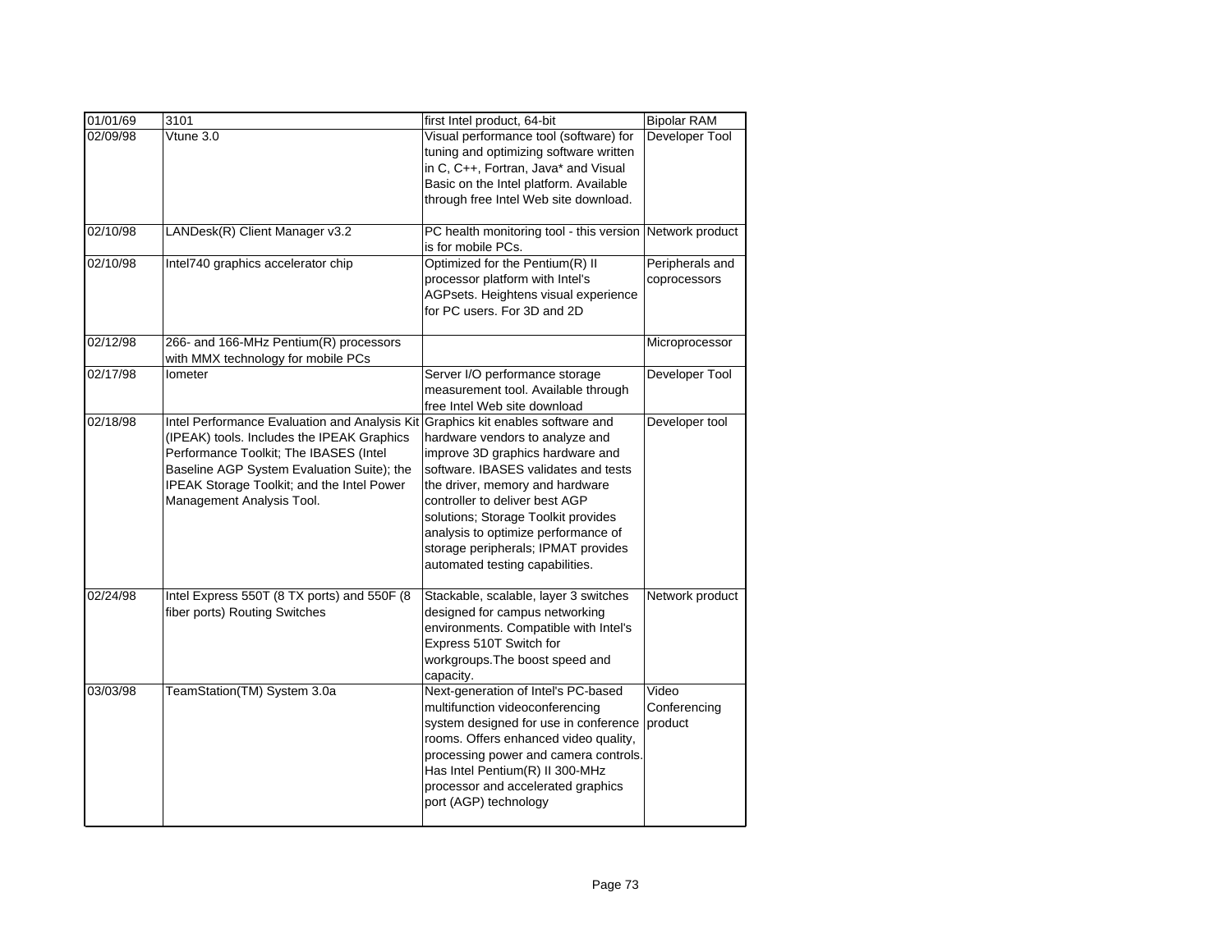| 01/01/69 | 3101 | first Intel product, 64-bit | Bipolar RAM |
|---|---|---|---|
| 02/09/98 | Vtune 3.0 | Visual performance tool (software) for tuning and optimizing software written in C, C++, Fortran, Java* and Visual Basic on the Intel platform. Available through free Intel Web site download. | Developer Tool |
| 02/10/98 | LANDesk(R) Client Manager v3.2 | PC health monitoring tool - this version is for mobile PCs. | Network product |
| 02/10/98 | Intel740 graphics accelerator chip | Optimized for the Pentium(R) II processor platform with Intel's AGPsets. Heightens visual experience for PC users. For 3D and 2D | Peripherals and coprocessors |
| 02/12/98 | 266- and 166-MHz Pentium(R) processors with MMX technology for mobile PCs | | Microprocessor |
| 02/17/98 | Iometer | Server I/O performance storage measurement tool. Available through free Intel Web site download | Developer Tool |
| 02/18/98 | Intel Performance Evaluation and Analysis Kit (IPEAK) tools. Includes the IPEAK Graphics Performance Toolkit; The IBASES (Intel Baseline AGP System Evaluation Suite); the IPEAK Storage Toolkit; and the Intel Power Management Analysis Tool. | Graphics kit enables software and hardware vendors to analyze and improve 3D graphics hardware and software. IBASES validates and tests the driver, memory and hardware controller to deliver best AGP solutions; Storage Toolkit provides analysis to optimize performance of storage peripherals; IPMAT provides automated testing capabilities. | Developer tool |
| 02/24/98 | Intel Express 550T (8 TX ports) and 550F (8 fiber ports) Routing Switches | Stackable, scalable, layer 3 switches designed for campus networking environments. Compatible with Intel's Express 510T Switch for workgroups.The boost speed and capacity. | Network product |
| 03/03/98 | TeamStation(TM) System 3.0a | Next-generation of Intel's PC-based multifunction videoconferencing system designed for use in conference rooms. Offers enhanced video quality, processing power and camera controls. Has Intel Pentium(R) II 300-MHz processor and accelerated graphics port (AGP) technology | Video Conferencing product |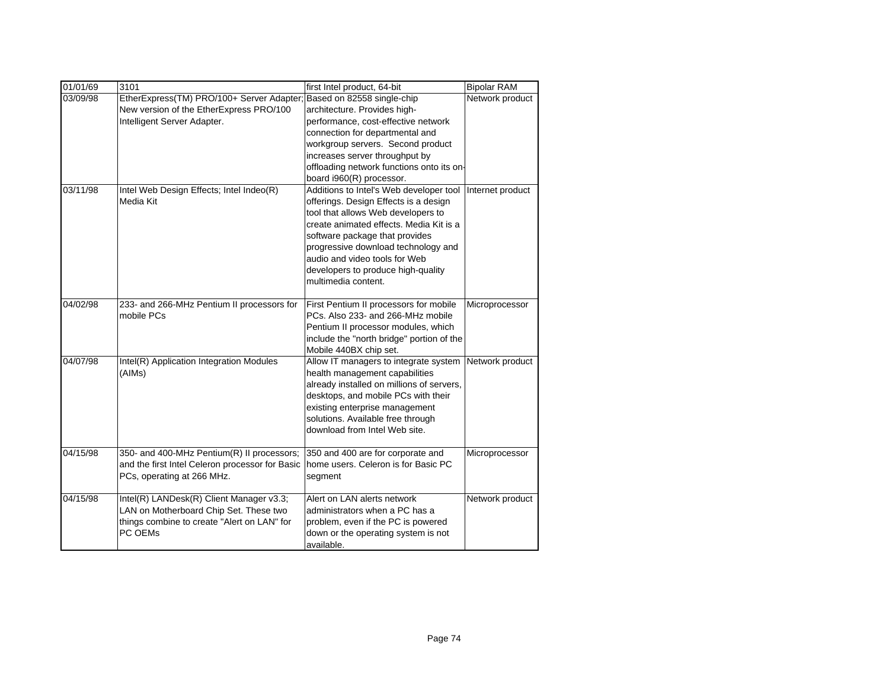| 01/01/69 | 3101 | first Intel product, 64-bit | Bipolar RAM |
|---|---|---|---|
| 03/09/98 | EtherExpress(TM) PRO/100+ Server Adapter; New version of the EtherExpress PRO/100 Intelligent Server Adapter. | Based on 82558 single-chip architecture. Provides high-performance, cost-effective network connection for departmental and workgroup servers. Second product increases server throughput by offloading network functions onto its on-board i960(R) processor. | Network product |
| 03/11/98 | Intel Web Design Effects; Intel Indeo(R) Media Kit | Additions to Intel's Web developer tool offerings. Design Effects is a design tool that allows Web developers to create animated effects. Media Kit is a software package that provides progressive download technology and audio and video tools for Web developers to produce high-quality multimedia content. | Internet product |
| 04/02/98 | 233- and 266-MHz Pentium II processors for mobile PCs | First Pentium II processors for mobile PCs. Also 233- and 266-MHz mobile Pentium II processor modules, which include the "north bridge" portion of the Mobile 440BX chip set. | Microprocessor |
| 04/07/98 | Intel(R) Application Integration Modules (AIMs) | Allow IT managers to integrate system health management capabilities already installed on millions of servers, desktops, and mobile PCs with their existing enterprise management solutions. Available free through download from Intel Web site. | Network product |
| 04/15/98 | 350- and 400-MHz Pentium(R) II processors; and the first Intel Celeron processor for Basic PCs, operating at 266 MHz. | 350 and 400 are for corporate and home users. Celeron is for Basic PC segment | Microprocessor |
| 04/15/98 | Intel(R) LANDesk(R) Client Manager v3.3; LAN on Motherboard Chip Set. These two things combine to create "Alert on LAN" for PC OEMs | Alert on LAN alerts network administrators when a PC has a problem, even if the PC is powered down or the operating system is not available. | Network product |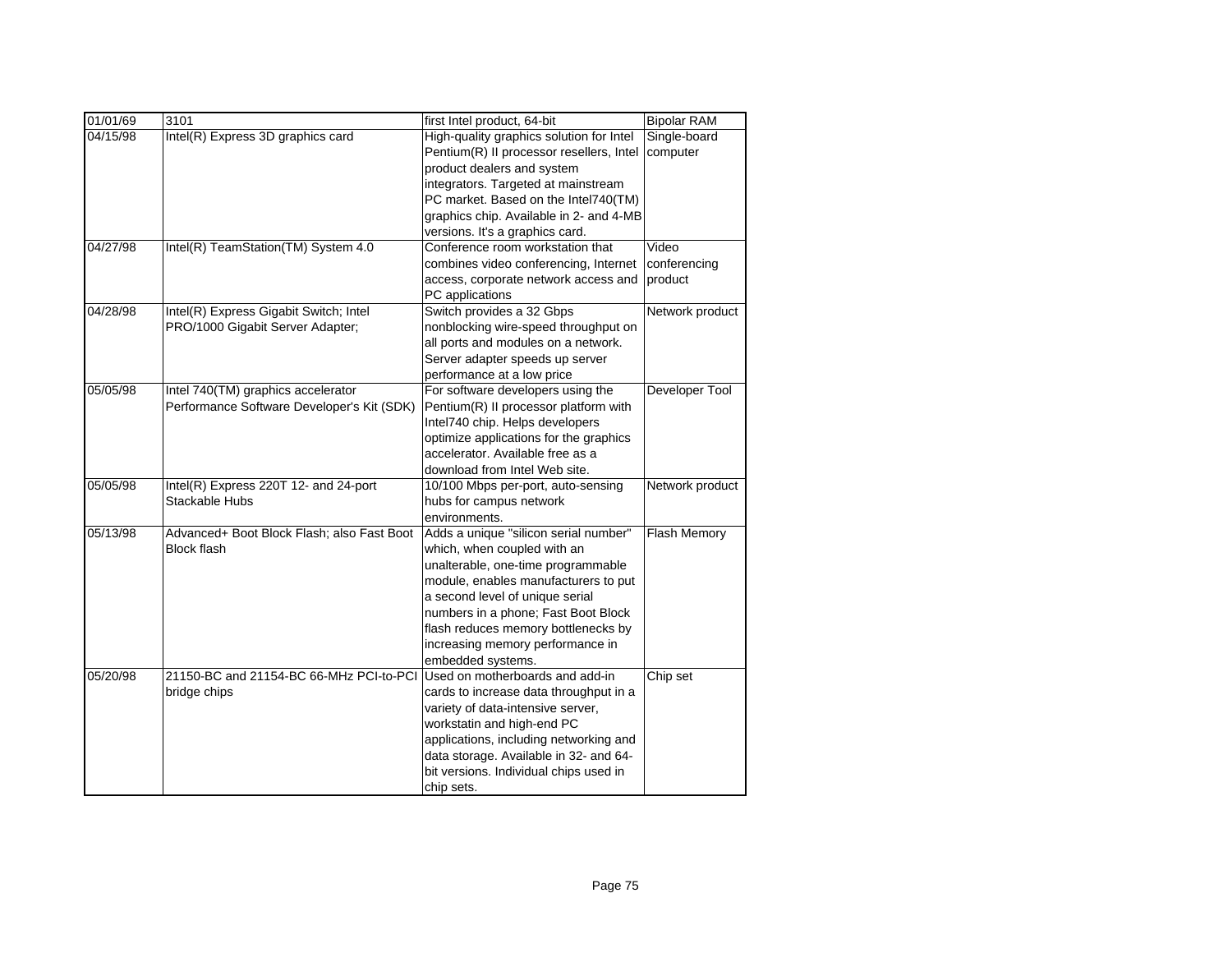| 01/01/69 | 3101 | first Intel product, 64-bit | Bipolar RAM |
|---|---|---|---|
| 04/15/98 | Intel(R) Express 3D graphics card | High-quality graphics solution for Intel Pentium(R) II processor resellers, Intel product dealers and system integrators. Targeted at mainstream PC market. Based on the Intel740(TM) graphics chip. Available in 2- and 4-MB versions. It's a graphics card. | Single-board computer |
| 04/27/98 | Intel(R) TeamStation(TM) System 4.0 | Conference room workstation that combines video conferencing, Internet access, corporate network access and PC applications | Video conferencing product |
| 04/28/98 | Intel(R) Express Gigabit Switch; Intel PRO/1000 Gigabit Server Adapter; | Switch provides a 32 Gbps nonblocking wire-speed throughput on all ports and modules on a network. Server adapter speeds up server performance at a low price | Network product |
| 05/05/98 | Intel 740(TM) graphics accelerator Performance Software Developer's Kit (SDK) | For software developers using the Pentium(R) II processor platform with Intel740 chip. Helps developers optimize applications for the graphics accelerator. Available free as a download from Intel Web site. | Developer Tool |
| 05/05/98 | Intel(R) Express 220T 12- and 24-port Stackable Hubs | 10/100 Mbps per-port, auto-sensing hubs for campus network environments. | Network product |
| 05/13/98 | Advanced+ Boot Block Flash; also Fast Boot Block flash | Adds a unique "silicon serial number" which, when coupled with an unalterable, one-time programmable module, enables manufacturers to put a second level of unique serial numbers in a phone; Fast Boot Block flash reduces memory bottlenecks by increasing memory performance in embedded systems. | Flash Memory |
| 05/20/98 | 21150-BC and 21154-BC 66-MHz PCI-to-PCI bridge chips | Used on motherboards and add-in cards to increase data throughput in a variety of data-intensive server, workstatin and high-end PC applications, including networking and data storage. Available in 32- and 64-bit versions. Individual chips used in chip sets. | Chip set |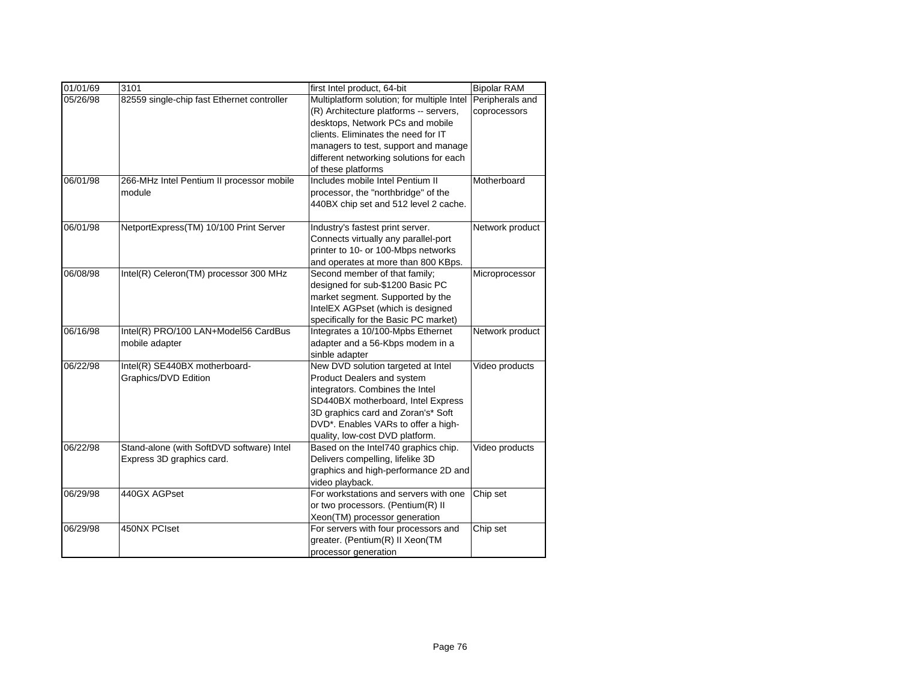| 01/01/69 | 3101 | first Intel product, 64-bit | Bipolar RAM |
|---|---|---|---|
| 05/26/98 | 82559 single-chip fast Ethernet controller | Multiplatform solution; for multiple Intel (R) Architecture platforms -- servers, desktops, Network PCs and mobile clients. Eliminates the need for IT managers to test, support and manage different networking solutions for each of these platforms | Peripherals and coprocessors |
| 06/01/98 | 266-MHz Intel Pentium II processor mobile module | Includes mobile Intel Pentium II processor, the "northbridge" of the 440BX chip set and 512 level 2 cache. | Motherboard |
| 06/01/98 | NetportExpress(TM) 10/100 Print Server | Industry's fastest print server. Connects virtually any parallel-port printer to 10- or 100-Mbps networks and operates at more than 800 KBps. | Network product |
| 06/08/98 | Intel(R) Celeron(TM) processor 300 MHz | Second member of that family; designed for sub-$1200 Basic PC market segment. Supported by the IntelEX AGPset (which is designed specifically for the Basic PC market) | Microprocessor |
| 06/16/98 | Intel(R) PRO/100 LAN+Model56 CardBus mobile adapter | Integrates a 10/100-Mpbs Ethernet adapter and a 56-Kbps modem in a sinble adapter | Network product |
| 06/22/98 | Intel(R) SE440BX motherboard-Graphics/DVD Edition | New DVD solution targeted at Intel Product Dealers and system integrators. Combines the Intel SD440BX motherboard, Intel Express 3D graphics card and Zoran's* Soft DVD*. Enables VARs to offer a high-quality, low-cost DVD platform. | Video products |
| 06/22/98 | Stand-alone (with SoftDVD software) Intel Express 3D graphics card. | Based on the Intel740 graphics chip. Delivers compelling, lifelike 3D graphics and high-performance 2D and video playback. | Video products |
| 06/29/98 | 440GX AGPset | For workstations and servers with one or two processors. (Pentium(R) II Xeon(TM) processor generation | Chip set |
| 06/29/98 | 450NX PCIset | For servers with four processors and greater. (Pentium(R) II Xeon(TM processor generation | Chip set |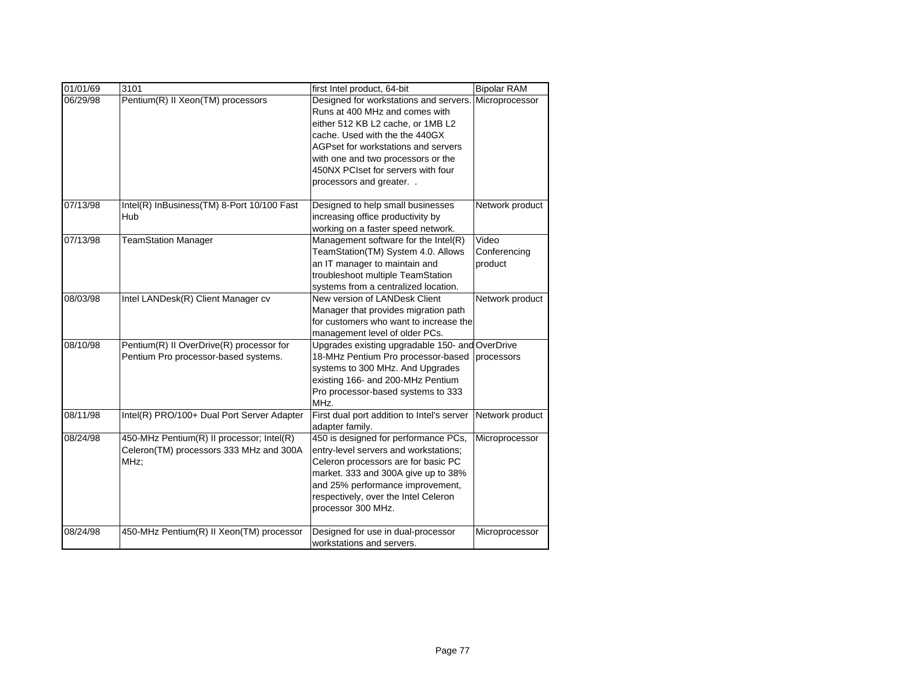| 01/01/69 | 3101 | first Intel product, 64-bit | Bipolar RAM |
|---|---|---|---|
| 06/29/98 | Pentium(R) II Xeon(TM) processors | Designed for workstations and servers. Runs at 400 MHz and comes with either 512 KB L2 cache, or 1MB L2 cache. Used with the the 440GX AGPset for workstations and servers with one and two processors or the 450NX PCIset for servers with four processors and greater. . | Microprocessor |
| 07/13/98 | Intel(R) InBusiness(TM) 8-Port 10/100 Fast Hub | Designed to help small businesses increasing office productivity by working on a faster speed network. | Network product |
| 07/13/98 | TeamStation Manager | Management software for the Intel(R) TeamStation(TM) System 4.0. Allows an IT manager to maintain and troubleshoot multiple TeamStation systems from a centralized location. | Video Conferencing product |
| 08/03/98 | Intel LANDesk(R) Client Manager cv | New version of LANDesk Client Manager that provides migration path for customers who want to increase the management level of older PCs. | Network product |
| 08/10/98 | Pentium(R) II OverDrive(R) processor for Pentium Pro processor-based systems. | Upgrades existing upgradable 150- and 18-MHz Pentium Pro processor-based systems to 300 MHz. And Upgrades existing 166- and 200-MHz Pentium Pro processor-based systems to 333 MHz. | OverDrive processors |
| 08/11/98 | Intel(R) PRO/100+ Dual Port Server Adapter | First dual port addition to Intel's server adapter family. | Network product |
| 08/24/98 | 450-MHz Pentium(R) II processor; Intel(R) Celeron(TM) processors 333 MHz and 300A MHz; | 450 is designed for performance PCs, entry-level servers and workstations; Celeron processors are for basic PC market. 333 and 300A give up to 38% and 25% performance improvement, respectively, over the Intel Celeron processor 300 MHz. | Microprocessor |
| 08/24/98 | 450-MHz Pentium(R) II Xeon(TM) processor | Designed for use in dual-processor workstations and servers. | Microprocessor |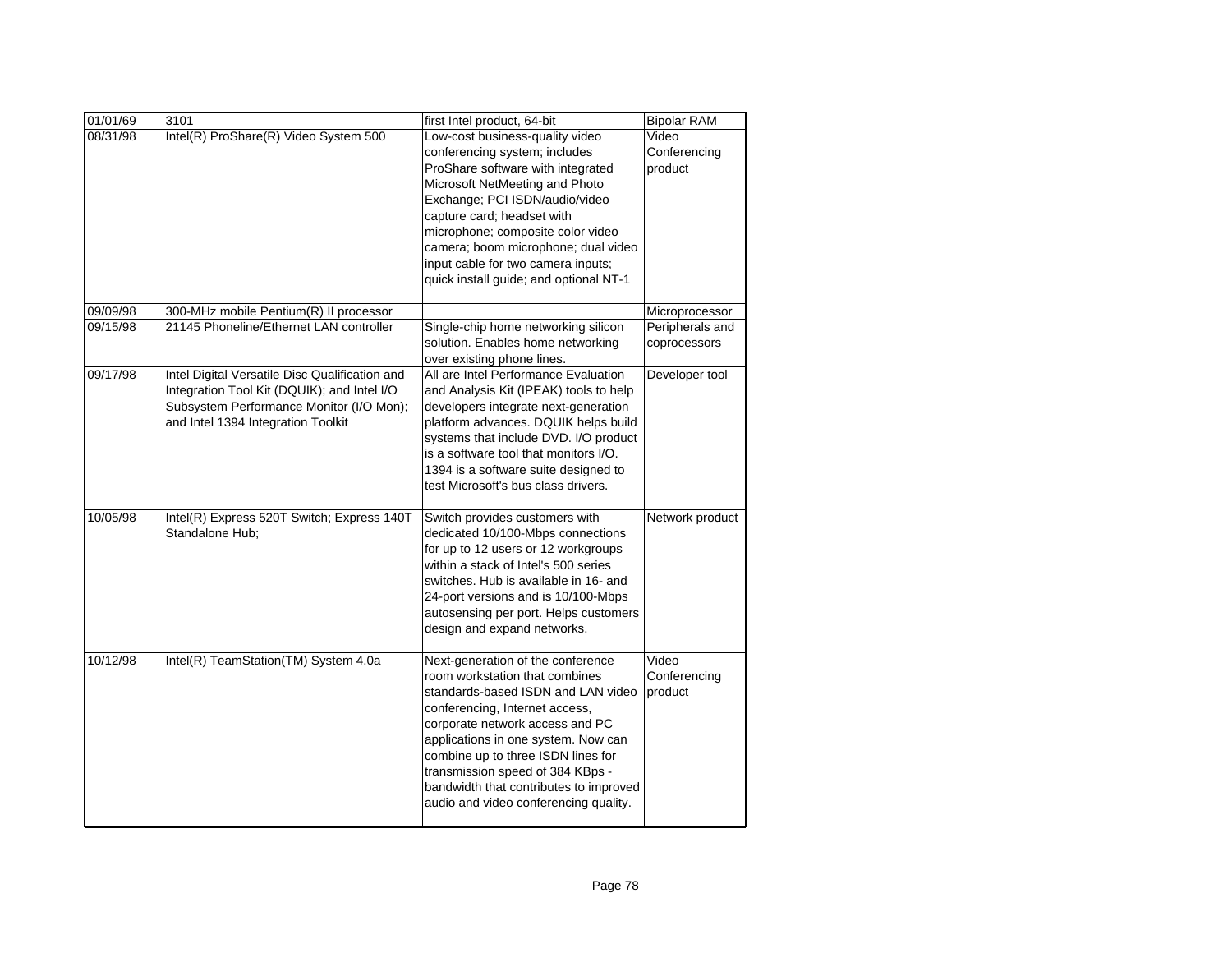| 01/01/69 | 3101 | first Intel product, 64-bit | Bipolar RAM |
|---|---|---|---|
| 08/31/98 | Intel(R) ProShare(R) Video System 500 | Low-cost business-quality video conferencing system; includes ProShare software with integrated Microsoft NetMeeting and Photo Exchange; PCI ISDN/audio/video capture card; headset with microphone; composite color video camera; boom microphone; dual video input cable for two camera inputs; quick install guide; and optional NT-1 | Video Conferencing product |
| 09/09/98 | 300-MHz mobile Pentium(R) II processor | | Microprocessor |
| 09/15/98 | 21145 Phoneline/Ethernet LAN controller | Single-chip home networking silicon solution. Enables home networking over existing phone lines. | Peripherals and coprocessors |
| 09/17/98 | Intel Digital Versatile Disc Qualification and Integration Tool Kit (DQUIK); and Intel I/O Subsystem Performance Monitor (I/O Mon); and Intel 1394 Integration Toolkit | All are Intel Performance Evaluation and Analysis Kit (IPEAK) tools to help developers integrate next-generation platform advances. DQUIK helps build systems that include DVD. I/O product is a software tool that monitors I/O. 1394 is a software suite designed to test Microsoft's bus class drivers. | Developer tool |
| 10/05/98 | Intel(R) Express 520T Switch; Express 140T Standalone Hub; | Switch provides customers with dedicated 10/100-Mbps connections for up to 12 users or 12 workgroups within a stack of Intel's 500 series switches. Hub is available in 16- and 24-port versions and is 10/100-Mbps autosensing per port. Helps customers design and expand networks. | Network product |
| 10/12/98 | Intel(R) TeamStation(TM) System 4.0a | Next-generation of the conference room workstation that combines standards-based ISDN and LAN video conferencing, Internet access, corporate network access and PC applications in one system. Now can combine up to three ISDN lines for transmission speed of 384 KBps - bandwidth that contributes to improved audio and video conferencing quality. | Video Conferencing product |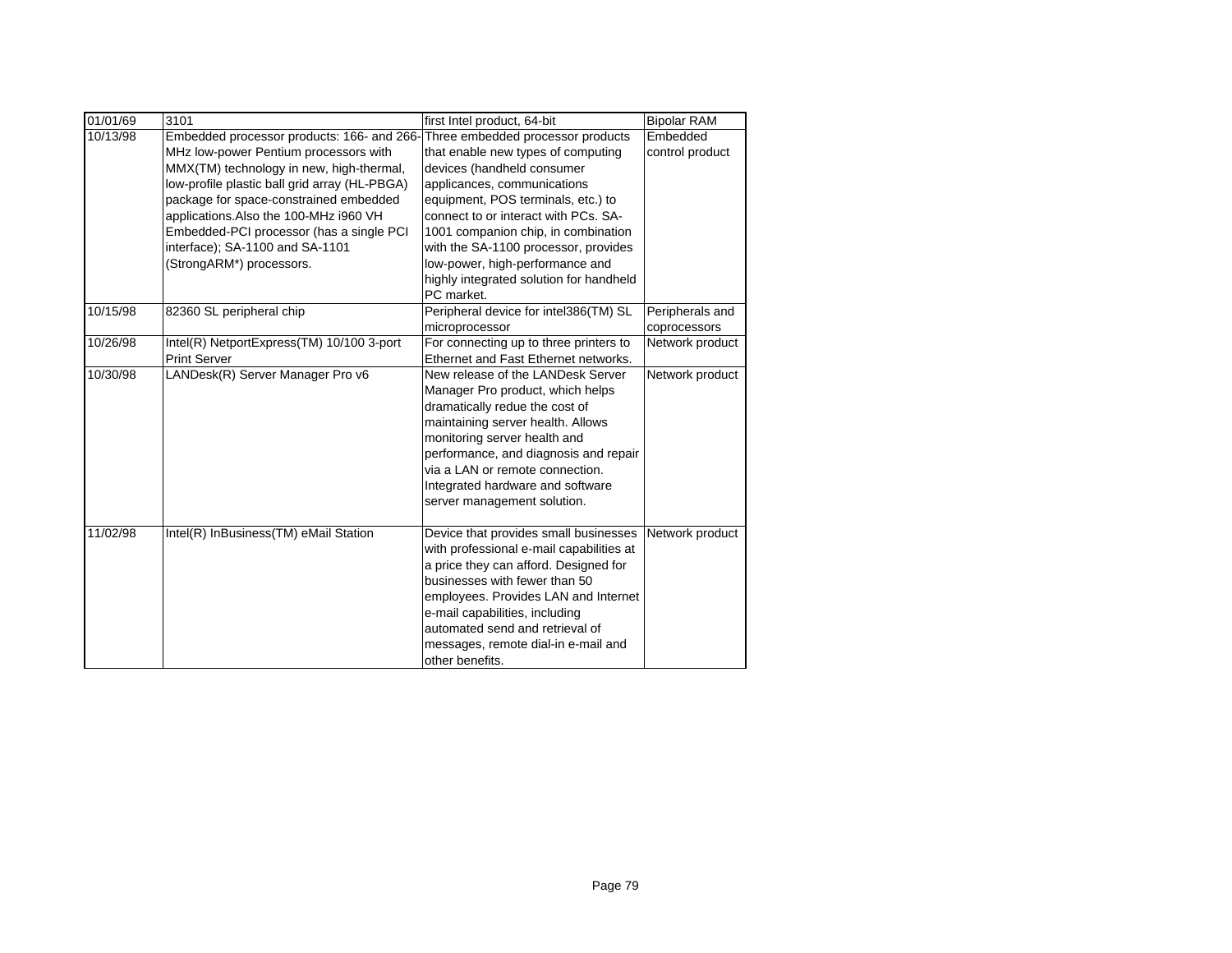| 01/01/69 | 3101 | first Intel product, 64-bit | Bipolar RAM |
|---|---|---|---|
| 10/13/98 | Embedded processor products: 166- and 266-MHz low-power Pentium processors with MMX(TM) technology in new, high-thermal, low-profile plastic ball grid array (HL-PBGA) package for space-constrained embedded applications.Also the 100-MHz i960 VH Embedded-PCI processor (has a single PCI interface); SA-1100 and SA-1101 (StrongARM*) processors. | Three embedded processor products that enable new types of computing devices (handheld consumer applicances, communications equipment, POS terminals, etc.) to connect to or interact with PCs. SA-1001 companion chip, in combination with the SA-1100 processor, provides low-power, high-performance and highly integrated solution for handheld PC market. | Embedded control product |
| 10/15/98 | 82360 SL peripheral chip | Peripheral device for intel386(TM) SL microprocessor | Peripherals and coprocessors |
| 10/26/98 | Intel(R) NetportExpress(TM) 10/100 3-port Print Server | For connecting up to three printers to Ethernet and Fast Ethernet networks. | Network product |
| 10/30/98 | LANDesk(R) Server Manager Pro v6 | New release of the LANDesk Server Manager Pro product, which helps dramatically redue the cost of maintaining server health. Allows monitoring server health and performance, and diagnosis and repair via a LAN or remote connection. Integrated hardware and software server management solution. | Network product |
| 11/02/98 | Intel(R) InBusiness(TM) eMail Station | Device that provides small businesses with professional e-mail capabilities at a price they can afford. Designed for businesses with fewer than 50 employees. Provides LAN and Internet e-mail capabilities, including automated send and retrieval of messages, remote dial-in e-mail and other benefits. | Network product |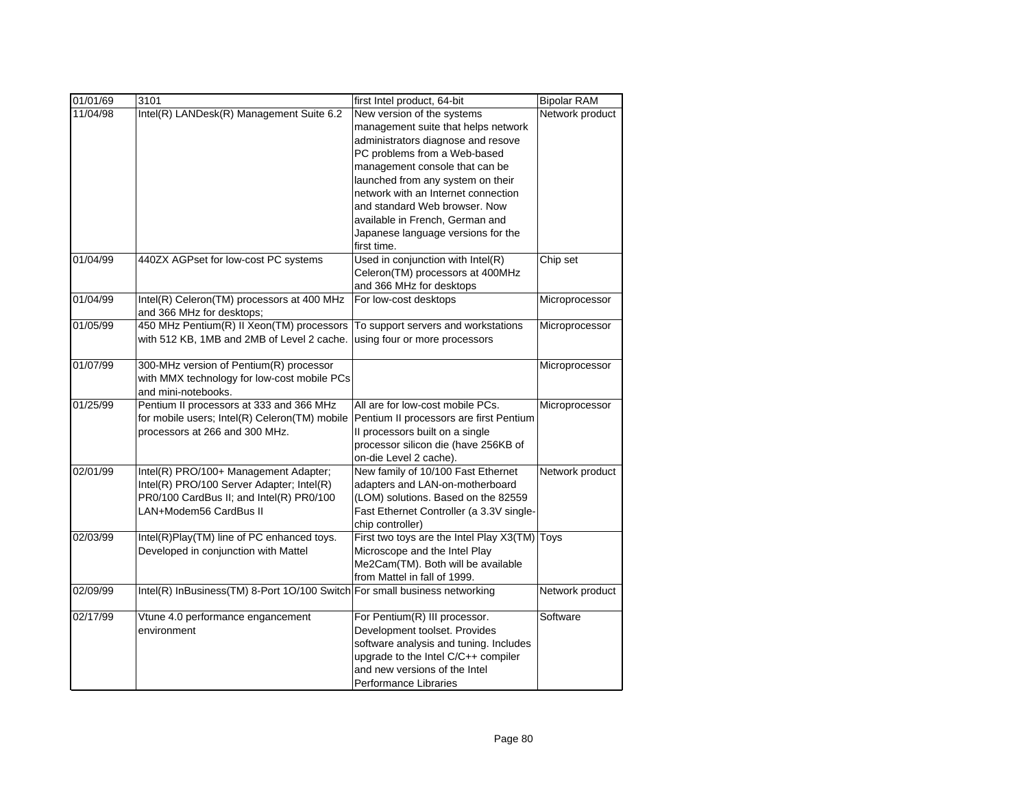| 01/01/69 | 3101 | first Intel product, 64-bit | Bipolar RAM |
|---|---|---|---|
| 11/04/98 | Intel(R) LANDesk(R) Management Suite 6.2 | New version of the systems management suite that helps network administrators diagnose and resove PC problems from a Web-based management console that can be launched from any system on their network with an Internet connection and standard Web browser. Now available in French, German and Japanese language versions for the first time. | Network product |
| 01/04/99 | 440ZX AGPset for low-cost PC systems | Used in conjunction with Intel(R) Celeron(TM) processors at 400MHz and 366 MHz for desktops | Chip set |
| 01/04/99 | Intel(R) Celeron(TM) processors at 400 MHz and 366 MHz for desktops; | For low-cost desktops | Microprocessor |
| 01/05/99 | 450 MHz Pentium(R) II Xeon(TM) processors with 512 KB, 1MB and 2MB of Level 2 cache. | To support servers and workstations using four or more processors | Microprocessor |
| 01/07/99 | 300-MHz version of Pentium(R) processor with MMX technology for low-cost mobile PCs and mini-notebooks. | | Microprocessor |
| 01/25/99 | Pentium II processors at 333 and 366 MHz for mobile users; Intel(R) Celeron(TM) mobile processors at 266 and 300 MHz. | All are for low-cost mobile PCs. Pentium II processors are first Pentium II processors built on a single processor silicon die (have 256KB of on-die Level 2 cache). | Microprocessor |
| 02/01/99 | Intel(R) PRO/100+ Management Adapter; Intel(R) PRO/100 Server Adapter; Intel(R) PR0/100 CardBus II; and Intel(R) PR0/100 LAN+Modem56 CardBus II | New family of 10/100 Fast Ethernet adapters and LAN-on-motherboard (LOM) solutions. Based on the 82559 Fast Ethernet Controller (a 3.3V single-chip controller) | Network product |
| 02/03/99 | Intel(R)Play(TM) line of PC enhanced toys. Developed in conjunction with Mattel | First two toys are the Intel Play X3(TM) Microscope and the Intel Play Me2Cam(TM). Both will be available from Mattel in fall of 1999. | Toys |
| 02/09/99 | Intel(R) InBusiness(TM) 8-Port 1O/100 Switch | For small business networking | Network product |
| 02/17/99 | Vtune 4.0 performance engancement environment | For Pentium(R) III processor. Development toolset. Provides software analysis and tuning. Includes upgrade to the Intel C/C++ compiler and new versions of the Intel Performance Libraries | Software |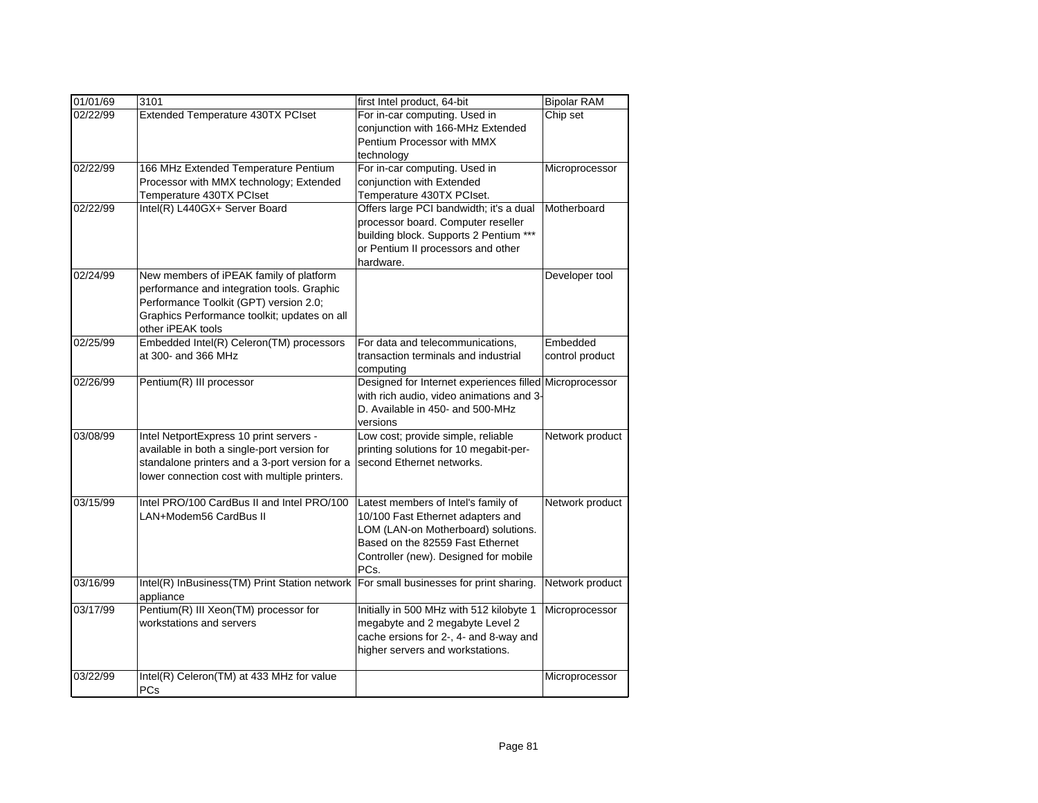| 01/01/69 | 3101 | first Intel product, 64-bit | Bipolar RAM |
|---|---|---|---|
| 02/22/99 | Extended Temperature 430TX PCIset | For in-car computing. Used in conjunction with 166-MHz Extended Pentium Processor with MMX technology | Chip set |
| 02/22/99 | 166 MHz Extended Temperature Pentium Processor with MMX technology; Extended Temperature 430TX PCIset | For in-car computing. Used in conjunction with Extended Temperature 430TX PCIset. | Microprocessor |
| 02/22/99 | Intel(R) L440GX+ Server Board | Offers large PCI bandwidth; it's a dual processor board. Computer reseller building block. Supports 2 Pentium *** or Pentium II processors and other hardware. | Motherboard |
| 02/24/99 | New members of iPEAK family of platform performance and integration tools. Graphic Performance Toolkit (GPT) version 2.0; Graphics Performance toolkit; updates on all other iPEAK tools | | Developer tool |
| 02/25/99 | Embedded Intel(R) Celeron(TM) processors at 300- and 366 MHz | For data and telecommunications, transaction terminals and industrial computing | Embedded control product |
| 02/26/99 | Pentium(R) III processor | Designed for Internet experiences filled with rich audio, video animations and 3-D. Available in 450- and 500-MHz versions | Microprocessor |
| 03/08/99 | Intel NetportExpress 10 print servers - available in both a single-port version for standalone printers and a 3-port version for a lower connection cost with multiple printers. | Low cost; provide simple, reliable printing solutions for 10 megabit-per-second Ethernet networks. | Network product |
| 03/15/99 | Intel PRO/100 CardBus II and Intel PRO/100 LAN+Modem56 CardBus II | Latest members of Intel's family of 10/100 Fast Ethernet adapters and LOM (LAN-on Motherboard) solutions. Based on the 82559 Fast Ethernet Controller (new). Designed for mobile PCs. | Network product |
| 03/16/99 | Intel(R) InBusiness(TM) Print Station network appliance | For small businesses for print sharing. | Network product |
| 03/17/99 | Pentium(R) III Xeon(TM) processor for workstations and servers | Initially in 500 MHz with 512 kilobyte 1 megabyte and 2 megabyte Level 2 cache ersions for 2-, 4- and 8-way and higher servers and workstations. | Microprocessor |
| 03/22/99 | Intel(R) Celeron(TM) at 433 MHz for value PCs | | Microprocessor |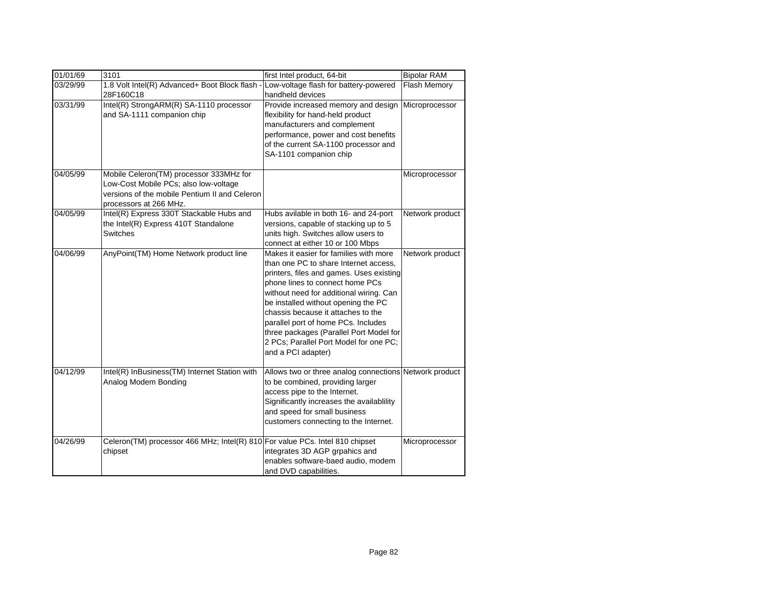| 01/01/69 | 3101 | first Intel product, 64-bit | Bipolar RAM |
|---|---|---|---|
| 03/29/99 | 1.8 Volt Intel(R) Advanced+ Boot Block flash - 28F160C18 | Low-voltage flash for battery-powered handheld devices | Flash Memory |
| 03/31/99 | Intel(R) StrongARM(R) SA-1110 processor and SA-1111 companion chip | Provide increased memory and design flexibility for hand-held product manufacturers and complement performance, power and cost benefits of the current SA-1100 processor and SA-1101 companion chip | Microprocessor |
| 04/05/99 | Mobile Celeron(TM) processor 333MHz for Low-Cost Mobile PCs; also low-voltage versions of the mobile Pentium II and Celeron processors at 266 MHz. | | Microprocessor |
| 04/05/99 | Intel(R) Express 330T Stackable Hubs and the Intel(R) Express 410T Standalone Switches | Hubs avilable in both 16- and 24-port versions, capable of stacking up to 5 units high. Switches allow users to connect at either 10 or 100 Mbps | Network product |
| 04/06/99 | AnyPoint(TM) Home Network product line | Makes it easier for families with more than one PC to share Internet access, printers, files and games. Uses existing phone lines to connect home PCs without need for additional wiring. Can be installed without opening the PC chassis because it attaches to the parallel port of home PCs. Includes three packages (Parallel Port Model for 2 PCs; Parallel Port Model for one PC; and a PCI adapter) | Network product |
| 04/12/99 | Intel(R) InBusiness(TM) Internet Station with Analog Modem Bonding | Allows two or three analog connections to be combined, providing larger access pipe to the Internet. Significantly increases the availablility and speed for small business customers connecting to the Internet. | Network product |
| 04/26/99 | Celeron(TM) processor 466 MHz; Intel(R) 810 chipset | For value PCs. Intel 810 chipset integrates 3D AGP grpahics and enables software-baed audio, modem and DVD capabilities. | Microprocessor |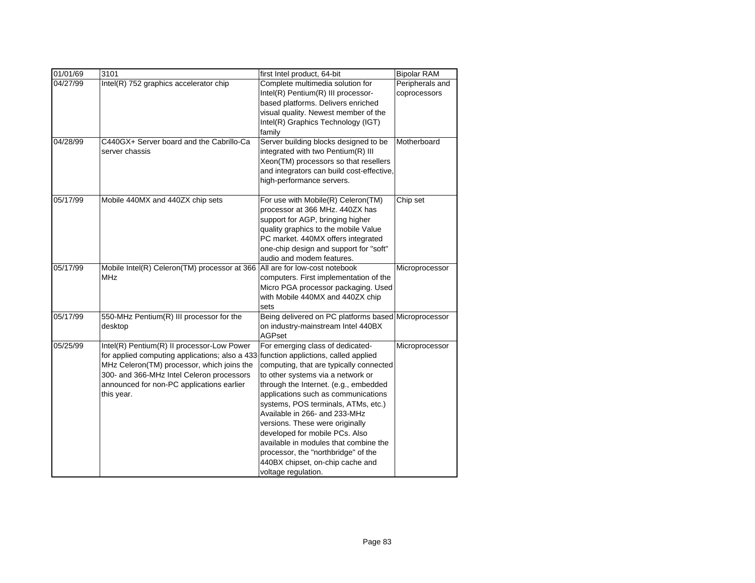| 01/01/69 | 3101 | first Intel product, 64-bit | Bipolar RAM |
|---|---|---|---|
| 04/27/99 | Intel(R) 752 graphics accelerator chip | Complete multimedia solution for Intel(R) Pentium(R) III processor-based platforms. Delivers enriched visual quality. Newest member of the Intel(R) Graphics Technology (IGT) family | Peripherals and coprocessors |
| 04/28/99 | C440GX+ Server board and the Cabrillo-Ca server chassis | Server building blocks designed to be integrated with two Pentium(R) III Xeon(TM) processors so that resellers and integrators can build cost-effective, high-performance servers. | Motherboard |
| 05/17/99 | Mobile 440MX and 440ZX chip sets | For use with Mobile(R) Celeron(TM) processor at 366 MHz. 440ZX has support for AGP, bringing higher quality graphics to the mobile Value PC market. 440MX offers integrated one-chip design and support for "soft" audio and modem features. | Chip set |
| 05/17/99 | Mobile Intel(R) Celeron(TM) processor at 366 MHz | All are for low-cost notebook computers. First implementation of the Micro PGA processor packaging. Used with Mobile 440MX and 440ZX chip sets | Microprocessor |
| 05/17/99 | 550-MHz Pentium(R) III processor for the desktop | Being delivered on PC platforms based on industry-mainstream Intel 440BX AGPset | Microprocessor |
| 05/25/99 | Intel(R) Pentium(R) II processor-Low Power for applied computing applications; also a 433-MHz Celeron(TM) processor, which joins the 300- and 366-MHz Intel Celeron processors announced for non-PC applications earlier this year. | For emerging class of dedicated-function applictions, called applied computing, that are typically connected to other systems via a network or through the Internet. (e.g., embedded applications such as communications systems, POS terminals, ATMs, etc.) Available in 266- and 233-MHz versions. These were originally developed for mobile PCs. Also available in modules that combine the processor, the "northbridge" of the 440BX chipset, on-chip cache and voltage regulation. | Microprocessor |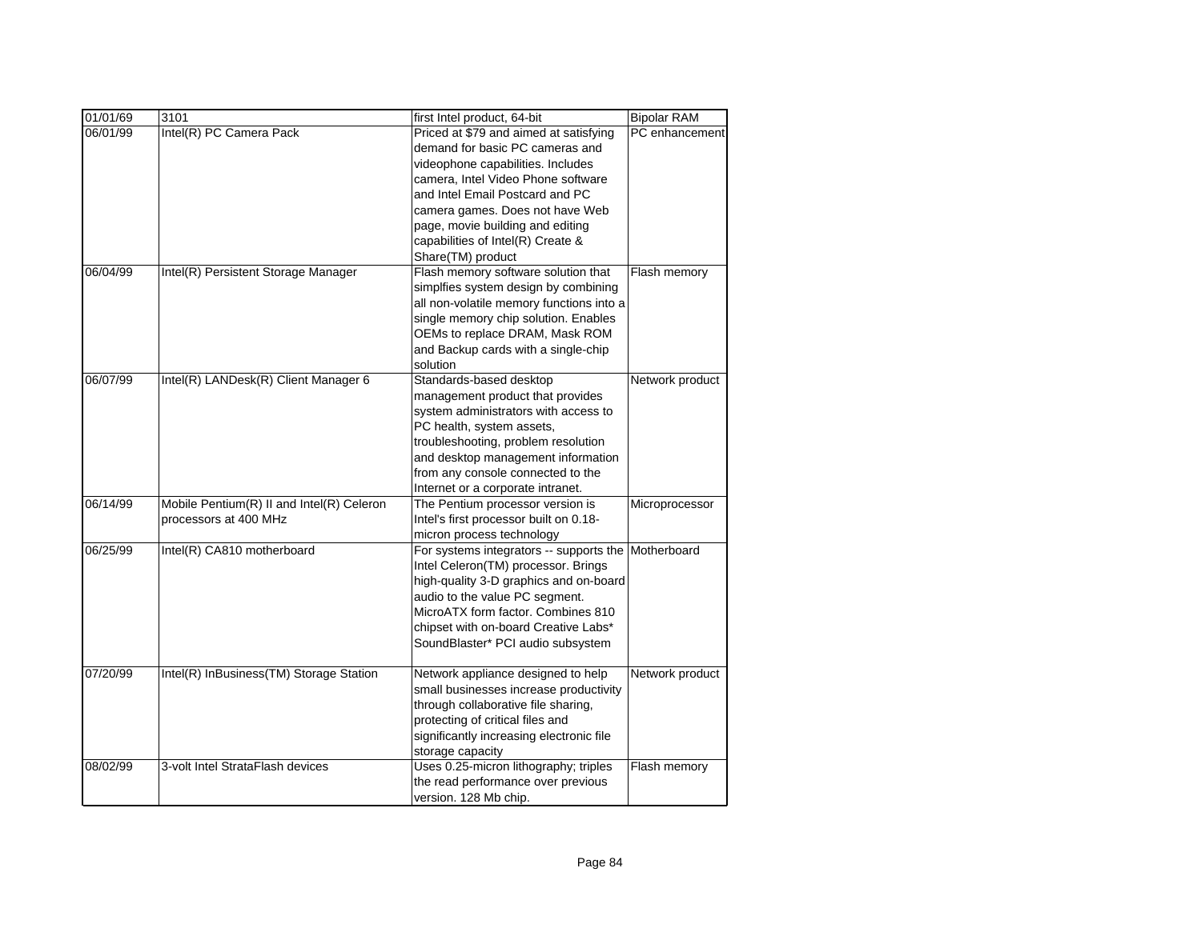| 01/01/69 | 3101 | first Intel product, 64-bit | Bipolar RAM |
|---|---|---|---|
| 06/01/99 | Intel(R) PC Camera Pack | Priced at $79 and aimed at satisfying demand for basic PC cameras and videophone capabilities. Includes camera, Intel Video Phone software and Intel Email Postcard and PC camera games. Does not have Web page, movie building and editing capabilities of Intel(R) Create & Share(TM) product | PC enhancement |
| 06/04/99 | Intel(R) Persistent Storage Manager | Flash memory software solution that simplfies system design by combining all non-volatile memory functions into a single memory chip solution. Enables OEMs to replace DRAM, Mask ROM and Backup cards with a single-chip solution | Flash memory |
| 06/07/99 | Intel(R) LANDesk(R) Client Manager 6 | Standards-based desktop management product that provides system administrators with access to PC health, system assets, troubleshooting, problem resolution and desktop management information from any console connected to the Internet or a corporate intranet. | Network product |
| 06/14/99 | Mobile Pentium(R) II and Intel(R) Celeron processors at 400 MHz | The Pentium processor version is Intel's first processor built on 0.18-micron process technology | Microprocessor |
| 06/25/99 | Intel(R) CA810 motherboard | For systems integrators -- supports the Intel Celeron(TM) processor. Brings high-quality 3-D graphics and on-board audio to the value PC segment. MicroATX form factor. Combines 810 chipset with on-board Creative Labs* SoundBlaster* PCI audio subsystem | Motherboard |
| 07/20/99 | Intel(R) InBusiness(TM) Storage Station | Network appliance designed to help small businesses increase productivity through collaborative file sharing, protecting of critical files and significantly increasing electronic file storage capacity | Network product |
| 08/02/99 | 3-volt Intel StrataFlash devices | Uses 0.25-micron lithography; triples the read performance over previous version. 128 Mb chip. | Flash memory |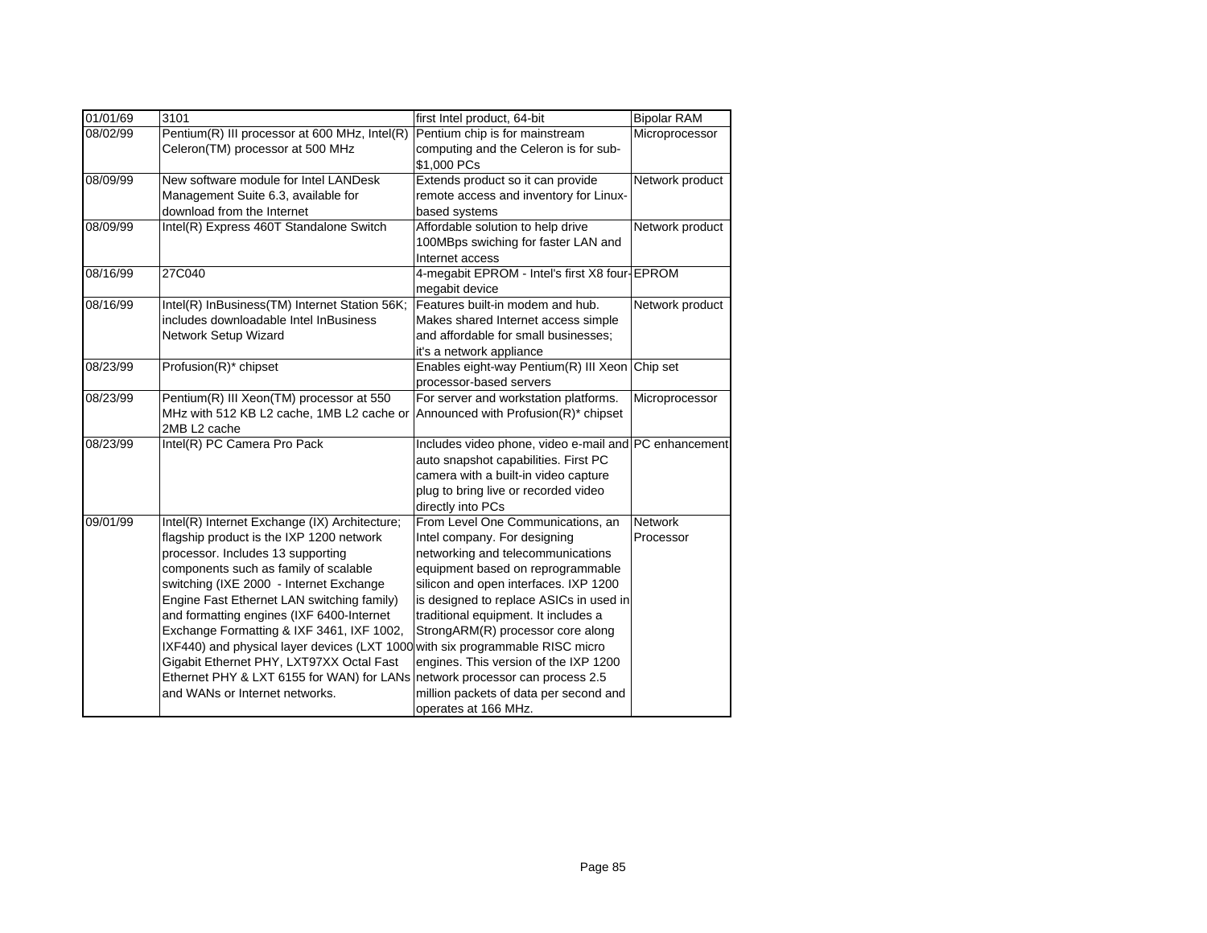| 01/01/69 | 3101 | first Intel product, 64-bit | Bipolar RAM |
|---|---|---|---|
| 08/02/99 | Pentium(R) III processor at 600 MHz, Intel(R) Celeron(TM) processor at 500 MHz | Pentium chip is for mainstream computing and the Celeron is for sub-$1,000 PCs | Microprocessor |
| 08/09/99 | New software module for Intel LANDesk Management Suite 6.3, available for download from the Internet | Extends product so it can provide remote access and inventory for Linux-based systems | Network product |
| 08/09/99 | Intel(R) Express 460T Standalone Switch | Affordable solution to help drive 100MBps swiching for faster LAN and Internet access | Network product |
| 08/16/99 | 27C040 | 4-megabit EPROM - Intel's first X8 four-megabit device | EPROM |
| 08/16/99 | Intel(R) InBusiness(TM) Internet Station 56K; includes downloadable Intel InBusiness Network Setup Wizard | Features built-in modem and hub. Makes shared Internet access simple and affordable for small businesses; it's a network appliance | Network product |
| 08/23/99 | Profusion(R)* chipset | Enables eight-way Pentium(R) III Xeon processor-based servers | Chip set |
| 08/23/99 | Pentium(R) III Xeon(TM) processor at 550 MHz with 512 KB L2 cache, 1MB L2 cache or 2MB L2 cache | For server and workstation platforms. Announced with Profusion(R)* chipset | Microprocessor |
| 08/23/99 | Intel(R) PC Camera Pro Pack | Includes video phone, video e-mail and auto snapshot capabilities. First PC camera with a built-in video capture plug to bring live or recorded video directly into PCs | PC enhancement |
| 09/01/99 | Intel(R) Internet Exchange (IX) Architecture; flagship product is the IXP 1200 network processor. Includes 13 supporting components such as family of scalable switching (IXE 2000 - Internet Exchange Engine Fast Ethernet LAN switching family) and formatting engines (IXF 6400-Internet Exchange Formatting & IXF 3461, IXF 1002, IXF440) and physical layer devices (LXT 1000 Gigabit Ethernet PHY, LXT97XX Octal Fast Ethernet PHY & LXT 6155 for WAN) for LANs and WANs or Internet networks. | From Level One Communications, an Intel company. For designing networking and telecommunications equipment based on reprogrammable silicon and open interfaces. IXP 1200 is designed to replace ASICs in used in traditional equipment. It includes a StrongARM(R) processor core along with six programmable RISC micro engines. This version of the IXP 1200 network processor can process 2.5 million packets of data per second and operates at 166 MHz. | Network Processor |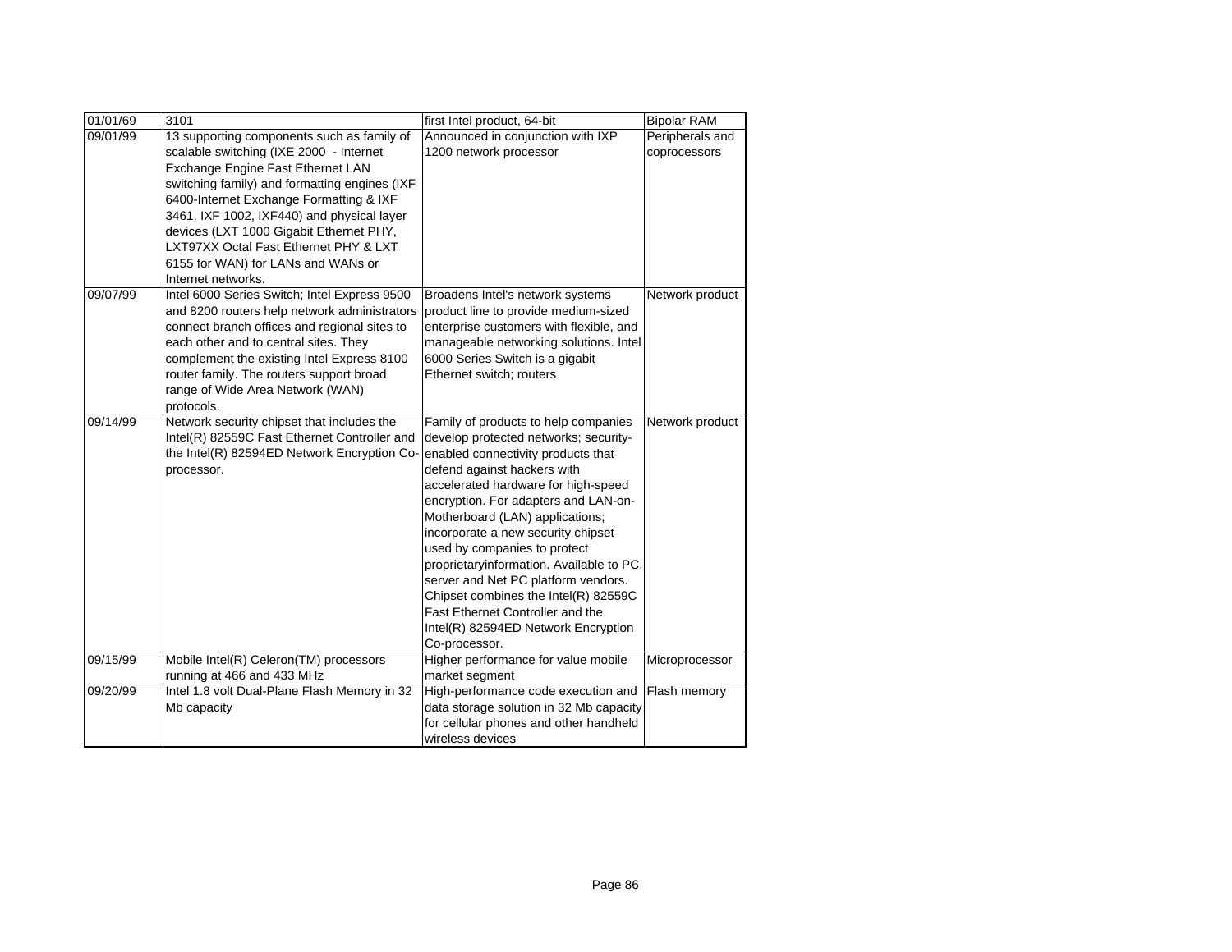| 01/01/69 | 3101 | first Intel product, 64-bit | Bipolar RAM |
|---|---|---|---|
| 09/01/99 | 13 supporting components such as family of scalable switching (IXE 2000 - Internet Exchange Engine Fast Ethernet LAN switching family) and formatting engines (IXF 6400-Internet Exchange Formatting & IXF 3461, IXF 1002, IXF440) and physical layer devices (LXT 1000 Gigabit Ethernet PHY, LXT97XX Octal Fast Ethernet PHY & LXT 6155 for WAN) for LANs and WANs or Internet networks. | Announced in conjunction with IXP 1200 network processor | Peripherals and coprocessors |
| 09/07/99 | Intel 6000 Series Switch; Intel Express 9500 and 8200 routers help network administrators connect branch offices and regional sites to each other and to central sites. They complement the existing Intel Express 8100 router family. The routers support broad range of Wide Area Network (WAN) protocols. | Broadens Intel's network systems product line to provide medium-sized enterprise customers with flexible, and manageable networking solutions. Intel 6000 Series Switch is a gigabit Ethernet switch; routers | Network product |
| 09/14/99 | Network security chipset that includes the Intel(R) 82559C Fast Ethernet Controller and the Intel(R) 82594ED Network Encryption Co-processor. | Family of products to help companies develop protected networks; security-enabled connectivity products that defend against hackers with accelerated hardware for high-speed encryption. For adapters and LAN-on-Motherboard (LAN) applications; incorporate a new security chipset used by companies to protect proprietaryinformation. Available to PC, server and Net PC platform vendors. Chipset combines the Intel(R) 82559C Fast Ethernet Controller and the Intel(R) 82594ED Network Encryption Co-processor. | Network product |
| 09/15/99 | Mobile Intel(R) Celeron(TM) processors running at 466 and 433 MHz | Higher performance for value mobile market segment | Microprocessor |
| 09/20/99 | Intel 1.8 volt Dual-Plane Flash Memory in 32 Mb capacity | High-performance code execution and data storage solution in 32 Mb capacity for cellular phones and other handheld wireless devices | Flash memory |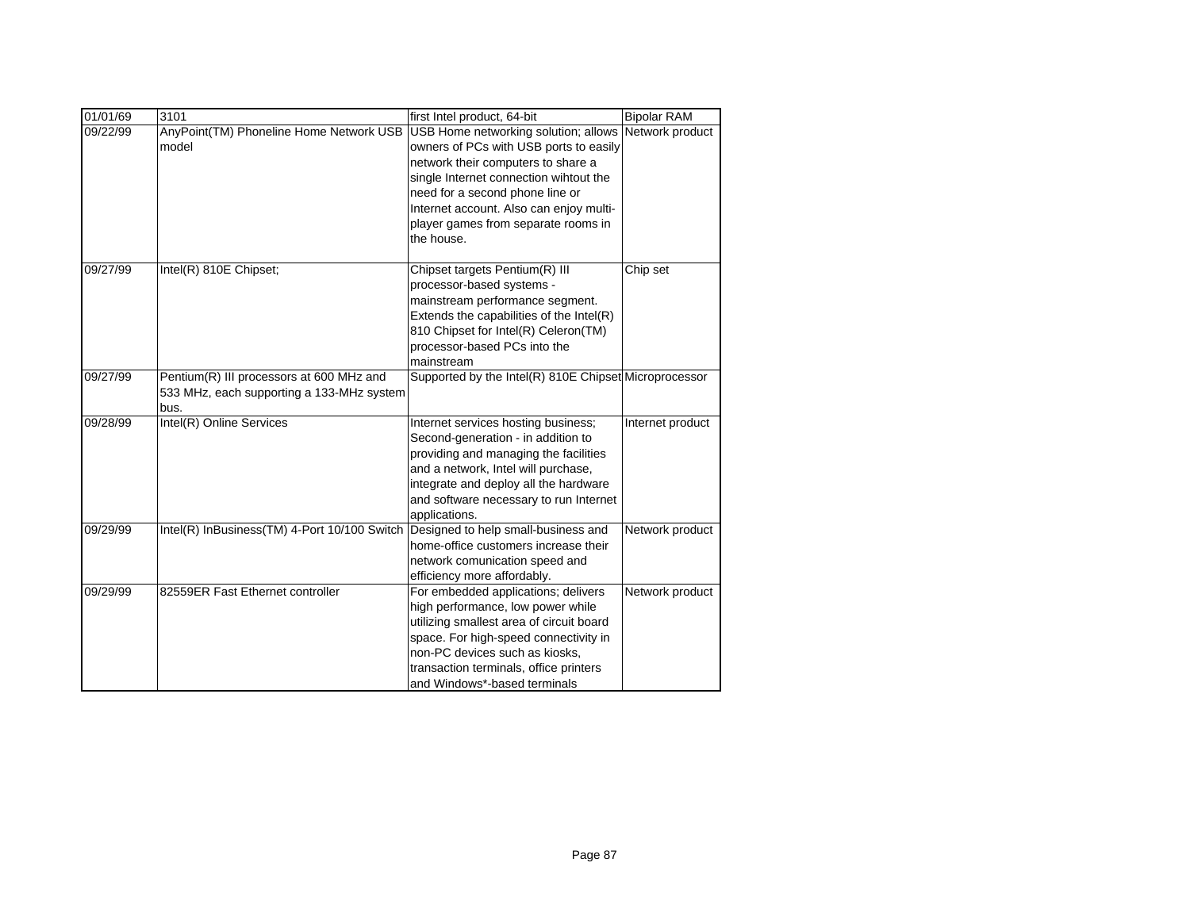| 01/01/69 | 3101 | first Intel product, 64-bit | Bipolar RAM |
|---|---|---|---|
| 09/22/99 | AnyPoint(TM) Phoneline Home Network USB model | USB Home networking solution; allows owners of PCs with USB ports to easily network their computers to share a single Internet connection wihtout the need for a second phone line or Internet account. Also can enjoy multi-player games from separate rooms in the house. | Network product |
| 09/27/99 | Intel(R) 810E Chipset; | Chipset targets Pentium(R) III processor-based systems - mainstream performance segment. Extends the capabilities of the Intel(R) 810 Chipset for Intel(R) Celeron(TM) processor-based PCs into the mainstream | Chip set |
| 09/27/99 | Pentium(R) III processors at 600 MHz and 533 MHz, each supporting a 133-MHz system bus. | Supported by the Intel(R) 810E Chipset | Microprocessor |
| 09/28/99 | Intel(R) Online Services | Internet services hosting business; Second-generation - in addition to providing and managing the facilities and a network, Intel will purchase, integrate and deploy all the hardware and software necessary to run Internet applications. | Internet product |
| 09/29/99 | Intel(R) InBusiness(TM) 4-Port 10/100 Switch | Designed to help small-business and home-office customers increase their network comunication speed and efficiency more affordably. | Network product |
| 09/29/99 | 82559ER Fast Ethernet controller | For embedded applications; delivers high performance, low power while utilizing smallest area of circuit board space. For high-speed connectivity in non-PC devices such as kiosks, transaction terminals, office printers and Windows*-based terminals | Network product |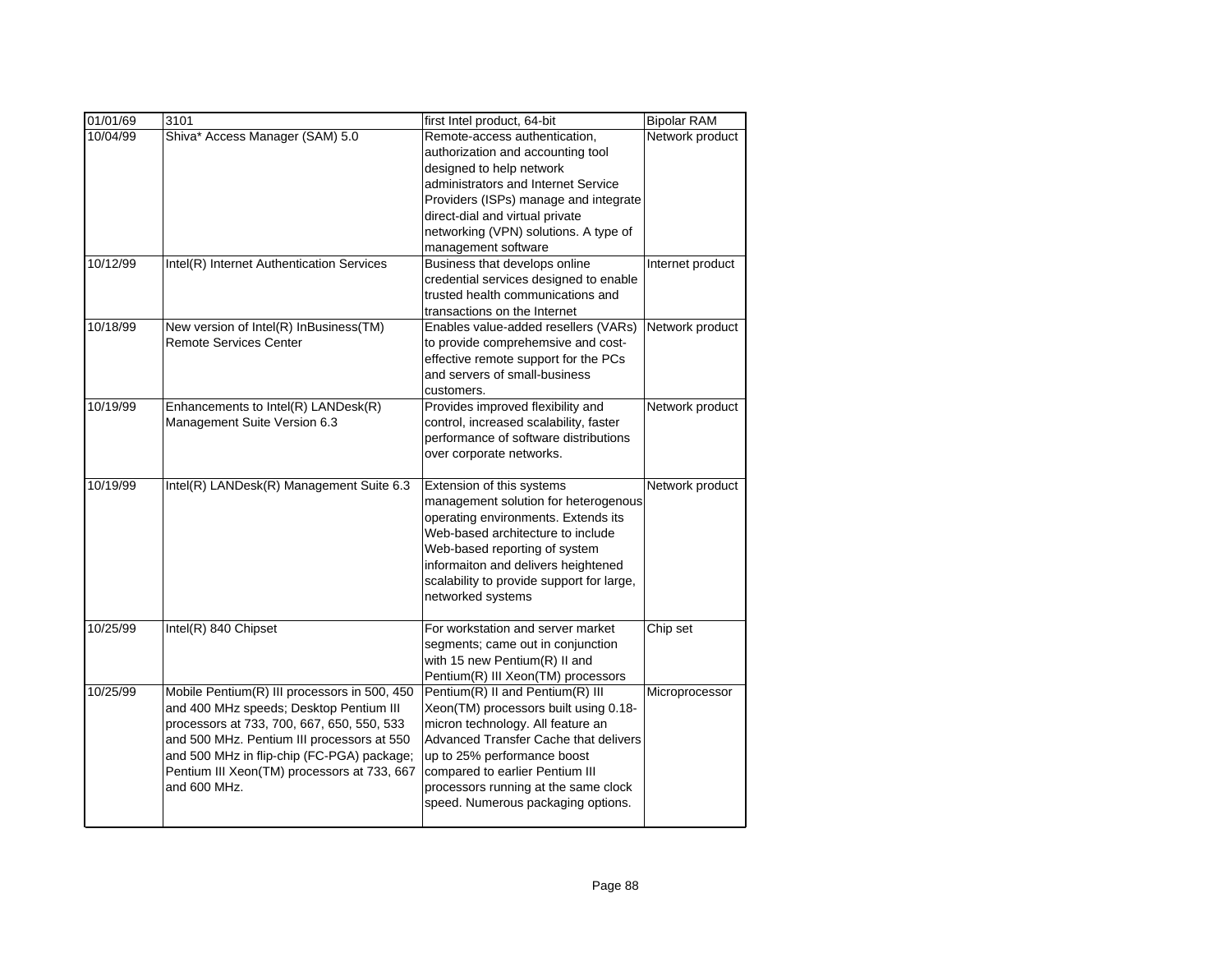| 01/01/69 | 3101 | first Intel product, 64-bit | Bipolar RAM |
|---|---|---|---|
| 10/04/99 | Shiva* Access Manager (SAM) 5.0 | Remote-access authentication, authorization and accounting tool designed to help network administrators and Internet Service Providers (ISPs) manage and integrate direct-dial and virtual private networking (VPN) solutions. A type of management software | Network product |
| 10/12/99 | Intel(R) Internet Authentication Services | Business that develops online credential services designed to enable trusted health communications and transactions on the Internet | Internet product |
| 10/18/99 | New version of Intel(R) InBusiness(TM) Remote Services Center | Enables value-added resellers (VARs) to provide comprehemsive and cost-effective remote support for the PCs and servers of small-business customers. | Network product |
| 10/19/99 | Enhancements to Intel(R) LANDesk(R) Management Suite Version 6.3 | Provides improved flexibility and control, increased scalability, faster performance of software distributions over corporate networks. | Network product |
| 10/19/99 | Intel(R) LANDesk(R) Management Suite 6.3 | Extension of this systems management solution for heterogenous operating environments. Extends its Web-based architecture to include Web-based reporting of system informaiton and delivers heightened scalability to provide support for large, networked systems | Network product |
| 10/25/99 | Intel(R) 840 Chipset | For workstation and server market segments; came out in conjunction with 15 new Pentium(R) II and Pentium(R) III Xeon(TM) processors | Chip set |
| 10/25/99 | Mobile Pentium(R) III processors in 500, 450 and 400 MHz speeds; Desktop Pentium III processors at 733, 700, 667, 650, 550, 533 and 500 MHz. Pentium III processors at 550 and 500 MHz in flip-chip (FC-PGA) package; Pentium III Xeon(TM) processors at 733, 667 and 600 MHz. | Pentium(R) II and Pentium(R) III Xeon(TM) processors built using 0.18-micron technology. All feature an Advanced Transfer Cache that delivers up to 25% performance boost compared to earlier Pentium III processors running at the same clock speed. Numerous packaging options. | Microprocessor |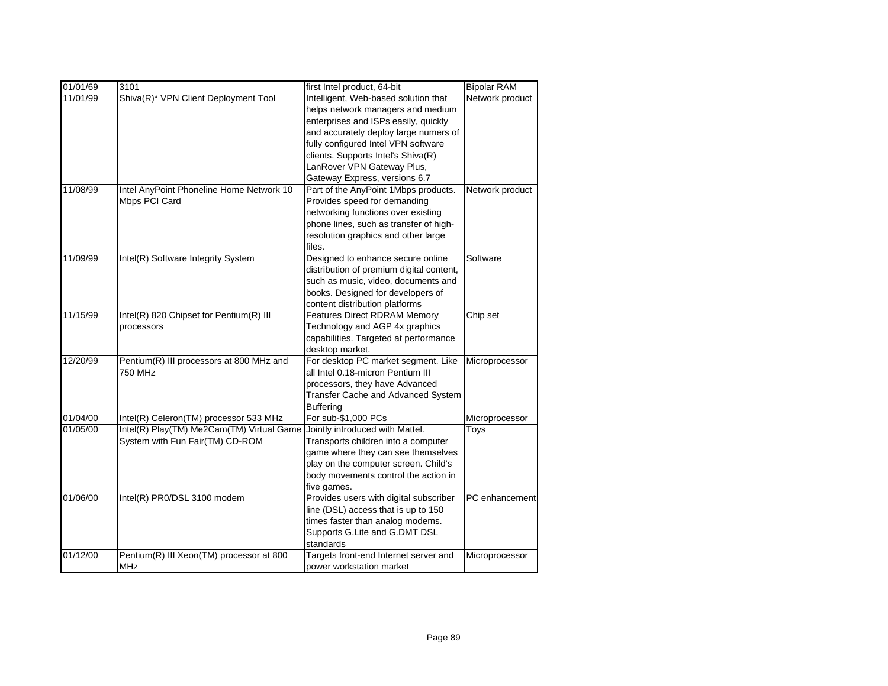| 01/01/69 | 3101 | first Intel product, 64-bit | Bipolar RAM |
|---|---|---|---|
| 11/01/99 | Shiva(R)* VPN Client Deployment Tool | Intelligent, Web-based solution that helps network managers and medium enterprises and ISPs easily, quickly and accurately deploy large numers of fully configured Intel VPN software clients. Supports Intel's Shiva(R) LanRover VPN Gateway Plus, Gateway Express, versions 6.7 | Network product |
| 11/08/99 | Intel AnyPoint Phoneline Home Network 10 Mbps PCI Card | Part of the AnyPoint 1Mbps products. Provides speed for demanding networking functions over existing phone lines, such as transfer of high-resolution graphics and other large files. | Network product |
| 11/09/99 | Intel(R) Software Integrity System | Designed to enhance secure online distribution of premium digital content, such as music, video, documents and books. Designed for developers of content distribution platforms | Software |
| 11/15/99 | Intel(R) 820 Chipset for Pentium(R) III processors | Features Direct RDRAM Memory Technology and AGP 4x graphics capabilities. Targeted at performance desktop market. | Chip set |
| 12/20/99 | Pentium(R) III processors at 800 MHz and 750 MHz | For desktop PC market segment. Like all Intel 0.18-micron Pentium III processors, they have Advanced Transfer Cache and Advanced System Buffering | Microprocessor |
| 01/04/00 | Intel(R) Celeron(TM) processor 533 MHz | For sub-$1,000 PCs | Microprocessor |
| 01/05/00 | Intel(R) Play(TM) Me2Cam(TM) Virtual Game System with Fun Fair(TM) CD-ROM | Jointly introduced with Mattel. Transports children into a computer game where they can see themselves play on the computer screen. Child's body movements control the action in five games. | Toys |
| 01/06/00 | Intel(R) PR0/DSL 3100 modem | Provides users with digital subscriber line (DSL) access that is up to 150 times faster than analog modems. Supports G.Lite and G.DMT DSL standards | PC enhancement |
| 01/12/00 | Pentium(R) III Xeon(TM) processor at 800 MHz | Targets front-end Internet server and power workstation market | Microprocessor |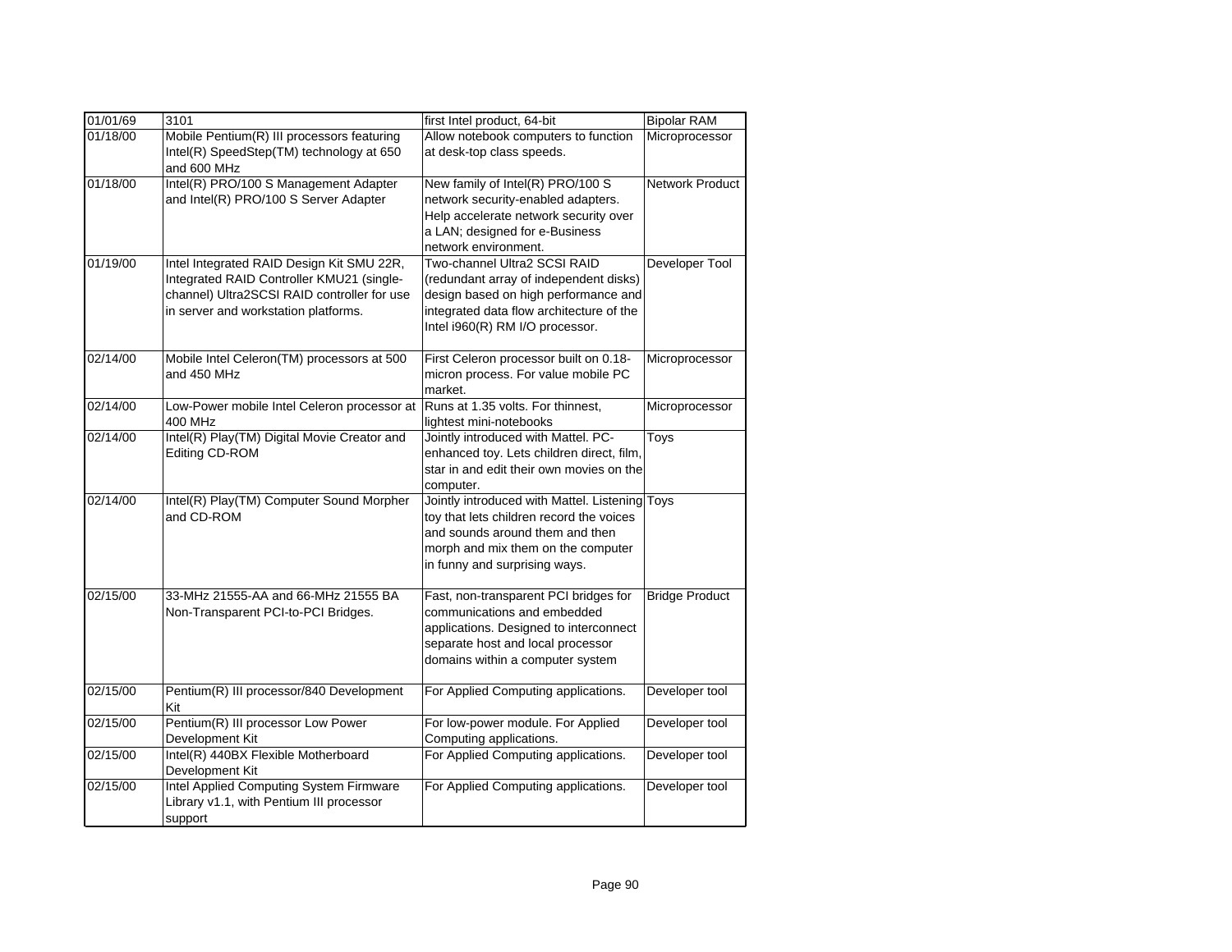| 01/01/69 | 3101 | first Intel product, 64-bit | Bipolar RAM |
|---|---|---|---|
| 01/18/00 | Mobile Pentium(R) III processors featuring Intel(R) SpeedStep(TM) technology at 650 and 600 MHz | Allow notebook computers to function at desk-top class speeds. | Microprocessor |
| 01/18/00 | Intel(R) PRO/100 S Management Adapter and Intel(R) PRO/100 S Server Adapter | New family of Intel(R) PRO/100 S network security-enabled adapters. Help accelerate network security over a LAN; designed for e-Business network environment. | Network Product |
| 01/19/00 | Intel Integrated RAID Design Kit SMU 22R, Integrated RAID Controller KMU21 (single-channel) Ultra2SCSI RAID controller for use in server and workstation platforms. | Two-channel Ultra2 SCSI RAID (redundant array of independent disks) design based on high performance and integrated data flow architecture of the Intel i960(R) RM I/O processor. | Developer Tool |
| 02/14/00 | Mobile Intel Celeron(TM) processors at 500 and 450 MHz | First Celeron processor built on 0.18-micron process. For value mobile PC market. | Microprocessor |
| 02/14/00 | Low-Power mobile Intel Celeron processor at 400 MHz | Runs at 1.35 volts. For thinnest, lightest mini-notebooks | Microprocessor |
| 02/14/00 | Intel(R) Play(TM) Digital Movie Creator and Editing CD-ROM | Jointly introduced with Mattel. PC-enhanced toy. Lets children direct, film, star in and edit their own movies on the computer. | Toys |
| 02/14/00 | Intel(R) Play(TM) Computer Sound Morpher and CD-ROM | Jointly introduced with Mattel. Listening toy that lets children record the voices and sounds around them and then morph and mix them on the computer in funny and surprising ways. | Toys |
| 02/15/00 | 33-MHz 21555-AA and 66-MHz 21555 BA Non-Transparent PCI-to-PCI Bridges. | Fast, non-transparent PCI bridges for communications and embedded applications. Designed to interconnect separate host and local processor domains within a computer system | Bridge Product |
| 02/15/00 | Pentium(R) III processor/840 Development Kit | For Applied Computing applications. | Developer tool |
| 02/15/00 | Pentium(R) III processor Low Power Development Kit | For low-power module. For Applied Computing applications. | Developer tool |
| 02/15/00 | Intel(R) 440BX Flexible Motherboard Development Kit | For Applied Computing applications. | Developer tool |
| 02/15/00 | Intel Applied Computing System Firmware Library v1.1, with Pentium III processor support | For Applied Computing applications. | Developer tool |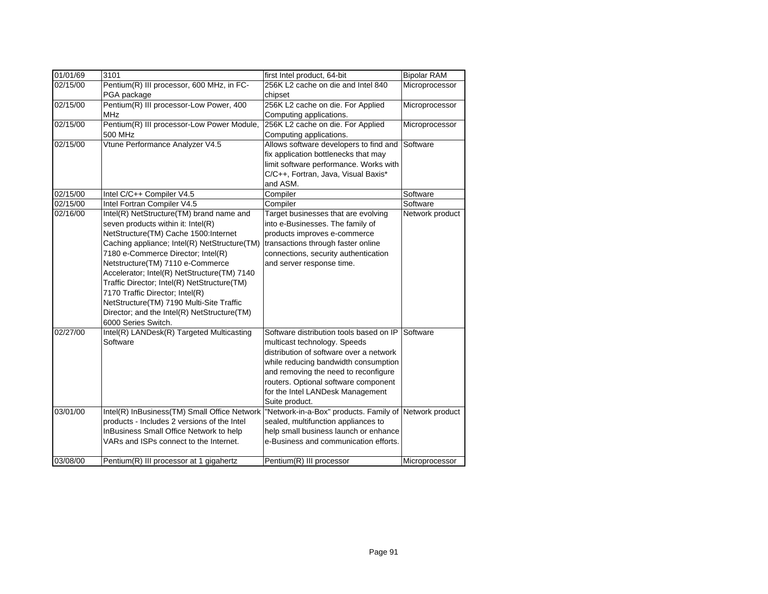| 01/01/69 | 3101 | first Intel product, 64-bit | Bipolar RAM |
|---|---|---|---|
| 02/15/00 | Pentium(R) III processor, 600 MHz, in FC-PGA package | 256K L2 cache on die and Intel 840 chipset | Microprocessor |
| 02/15/00 | Pentium(R) III processor-Low Power, 400 MHz | 256K L2 cache on die. For Applied Computing applications. | Microprocessor |
| 02/15/00 | Pentium(R) III processor-Low Power Module, 500 MHz | 256K L2 cache on die. For Applied Computing applications. | Microprocessor |
| 02/15/00 | Vtune Performance Analyzer V4.5 | Allows software developers to find and fix application bottlenecks that may limit software performance. Works with C/C++, Fortran, Java, Visual Baxis* and ASM. | Software |
| 02/15/00 | Intel C/C++ Compiler V4.5 | Compiler | Software |
| 02/15/00 | Intel Fortran Compiler V4.5 | Compiler | Software |
| 02/16/00 | Intel(R) NetStructure(TM) brand name and seven products within it: Intel(R) NetStructure(TM) Cache 1500:Internet Caching appliance; Intel(R) NetStructure(TM) 7180 e-Commerce Director; Intel(R) Netstructure(TM) 7110 e-Commerce Accelerator; Intel(R) NetStructure(TM) 7140 Traffic Director; Intel(R) NetStructure(TM) 7170 Traffic Director; Intel(R) NetStructure(TM) 7190 Multi-Site Traffic Director; and the Intel(R) NetStructure(TM) 6000 Series Switch. | Target businesses that are evolving into e-Businesses. The family of products improves e-commerce transactions through faster online connections, security authentication and server response time. | Network product |
| 02/27/00 | Intel(R) LANDesk(R) Targeted Multicasting Software | Software distribution tools based on IP multicast technology. Speeds distribution of software over a network while reducing bandwidth consumption and removing the need to reconfigure routers. Optional software component for the Intel LANDesk Management Suite product. | Software |
| 03/01/00 | Intel(R) InBusiness(TM) Small Office Network products - Includes 2 versions of the Intel InBusiness Small Office Network to help VARs and ISPs connect to the Internet. | "Network-in-a-Box" products. Family of sealed, multifunction appliances to help small business launch or enhance e-Business and communication efforts. | Network product |
| 03/08/00 | Pentium(R) III processor at 1 gigahertz | Pentium(R) III processor | Microprocessor |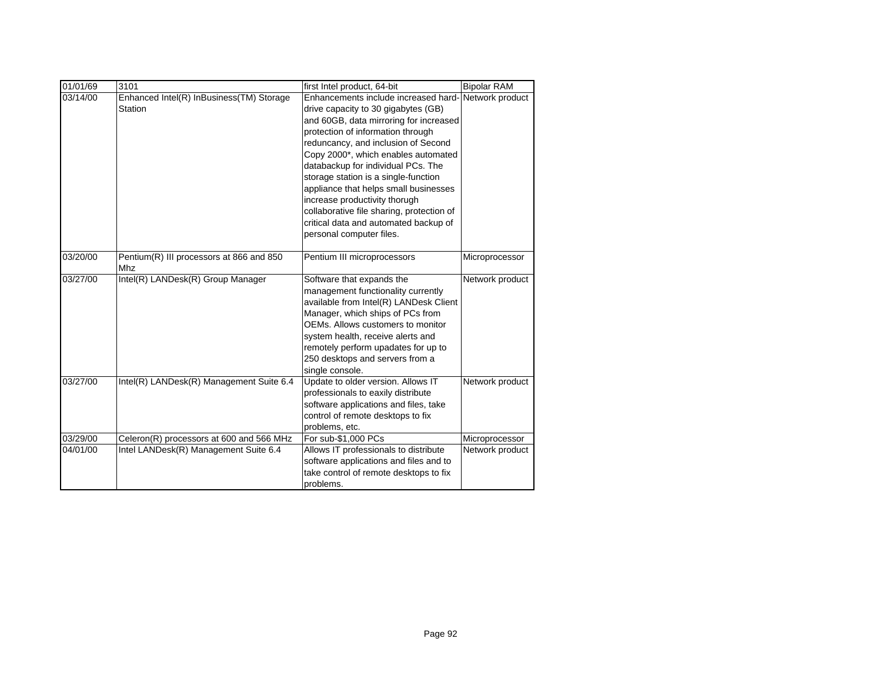| 01/01/69 | 3101 | first Intel product, 64-bit | Bipolar RAM |
|---|---|---|---|
| 03/14/00 | Enhanced Intel(R) InBusiness(TM) Storage Station | Enhancements include increased hard-drive capacity to 30 gigabytes (GB) and 60GB, data mirroring for increased protection of information through reduncancy, and inclusion of Second Copy 2000*, which enables automated databackup for individual PCs. The storage station is a single-function appliance that helps small businesses increase productivity thorugh collaborative file sharing, protection of critical data and automated backup of personal computer files. | Network product |
| 03/20/00 | Pentium(R) III processors at 866 and 850 Mhz | Pentium III microprocessors | Microprocessor |
| 03/27/00 | Intel(R) LANDesk(R) Group Manager | Software that expands the management functionality currently available from Intel(R) LANDesk Client Manager, which ships of PCs from OEMs. Allows customers to monitor system health, receive alerts and remotely perform upadates for up to 250 desktops and servers from a single console. | Network product |
| 03/27/00 | Intel(R) LANDesk(R) Management Suite 6.4 | Update to older version. Allows IT professionals to eaxily distribute software applications and files, take control of remote desktops to fix problems, etc. | Network product |
| 03/29/00 | Celeron(R) processors at 600 and 566 MHz | For sub-$1,000 PCs | Microprocessor |
| 04/01/00 | Intel LANDesk(R) Management Suite 6.4 | Allows IT professionals to distribute software applications and files and to take control of remote desktops to fix problems. | Network product |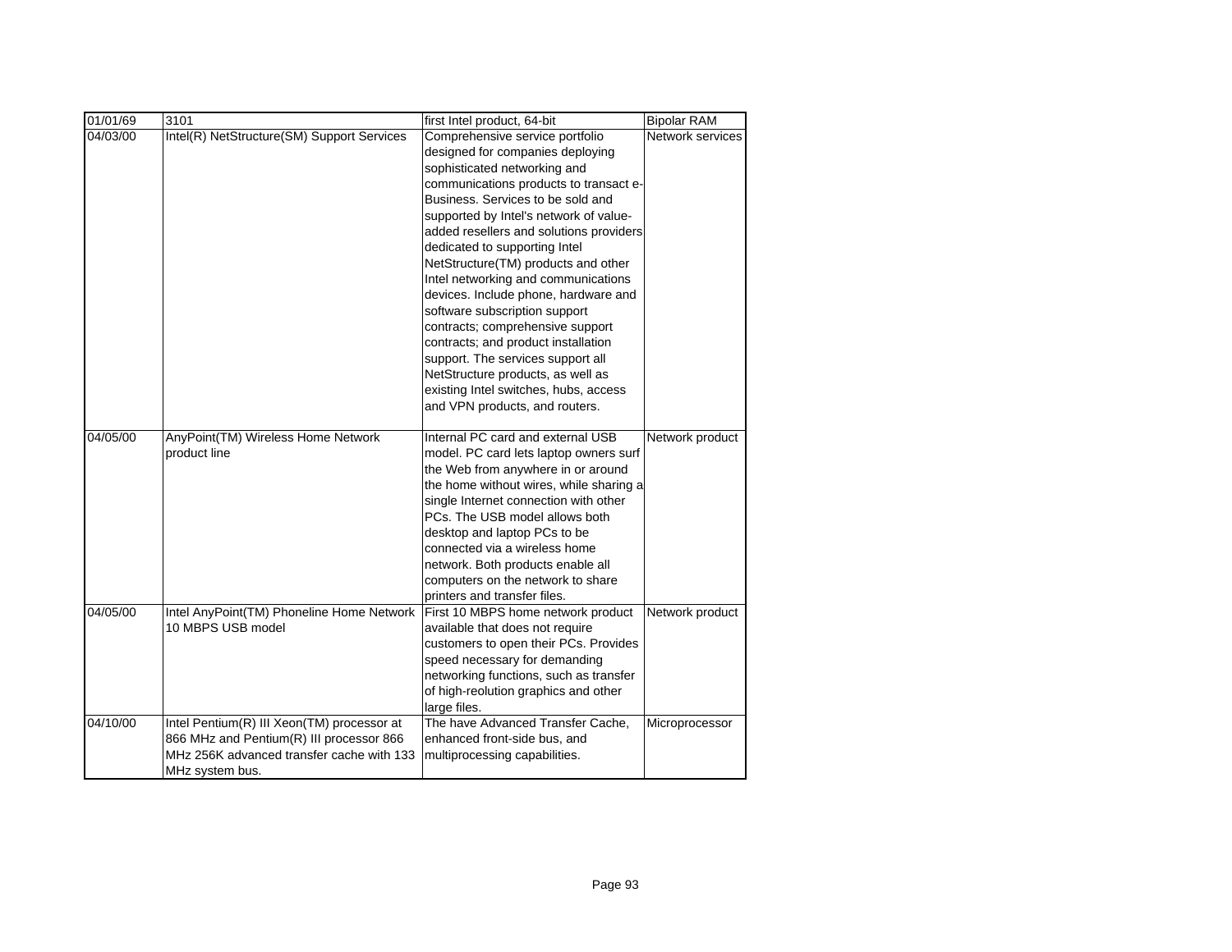| 01/01/69 | 3101 | first Intel product, 64-bit | Bipolar RAM |
|---|---|---|---|
| 04/03/00 | Intel(R) NetStructure(SM) Support Services | Comprehensive service portfolio designed for companies deploying sophisticated networking and communications products to transact e-Business. Services to be sold and supported by Intel's network of value-added resellers and solutions providers dedicated to supporting Intel NetStructure(TM) products and other Intel networking and communications devices. Include phone, hardware and software subscription support contracts; comprehensive support contracts; and product installation support. The services support all NetStructure products, as well as existing Intel switches, hubs, access and VPN products, and routers. | Network services |
| 04/05/00 | AnyPoint(TM) Wireless Home Network product line | Internal PC card and external USB model. PC card lets laptop owners surf the Web from anywhere in or around the home without wires, while sharing a single Internet connection with other PCs. The USB model allows both desktop and laptop PCs to be connected via a wireless home network. Both products enable all computers on the network to share printers and transfer files. | Network product |
| 04/05/00 | Intel AnyPoint(TM) Phoneline Home Network 10 MBPS USB model | First 10 MBPS home network product available that does not require customers to open their PCs. Provides speed necessary for demanding networking functions, such as transfer of high-reolution graphics and other large files. | Network product |
| 04/10/00 | Intel Pentium(R) III Xeon(TM) processor at 866 MHz and Pentium(R) III processor 866 MHz 256K advanced transfer cache with 133 MHz system bus. | The have Advanced Transfer Cache, enhanced front-side bus, and multiprocessing capabilities. | Microprocessor |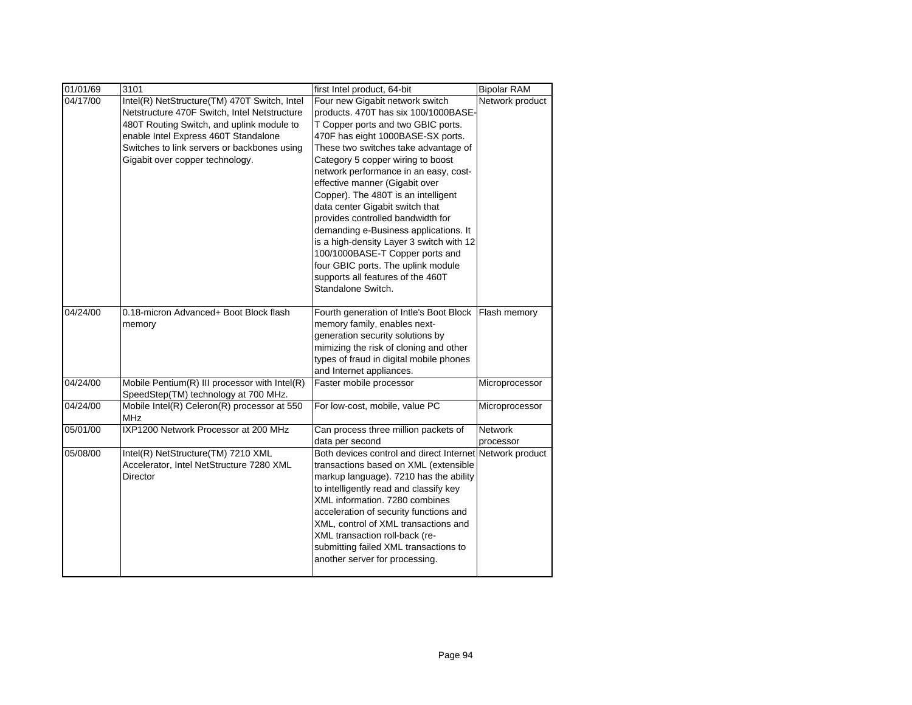| 01/01/69 | 3101 | first Intel product, 64-bit | Bipolar RAM |
|---|---|---|---|
| 04/17/00 | Intel(R) NetStructure(TM) 470T Switch, Intel Netstructure 470F Switch, Intel Netstructure 480T Routing Switch, and uplink module to enable Intel Express 460T Standalone Switches to link servers or backbones using Gigabit over copper technology. | Four new Gigabit network switch products. 470T has six 100/1000BASE-T Copper ports and two GBIC ports. 470F has eight 1000BASE-SX ports. These two switches take advantage of Category 5 copper wiring to boost network performance in an easy, cost-effective manner (Gigabit over Copper). The 480T is an intelligent data center Gigabit switch that provides controlled bandwidth for demanding e-Business applications. It is a high-density Layer 3 switch with 12 100/1000BASE-T Copper ports and four GBIC ports. The uplink module supports all features of the 460T Standalone Switch. | Network product |
| 04/24/00 | 0.18-micron Advanced+ Boot Block flash memory | Fourth generation of Intle's Boot Block memory family, enables next-generation security solutions by mimizing the risk of cloning and other types of fraud in digital mobile phones and Internet appliances. | Flash memory |
| 04/24/00 | Mobile Pentium(R) III processor with Intel(R) SpeedStep(TM) technology at 700 MHz. | Faster mobile processor | Microprocessor |
| 04/24/00 | Mobile Intel(R) Celeron(R) processor at 550 MHz | For low-cost, mobile, value PC | Microprocessor |
| 05/01/00 | IXP1200 Network Processor at 200 MHz | Can process three million packets of data per second | Network processor |
| 05/08/00 | Intel(R) NetStructure(TM) 7210 XML Accelerator, Intel NetStructure 7280 XML Director | Both devices control and direct Internet transactions based on XML (extensible markup language). 7210 has the ability to intelligently read and classify key XML information. 7280 combines acceleration of security functions and XML, control of XML transactions and XML transaction roll-back (re-submitting failed XML transactions to another server for processing. | Network product |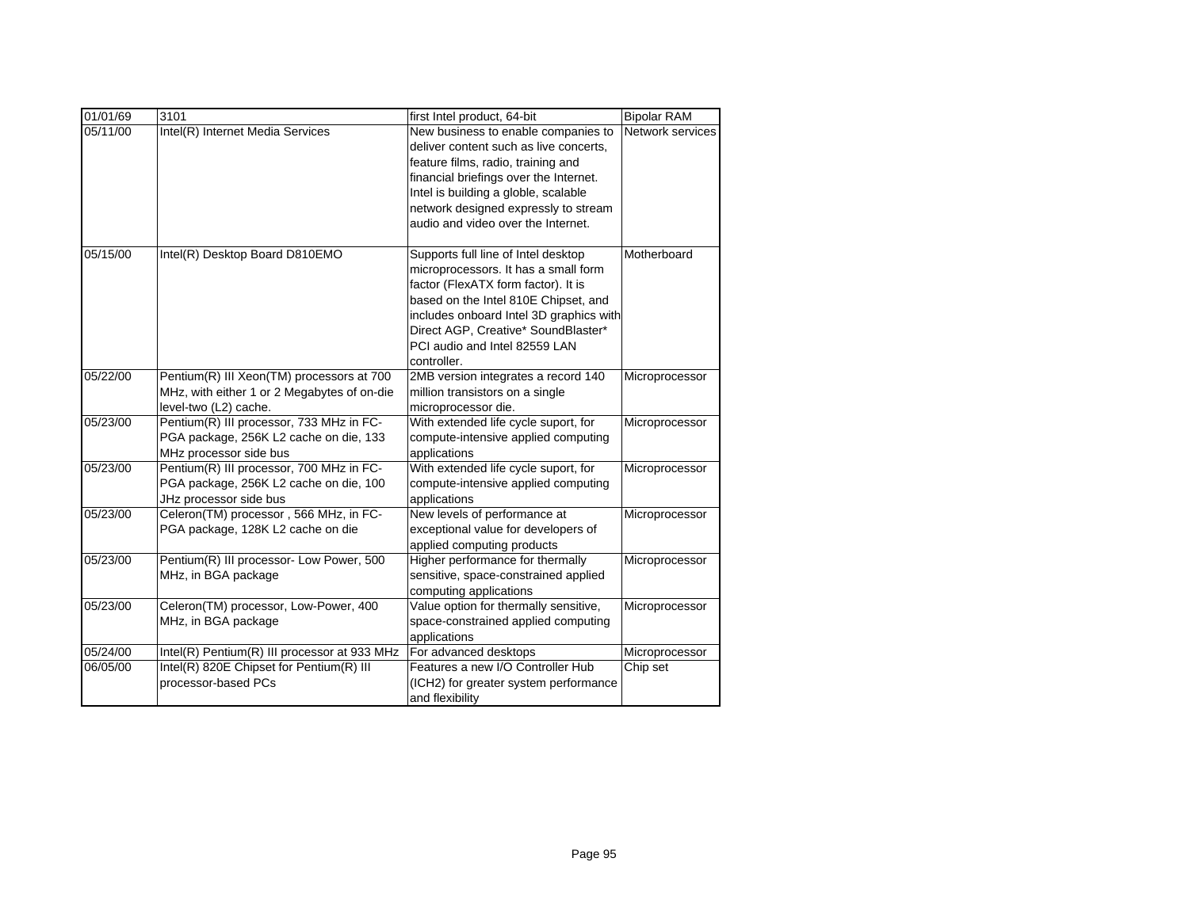| | | | |
|---|---|---|---|
| 01/01/69 | 3101 | first Intel product, 64-bit | Bipolar RAM |
| 05/11/00 | Intel(R) Internet Media Services | New business to enable companies to deliver content such as live concerts, feature films, radio, training and financial briefings over the Internet. Intel is building a globle, scalable network designed expressly to stream audio and video over the Internet. | Network services |
| 05/15/00 | Intel(R) Desktop Board D810EMO | Supports full line of Intel desktop microprocessors. It has a small form factor (FlexATX form factor). It is based on the Intel 810E Chipset, and includes onboard Intel 3D graphics with Direct AGP, Creative* SoundBlaster* PCI audio and Intel 82559 LAN controller. | Motherboard |
| 05/22/00 | Pentium(R) III Xeon(TM) processors at 700 MHz, with either 1 or 2 Megabytes of on-die level-two (L2) cache. | 2MB version integrates a record 140 million transistors on a single microprocessor die. | Microprocessor |
| 05/23/00 | Pentium(R) III processor, 733 MHz in FC-PGA package, 256K L2 cache on die, 133 MHz processor side bus | With extended life cycle suport, for compute-intensive applied computing applications | Microprocessor |
| 05/23/00 | Pentium(R) III processor, 700 MHz in FC-PGA package, 256K L2 cache on die, 100 JHz processor side bus | With extended life cycle suport, for compute-intensive applied computing applications | Microprocessor |
| 05/23/00 | Celeron(TM) processor , 566 MHz, in FC-PGA package, 128K L2 cache on die | New levels of performance at exceptional value for developers of applied computing products | Microprocessor |
| 05/23/00 | Pentium(R) III processor- Low Power, 500 MHz, in BGA package | Higher performance for thermally sensitive, space-constrained applied computing applications | Microprocessor |
| 05/23/00 | Celeron(TM) processor, Low-Power, 400 MHz, in BGA package | Value option for thermally sensitive, space-constrained applied computing applications | Microprocessor |
| 05/24/00 | Intel(R) Pentium(R) III processor at 933 MHz | For advanced desktops | Microprocessor |
| 06/05/00 | Intel(R) 820E Chipset for Pentium(R) III processor-based PCs | Features a new I/O Controller Hub (ICH2) for greater system performance and flexibility | Chip set |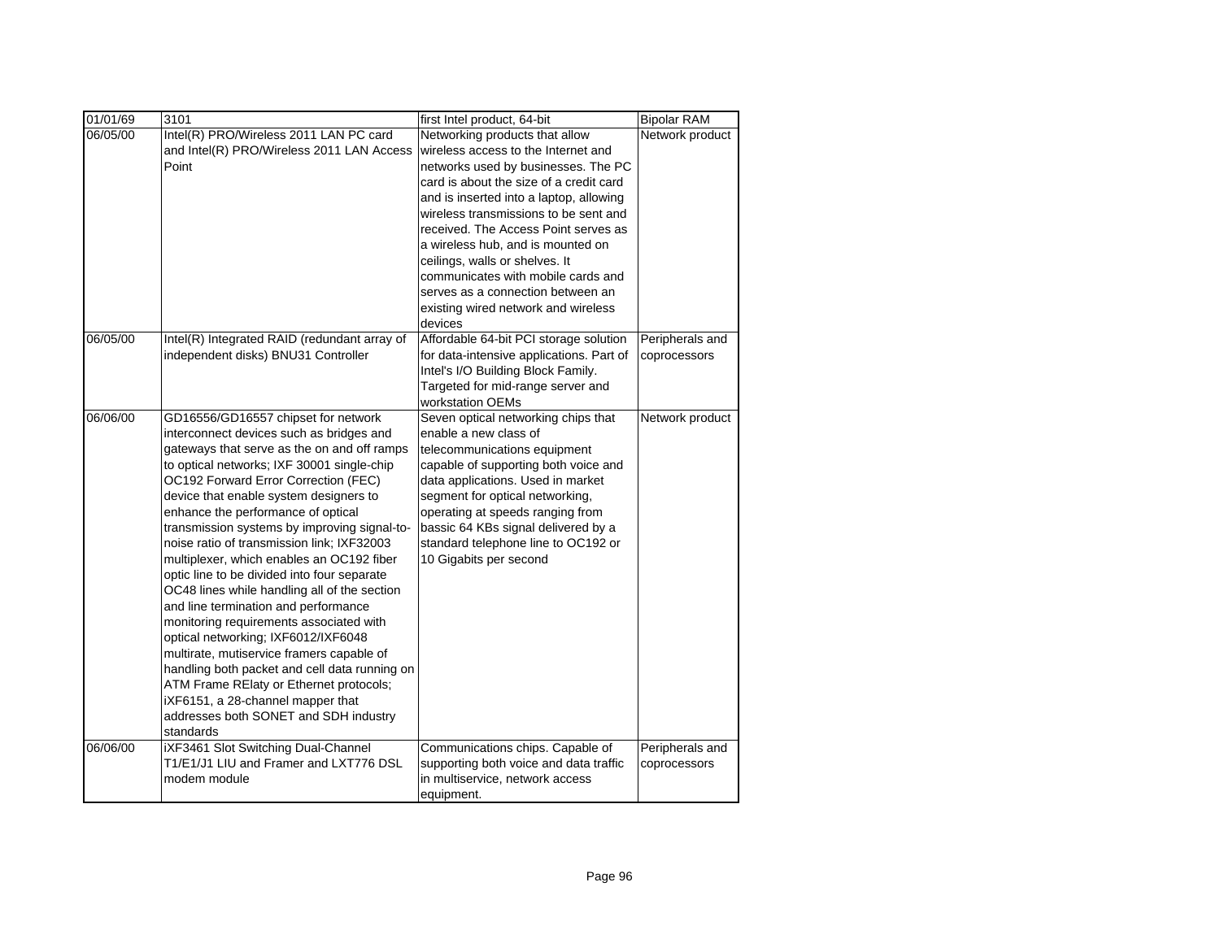| 01/01/69 | 3101 | first Intel product, 64-bit | Bipolar RAM |
|---|---|---|---|
| 06/05/00 | Intel(R) PRO/Wireless 2011 LAN PC card and Intel(R) PRO/Wireless 2011 LAN Access Point | Networking products that allow wireless access to the Internet and networks used by businesses. The PC card is about the size of a credit card and is inserted into a laptop, allowing wireless transmissions to be sent and received. The Access Point serves as a wireless hub, and is mounted on ceilings, walls or shelves. It communicates with mobile cards and serves as a connection between an existing wired network and wireless devices | Network product |
| 06/05/00 | Intel(R) Integrated RAID (redundant array of independent disks) BNU31 Controller | Affordable 64-bit PCI storage solution for data-intensive applications. Part of Intel's I/O Building Block Family. Targeted for mid-range server and workstation OEMs | Peripherals and coprocessors |
| 06/06/00 | GD16556/GD16557 chipset for network interconnect devices such as bridges and gateways that serve as the on and off ramps to optical networks; IXF 30001 single-chip OC192 Forward Error Correction (FEC) device that enable system designers to enhance the performance of optical transmission systems by improving signal-to-noise ratio of transmission link; IXF32003 multiplexer, which enables an OC192 fiber optic line to be divided into four separate OC48 lines while handling all of the section and line termination and performance monitoring requirements associated with optical networking; IXF6012/IXF6048 multirate, mutiservice framers capable of handling both packet and cell data running on ATM Frame RElaty or Ethernet protocols; iXF6151, a 28-channel mapper that addresses both SONET and SDH industry standards | Seven optical networking chips that enable a new class of telecommunications equipment capable of supporting both voice and data applications. Used in market segment for optical networking, operating at speeds ranging from bassic 64 KBs signal delivered by a standard telephone line to OC192 or 10 Gigabits per second | Network product |
| 06/06/00 | iXF3461 Slot Switching Dual-Channel T1/E1/J1 LIU and Framer and LXT776 DSL modem module | Communications chips. Capable of supporting both voice and data traffic in multiservice, network access equipment. | Peripherals and coprocessors |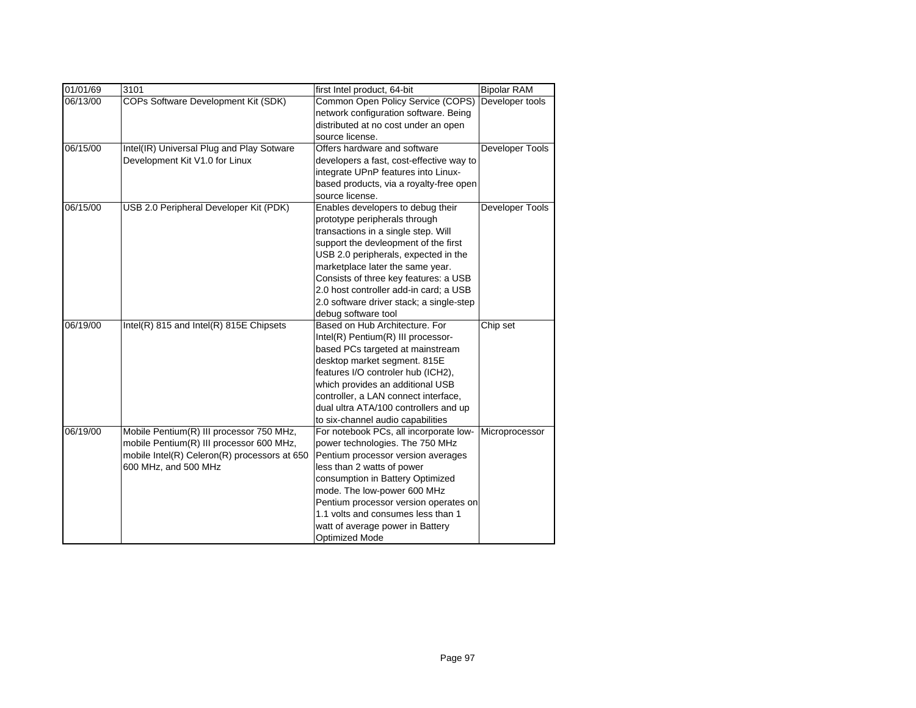| 01/01/69 | 3101 | first Intel product, 64-bit | Bipolar RAM |
|---|---|---|---|
| 06/13/00 | COPs Software Development Kit (SDK) | Common Open Policy Service (COPS) network configuration software. Being distributed at no cost under an open source license. | Developer tools |
| 06/15/00 | Intel(IR) Universal Plug and Play Sotware Development Kit V1.0 for Linux | Offers hardware and software developers a fast, cost-effective way to integrate UPnP features into Linux-based products, via a royalty-free open source license. | Developer Tools |
| 06/15/00 | USB 2.0 Peripheral Developer Kit (PDK) | Enables developers to debug their prototype peripherals through transactions in a single step. Will support the devleopment of the first USB 2.0 peripherals, expected in the marketplace later the same year. Consists of three key features: a USB 2.0 host controller add-in card; a USB 2.0 software driver stack; a single-step debug software tool | Developer Tools |
| 06/19/00 | Intel(R) 815 and Intel(R) 815E Chipsets | Based on Hub Architecture. For Intel(R) Pentium(R) III processor-based PCs targeted at mainstream desktop market segment. 815E features I/O controler hub (ICH2), which provides an additional USB controller, a LAN connect interface, dual ultra ATA/100 controllers and up to six-channel audio capabilities | Chip set |
| 06/19/00 | Mobile Pentium(R) III processor 750 MHz, mobile Pentium(R) III processor 600 MHz, mobile Intel(R) Celeron(R) processors at 650 600 MHz, and 500 MHz | For notebook PCs, all incorporate low-power technologies. The 750 MHz Pentium processor version averages less than 2 watts of power consumption in Battery Optimized mode. The low-power 600 MHz Pentium processor version operates on 1.1 volts and consumes less than 1 watt of average power in Battery Optimized Mode | Microprocessor |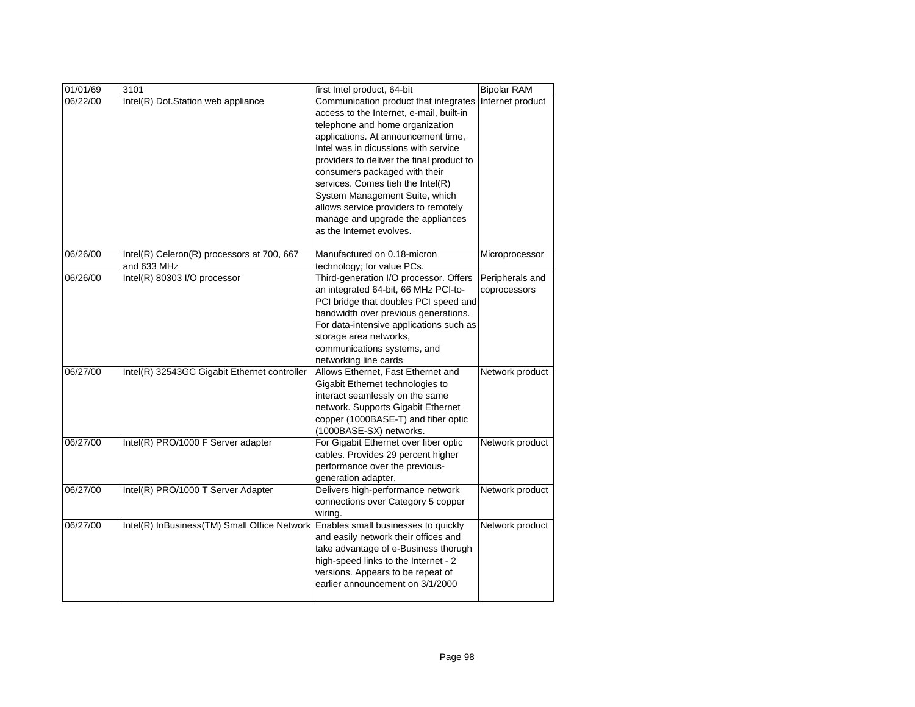| 01/01/69 | 3101 | first Intel product, 64-bit | Bipolar RAM |
|---|---|---|---|
| 06/22/00 | Intel(R) Dot.Station web appliance | Communication product that integrates access to the Internet, e-mail, built-in telephone and home organization applications. At announcement time, Intel was in dicussions with service providers to deliver the final product to consumers packaged with their services. Comes tieh the Intel(R) System Management Suite, which allows service providers to remotely manage and upgrade the appliances as the Internet evolves. | Internet product |
| 06/26/00 | Intel(R) Celeron(R) processors at 700, 667 and 633 MHz | Manufactured on 0.18-micron technology; for value PCs. | Microprocessor |
| 06/26/00 | Intel(R) 80303 I/O processor | Third-generation I/O processor. Offers an integrated 64-bit, 66 MHz PCI-to-PCI bridge that doubles PCI speed and bandwidth over previous generations. For data-intensive applications such as storage area networks, communications systems, and networking line cards | Peripherals and coprocessors |
| 06/27/00 | Intel(R) 32543GC Gigabit Ethernet controller | Allows Ethernet, Fast Ethernet and Gigabit Ethernet technologies to interact seamlessly on the same network. Supports Gigabit Ethernet copper (1000BASE-T) and fiber optic (1000BASE-SX) networks. | Network product |
| 06/27/00 | Intel(R) PRO/1000 F Server adapter | For Gigabit Ethernet over fiber optic cables. Provides 29 percent higher performance over the previous-generation adapter. | Network product |
| 06/27/00 | Intel(R) PRO/1000 T Server Adapter | Delivers high-performance network connections over Category 5 copper wiring. | Network product |
| 06/27/00 | Intel(R) InBusiness(TM) Small Office Network | Enables small businesses to quickly and easily network their offices and take advantage of e-Business thorugh high-speed links to the Internet - 2 versions. Appears to be repeat of earlier announcement on 3/1/2000 | Network product |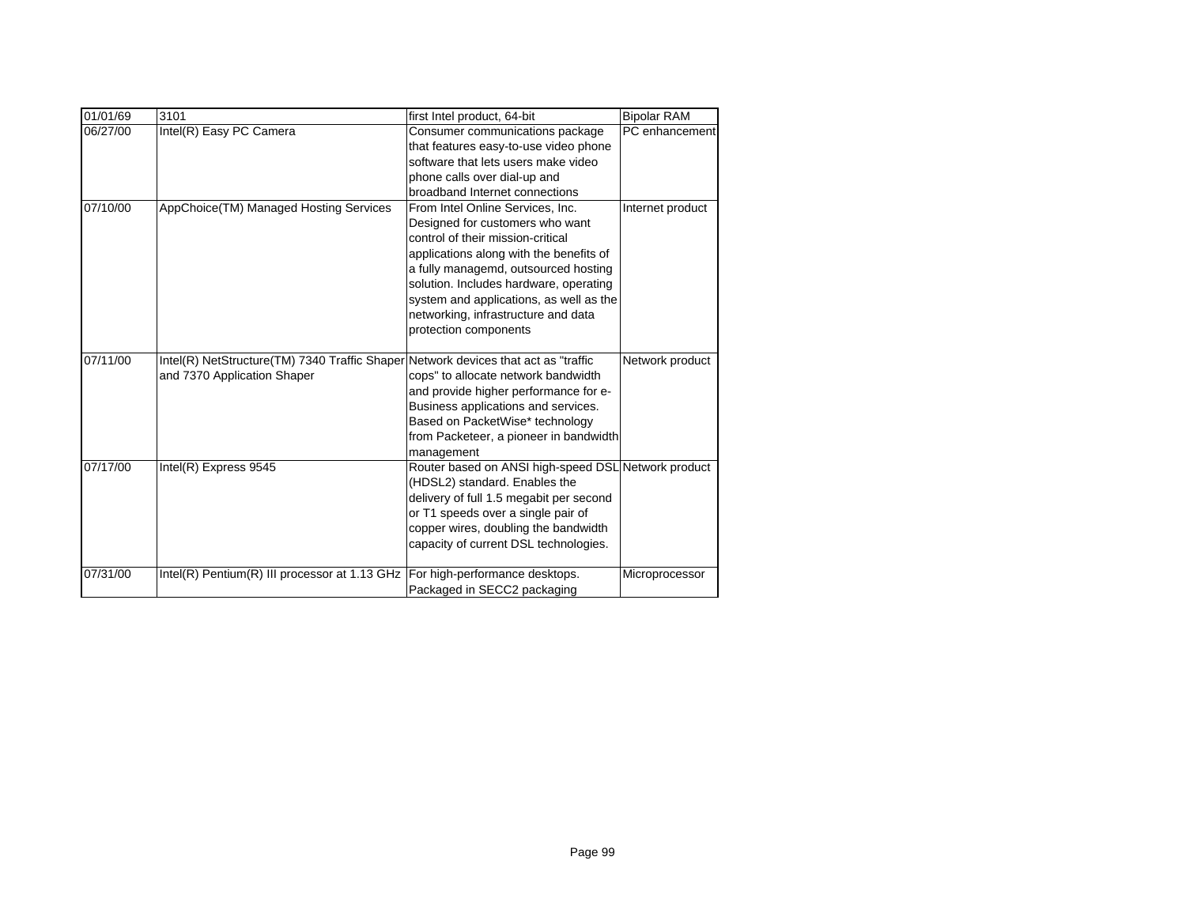| 01/01/69 | 3101 | first Intel product, 64-bit | Bipolar RAM |
|---|---|---|---|
| 06/27/00 | Intel(R) Easy PC Camera | Consumer communications package that features easy-to-use video phone software that lets users make video phone calls over dial-up and broadband Internet connections | PC enhancement |
| 07/10/00 | AppChoice(TM) Managed Hosting Services | From Intel Online Services, Inc. Designed for customers who want control of their mission-critical applications along with the benefits of a fully managemd, outsourced hosting solution. Includes hardware, operating system and applications, as well as the networking, infrastructure and data protection components | Internet product |
| 07/11/00 | Intel(R) NetStructure(TM) 7340 Traffic Shaper and 7370 Application Shaper | Network devices that act as "traffic cops" to allocate network bandwidth and provide higher performance for e-Business applications and services. Based on PacketWise* technology from Packeteer, a pioneer in bandwidth management | Network product |
| 07/17/00 | Intel(R) Express 9545 | Router based on ANSI high-speed DSL (HDSL2) standard. Enables the delivery of full 1.5 megabit per second or T1 speeds over a single pair of copper wires, doubling the bandwidth capacity of current DSL technologies. | Network product |
| 07/31/00 | Intel(R) Pentium(R) III processor at 1.13 GHz | For high-performance desktops. Packaged in SECC2 packaging | Microprocessor |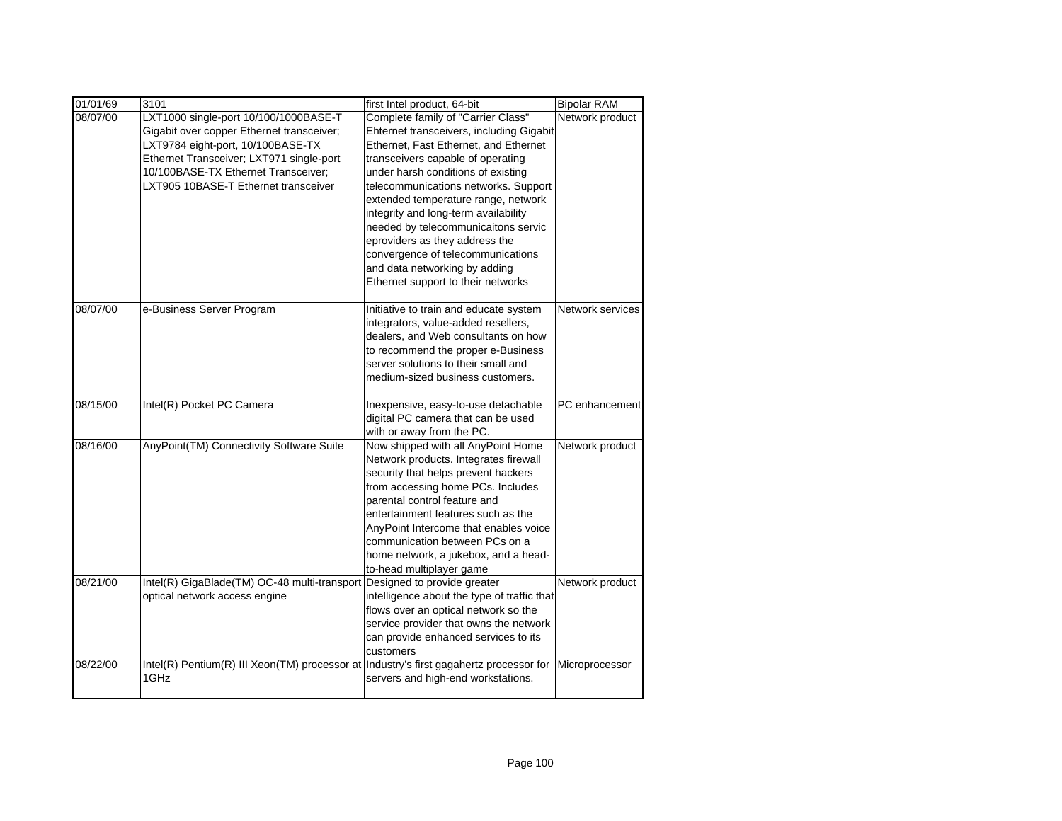| 01/01/69 | 3101 | first Intel product, 64-bit | Bipolar RAM |
|---|---|---|---|
| 08/07/00 | LXT1000 single-port 10/100/1000BASE-T Gigabit over copper Ethernet transceiver; LXT9784 eight-port, 10/100BASE-TX Ethernet Transceiver; LXT971 single-port 10/100BASE-TX Ethernet Transceiver; LXT905 10BASE-T Ethernet transceiver | Complete family of "Carrier Class" Ehternet transceivers, including Gigabit Ethernet, Fast Ethernet, and Ethernet transceivers capable of operating under harsh conditions of existing telecommunications networks. Support extended temperature range, network integrity and long-term availability needed by telecommunicaitons servic eproviders as they address the convergence of telecommunications and data networking by adding Ethernet support to their networks | Network product |
| 08/07/00 | e-Business Server Program | Initiative to train and educate system integrators, value-added resellers, dealers, and Web consultants on how to recommend the proper e-Business server solutions to their small and medium-sized business customers. | Network services |
| 08/15/00 | Intel(R) Pocket PC Camera | Inexpensive, easy-to-use detachable digital PC camera that can be used with or away from the PC. | PC enhancement |
| 08/16/00 | AnyPoint(TM) Connectivity Software Suite | Now shipped with all AnyPoint Home Network products. Integrates firewall security that helps prevent hackers from accessing home PCs. Includes parental control feature and entertainment features such as the AnyPoint Intercome that enables voice communication between PCs on a home network, a jukebox, and a head-to-head multiplayer game | Network product |
| 08/21/00 | Intel(R) GigaBlade(TM) OC-48 multi-transport optical network access engine | Designed to provide greater intelligence about the type of traffic that flows over an optical network so the service provider that owns the network can provide enhanced services to its customers | Network product |
| 08/22/00 | Intel(R) Pentium(R) III Xeon(TM) processor at 1GHz | Industry's first gagahertz processor for servers and high-end workstations. | Microprocessor |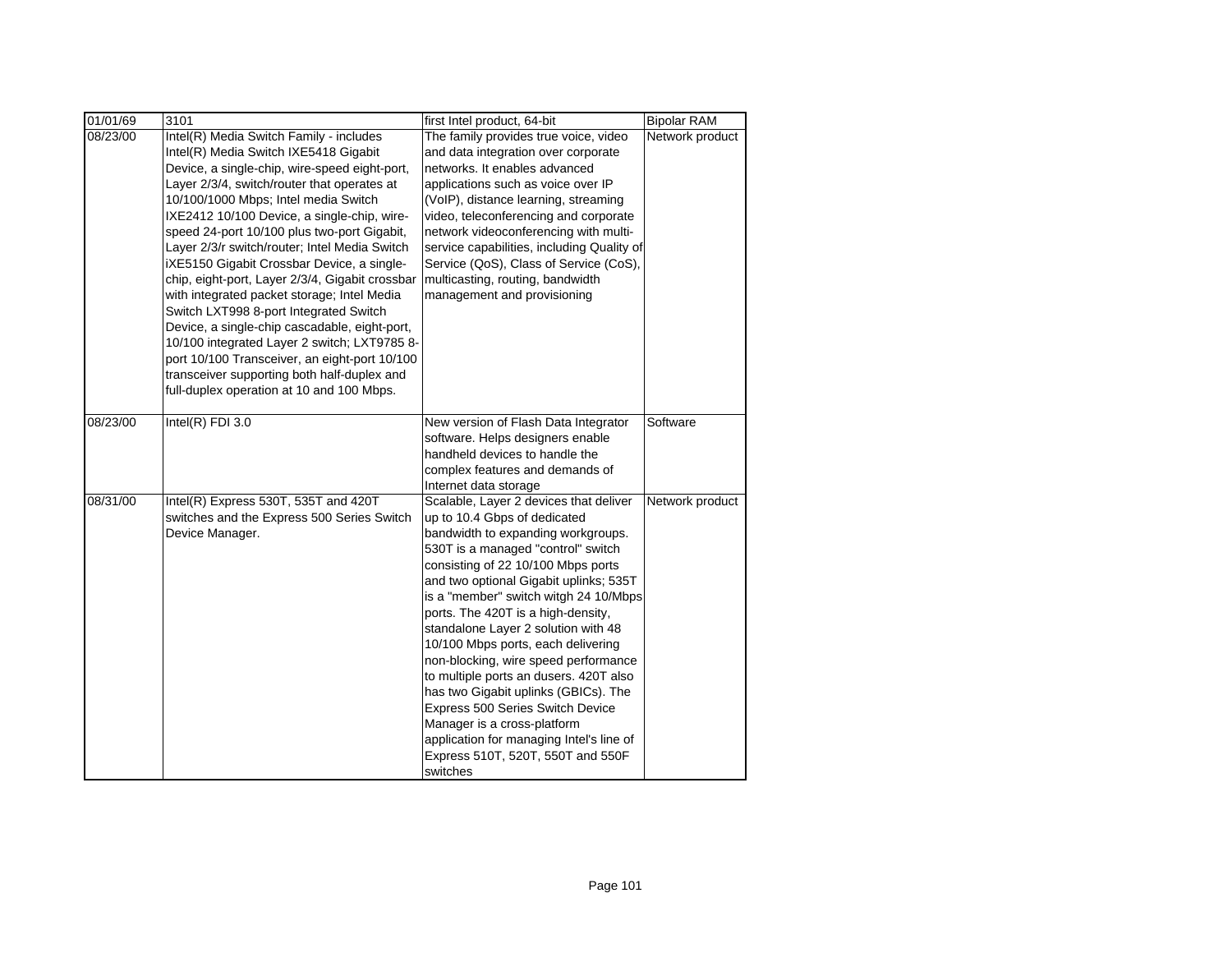| 01/01/69 | 3101 | first Intel product, 64-bit | Bipolar RAM |
|---|---|---|---|
| 08/23/00 | Intel(R) Media Switch Family - includes Intel(R) Media Switch IXE5418 Gigabit Device, a single-chip, wire-speed eight-port, Layer 2/3/4, switch/router that operates at 10/100/1000 Mbps; Intel media Switch IXE2412 10/100 Device, a single-chip, wire-speed 24-port 10/100 plus two-port Gigabit, Layer 2/3/r switch/router; Intel Media Switch iXE5150 Gigabit Crossbar Device, a single-chip, eight-port, Layer 2/3/4, Gigabit crossbar with integrated packet storage; Intel Media Switch LXT998 8-port Integrated Switch Device, a single-chip cascadable, eight-port, 10/100 integrated Layer 2 switch; LXT9785 8-port 10/100 Transceiver, an eight-port 10/100 transceiver supporting both half-duplex and full-duplex operation at 10 and 100 Mbps. | The family provides true voice, video and data integration over corporate networks. It enables advanced applications such as voice over IP (VoIP), distance learning, streaming video, teleconferencing and corporate network videoconferencing with multi-service capabilities, including Quality of Service (QoS), Class of Service (CoS), multicasting, routing, bandwidth management and provisioning | Network product |
| 08/23/00 | Intel(R) FDI 3.0 | New version of Flash Data Integrator software. Helps designers enable handheld devices to handle the complex features and demands of Internet data storage | Software |
| 08/31/00 | Intel(R) Express 530T, 535T and 420T switches and the Express 500 Series Switch Device Manager. | Scalable, Layer 2 devices that deliver up to 10.4 Gbps of dedicated bandwidth to expanding workgroups. 530T is a managed "control" switch consisting of 22 10/100 Mbps ports and two optional Gigabit uplinks; 535T is a "member" switch witgh 24 10/Mbps ports. The 420T is a high-density, standalone Layer 2 solution with 48 10/100 Mbps ports, each delivering non-blocking, wire speed performance to multiple ports an dusers. 420T also has two Gigabit uplinks (GBICs). The Express 500 Series Switch Device Manager is a cross-platform application for managing Intel's line of Express 510T, 520T, 550T and 550F switches | Network product |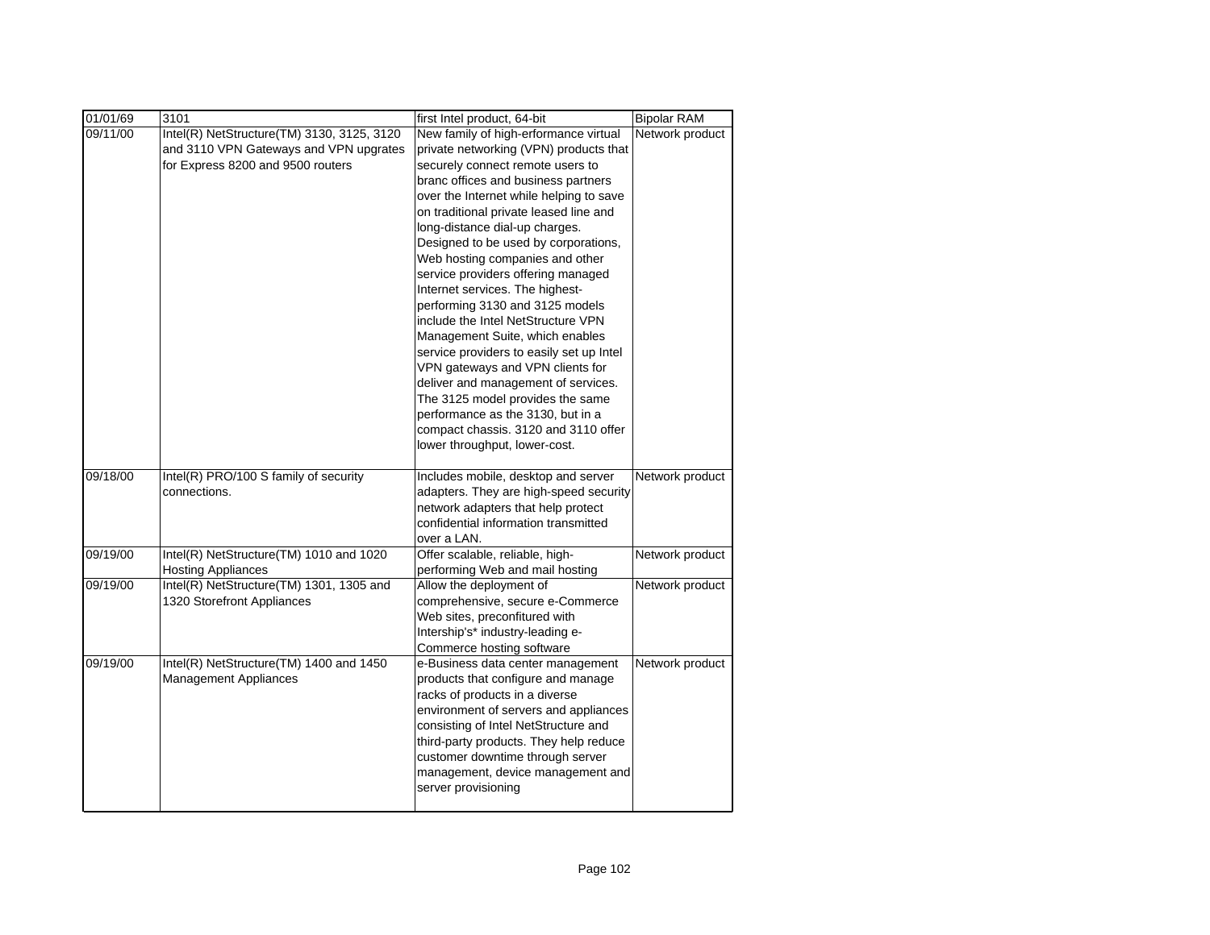| 01/01/69 | 3101 | first Intel product, 64-bit | Bipolar RAM |
|---|---|---|---|
| 09/11/00 | Intel(R) NetStructure(TM) 3130, 3125, 3120 and 3110 VPN Gateways and VPN upgrates for Express 8200 and 9500 routers | New family of high-erformance virtual private networking (VPN) products that securely connect remote users to branc offices and business partners over the Internet while helping to save on traditional private leased line and long-distance dial-up charges. Designed to be used by corporations, Web hosting companies and other service providers offering managed Internet services. The highest-performing 3130 and 3125 models include the Intel NetStructure VPN Management Suite, which enables service providers to easily set up Intel VPN gateways and VPN clients for deliver and management of services. The 3125 model provides the same performance as the 3130, but in a compact chassis. 3120 and 3110 offer lower throughput, lower-cost. | Network product |
| 09/18/00 | Intel(R) PRO/100 S family of security connections. | Includes mobile, desktop and server adapters. They are high-speed security network adapters that help protect confidential information transmitted over a LAN. | Network product |
| 09/19/00 | Intel(R) NetStructure(TM) 1010 and 1020 Hosting Appliances | Offer scalable, reliable, high-performing Web and mail hosting | Network product |
| 09/19/00 | Intel(R) NetStructure(TM) 1301, 1305 and 1320 Storefront Appliances | Allow the deployment of comprehensive, secure e-Commerce Web sites, preconfitured with Intership's* industry-leading e-Commerce hosting software | Network product |
| 09/19/00 | Intel(R) NetStructure(TM) 1400 and 1450 Management Appliances | e-Business data center management products that configure and manage racks of products in a diverse environment of servers and appliances consisting of Intel NetStructure and third-party products. They help reduce customer downtime through server management, device management and server provisioning | Network product |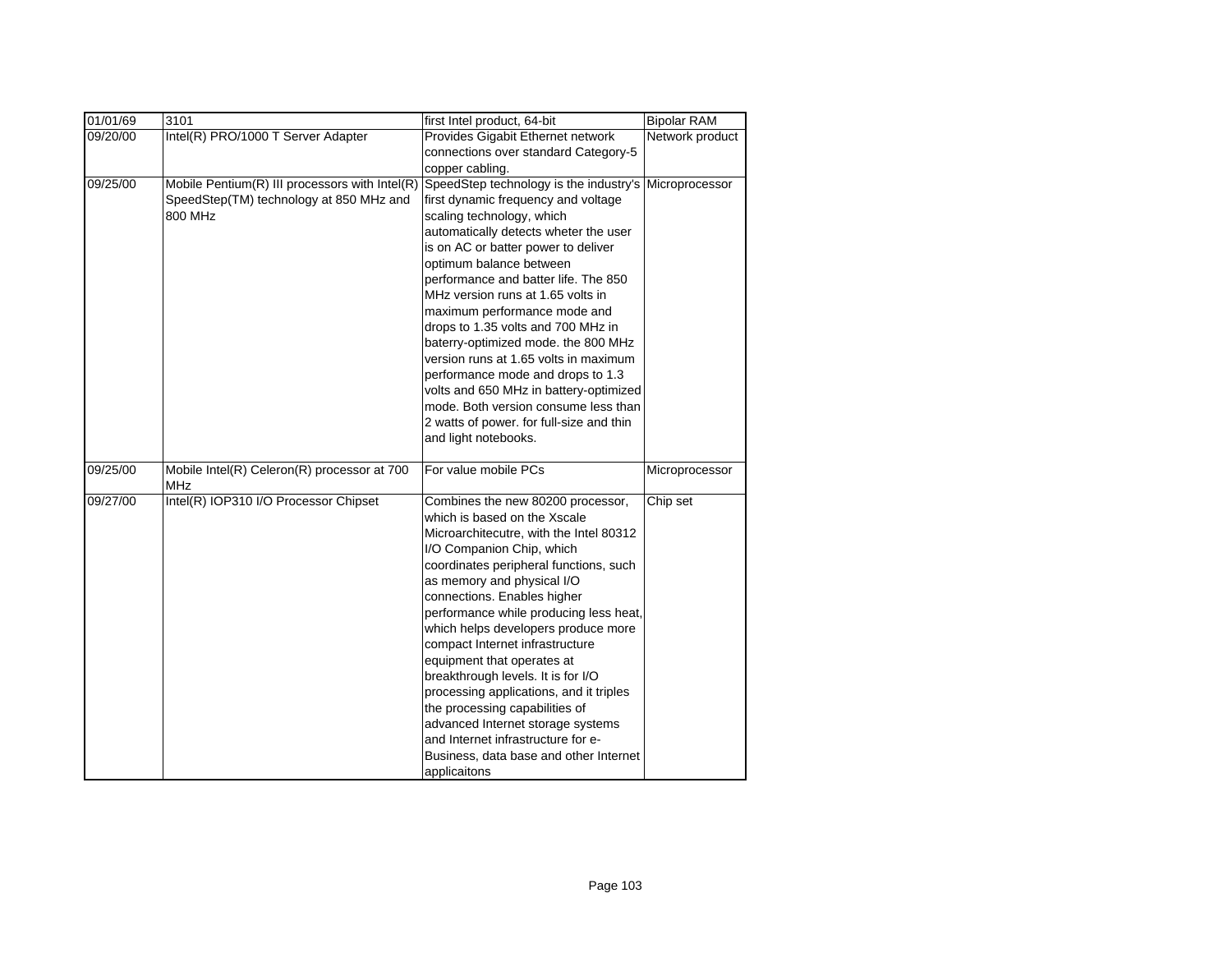| 01/01/69 | 3101 | first Intel product, 64-bit | Bipolar RAM |
|---|---|---|---|
| 09/20/00 | Intel(R) PRO/1000 T Server Adapter | Provides Gigabit Ethernet network connections over standard Category-5 copper cabling. | Network product |
| 09/25/00 | Mobile Pentium(R) III processors with Intel(R) SpeedStep(TM) technology at 850 MHz and 800 MHz | SpeedStep technology is the industry's first dynamic frequency and voltage scaling technology, which automatically detects wheter the user is on AC or batter power to deliver optimum balance between performance and batter life. The 850 MHz version runs at 1.65 volts in maximum performance mode and drops to 1.35 volts and 700 MHz in baterry-optimized mode. the 800 MHz version runs at 1.65 volts in maximum performance mode and drops to 1.3 volts and 650 MHz in battery-optimized mode. Both version consume less than 2 watts of power. for full-size and thin and light notebooks. | Microprocessor |
| 09/25/00 | Mobile Intel(R) Celeron(R) processor at 700 MHz | For value mobile PCs | Microprocessor |
| 09/27/00 | Intel(R) IOP310 I/O Processor Chipset | Combines the new 80200 processor, which is based on the Xscale Microarchitecutre, with the Intel 80312 I/O Companion Chip, which coordinates peripheral functions, such as memory and physical I/O connections. Enables higher performance while producing less heat, which helps developers produce more compact Internet infrastructure equipment that operates at breakthrough levels. It is for I/O processing applications, and it triples the processing capabilities of advanced Internet storage systems and Internet infrastructure for e-Business, data base and other Internet applicaitons | Chip set |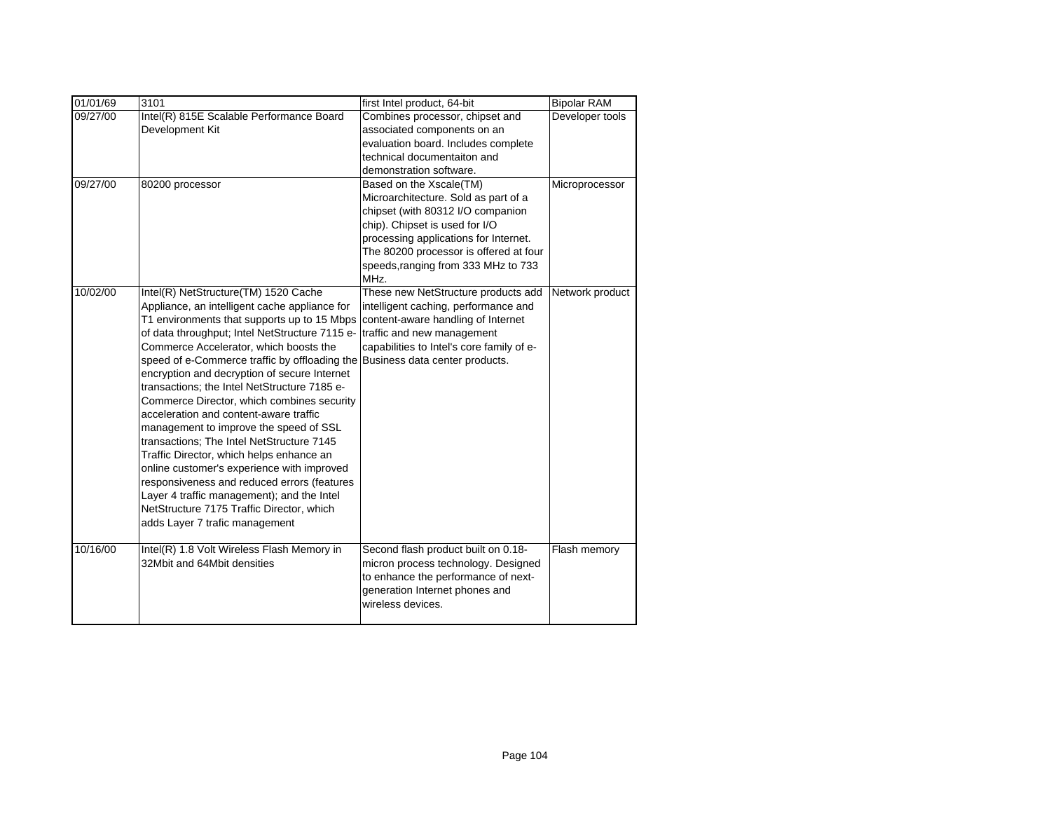| 01/01/69 | 3101 | first Intel product, 64-bit | Bipolar RAM |
|---|---|---|---|
| 09/27/00 | Intel(R) 815E Scalable Performance Board Development Kit | Combines processor, chipset and associated components on an evaluation board. Includes complete technical documentaiton and demonstration software. | Developer tools |
| 09/27/00 | 80200 processor | Based on the Xscale(TM) Microarchitecture. Sold as part of a chipset (with 80312 I/O companion chip). Chipset is used for I/O processing applications for Internet. The 80200 processor is offered at four speeds,ranging from 333 MHz to 733 MHz. | Microprocessor |
| 10/02/00 | Intel(R) NetStructure(TM) 1520 Cache Appliance, an intelligent cache appliance for T1 environments that supports up to 15 Mbps of data throughput; Intel NetStructure 7115 e-Commerce Accelerator, which boosts the speed of e-Commerce traffic by offloading the encryption and decryption of secure Internet transactions; the Intel NetStructure 7185 e-Commerce Director, which combines security acceleration and content-aware traffic management to improve the speed of SSL transactions; The Intel NetStructure 7145 Traffic Director, which helps enhance an online customer's experience with improved responsiveness and reduced errors (features Layer 4 traffic management); and the Intel NetStructure 7175 Traffic Director, which adds Layer 7 trafic management | These new NetStructure products add intelligent caching, performance and content-aware handling of Internet traffic and new management capabilities to Intel's core family of e-Business data center products. | Network product |
| 10/16/00 | Intel(R) 1.8 Volt Wireless Flash Memory in 32Mbit and 64Mbit densities | Second flash product built on 0.18-micron process technology. Designed to enhance the performance of next-generation Internet phones and wireless devices. | Flash memory |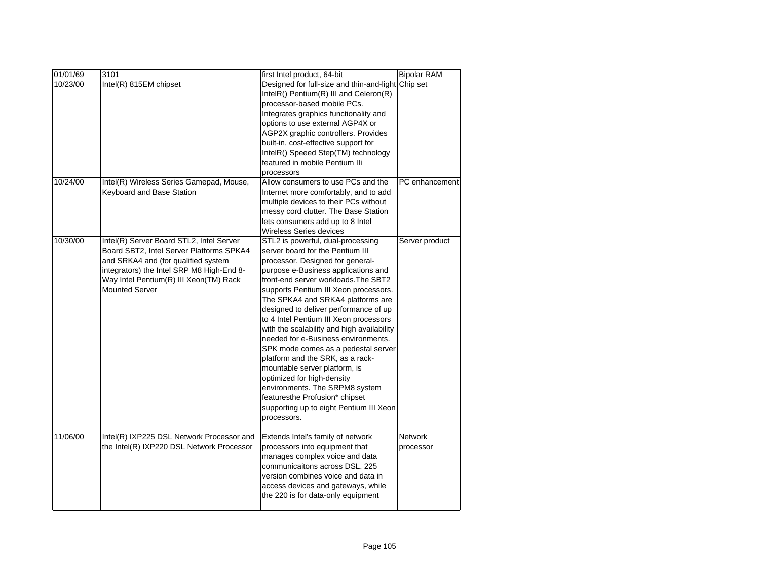| 01/01/69 | 3101 | first Intel product, 64-bit | Bipolar RAM |
|---|---|---|---|
| 10/23/00 | Intel(R) 815EM chipset | Designed for full-size and thin-and-light IntelR() Pentium(R) III and Celeron(R) processor-based mobile PCs. Integrates graphics functionality and options to use external AGP4X or AGP2X graphic controllers. Provides built-in, cost-effective support for IntelR() Speeed Step(TM) technology featured in mobile Pentium IIi processors | Chip set |
| 10/24/00 | Intel(R) Wireless Series Gamepad, Mouse, Keyboard and Base Station | Allow consumers to use PCs and the Internet more comfortably, and to add multiple devices to their PCs without messy cord clutter. The Base Station lets consumers add up to 8 Intel Wireless Series devices | PC enhancement |
| 10/30/00 | Intel(R) Server Board STL2, Intel Server Board SBT2, Intel Server Platforms SPKA4 and SRKA4 and (for qualified system integrators) the Intel SRP M8 High-End 8-Way Intel Pentium(R) III Xeon(TM) Rack Mounted Server | STL2 is powerful, dual-processing server board for the Pentium III processor. Designed for general-purpose e-Business applications and front-end server workloads.The SBT2 supports Pentium III Xeon processors. The SPKA4 and SRKA4 platforms are designed to deliver performance of up to 4 Intel Pentium III Xeon processors with the scalability and high availability needed for e-Business environments. SPK mode comes as a pedestal server platform and the SRK, as a rack-mountable server platform, is optimized for high-density environments. The SRPM8 system featuresthe Profusion* chipset supporting up to eight Pentium III Xeon processors. | Server product |
| 11/06/00 | Intel(R) IXP225 DSL Network Processor and the Intel(R) IXP220 DSL Network Processor | Extends Intel's family of network processors into equipment that manages complex voice and data communicaitons across DSL. 225 version combines voice and data in access devices and gateways, while the 220 is for data-only equipment | Network processor |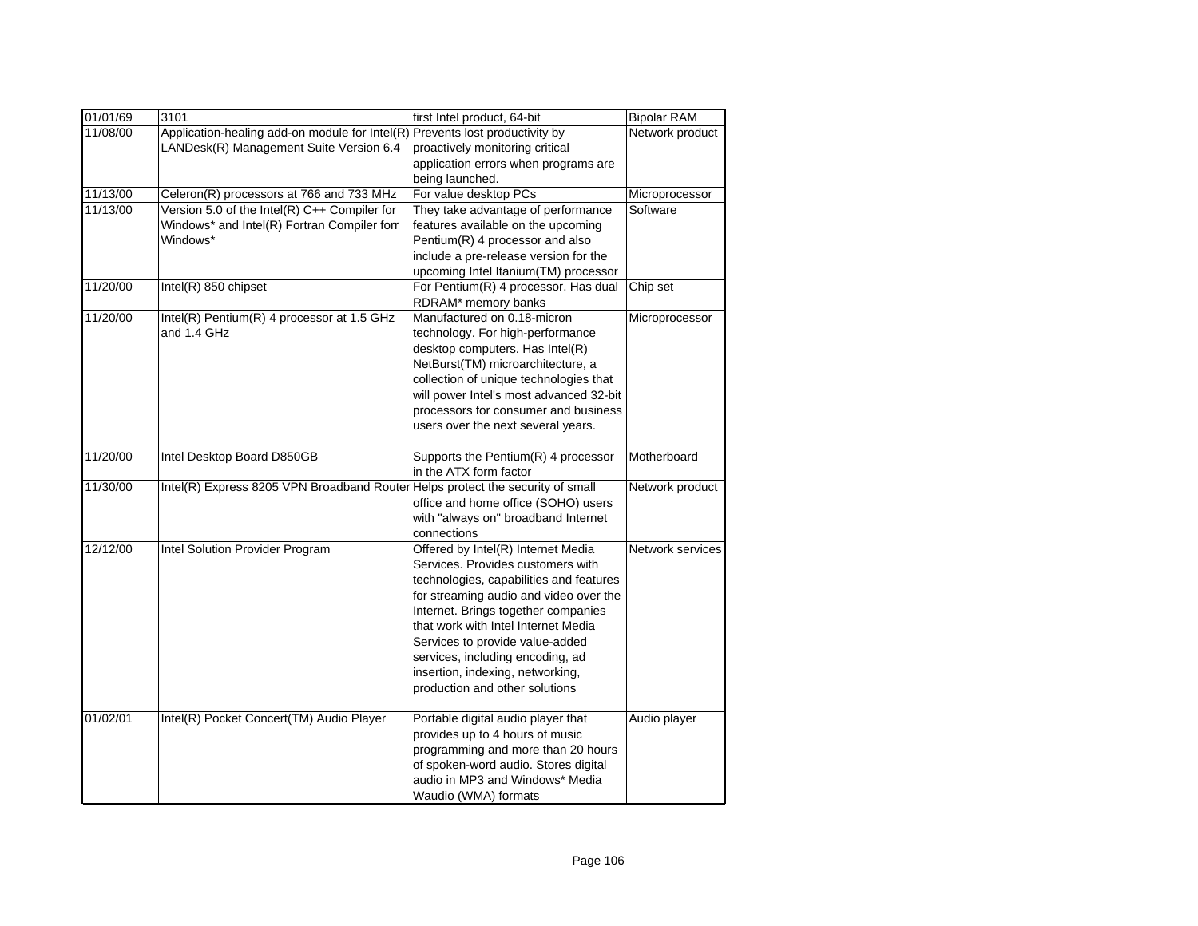| 01/01/69 | 3101 | first Intel product, 64-bit | Bipolar RAM |
|---|---|---|---|
| 11/08/00 | Application-healing add-on module for Intel(R) LANDesk(R) Management Suite Version 6.4 | Prevents lost productivity by proactively monitoring critical application errors when programs are being launched. | Network product |
| 11/13/00 | Celeron(R) processors at 766 and 733 MHz | For value desktop PCs | Microprocessor |
| 11/13/00 | Version 5.0 of the Intel(R) C++ Compiler for Windows* and Intel(R) Fortran Compiler forr Windows* | They take advantage of performance features available on the upcoming Pentium(R) 4 processor and also include a pre-release version for the upcoming Intel Itanium(TM) processor | Software |
| 11/20/00 | Intel(R) 850 chipset | For Pentium(R) 4 processor. Has dual RDRAM* memory banks | Chip set |
| 11/20/00 | Intel(R) Pentium(R) 4 processor at 1.5 GHz and 1.4 GHz | Manufactured on 0.18-micron technology. For high-performance desktop computers. Has Intel(R) NetBurst(TM) microarchitecture, a collection of unique technologies that will power Intel's most advanced 32-bit processors for consumer and business users over the next several years. | Microprocessor |
| 11/20/00 | Intel Desktop Board D850GB | Supports the Pentium(R) 4 processor in the ATX form factor | Motherboard |
| 11/30/00 | Intel(R) Express 8205 VPN Broadband Router | Helps protect the security of small office and home office (SOHO) users with "always on" broadband Internet connections | Network product |
| 12/12/00 | Intel Solution Provider Program | Offered by Intel(R) Internet Media Services. Provides customers with technologies, capabilities and features for streaming audio and video over the Internet. Brings together companies that work with Intel Internet Media Services to provide value-added services, including encoding, ad insertion, indexing, networking, production and other solutions | Network services |
| 01/02/01 | Intel(R) Pocket Concert(TM) Audio Player | Portable digital audio player that provides up to 4 hours of music programming and more than 20 hours of spoken-word audio. Stores digital audio in MP3 and Windows* Media Waudio (WMA) formats | Audio player |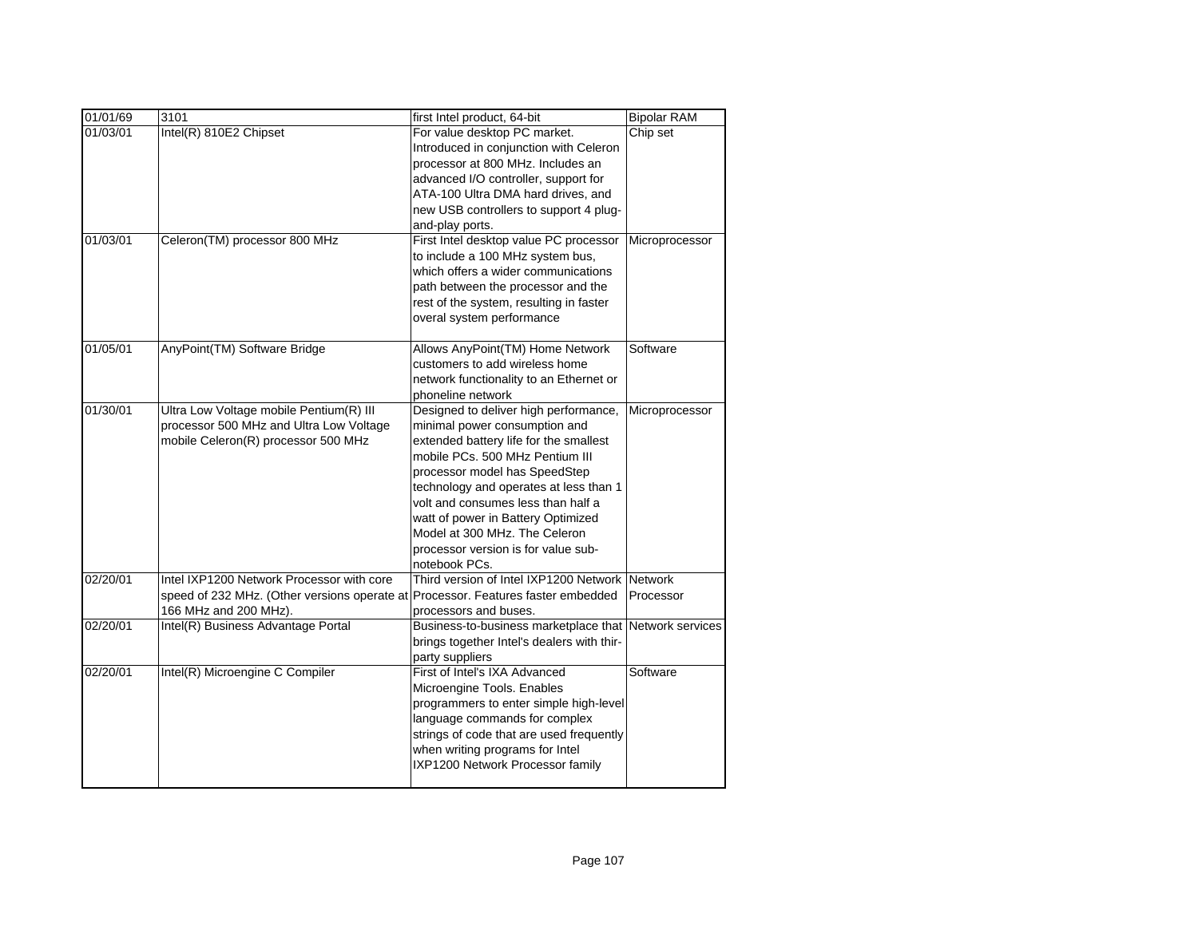| 01/01/69 | 3101 | first Intel product, 64-bit | Bipolar RAM |
|---|---|---|---|
| 01/03/01 | Intel(R) 810E2 Chipset | For value desktop PC market. Introduced in conjunction with Celeron processor at 800 MHz. Includes an advanced I/O controller, support for ATA-100 Ultra DMA hard drives, and new USB controllers to support 4 plug-and-play ports. | Chip set |
| 01/03/01 | Celeron(TM) processor 800 MHz | First Intel desktop value PC processor to include a 100 MHz system bus, which offers a wider communications path between the processor and the rest of the system, resulting in faster overal system performance | Microprocessor |
| 01/05/01 | AnyPoint(TM) Software Bridge | Allows AnyPoint(TM) Home Network customers to add wireless home network functionality to an Ethernet or phoneline network | Software |
| 01/30/01 | Ultra Low Voltage mobile Pentium(R) III processor 500 MHz and Ultra Low Voltage mobile Celeron(R) processor 500 MHz | Designed to deliver high performance, minimal power consumption and extended battery life for the smallest mobile PCs. 500 MHz Pentium III processor model has SpeedStep technology and operates at less than 1 volt and consumes less than half a watt of power in Battery Optimized Model at 300 MHz. The Celeron processor version is for value sub-notebook PCs. | Microprocessor |
| 02/20/01 | Intel IXP1200 Network Processor with core speed of 232 MHz. (Other versions operate at 166 MHz and 200 MHz). | Third version of Intel IXP1200 Network Processor. Features faster embedded processors and buses. | Network Processor |
| 02/20/01 | Intel(R) Business Advantage Portal | Business-to-business marketplace that brings together Intel's dealers with thir-party suppliers | Network services |
| 02/20/01 | Intel(R) Microengine C Compiler | First of Intel's IXA Advanced Microengine Tools. Enables programmers to enter simple high-level language commands for complex strings of code that are used frequently when writing programs for Intel IXP1200 Network Processor family | Software |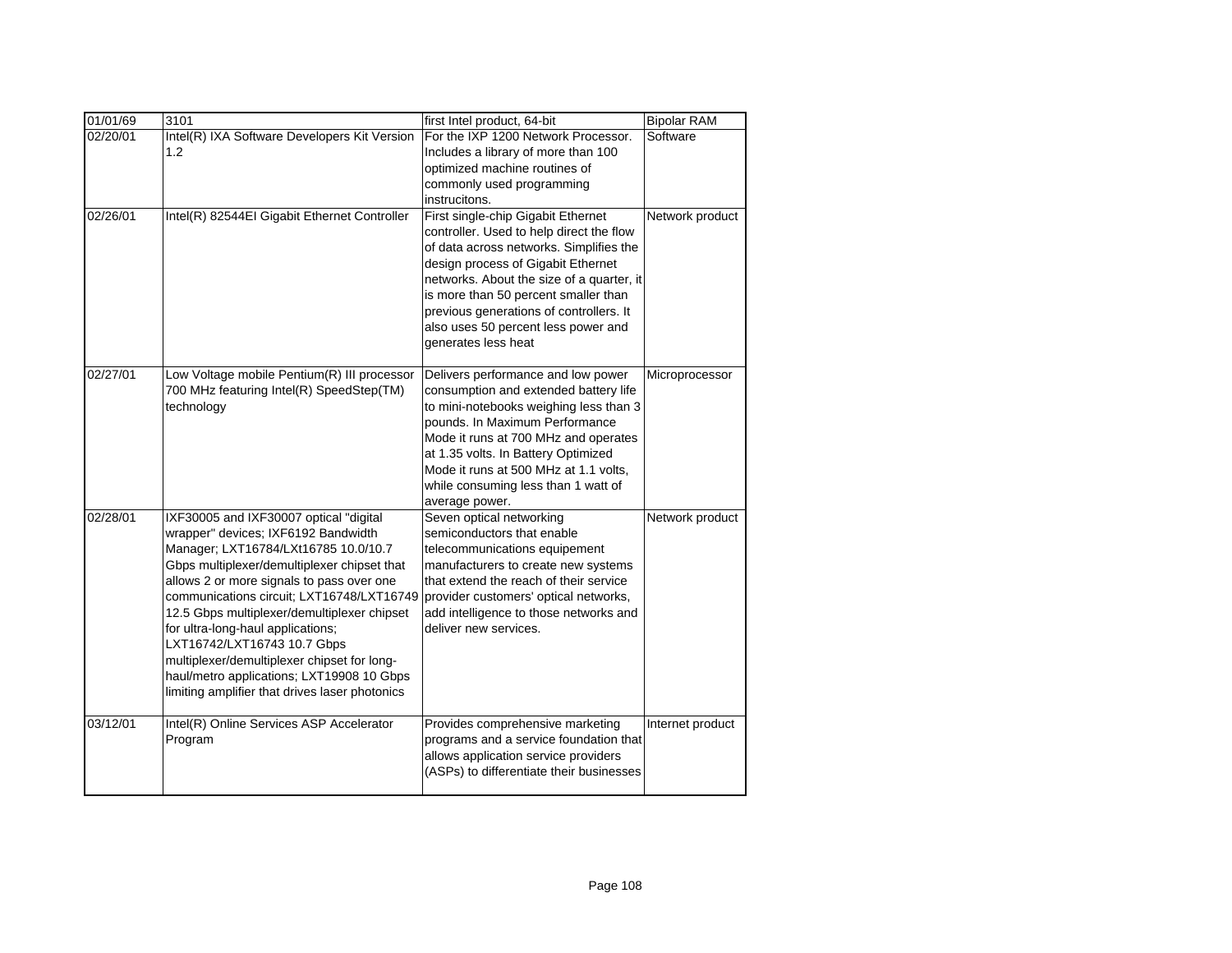| 01/01/69 | 3101 | first Intel product, 64-bit | Bipolar RAM |
|---|---|---|---|
| 02/20/01 | Intel(R) IXA Software Developers Kit Version 1.2 | For the IXP 1200 Network Processor. Includes a library of more than 100 optimized machine routines of commonly used programming instrucitons. | Software |
| 02/26/01 | Intel(R) 82544EI Gigabit Ethernet Controller | First single-chip Gigabit Ethernet controller. Used to help direct the flow of data across networks. Simplifies the design process of Gigabit Ethernet networks. About the size of a quarter, it is more than 50 percent smaller than previous generations of controllers. It also uses 50 percent less power and generates less heat | Network product |
| 02/27/01 | Low Voltage mobile Pentium(R) III processor 700 MHz featuring Intel(R) SpeedStep(TM) technology | Delivers performance and low power consumption and extended battery life to mini-notebooks weighing less than 3 pounds. In Maximum Performance Mode it runs at 700 MHz and operates at 1.35 volts. In Battery Optimized Mode it runs at 500 MHz at 1.1 volts, while consuming less than 1 watt of average power. | Microprocessor |
| 02/28/01 | IXF30005 and IXF30007 optical "digital wrapper" devices; IXF6192 Bandwidth Manager; LXT16784/LXt16785 10.0/10.7 Gbps multiplexer/demultiplexer chipset that allows 2 or more signals to pass over one communications circuit; LXT16748/LXT16749 12.5 Gbps multiplexer/demultiplexer chipset for ultra-long-haul applications; LXT16742/LXT16743 10.7 Gbps multiplexer/demultiplexer chipset for long-haul/metro applications; LXT19908 10 Gbps limiting amplifier that drives laser photonics | Seven optical networking semiconductors that enable telecommunications equipement manufacturers to create new systems that extend the reach of their service provider customers' optical networks, add intelligence to those networks and deliver new services. | Network product |
| 03/12/01 | Intel(R) Online Services ASP Accelerator Program | Provides comprehensive marketing programs and a service foundation that allows application service providers (ASPs) to differentiate their businesses | Internet product |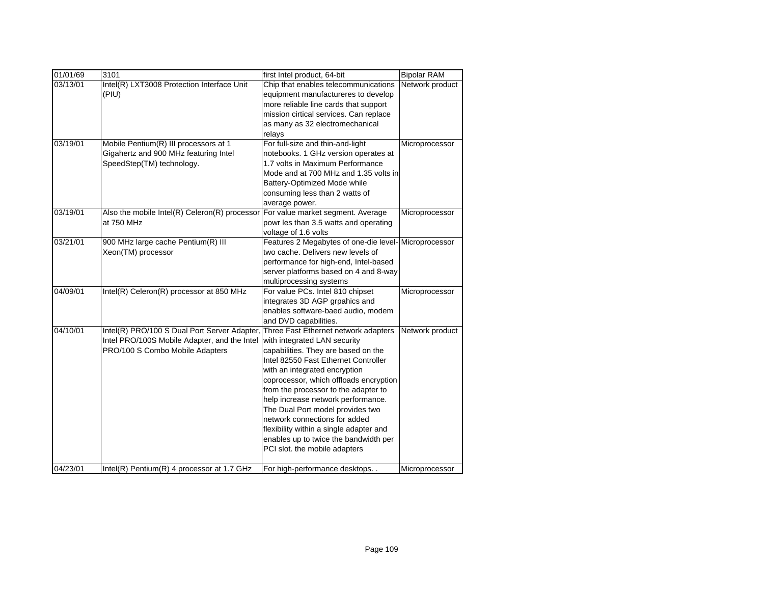| 01/01/69 | 3101 | first Intel product, 64-bit | Bipolar RAM |
|---|---|---|---|
| 03/13/01 | Intel(R) LXT3008 Protection Interface Unit (PIU) | Chip that enables telecommunications equipment manufactureres to develop more reliable line cards that support mission cirtical services. Can replace as many as 32 electromechanical relays | Network product |
| 03/19/01 | Mobile Pentium(R) III processors at 1 Gigahertz and 900 MHz featuring Intel SpeedStep(TM) technology. | For full-size and thin-and-light notebooks. 1 GHz version operates at 1.7 volts in Maximum Performance Mode and at 700 MHz and 1.35 volts in Battery-Optimized Mode while consuming less than 2 watts of average power. | Microprocessor |
| 03/19/01 | Also the mobile Intel(R) Celeron(R) processor at 750 MHz | For value market segment. Average powr les than 3.5 watts and operating voltage of 1.6 volts | Microprocessor |
| 03/21/01 | 900 MHz large cache Pentium(R) III Xeon(TM) processor | Features 2 Megabytes of one-die level-two cache. Delivers new levels of performance for high-end, Intel-based server platforms based on 4 and 8-way multiprocessing systems | Microprocessor |
| 04/09/01 | Intel(R) Celeron(R) processor at 850 MHz | For value PCs. Intel 810 chipset integrates 3D AGP grpahics and enables software-baed audio, modem and DVD capabilities. | Microprocessor |
| 04/10/01 | Intel(R) PRO/100 S Dual Port Server Adapter, Intel PRO/100S Mobile Adapter, and the Intel PRO/100 S Combo Mobile Adapters | Three Fast Ethernet network adapters with integrated LAN security capabilities. They are based on the Intel 82550 Fast Ethernet Controller with an integrated encryption coprocessor, which offloads encryption from the processor to the adapter to help increase network performance. The Dual Port model provides two network connections for added flexibility within a single adapter and enables up to twice the bandwidth per PCI slot. the mobile adapters | Network product |
| 04/23/01 | Intel(R) Pentium(R) 4 processor at 1.7 GHz | For high-performance desktops. . | Microprocessor |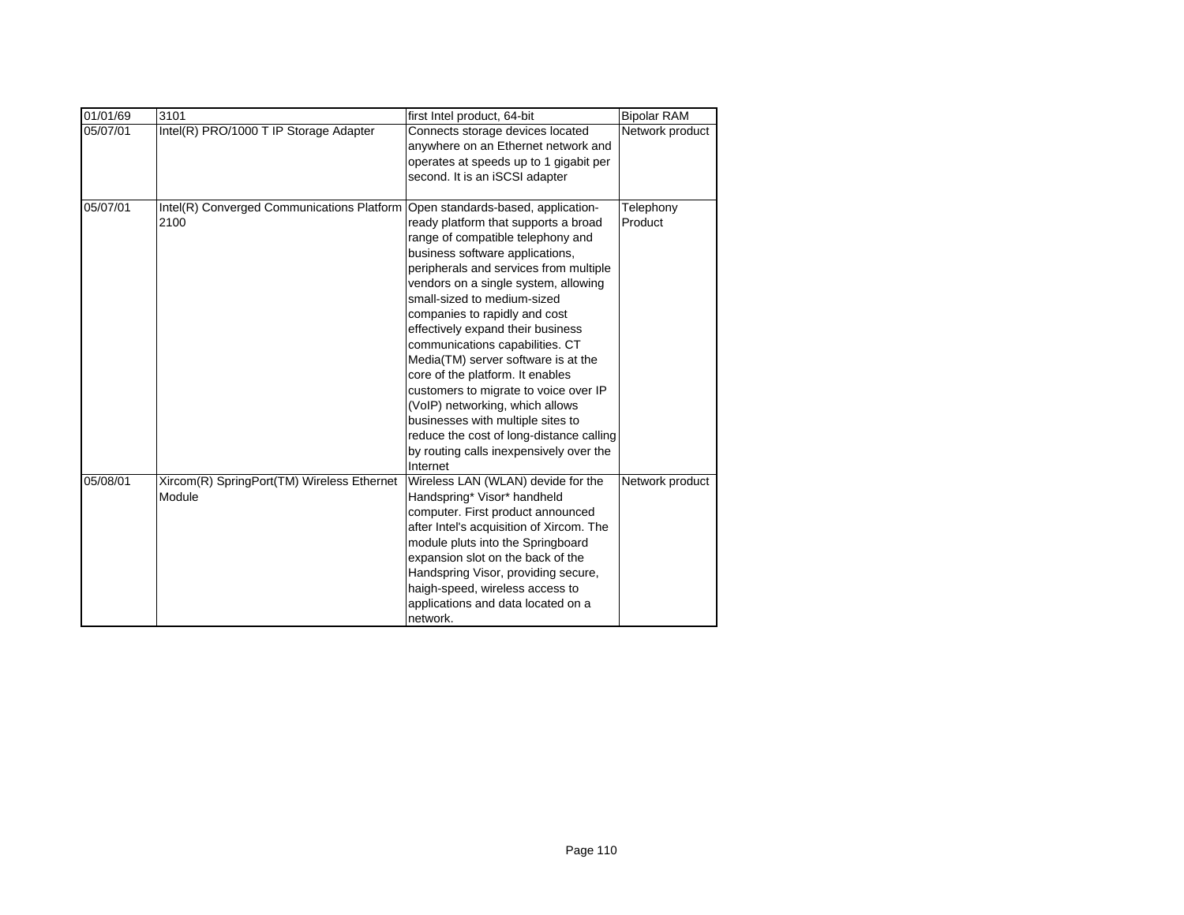| 01/01/69 | 3101 | first Intel product, 64-bit | Bipolar RAM |
|---|---|---|---|
| 05/07/01 | Intel(R) PRO/1000 T IP Storage Adapter | Connects storage devices located anywhere on an Ethernet network and operates at speeds up to 1 gigabit per second. It is an iSCSI adapter | Network product |
| 05/07/01 | Intel(R) Converged Communications Platform 2100 | Open standards-based, application-ready platform that supports a broad range of compatible telephony and business software applications, peripherals and services from multiple vendors on a single system, allowing small-sized to medium-sized companies to rapidly and cost effectively expand their business communications capabilities. CT Media(TM) server software is at the core of the platform. It enables customers to migrate to voice over IP (VoIP) networking, which allows businesses with multiple sites to reduce the cost of long-distance calling by routing calls inexpensively over the Internet | Telephony Product |
| 05/08/01 | Xircom(R) SpringPort(TM) Wireless Ethernet Module | Wireless LAN (WLAN) devide for the Handspring* Visor* handheld computer. First product announced after Intel's acquisition of Xircom. The module pluts into the Springboard expansion slot on the back of the Handspring Visor, providing secure, haigh-speed, wireless access to applications and data located on a network. | Network product |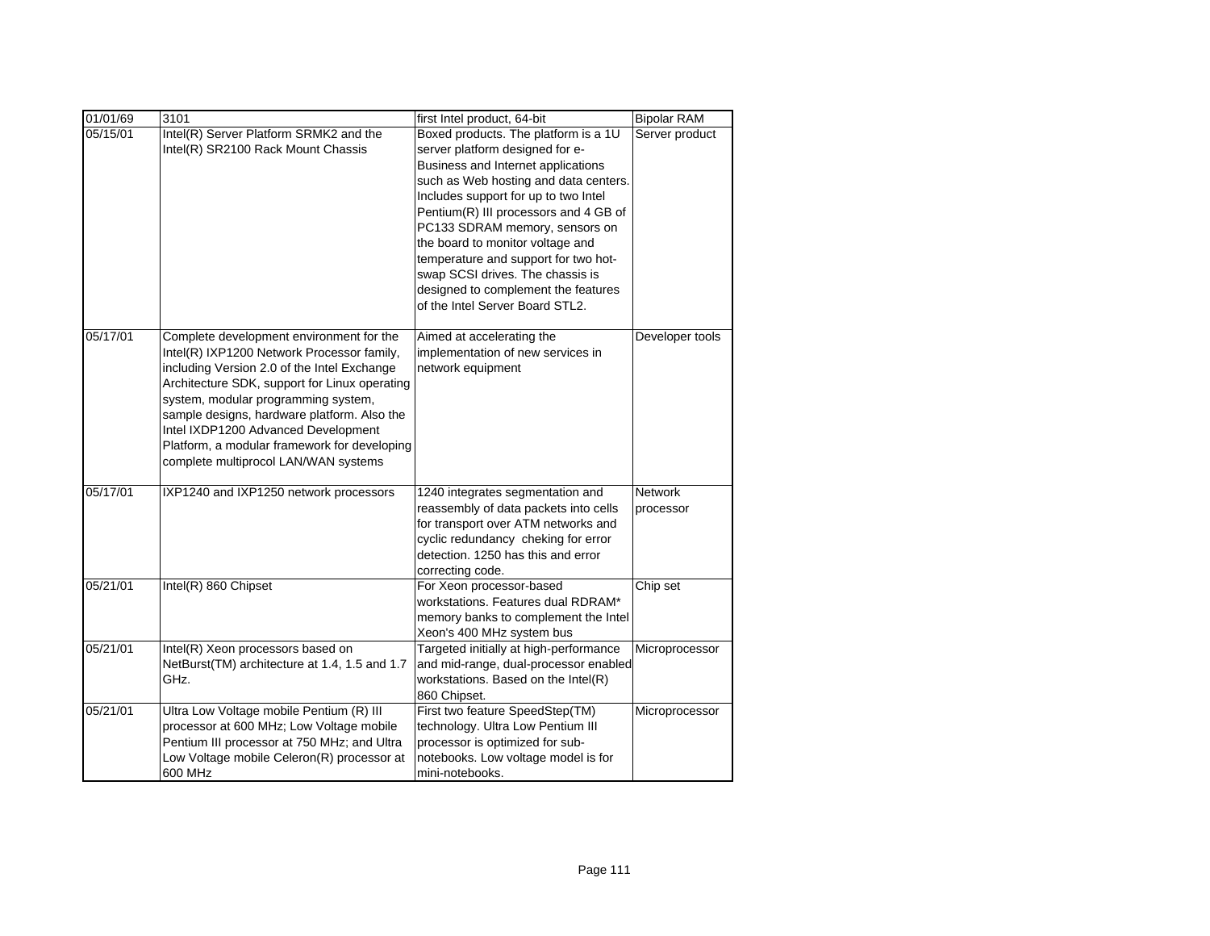| 01/01/69 | 3101 | first Intel product, 64-bit | Bipolar RAM |
|---|---|---|---|
| 05/15/01 | Intel(R) Server Platform SRMK2 and the Intel(R) SR2100 Rack Mount Chassis | Boxed products. The platform is a 1U server platform designed for e-Business and Internet applications such as Web hosting and data centers. Includes support for up to two Intel Pentium(R) III processors and 4 GB of PC133 SDRAM memory, sensors on the board to monitor voltage and temperature and support for two hot-swap SCSI drives. The chassis is designed to complement the features of the Intel Server Board STL2. | Server product |
| 05/17/01 | Complete development environment for the Intel(R) IXP1200 Network Processor family, including Version 2.0 of the Intel Exchange Architecture SDK, support for Linux operating system, modular programming system, sample designs, hardware platform. Also the Intel IXDP1200 Advanced Development Platform, a modular framework for developing complete multiprocol LAN/WAN systems | Aimed at accelerating the implementation of new services in network equipment | Developer tools |
| 05/17/01 | IXP1240 and IXP1250 network processors | 1240 integrates segmentation and reassembly of data packets into cells for transport over ATM networks and cyclic redundancy cheking for error detection. 1250 has this and error correcting code. | Network processor |
| 05/21/01 | Intel(R) 860 Chipset | For Xeon processor-based workstations. Features dual RDRAM* memory banks to complement the Intel Xeon's 400 MHz system bus | Chip set |
| 05/21/01 | Intel(R) Xeon processors based on NetBurst(TM) architecture at 1.4, 1.5 and 1.7 GHz. | Targeted initially at high-performance and mid-range, dual-processor enabled workstations. Based on the Intel(R) 860 Chipset. | Microprocessor |
| 05/21/01 | Ultra Low Voltage mobile Pentium (R) III processor at 600 MHz; Low Voltage mobile Pentium III processor at 750 MHz; and Ultra Low Voltage mobile Celeron(R) processor at 600 MHz | First two feature SpeedStep(TM) technology. Ultra Low Pentium III processor is optimized for sub-notebooks. Low voltage model is for mini-notebooks. | Microprocessor |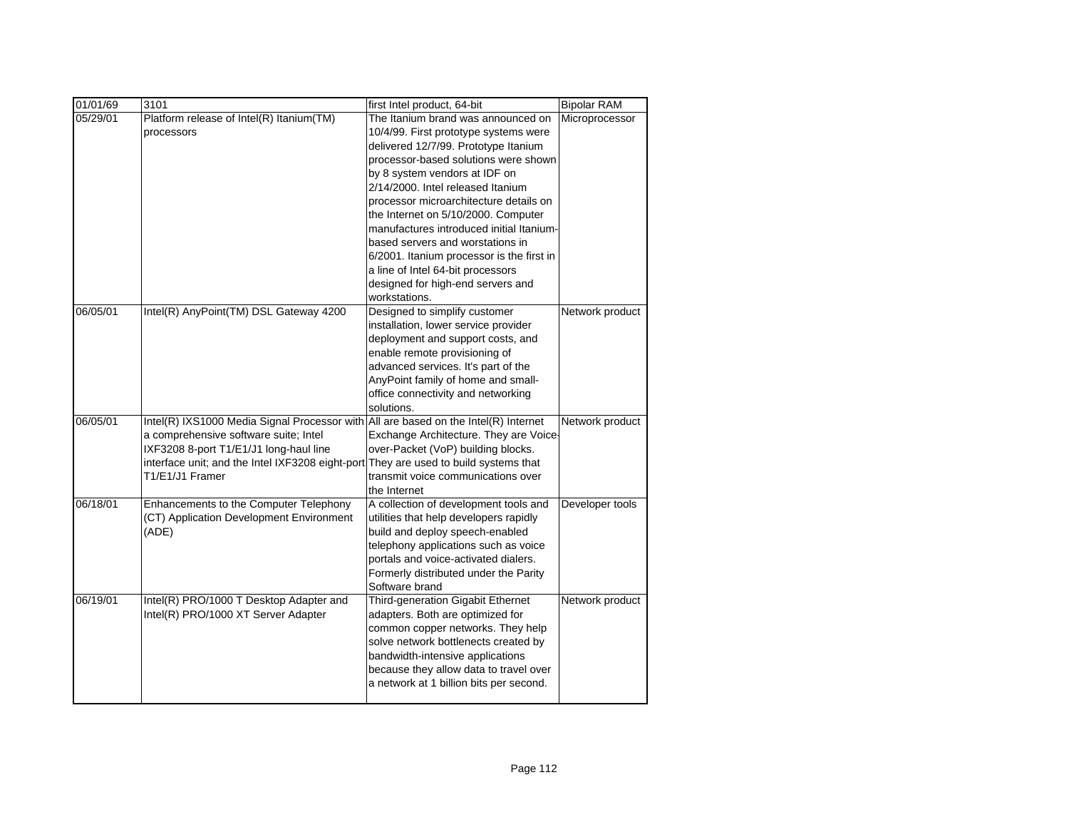| 01/01/69 | 3101 | first Intel product, 64-bit | Bipolar RAM |
|---|---|---|---|
| 05/29/01 | Platform release of Intel(R) Itanium(TM) processors | The Itanium brand was announced on 10/4/99. First prototype systems were delivered 12/7/99. Prototype Itanium processor-based solutions were shown by 8 system vendors at IDF on 2/14/2000. Intel released Itanium processor microarchitecture details on the Internet on 5/10/2000. Computer manufactures introduced initial Itanium-based servers and worstations in 6/2001. Itanium processor is the first in a line of Intel 64-bit processors designed for high-end servers and workstations. | Microprocessor |
| 06/05/01 | Intel(R) AnyPoint(TM) DSL Gateway 4200 | Designed to simplify customer installation, lower service provider deployment and support costs, and enable remote provisioning of advanced services. It's part of the AnyPoint family of home and small-office connectivity and networking solutions. | Network product |
| 06/05/01 | Intel(R) IXS1000 Media Signal Processor with a comprehensive software suite; Intel IXF3208 8-port T1/E1/J1 long-haul line interface unit; and the Intel IXF3208 eight-port T1/E1/J1 Framer | All are based on the Intel(R) Internet Exchange Architecture. They are Voice-over-Packet (VoP) building blocks. They are used to build systems that transmit voice communications over the Internet | Network product |
| 06/18/01 | Enhancements to the Computer Telephony (CT) Application Development Environment (ADE) | A collection of development tools and utilities that help developers rapidly build and deploy speech-enabled telephony applications such as voice portals and voice-activated dialers. Formerly distributed under the Parity Software brand | Developer tools |
| 06/19/01 | Intel(R) PRO/1000 T Desktop Adapter and Intel(R) PRO/1000 XT Server Adapter | Third-generation Gigabit Ethernet adapters. Both are optimized for common copper networks. They help solve network bottlenects created by bandwidth-intensive applications because they allow data to travel over a network at 1 billion bits per second. | Network product |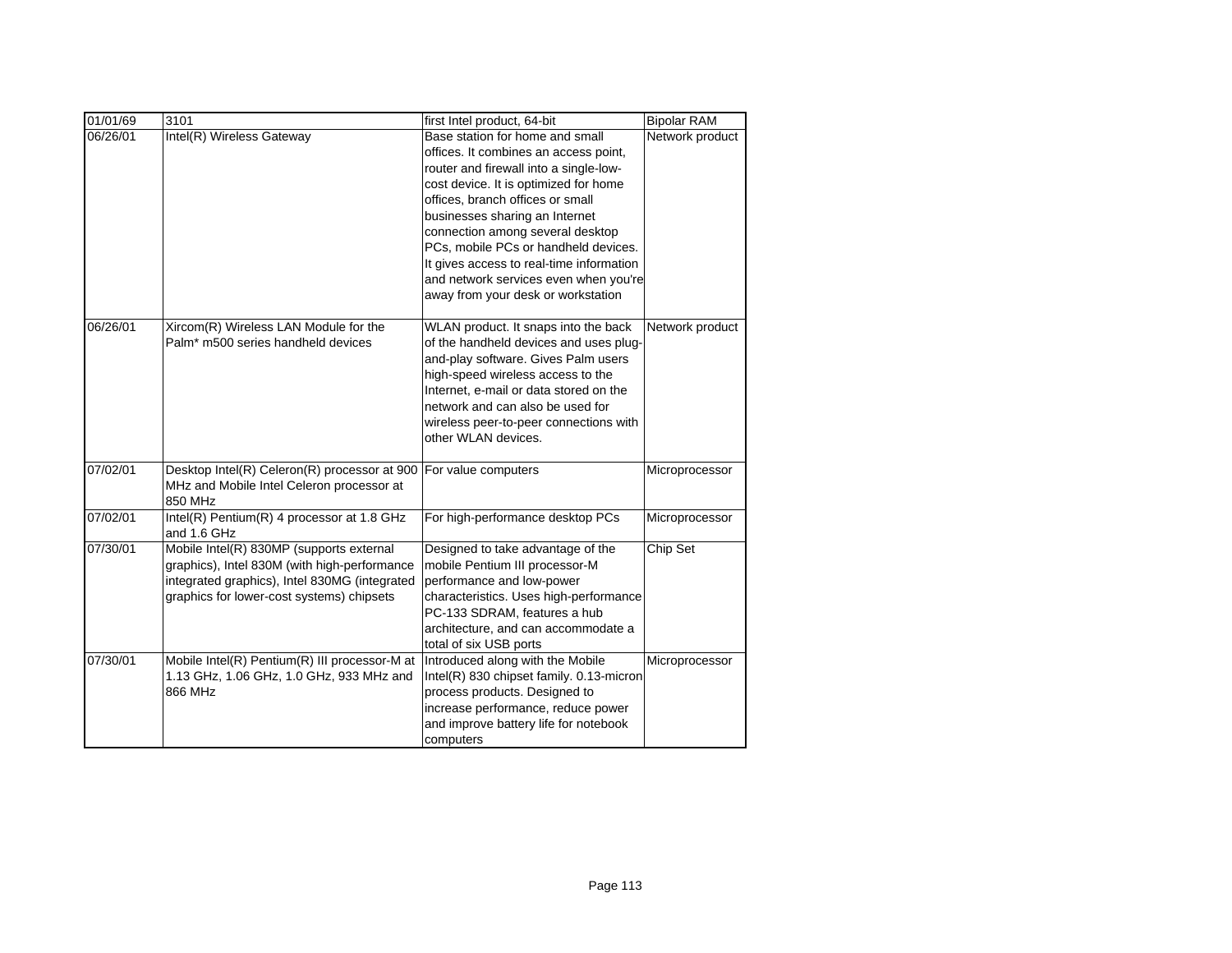| 01/01/69 | 3101 | first Intel product, 64-bit | Bipolar RAM |
|---|---|---|---|
| 06/26/01 | Intel(R) Wireless Gateway | Base station for home and small offices. It combines an access point, router and firewall into a single-low-cost device. It is optimized for home offices, branch offices or small businesses sharing an Internet connection among several desktop PCs, mobile PCs or handheld devices. It gives access to real-time information and network services even when you're away from your desk or workstation | Network product |
| 06/26/01 | Xircom(R) Wireless LAN Module for the Palm* m500 series handheld devices | WLAN product. It snaps into the back of the handheld devices and uses plug-and-play software. Gives Palm users high-speed wireless access to the Internet, e-mail or data stored on the network and can also be used for wireless peer-to-peer connections with other WLAN devices. | Network product |
| 07/02/01 | Desktop Intel(R) Celeron(R) processor at 900 MHz and Mobile Intel Celeron processor at 850 MHz | For value computers | Microprocessor |
| 07/02/01 | Intel(R) Pentium(R) 4 processor at 1.8 GHz and 1.6 GHz | For high-performance desktop PCs | Microprocessor |
| 07/30/01 | Mobile Intel(R) 830MP (supports external graphics), Intel 830M (with high-performance integrated graphics), Intel 830MG (integrated graphics for lower-cost systems) chipsets | Designed to take advantage of the mobile Pentium III processor-M performance and low-power characteristics. Uses high-performance PC-133 SDRAM, features a hub architecture, and can accommodate a total of six USB ports | Chip Set |
| 07/30/01 | Mobile Intel(R) Pentium(R) III processor-M at 1.13 GHz, 1.06 GHz, 1.0 GHz, 933 MHz and 866 MHz | Introduced along with the Mobile Intel(R) 830 chipset family. 0.13-micron process products. Designed to increase performance, reduce power and improve battery life for notebook computers | Microprocessor |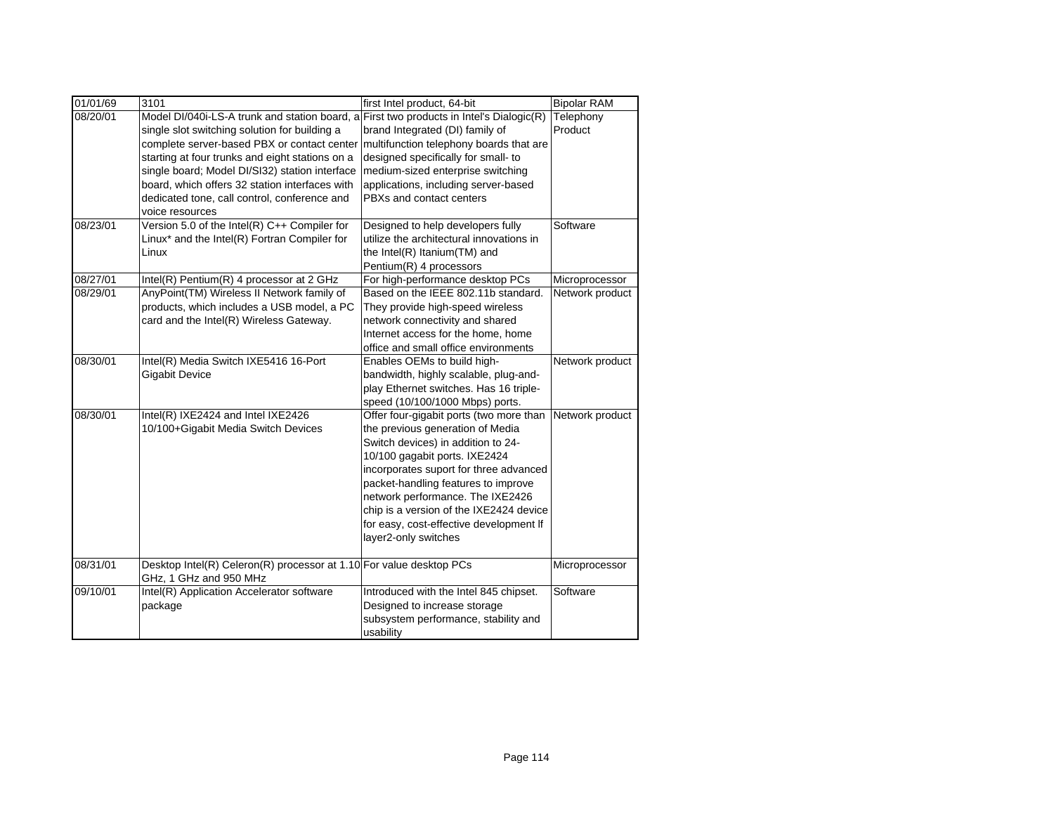| 01/01/69 | 3101 | first Intel product, 64-bit | Bipolar RAM |
|---|---|---|---|
| 08/20/01 | Model DI/040i-LS-A trunk and station board, a single slot switching solution for building a complete server-based PBX or contact center starting at four trunks and eight stations on a single board; Model DI/SI32) station interface board, which offers 32 station interfaces with dedicated tone, call control, conference and voice resources | First two products in Intel's Dialogic(R) brand Integrated (DI) family of multifunction telephony boards that are designed specifically for small- to medium-sized enterprise switching applications, including server-based PBXs and contact centers | Telephony Product |
| 08/23/01 | Version 5.0 of the Intel(R) C++ Compiler for Linux* and the Intel(R) Fortran Compiler for Linux | Designed to help developers fully utilize the architectural innovations in the Intel(R) Itanium(TM) and Pentium(R) 4 processors | Software |
| 08/27/01 | Intel(R) Pentium(R) 4 processor at 2 GHz | For high-performance desktop PCs | Microprocessor |
| 08/29/01 | AnyPoint(TM) Wireless II Network family of products, which includes a USB model, a PC card and the Intel(R) Wireless Gateway. | Based on the IEEE 802.11b standard. They provide high-speed wireless network connectivity and shared Internet access for the home, home office and small office environments | Network product |
| 08/30/01 | Intel(R) Media Switch IXE5416 16-Port Gigabit Device | Enables OEMs to build high-bandwidth, highly scalable, plug-and-play Ethernet switches. Has 16 triple-speed (10/100/1000 Mbps) ports. | Network product |
| 08/30/01 | Intel(R) IXE2424 and Intel IXE2426 10/100+Gigabit Media Switch Devices | Offer four-gigabit ports (two more than the previous generation of Media Switch devices) in addition to 24-10/100 gagabit ports. IXE2424 incorporates suport for three advanced packet-handling features to improve network performance. The IXE2426 chip is a version of the IXE2424 device for easy, cost-effective development lf layer2-only switches | Network product |
| 08/31/01 | Desktop Intel(R) Celeron(R) processor at 1.10 GHz, 1 GHz and 950 MHz | For value desktop PCs | Microprocessor |
| 09/10/01 | Intel(R) Application Accelerator software package | Introduced with the Intel 845 chipset. Designed to increase storage subsystem performance, stability and usability | Software |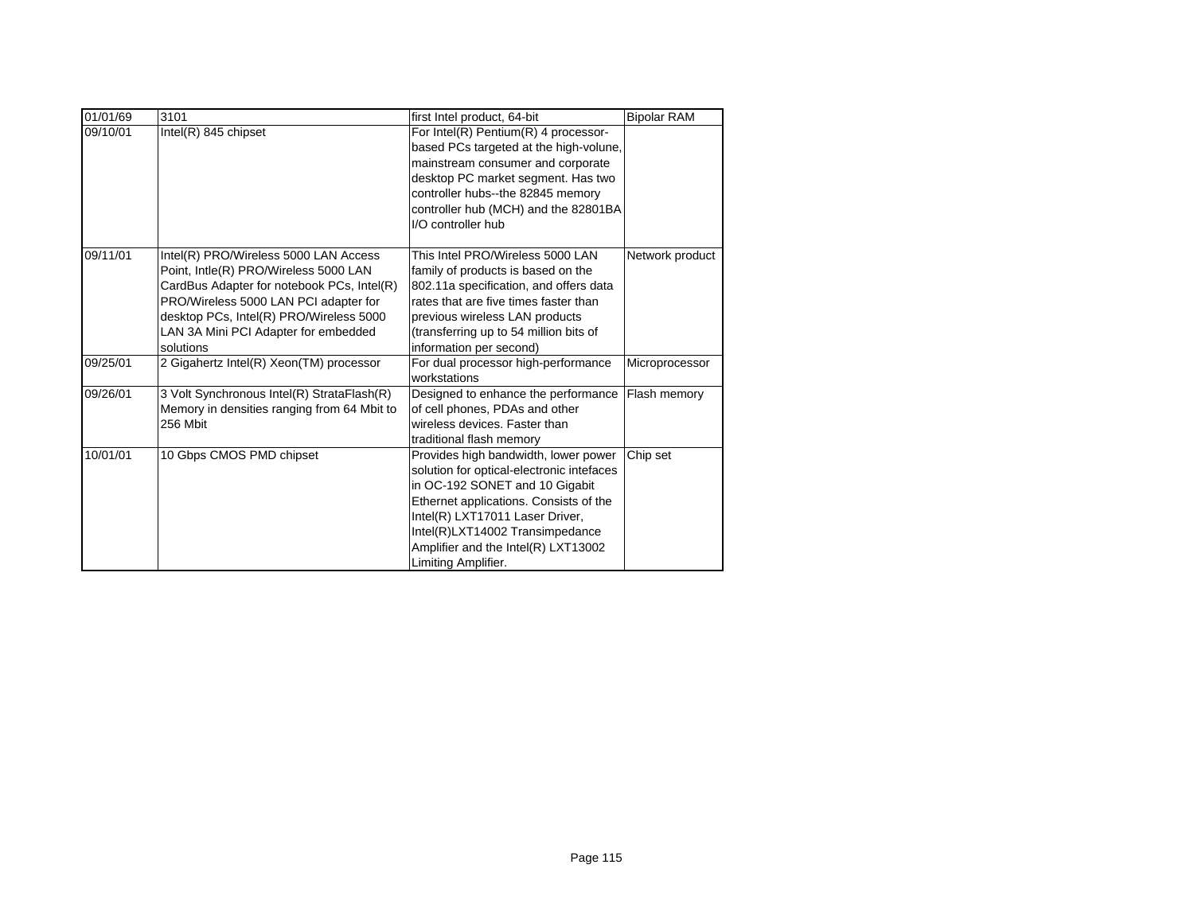| 01/01/69 | 3101 | first Intel product, 64-bit | Bipolar RAM |
|---|---|---|---|
| 09/10/01 | Intel(R) 845 chipset | For Intel(R) Pentium(R) 4 processor-based PCs targeted at the high-volume, mainstream consumer and corporate desktop PC market segment. Has two controller hubs--the 82845 memory controller hub (MCH) and the 82801BA I/O controller hub | |
| 09/11/01 | Intel(R) PRO/Wireless 5000 LAN Access Point, Intle(R) PRO/Wireless 5000 LAN CardBus Adapter for notebook PCs, Intel(R) PRO/Wireless 5000 LAN PCI adapter for desktop PCs, Intel(R) PRO/Wireless 5000 LAN 3A Mini PCI Adapter for embedded solutions | This Intel PRO/Wireless 5000 LAN family of products is based on the 802.11a specification, and offers data rates that are five times faster than previous wireless LAN products (transferring up to 54 million bits of information per second) | Network product |
| 09/25/01 | 2 Gigahertz Intel(R) Xeon(TM) processor | For dual processor high-performance workstations | Microprocessor |
| 09/26/01 | 3 Volt Synchronous Intel(R) StrataFlash(R) Memory in densities ranging from 64 Mbit to 256 Mbit | Designed to enhance the performance of cell phones, PDAs and other wireless devices. Faster than traditional flash memory | Flash memory |
| 10/01/01 | 10 Gbps CMOS PMD chipset | Provides high bandwidth, lower power solution for optical-electronic intefaces in OC-192 SONET and 10 Gigabit Ethernet applications. Consists of the Intel(R) LXT17011 Laser Driver, Intel(R)LXT14002 Transimpedance Amplifier and the Intel(R) LXT13002 Limiting Amplifier. | Chip set |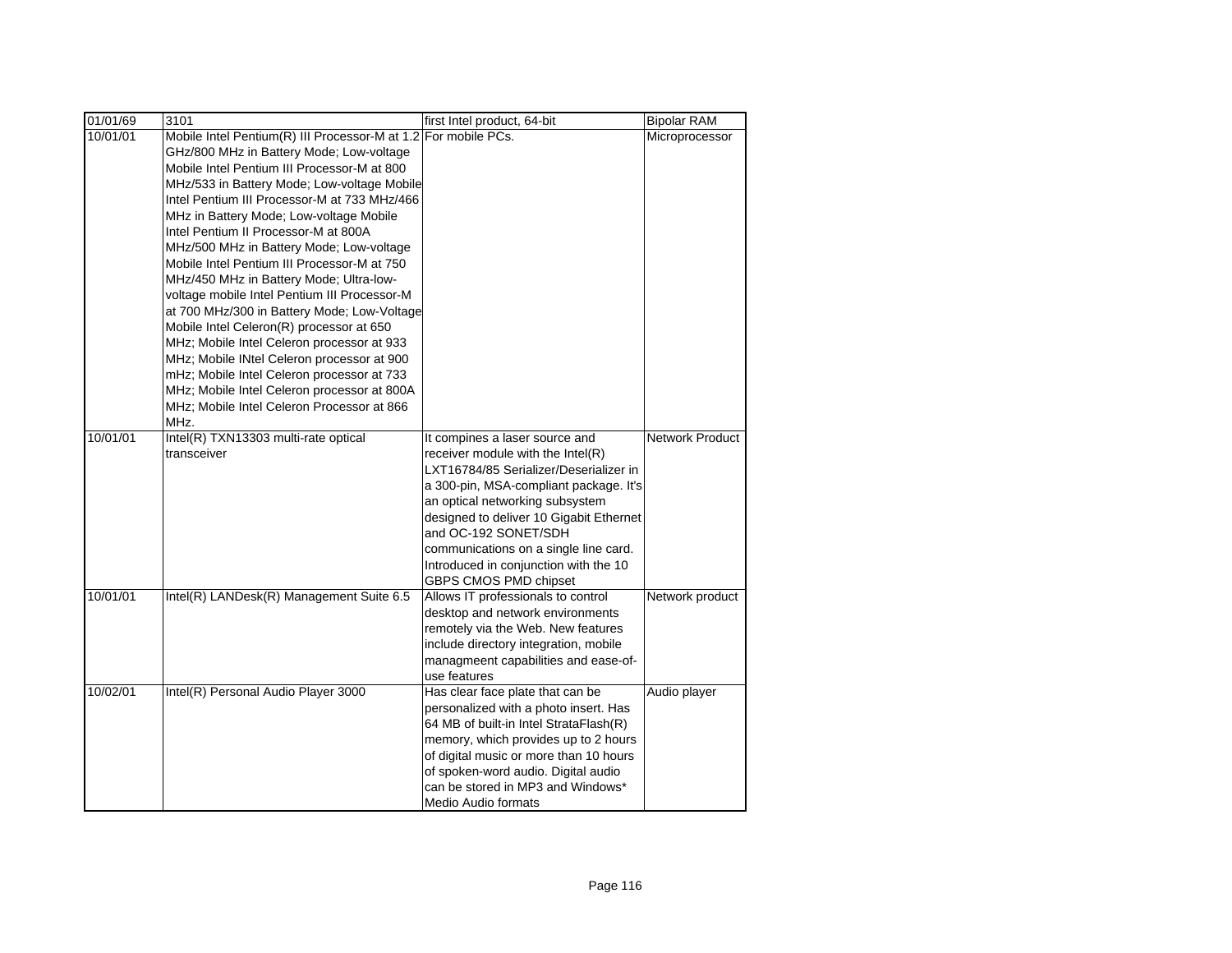| 01/01/69 | 3101 | first Intel product, 64-bit | Bipolar RAM |
|---|---|---|---|
| 10/01/01 | Mobile Intel Pentium(R) III Processor-M at 1.2 GHz/800 MHz in Battery Mode; Low-voltage Mobile Intel Pentium III Processor-M at 800 MHz/533 in Battery Mode; Low-voltage Mobile Intel Pentium III Processor-M at 733 MHz/466 MHz in Battery Mode; Low-voltage Mobile Intel Pentium II Processor-M at 800A MHz/500 MHz in Battery Mode; Low-voltage Mobile Intel Pentium III Processor-M at 750 MHz/450 MHz in Battery Mode; Ultra-low-voltage mobile Intel Pentium III Processor-M at 700 MHz/300 in Battery Mode; Low-Voltage Mobile Intel Celeron(R) processor at 650 MHz; Mobile Intel Celeron processor at 933 MHz; Mobile INtel Celeron processor at 900 mHz; Mobile Intel Celeron processor at 733 MHz; Mobile Intel Celeron processor at 800A MHz; Mobile Intel Celeron Processor at 866 MHz. | For mobile PCs. | Microprocessor |
| 10/01/01 | Intel(R) TXN13303 multi-rate optical transceiver | It compines a laser source and receiver module with the Intel(R) LXT16784/85 Serializer/Deserializer in a 300-pin, MSA-compliant package. It's an optical networking subsystem designed to deliver 10 Gigabit Ethernet and OC-192 SONET/SDH communications on a single line card. Introduced in conjunction with the 10 GBPS CMOS PMD chipset | Network Product |
| 10/01/01 | Intel(R) LANDesk(R) Management Suite 6.5 | Allows IT professionals to control desktop and network environments remotely via the Web. New features include directory integration, mobile managmeent capabilities and ease-of-use features | Network product |
| 10/02/01 | Intel(R) Personal Audio Player 3000 | Has clear face plate that can be personalized with a photo insert. Has 64 MB of built-in Intel StrataFlash(R) memory, which provides up to 2 hours of digital music or more than 10 hours of spoken-word audio. Digital audio can be stored in MP3 and Windows* Medio Audio formats | Audio player |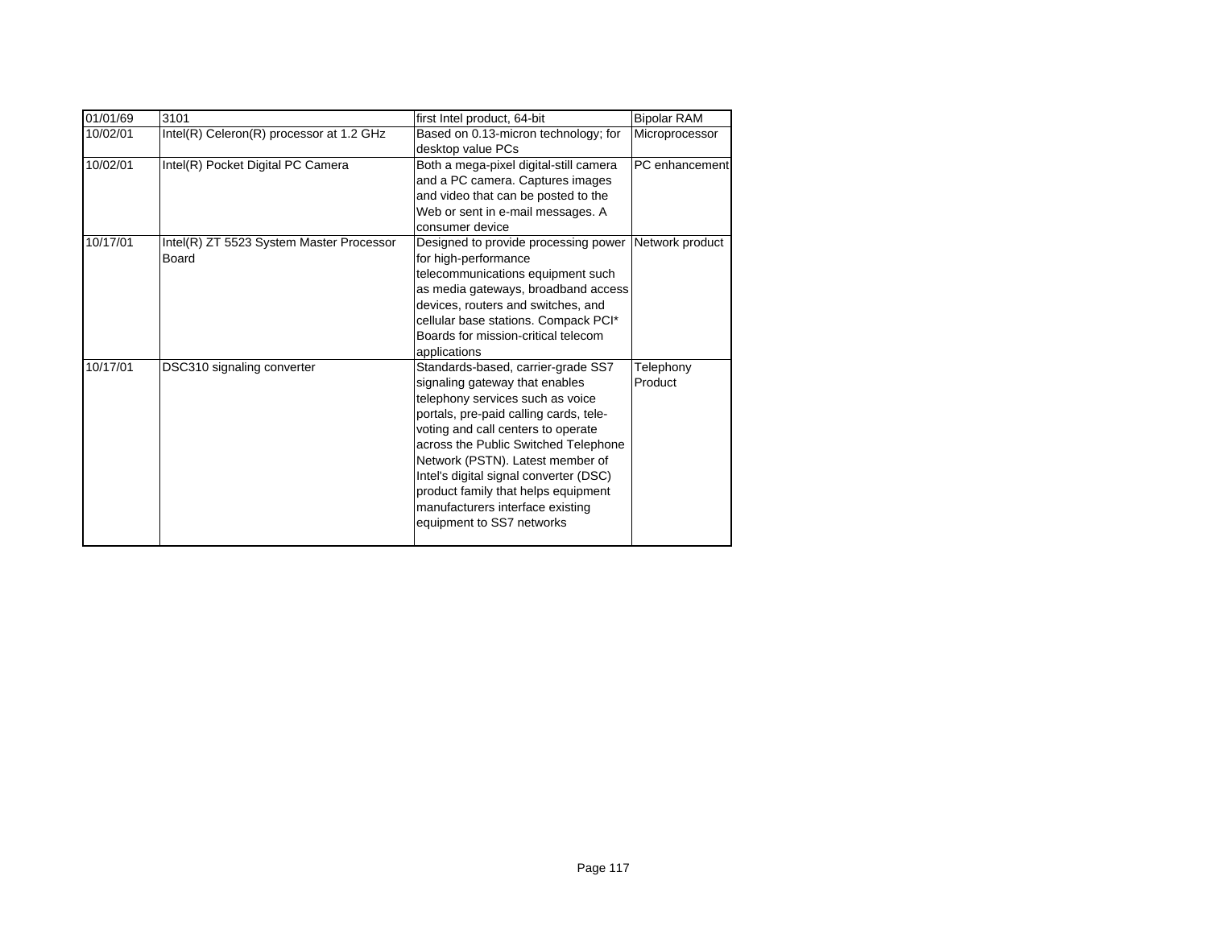| 01/01/69 | 3101 | first Intel product, 64-bit | Bipolar RAM |
|---|---|---|---|
| 10/02/01 | Intel(R) Celeron(R) processor at 1.2 GHz | Based on 0.13-micron technology; for desktop value PCs | Microprocessor |
| 10/02/01 | Intel(R) Pocket Digital PC Camera | Both a mega-pixel digital-still camera and a PC camera. Captures images and video that can be posted to the Web or sent in e-mail messages. A consumer device | PC enhancement |
| 10/17/01 | Intel(R) ZT 5523 System Master Processor Board | Designed to provide processing power for high-performance telecommunications equipment such as media gateways, broadband access devices, routers and switches, and cellular base stations. Compack PCI* Boards for mission-critical telecom applications | Network product |
| 10/17/01 | DSC310 signaling converter | Standards-based, carrier-grade SS7 signaling gateway that enables telephony services such as voice portals, pre-paid calling cards, tele-voting and call centers to operate across the Public Switched Telephone Network (PSTN). Latest member of Intel's digital signal converter (DSC) product family that helps equipment manufacturers interface existing equipment to SS7 networks | Telephony Product |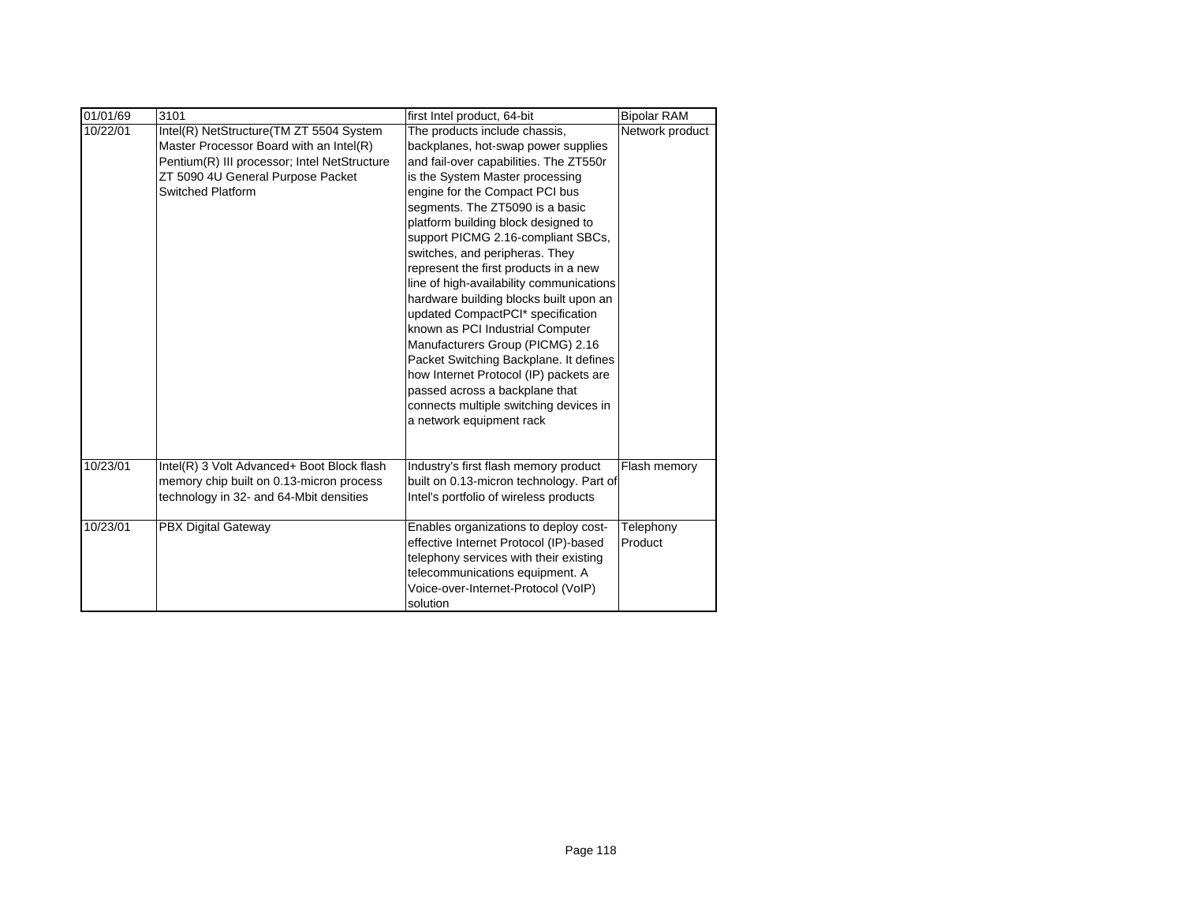| 01/01/69 | 3101 | first Intel product, 64-bit | Bipolar RAM |
|---|---|---|---|
| 10/22/01 | Intel(R) NetStructure(TM ZT 5504 System Master Processor Board with an Intel(R) Pentium(R) III processor; Intel NetStructure ZT 5090 4U General Purpose Packet Switched Platform | The products include chassis, backplanes, hot-swap power supplies and fail-over capabilities. The ZT550r is the System Master processing engine for the Compact PCI bus segments. The ZT5090 is a basic platform building block designed to support PICMG 2.16-compliant SBCs, switches, and peripheras. They represent the first products in a new line of high-availability communications hardware building blocks built upon an updated CompactPCI* specification known as PCI Industrial Computer Manufacturers Group (PICMG) 2.16 Packet Switching Backplane. It defines how Internet Protocol (IP) packets are passed across a backplane that connects multiple switching devices in a network equipment rack | Network product |
| 10/23/01 | Intel(R) 3 Volt Advanced+ Boot Block flash memory chip built on 0.13-micron process technology in 32- and 64-Mbit densities | Industry's first flash memory product built on 0.13-micron technology. Part of Intel's portfolio of wireless products | Flash memory |
| 10/23/01 | PBX Digital Gateway | Enables organizations to deploy cost-effective Internet Protocol (IP)-based telephony services with their existing telecommunications equipment. A Voice-over-Internet-Protocol (VoIP) solution | Telephony Product |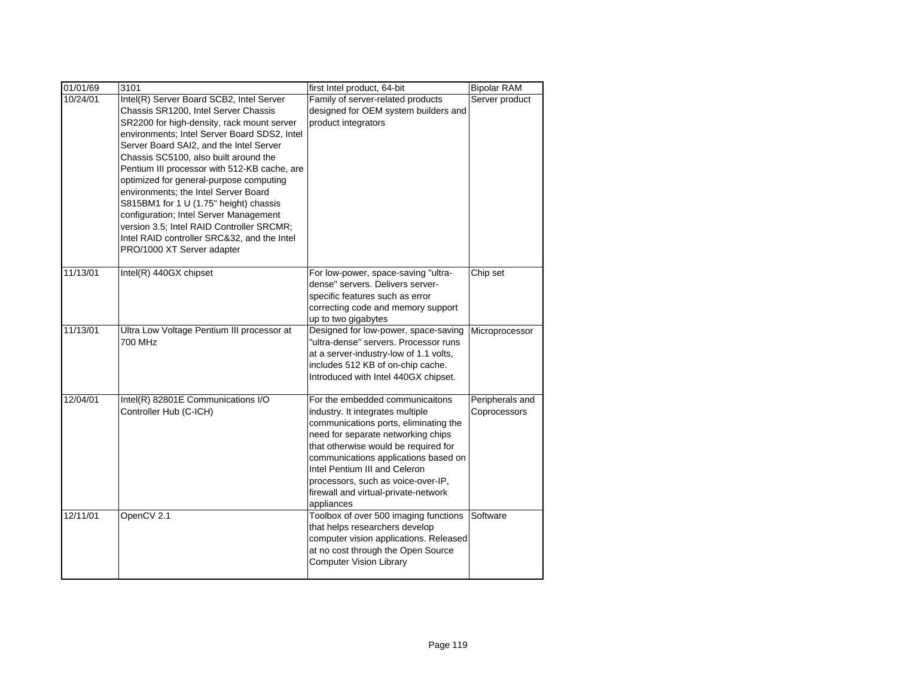| 01/01/69 | 3101 | first Intel product, 64-bit | Bipolar RAM |
|---|---|---|---|
| 10/24/01 | Intel(R) Server Board SCB2, Intel Server Chassis SR1200, Intel Server Chassis SR2200 for high-density, rack mount server environments; Intel Server Board SDS2, Intel Server Board SAI2, and the Intel Server Chassis SC5100, also built around the Pentium III processor with 512-KB cache, are optimized for general-purpose computing environments; the Intel Server Board S815BM1 for 1 U (1.75" height) chassis configuration; Intel Server Management version 3.5; Intel RAID Controller SRCMR; Intel RAID controller SRC&32, and the Intel PRO/1000 XT Server adapter | Family of server-related products designed for OEM system builders and product integrators | Server product |
| 11/13/01 | Intel(R) 440GX chipset | For low-power, space-saving "ultra-dense" servers. Delivers server-specific features such as error correcting code and memory support up to two gigabytes | Chip set |
| 11/13/01 | Ultra Low Voltage Pentium III processor at 700 MHz | Designed for low-power, space-saving "ultra-dense" servers. Processor runs at a server-industry-low of 1.1 volts, includes 512 KB of on-chip cache. Introduced with Intel 440GX chipset. | Microprocessor |
| 12/04/01 | Intel(R) 82801E Communications I/O Controller Hub (C-ICH) | For the embedded communicaitons industry. It integrates multiple communications ports, eliminating the need for separate networking chips that otherwise would be required for communications applications based on Intel Pentium III and Celeron processors, such as voice-over-IP, firewall and virtual-private-network appliances | Peripherals and Coprocessors |
| 12/11/01 | OpenCV 2.1 | Toolbox of over 500 imaging functions that helps researchers develop computer vision applications. Released at no cost through the Open Source Computer Vision Library | Software |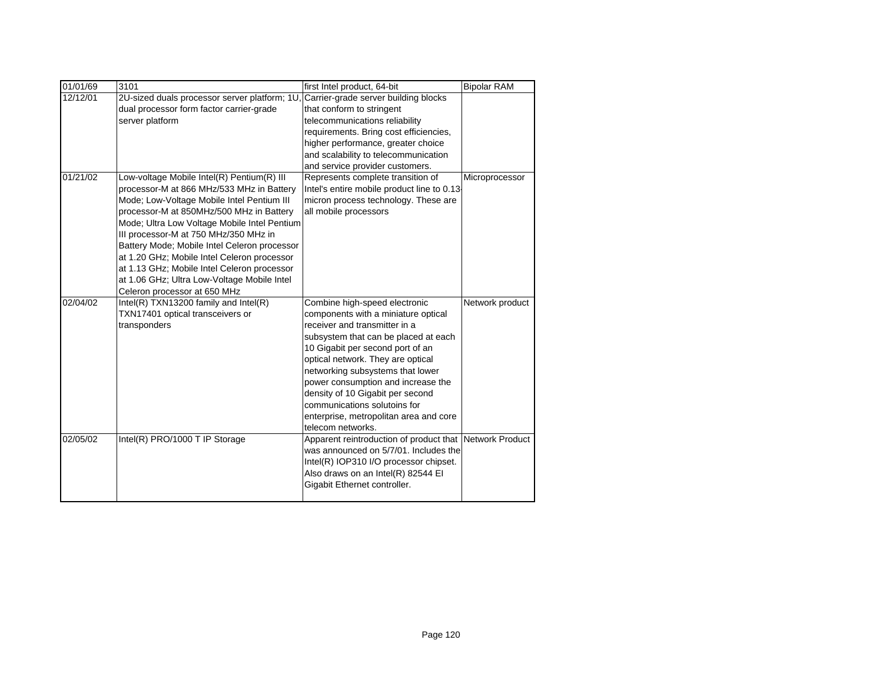| 01/01/69 | 3101 | first Intel product, 64-bit | Bipolar RAM |
|---|---|---|---|
| 12/12/01 | 2U-sized duals processor server platform; 1U, dual processor form factor carrier-grade server platform | Carrier-grade server building blocks that conform to stringent telecommunications reliability requirements. Bring cost efficiencies, higher performance, greater choice and scalability to telecommunication and service provider customers. | |
| 01/21/02 | Low-voltage Mobile Intel(R) Pentium(R) III processor-M at 866 MHz/533 MHz in Battery Mode; Low-Voltage Mobile Intel Pentium III processor-M at 850MHz/500 MHz in Battery Mode; Ultra Low Voltage Mobile Intel Pentium III processor-M at 750 MHz/350 MHz in Battery Mode; Mobile Intel Celeron processor at 1.20 GHz; Mobile Intel Celeron processor at 1.13 GHz; Mobile Intel Celeron processor at 1.06 GHz; Ultra Low-Voltage Mobile Intel Celeron processor at 650 MHz | Represents complete transition of Intel's entire mobile product line to 0.13-micron process technology. These are all mobile processors | Microprocessor |
| 02/04/02 | Intel(R) TXN13200 family and Intel(R) TXN17401 optical transceivers or transponders | Combine high-speed electronic components with a miniature optical receiver and transmitter in a subsystem that can be placed at each 10 Gigabit per second port of an optical network. They are optical networking subsystems that lower power consumption and increase the density of 10 Gigabit per second communications solutoins for enterprise, metropolitan area and core telecom networks. | Network product |
| 02/05/02 | Intel(R) PRO/1000 T IP Storage | Apparent reintroduction of product that was announced on 5/7/01. Includes the Intel(R) IOP310 I/O processor chipset. Also draws on an Intel(R) 82544 EI Gigabit Ethernet controller. | Network Product |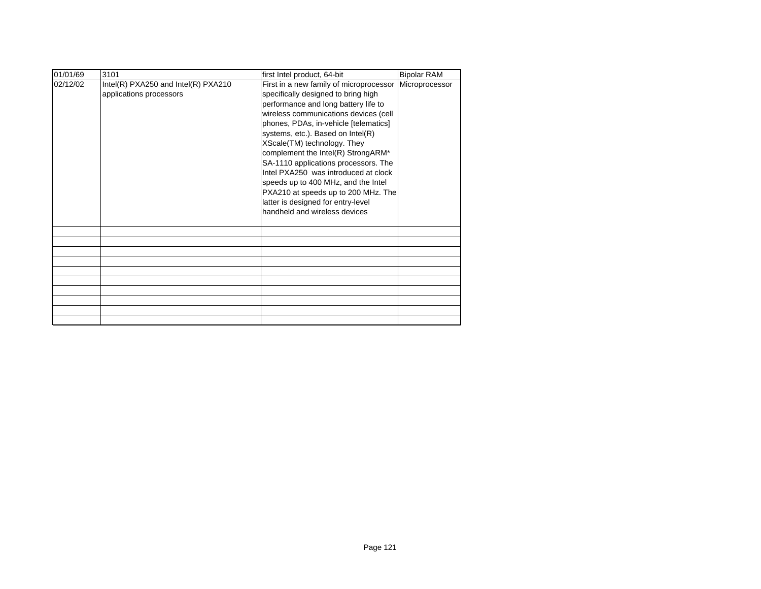| | | | |
|---|---|---|---|
| 01/01/69 | 3101 | first Intel product, 64-bit | Bipolar RAM |
| 02/12/02 | Intel(R) PXA250 and Intel(R) PXA210 applications processors | First in a new family of microprocessor specifically designed to bring high performance and long battery life to wireless communications devices (cell phones, PDAs, in-vehicle [telematics] systems, etc.). Based on Intel(R) XScale(TM) technology. They complement the Intel(R) StrongARM* SA-1110 applications processors. The Intel PXA250 was introduced at clock speeds up to 400 MHz, and the Intel PXA210 at speeds up to 200 MHz. The latter is designed for entry-level handheld and wireless devices | Microprocessor |
| | | | |
| | | | |
| | | | |
| | | | |
| | | | |
| | | | |
| | | | |
| | | | |
| | | | |
| | | | |